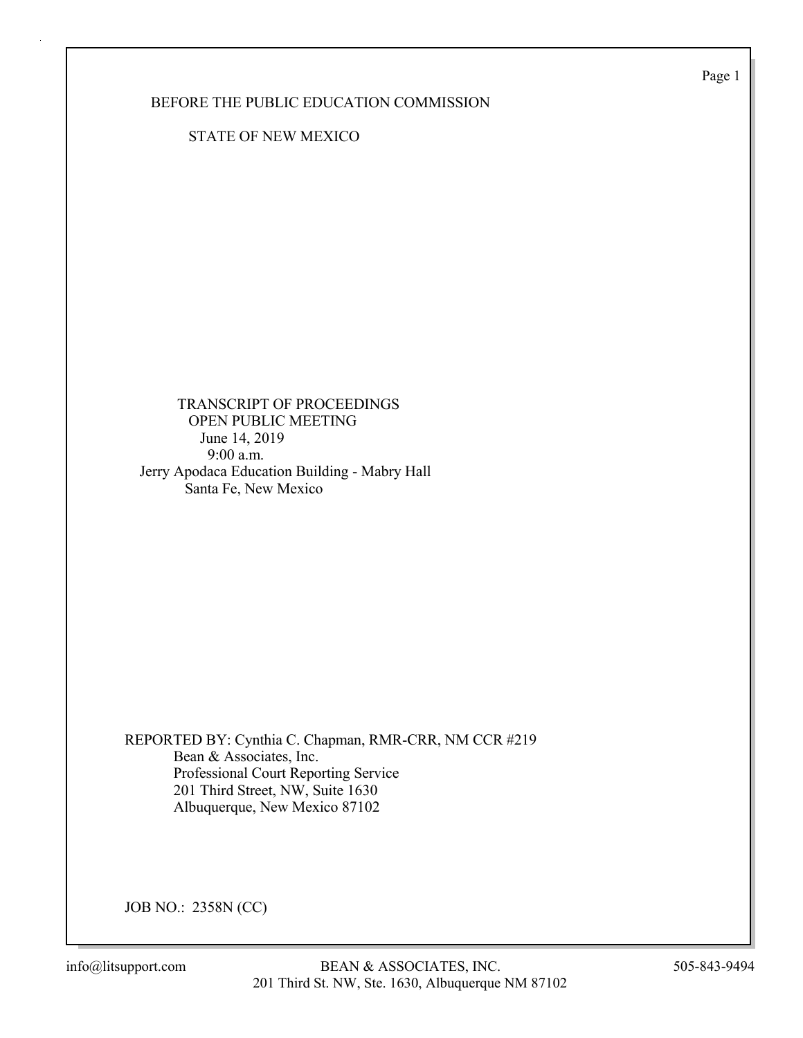BEFORE THE PUBLIC EDUCATION COMMISSION

STATE OF NEW MEXICO

TRANSCRIPT OF PROCEEDINGS
OPEN PUBLIC MEETING
June 14, 2019
9:00 a.m.
Jerry Apodaca Education Building - Mabry Hall
Santa Fe, New Mexico

REPORTED BY: Cynthia C. Chapman, RMR-CRR, NM CCR #219
Bean & Associates, Inc.
Professional Court Reporting Service
201 Third Street, NW, Suite 1630
Albuquerque, New Mexico 87102

JOB NO.: 2358N (CC)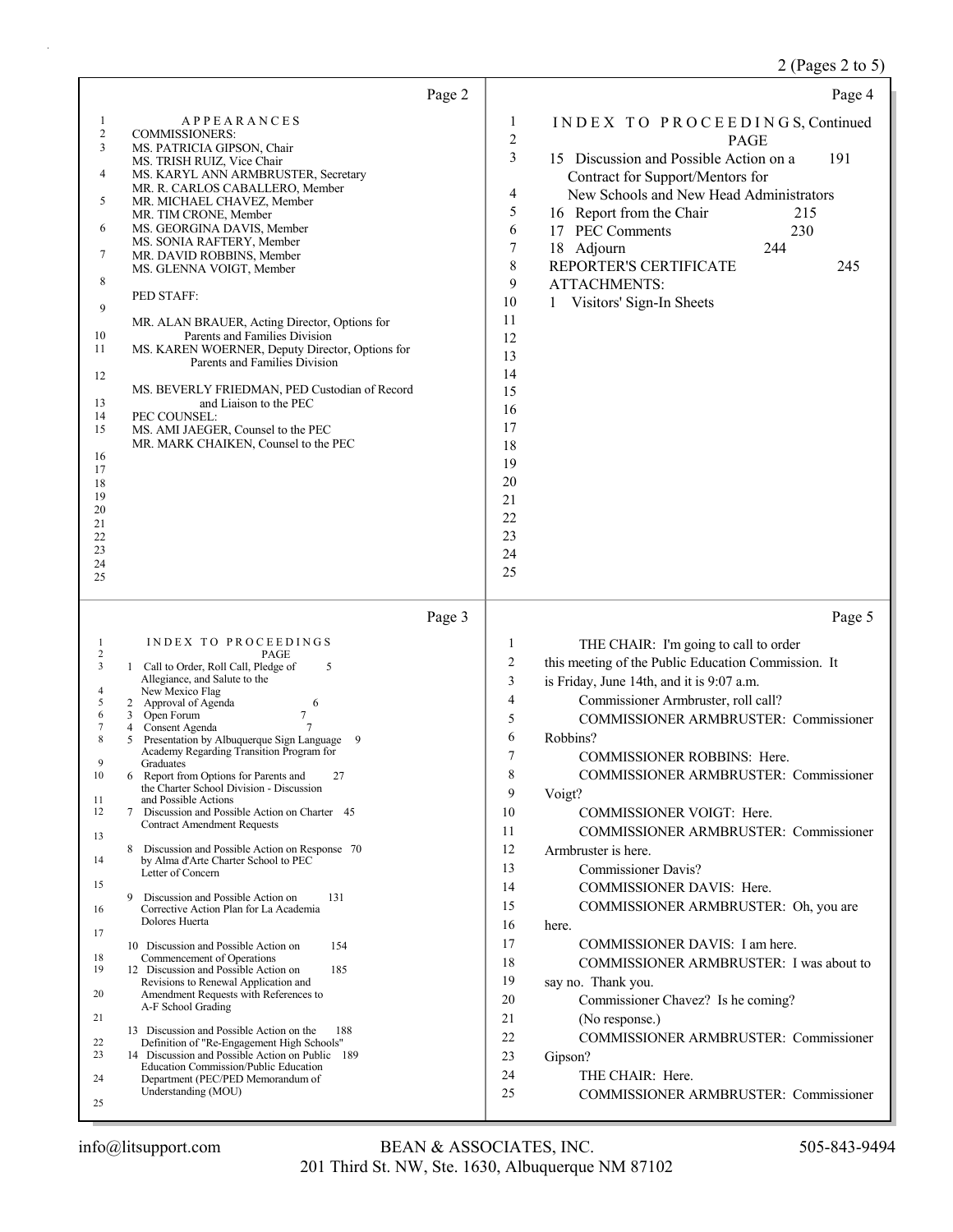Page 2

APPEARANCES

COMMISSIONERS:

MS. PATRICIA GIPSON, Chair
MS. TRISH RUIZ, Vice Chair
MS. KARYL ANN ARMBRUSTER, Secretary
MR. R. CARLOS CABALLERO, Member
MR. MICHAEL CHAVEZ, Member
MR. TIM CRONE, Member
MS. GEORGINA DAVIS, Member
MS. SONIA RAFTERY, Member
MR. DAVID ROBBINS, Member
MS. GLENNA VOIGT, Member

PED STAFF:

MR. ALAN BRAUER, Acting Director, Options for Parents and Families Division
MS. KAREN WOERNER, Deputy Director, Options for Parents and Families Division

MS. BEVERLY FRIEDMAN, PED Custodian of Record and Liaison to the PEC

PEC COUNSEL:

MS. AMI JAEGER, Counsel to the PEC
MR. MARK CHAIKEN, Counsel to the PEC

Page 3

INDEX TO PROCEEDINGS

| | | PAGE |
|---|---|---|
| 1 | Call to Order, Roll Call, Pledge of Allegiance, and Salute to the New Mexico Flag | 5 |
| 2 | Approval of Agenda | 6 |
| 3 | Open Forum | 7 |
| 4 | Consent Agenda | 7 |
| 5 | Presentation by Albuquerque Sign Language Academy Regarding Transition Program for Graduates | 9 |
| 6 | Report from Options for Parents and the Charter School Division - Discussion and Possible Actions | 27 |
| 7 | Discussion and Possible Action on Charter Contract Amendment Requests | 45 |
| 8 | Discussion and Possible Action on Response by Alma d'Arte Charter School to PEC Letter of Concern | 70 |
| 9 | Discussion and Possible Action on Corrective Action Plan for La Academia Dolores Huerta | 131 |
| 10 | Discussion and Possible Action on Commencement of Operations | 154 |
| 12 | Discussion and Possible Action on Revisions to Renewal Application and Amendment Requests with References to A-F School Grading | 185 |
| 13 | Discussion and Possible Action on the Definition of "Re-Engagement High Schools" | 188 |
| 14 | Discussion and Possible Action on Public Education Commission/Public Education Department (PEC/PED Memorandum of Understanding (MOU) | 189 |

Page 4

INDEX TO PROCEEDINGS, Continued

| | | PAGE |
|---|---|---|
| 15 | Discussion and Possible Action on a Contract for Support/Mentors for New Schools and New Head Administrators | 191 |
| 16 | Report from the Chair | 215 |
| 17 | PEC Comments | 230 |
| 18 | Adjourn | 244 |
| | REPORTER'S CERTIFICATE | 245 |

ATTACHMENTS:

1 Visitors' Sign-In Sheets

Page 5

THE CHAIR: I'm going to call to order this meeting of the Public Education Commission. It is Friday, June 14th, and it is 9:07 a.m.

Commissioner Armbruster, roll call?

COMMISSIONER ARMBRUSTER: Commissioner Robbins?

COMMISSIONER ROBBINS: Here.

COMMISSIONER ARMBRUSTER: Commissioner Voigt?

COMMISSIONER VOIGT: Here.

COMMISSIONER ARMBRUSTER: Commissioner Armbruster is here.

Commissioner Davis?

COMMISSIONER DAVIS: Here.

COMMISSIONER ARMBRUSTER: Oh, you are here.

COMMISSIONER DAVIS: I am here.

COMMISSIONER ARMBRUSTER: I was about to say no. Thank you.

Commissioner Chavez? Is he coming?

(No response.)

COMMISSIONER ARMBRUSTER: Commissioner Gipson?

THE CHAIR: Here.

COMMISSIONER ARMBRUSTER: Commissioner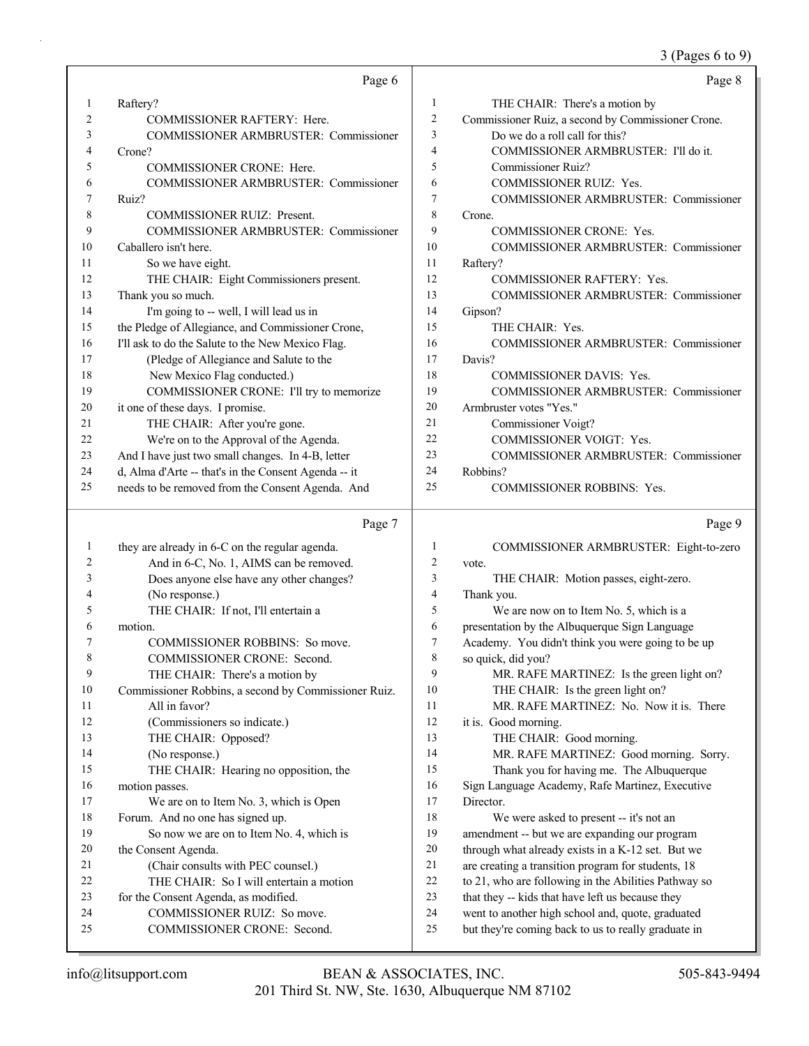Page 6

1 Raftery?
2 COMMISSIONER RAFTERY: Here.
3 COMMISSIONER ARMBRUSTER: Commissioner
4 Crone?
5 COMMISSIONER CRONE: Here.
6 COMMISSIONER ARMBRUSTER: Commissioner
7 Ruiz?
8 COMMISSIONER RUIZ: Present.
9 COMMISSIONER ARMBRUSTER: Commissioner
10 Caballero isn't here.
11 So we have eight.
12 THE CHAIR: Eight Commissioners present.
13 Thank you so much.
14 I'm going to -- well, I will lead us in
15 the Pledge of Allegiance, and Commissioner Crone,
16 I'll ask to do the Salute to the New Mexico Flag.
17 (Pledge of Allegiance and Salute to the
18 New Mexico Flag conducted.)
19 COMMISSIONER CRONE: I'll try to memorize
20 it one of these days. I promise.
21 THE CHAIR: After you're gone.
22 We're on to the Approval of the Agenda.
23 And I have just two small changes. In 4-B, letter
24 d, Alma d'Arte -- that's in the Consent Agenda -- it
25 needs to be removed from the Consent Agenda. And

Page 7

1 they are already in 6-C on the regular agenda.
2 And in 6-C, No. 1, AIMS can be removed.
3 Does anyone else have any other changes?
4 (No response.)
5 THE CHAIR: If not, I'll entertain a
6 motion.
7 COMMISSIONER ROBBINS: So move.
8 COMMISSIONER CRONE: Second.
9 THE CHAIR: There's a motion by
10 Commissioner Robbins, a second by Commissioner Ruiz.
11 All in favor?
12 (Commissioners so indicate.)
13 THE CHAIR: Opposed?
14 (No response.)
15 THE CHAIR: Hearing no opposition, the
16 motion passes.
17 We are on to Item No. 3, which is Open
18 Forum. And no one has signed up.
19 So now we are on to Item No. 4, which is
20 the Consent Agenda.
21 (Chair consults with PEC counsel.)
22 THE CHAIR: So I will entertain a motion
23 for the Consent Agenda, as modified.
24 COMMISSIONER RUIZ: So move.
25 COMMISSIONER CRONE: Second.

Page 8

1 THE CHAIR: There's a motion by
2 Commissioner Ruiz, a second by Commissioner Crone.
3 Do we do a roll call for this?
4 COMMISSIONER ARMBRUSTER: I'll do it.
5 Commissioner Ruiz?
6 COMMISSIONER RUIZ: Yes.
7 COMMISSIONER ARMBRUSTER: Commissioner
8 Crone.
9 COMMISSIONER CRONE: Yes.
10 COMMISSIONER ARMBRUSTER: Commissioner
11 Raftery?
12 COMMISSIONER RAFTERY: Yes.
13 COMMISSIONER ARMBRUSTER: Commissioner
14 Gipson?
15 THE CHAIR: Yes.
16 COMMISSIONER ARMBRUSTER: Commissioner
17 Davis?
18 COMMISSIONER DAVIS: Yes.
19 COMMISSIONER ARMBRUSTER: Commissioner
20 Armbruster votes "Yes."
21 Commissioner Voigt?
22 COMMISSIONER VOIGT: Yes.
23 COMMISSIONER ARMBRUSTER: Commissioner
24 Robbins?
25 COMMISSIONER ROBBINS: Yes.

Page 9

1 COMMISSIONER ARMBRUSTER: Eight-to-zero
2 vote.
3 THE CHAIR: Motion passes, eight-zero.
4 Thank you.
5 We are now on to Item No. 5, which is a
6 presentation by the Albuquerque Sign Language
7 Academy. You didn't think you were going to be up
8 so quick, did you?
9 MR. RAFE MARTINEZ: Is the green light on?
10 THE CHAIR: Is the green light on?
11 MR. RAFE MARTINEZ: No. Now it is. There
12 it is. Good morning.
13 THE CHAIR: Good morning.
14 MR. RAFE MARTINEZ: Good morning. Sorry.
15 Thank you for having me. The Albuquerque
16 Sign Language Academy, Rafe Martinez, Executive
17 Director.
18 We were asked to present -- it's not an
19 amendment -- but we are expanding our program
20 through what already exists in a K-12 set. But we
21 are creating a transition program for students, 18
22 to 21, who are following in the Abilities Pathway so
23 that they -- kids that have left us because they
24 went to another high school and, quote, graduated
25 but they're coming back to us to really graduate in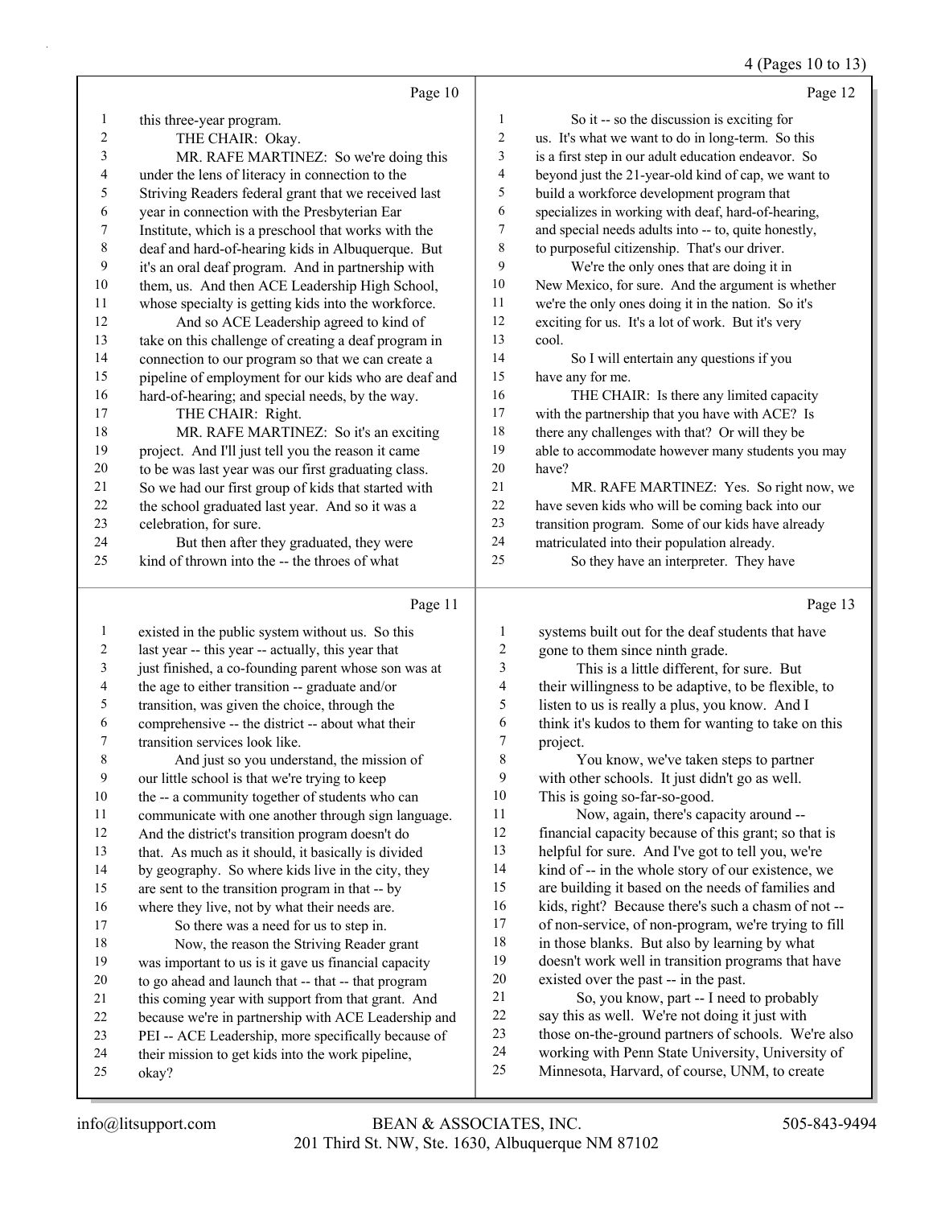Page 10

1 this three-year program.
2 THE CHAIR: Okay.
3 MR. RAFE MARTINEZ: So we're doing this
4 under the lens of literacy in connection to the
5 Striving Readers federal grant that we received last
6 year in connection with the Presbyterian Ear
7 Institute, which is a preschool that works with the
8 deaf and hard-of-hearing kids in Albuquerque. But
9 it's an oral deaf program. And in partnership with
10 them, us. And then ACE Leadership High School,
11 whose specialty is getting kids into the workforce.
12 And so ACE Leadership agreed to kind of
13 take on this challenge of creating a deaf program in
14 connection to our program so that we can create a
15 pipeline of employment for our kids who are deaf and
16 hard-of-hearing; and special needs, by the way.
17 THE CHAIR: Right.
18 MR. RAFE MARTINEZ: So it's an exciting
19 project. And I'll just tell you the reason it came
20 to be was last year was our first graduating class.
21 So we had our first group of kids that started with
22 the school graduated last year. And so it was a
23 celebration, for sure.
24 But then after they graduated, they were
25 kind of thrown into the -- the throes of what

Page 11

1 existed in the public system without us. So this
2 last year -- this year -- actually, this year that
3 just finished, a co-founding parent whose son was at
4 the age to either transition -- graduate and/or
5 transition, was given the choice, through the
6 comprehensive -- the district -- about what their
7 transition services look like.
8 And just so you understand, the mission of
9 our little school is that we're trying to keep
10 the -- a community together of students who can
11 communicate with one another through sign language.
12 And the district's transition program doesn't do
13 that. As much as it should, it basically is divided
14 by geography. So where kids live in the city, they
15 are sent to the transition program in that -- by
16 where they live, not by what their needs are.
17 So there was a need for us to step in.
18 Now, the reason the Striving Reader grant
19 was important to us is it gave us financial capacity
20 to go ahead and launch that -- that -- that program
21 this coming year with support from that grant. And
22 because we're in partnership with ACE Leadership and
23 PEI -- ACE Leadership, more specifically because of
24 their mission to get kids into the work pipeline,
25 okay?

Page 12

1 So it -- so the discussion is exciting for
2 us. It's what we want to do in long-term. So this
3 is a first step in our adult education endeavor. So
4 beyond just the 21-year-old kind of cap, we want to
5 build a workforce development program that
6 specializes in working with deaf, hard-of-hearing,
7 and special needs adults into -- to, quite honestly,
8 to purposeful citizenship. That's our driver.
9 We're the only ones that are doing it in
10 New Mexico, for sure. And the argument is whether
11 we're the only ones doing it in the nation. So it's
12 exciting for us. It's a lot of work. But it's very
13 cool.
14 So I will entertain any questions if you
15 have any for me.
16 THE CHAIR: Is there any limited capacity
17 with the partnership that you have with ACE? Is
18 there any challenges with that? Or will they be
19 able to accommodate however many students you may
20 have?
21 MR. RAFE MARTINEZ: Yes. So right now, we
22 have seven kids who will be coming back into our
23 transition program. Some of our kids have already
24 matriculated into their population already.
25 So they have an interpreter. They have

Page 13

1 systems built out for the deaf students that have
2 gone to them since ninth grade.
3 This is a little different, for sure. But
4 their willingness to be adaptive, to be flexible, to
5 listen to us is really a plus, you know. And I
6 think it's kudos to them for wanting to take on this
7 project.
8 You know, we've taken steps to partner
9 with other schools. It just didn't go as well.
10 This is going so-far-so-good.
11 Now, again, there's capacity around --
12 financial capacity because of this grant; so that is
13 helpful for sure. And I've got to tell you, we're
14 kind of -- in the whole story of our existence, we
15 are building it based on the needs of families and
16 kids, right? Because there's such a chasm of not --
17 of non-service, of non-program, we're trying to fill
18 in those blanks. But also by learning by what
19 doesn't work well in transition programs that have
20 existed over the past -- in the past.
21 So, you know, part -- I need to probably
22 say this as well. We're not doing it just with
23 those on-the-ground partners of schools. We're also
24 working with Penn State University, University of
25 Minnesota, Harvard, of course, UNM, to create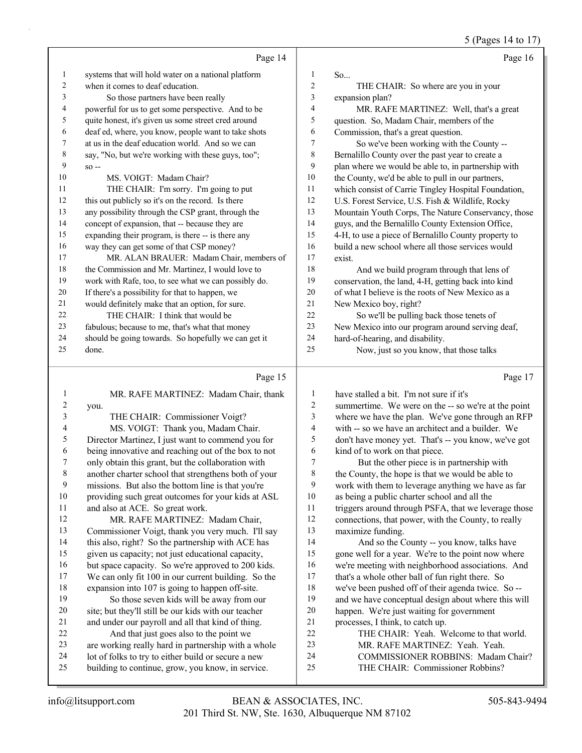Page 14

1 systems that will hold water on a national platform
2 when it comes to deaf education.
3 So those partners have been really
4 powerful for us to get some perspective. And to be
5 quite honest, it's given us some street cred around
6 deaf ed, where, you know, people want to take shots
7 at us in the deaf education world. And so we can
8 say, "No, but we're working with these guys, too";
9 so --
10 MS. VOIGT: Madam Chair?
11 THE CHAIR: I'm sorry. I'm going to put
12 this out publicly so it's on the record. Is there
13 any possibility through the CSP grant, through the
14 concept of expansion, that -- because they are
15 expanding their program, is there -- is there any
16 way they can get some of that CSP money?
17 MR. ALAN BRAUER: Madam Chair, members of
18 the Commission and Mr. Martinez, I would love to
19 work with Rafe, too, to see what we can possibly do.
20 If there's a possibility for that to happen, we
21 would definitely make that an option, for sure.
22 THE CHAIR: I think that would be
23 fabulous; because to me, that's what that money
24 should be going towards. So hopefully we can get it
25 done.

Page 15

1 MR. RAFE MARTINEZ: Madam Chair, thank
2 you.
3 THE CHAIR: Commissioner Voigt?
4 MS. VOIGT: Thank you, Madam Chair.
5 Director Martinez, I just want to commend you for
6 being innovative and reaching out of the box to not
7 only obtain this grant, but the collaboration with
8 another charter school that strengthens both of your
9 missions. But also the bottom line is that you're
10 providing such great outcomes for your kids at ASL
11 and also at ACE. So great work.
12 MR. RAFE MARTINEZ: Madam Chair,
13 Commissioner Voigt, thank you very much. I'll say
14 this also, right? So the partnership with ACE has
15 given us capacity; not just educational capacity,
16 but space capacity. So we're approved to 200 kids.
17 We can only fit 100 in our current building. So the
18 expansion into 107 is going to happen off-site.
19 So those seven kids will be away from our
20 site; but they'll still be our kids with our teacher
21 and under our payroll and all that kind of thing.
22 And that just goes also to the point we
23 are working really hard in partnership with a whole
24 lot of folks to try to either build or secure a new
25 building to continue, grow, you know, in service.

Page 16

1 So...
2 THE CHAIR: So where are you in your
3 expansion plan?
4 MR. RAFE MARTINEZ: Well, that's a great
5 question. So, Madam Chair, members of the
6 Commission, that's a great question.
7 So we've been working with the County --
8 Bernalillo County over the past year to create a
9 plan where we would be able to, in partnership with
10 the County, we'd be able to pull in our partners,
11 which consist of Carrie Tingley Hospital Foundation,
12 U.S. Forest Service, U.S. Fish & Wildlife, Rocky
13 Mountain Youth Corps, The Nature Conservancy, those
14 guys, and the Bernalillo County Extension Office,
15 4-H, to use a piece of Bernalillo County property to
16 build a new school where all those services would
17 exist.
18 And we build program through that lens of
19 conservation, the land, 4-H, getting back into kind
20 of what I believe is the roots of New Mexico as a
21 New Mexico boy, right?
22 So we'll be pulling back those tenets of
23 New Mexico into our program around serving deaf,
24 hard-of-hearing, and disability.
25 Now, just so you know, that those talks

Page 17

1 have stalled a bit. I'm not sure if it's
2 summertime. We were on the -- so we're at the point
3 where we have the plan. We've gone through an RFP
4 with -- so we have an architect and a builder. We
5 don't have money yet. That's -- you know, we've got
6 kind of to work on that piece.
7 But the other piece is in partnership with
8 the County, the hope is that we would be able to
9 work with them to leverage anything we have as far
10 as being a public charter school and all the
11 triggers around through PSFA, that we leverage those
12 connections, that power, with the County, to really
13 maximize funding.
14 And so the County -- you know, talks have
15 gone well for a year. We're to the point now where
16 we're meeting with neighborhood associations. And
17 that's a whole other ball of fun right there. So
18 we've been pushed off of their agenda twice. So --
19 and we have conceptual design about where this will
20 happen. We're just waiting for government
21 processes, I think, to catch up.
22 THE CHAIR: Yeah. Welcome to that world.
23 MR. RAFE MARTINEZ: Yeah. Yeah.
24 COMMISSIONER ROBBINS: Madam Chair?
25 THE CHAIR: Commissioner Robbins?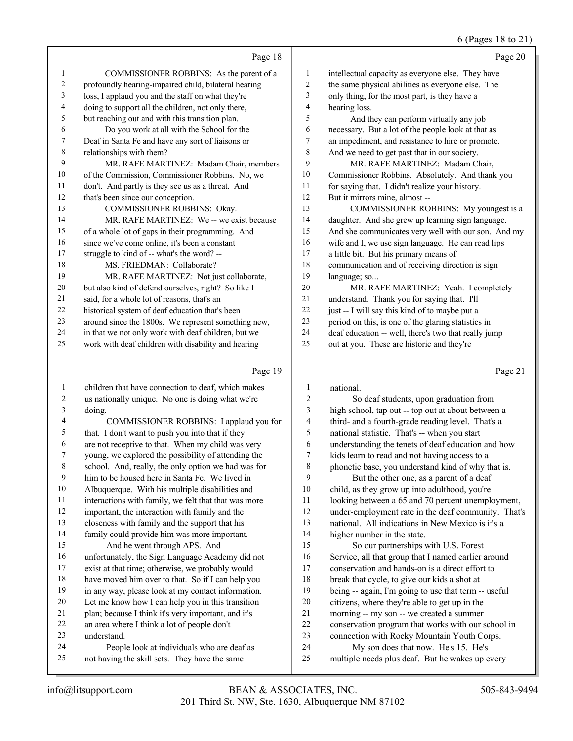Page 18

COMMISSIONER ROBBINS: As the parent of a profoundly hearing-impaired child, bilateral hearing loss, I applaud you and the staff on what they're doing to support all the children, not only there, but reaching out and with this transition plan.

Do you work at all with the School for the Deaf in Santa Fe and have any sort of liaisons or relationships with them?

MR. RAFE MARTINEZ: Madam Chair, members of the Commission, Commissioner Robbins. No, we don't. And partly is they see us as a threat. And that's been since our conception.

COMMISSIONER ROBBINS: Okay.

MR. RAFE MARTINEZ: We -- we exist because of a whole lot of gaps in their programming. And since we've come online, it's been a constant struggle to kind of -- what's the word? --

MS. FRIEDMAN: Collaborate?

MR. RAFE MARTINEZ: Not just collaborate, but also kind of defend ourselves, right? So like I said, for a whole lot of reasons, that's an historical system of deaf education that's been around since the 1800s. We represent something new, in that we not only work with deaf children, but we work with deaf children with disability and hearing

Page 19

children that have connection to deaf, which makes us nationally unique. No one is doing what we're doing.

COMMISSIONER ROBBINS: I applaud you for that. I don't want to push you into that if they are not receptive to that. When my child was very young, we explored the possibility of attending the school. And, really, the only option we had was for him to be housed here in Santa Fe. We lived in Albuquerque. With his multiple disabilities and interactions with family, we felt that that was more important, the interaction with family and the closeness with family and the support that his family could provide him was more important.

And he went through APS. And unfortunately, the Sign Language Academy did not exist at that time; otherwise, we probably would have moved him over to that. So if I can help you in any way, please look at my contact information. Let me know how I can help you in this transition plan; because I think it's very important, and it's an area where I think a lot of people don't understand.

People look at individuals who are deaf as not having the skill sets. They have the same

Page 20

intellectual capacity as everyone else. They have the same physical abilities as everyone else. The only thing, for the most part, is they have a hearing loss.

And they can perform virtually any job necessary. But a lot of the people look at that as an impediment, and resistance to hire or promote. And we need to get past that in our society.

MR. RAFE MARTINEZ: Madam Chair, Commissioner Robbins. Absolutely. And thank you for saying that. I didn't realize your history. But it mirrors mine, almost --

COMMISSIONER ROBBINS: My youngest is a daughter. And she grew up learning sign language. And she communicates very well with our son. And my wife and I, we use sign language. He can read lips a little bit. But his primary means of communication and of receiving direction is sign language; so...

MR. RAFE MARTINEZ: Yeah. I completely understand. Thank you for saying that. I'll just -- I will say this kind of to maybe put a period on this, is one of the glaring statistics in deaf education -- well, there's two that really jump out at you. These are historic and they're

Page 21

national.

So deaf students, upon graduation from high school, tap out -- top out at about between a third- and a fourth-grade reading level. That's a national statistic. That's -- when you start understanding the tenets of deaf education and how kids learn to read and not having access to a phonetic base, you understand kind of why that is.

But the other one, as a parent of a deaf child, as they grow up into adulthood, you're looking between a 65 and 70 percent unemployment, under-employment rate in the deaf community. That's national. All indications in New Mexico is it's a higher number in the state.

So our partnerships with U.S. Forest Service, all that group that I named earlier around conservation and hands-on is a direct effort to break that cycle, to give our kids a shot at being -- again, I'm going to use that term -- useful citizens, where they're able to get up in the morning -- my son -- we created a summer conservation program that works with our school in connection with Rocky Mountain Youth Corps.

My son does that now. He's 15. He's multiple needs plus deaf. But he wakes up every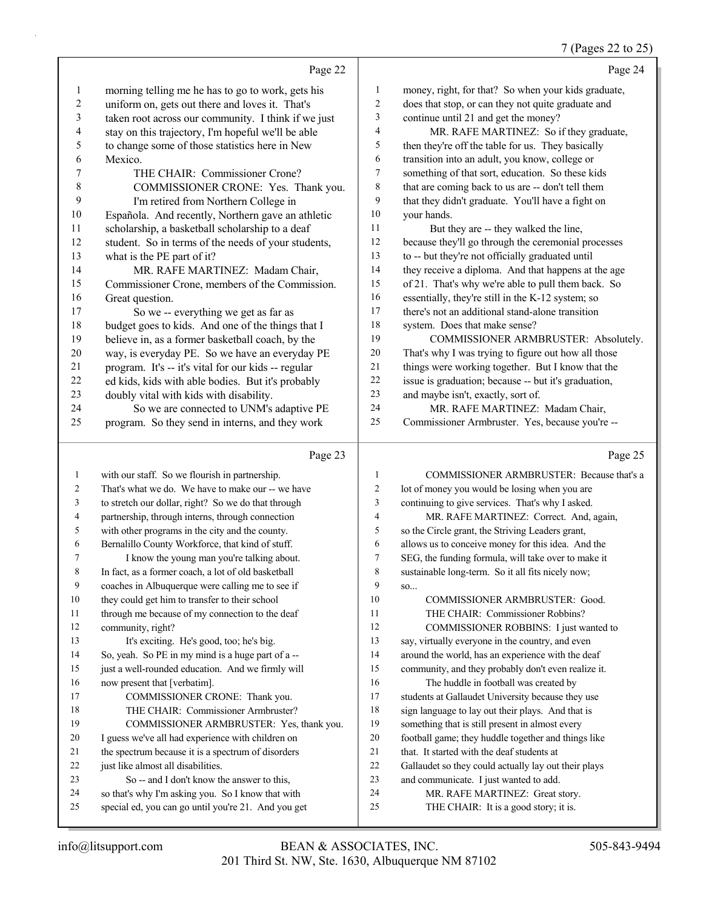morning telling me he has to go to work, gets his uniform on, gets out there and loves it. That's taken root across our community. I think if we just stay on this trajectory, I'm hopeful we'll be able to change some of those statistics here in New Mexico.

THE CHAIR: Commissioner Crone?

COMMISSIONER CRONE: Yes. Thank you. I'm retired from Northern College in Española. And recently, Northern gave an athletic scholarship, a basketball scholarship to a deaf student. So in terms of the needs of your students, what is the PE part of it?

MR. RAFE MARTINEZ: Madam Chair, Commissioner Crone, members of the Commission. Great question.

So we -- everything we get as far as budget goes to kids. And one of the things that I believe in, as a former basketball coach, by the way, is everyday PE. So we have an everyday PE program. It's -- it's vital for our kids -- regular ed kids, kids with able bodies. But it's probably doubly vital with kids with disability.

So we are connected to UNM's adaptive PE program. So they send in interns, and they work with our staff. So we flourish in partnership. That's what we do. We have to make our -- we have to stretch our dollar, right? So we do that through partnership, through interns, through connection with other programs in the city and the county. Bernalillo County Workforce, that kind of stuff.

I know the young man you're talking about. In fact, as a former coach, a lot of old basketball coaches in Albuquerque were calling me to see if they could get him to transfer to their school through me because of my connection to the deaf community, right?

It's exciting. He's good, too; he's big. So, yeah. So PE in my mind is a huge part of a -- just a well-rounded education. And we firmly will now present that [verbatim].

COMMISSIONER CRONE: Thank you.

THE CHAIR: Commissioner Armbruster?

COMMISSIONER ARMBRUSTER: Yes, thank you. I guess we've all had experience with children on the spectrum because it is a spectrum of disorders just like almost all disabilities.

So -- and I don't know the answer to this, so that's why I'm asking you. So I know that with special ed, you can go until you're 21. And you get money, right, for that? So when your kids graduate, does that stop, or can they not quite graduate and continue until 21 and get the money?

MR. RAFE MARTINEZ: So if they graduate, then they're off the table for us. They basically transition into an adult, you know, college or something of that sort, education. So these kids that are coming back to us are -- don't tell them that they didn't graduate. You'll have a fight on your hands.

But they are -- they walked the line, because they'll go through the ceremonial processes to -- but they're not officially graduated until they receive a diploma. And that happens at the age of 21. That's why we're able to pull them back. So essentially, they're still in the K-12 system; so there's not an additional stand-alone transition system. Does that make sense?

COMMISSIONER ARMBRUSTER: Absolutely. That's why I was trying to figure out how all those things were working together. But I know that the issue is graduation; because -- but it's graduation, and maybe isn't, exactly, sort of.

MR. RAFE MARTINEZ: Madam Chair, Commissioner Armbruster. Yes, because you're --

COMMISSIONER ARMBRUSTER: Because that's a lot of money you would be losing when you are continuing to give services. That's why I asked.

MR. RAFE MARTINEZ: Correct. And, again, so the Circle grant, the Striving Leaders grant, allows us to conceive money for this idea. And the SEG, the funding formula, will take over to make it sustainable long-term. So it all fits nicely now; so...

COMMISSIONER ARMBRUSTER: Good.

THE CHAIR: Commissioner Robbins?

COMMISSIONER ROBBINS: I just wanted to say, virtually everyone in the country, and even around the world, has an experience with the deaf community, and they probably don't even realize it.

The huddle in football was created by students at Gallaudet University because they use sign language to lay out their plays. And that is something that is still present in almost every football game; they huddle together and things like that. It started with the deaf students at Gallaudet so they could actually lay out their plays and communicate. I just wanted to add.

MR. RAFE MARTINEZ: Great story.

THE CHAIR: It is a good story; it is.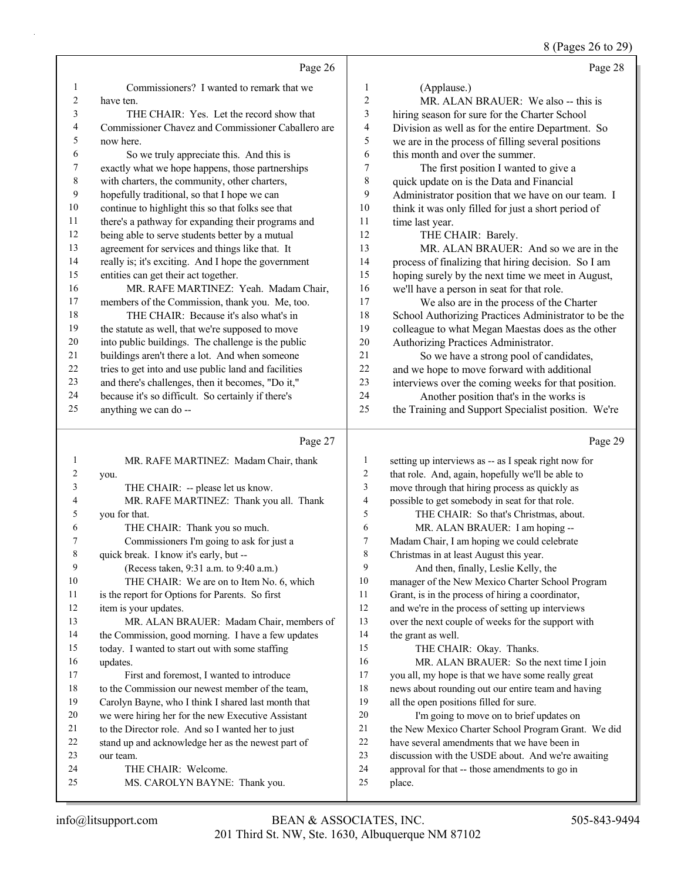Page 26

Commissioners? I wanted to remark that we have ten.

THE CHAIR: Yes. Let the record show that Commissioner Chavez and Commissioner Caballero are now here.

So we truly appreciate this. And this is exactly what we hope happens, those partnerships with charters, the community, other charters, hopefully traditional, so that I hope we can continue to highlight this so that folks see that there's a pathway for expanding their programs and being able to serve students better by a mutual agreement for services and things like that. It really is; it's exciting. And I hope the government entities can get their act together.

MR. RAFE MARTINEZ: Yeah. Madam Chair, members of the Commission, thank you. Me, too.

THE CHAIR: Because it's also what's in the statute as well, that we're supposed to move into public buildings. The challenge is the public buildings aren't there a lot. And when someone tries to get into and use public land and facilities and there's challenges, then it becomes, "Do it," because it's so difficult. So certainly if there's anything we can do --

Page 27

MR. RAFE MARTINEZ: Madam Chair, thank you.

THE CHAIR: -- please let us know.

MR. RAFE MARTINEZ: Thank you all. Thank you for that.

THE CHAIR: Thank you so much.

Commissioners I'm going to ask for just a quick break. I know it's early, but --

(Recess taken, 9:31 a.m. to 9:40 a.m.)

THE CHAIR: We are on to Item No. 6, which is the report for Options for Parents. So first item is your updates.

MR. ALAN BRAUER: Madam Chair, members of the Commission, good morning. I have a few updates today. I wanted to start out with some staffing updates.

First and foremost, I wanted to introduce to the Commission our newest member of the team, Carolyn Bayne, who I think I shared last month that we were hiring her for the new Executive Assistant to the Director role. And so I wanted her to just stand up and acknowledge her as the newest part of our team.

THE CHAIR: Welcome.

MS. CAROLYN BAYNE: Thank you.

Page 28

(Applause.)

MR. ALAN BRAUER: We also -- this is hiring season for sure for the Charter School Division as well as for the entire Department. So we are in the process of filling several positions this month and over the summer.

The first position I wanted to give a quick update on is the Data and Financial Administrator position that we have on our team. I think it was only filled for just a short period of time last year.

THE CHAIR: Barely.

MR. ALAN BRAUER: And so we are in the process of finalizing that hiring decision. So I am hoping surely by the next time we meet in August, we'll have a person in seat for that role.

We also are in the process of the Charter School Authorizing Practices Administrator to be the colleague to what Megan Maestas does as the other Authorizing Practices Administrator.

So we have a strong pool of candidates, and we hope to move forward with additional interviews over the coming weeks for that position.

Another position that's in the works is the Training and Support Specialist position. We're

Page 29

setting up interviews as -- as I speak right now for that role. And, again, hopefully we'll be able to move through that hiring process as quickly as possible to get somebody in seat for that role.

THE CHAIR: So that's Christmas, about.

MR. ALAN BRAUER: I am hoping -- Madam Chair, I am hoping we could celebrate Christmas in at least August this year.

And then, finally, Leslie Kelly, the manager of the New Mexico Charter School Program Grant, is in the process of hiring a coordinator, and we're in the process of setting up interviews over the next couple of weeks for the support with the grant as well.

THE CHAIR: Okay. Thanks.

MR. ALAN BRAUER: So the next time I join you all, my hope is that we have some really great news about rounding out our entire team and having all the open positions filled for sure.

I'm going to move on to brief updates on the New Mexico Charter School Program Grant. We did have several amendments that we have been in discussion with the USDE about. And we're awaiting approval for that -- those amendments to go in place.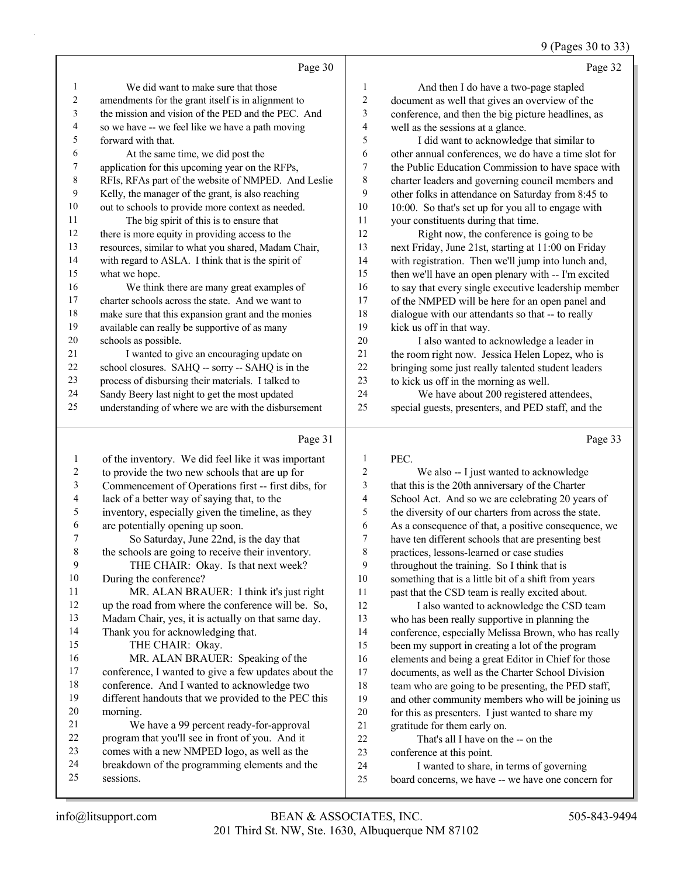Page 30

We did want to make sure that those amendments for the grant itself is in alignment to the mission and vision of the PED and the PEC. And so we have -- we feel like we have a path moving forward with that.

At the same time, we did post the application for this upcoming year on the RFPs, RFIs, RFAs part of the website of NMPED. And Leslie Kelly, the manager of the grant, is also reaching out to schools to provide more context as needed.

The big spirit of this is to ensure that there is more equity in providing access to the resources, similar to what you shared, Madam Chair, with regard to ASLA. I think that is the spirit of what we hope.

We think there are many great examples of charter schools across the state. And we want to make sure that this expansion grant and the monies available can really be supportive of as many schools as possible.

I wanted to give an encouraging update on school closures. SAHQ -- sorry -- SAHQ is in the process of disbursing their materials. I talked to Sandy Beery last night to get the most updated understanding of where we are with the disbursement

Page 31

of the inventory. We did feel like it was important to provide the two new schools that are up for Commencement of Operations first -- first dibs, for lack of a better way of saying that, to the inventory, especially given the timeline, as they are potentially opening up soon.

So Saturday, June 22nd, is the day that the schools are going to receive their inventory.

THE CHAIR: Okay. Is that next week? During the conference?

MR. ALAN BRAUER: I think it's just right up the road from where the conference will be. So, Madam Chair, yes, it is actually on that same day. Thank you for acknowledging that.

THE CHAIR: Okay.

MR. ALAN BRAUER: Speaking of the conference, I wanted to give a few updates about the conference. And I wanted to acknowledge two different handouts that we provided to the PEC this morning.

We have a 99 percent ready-for-approval program that you'll see in front of you. And it comes with a new NMPED logo, as well as the breakdown of the programming elements and the sessions.

Page 32

And then I do have a two-page stapled document as well that gives an overview of the conference, and then the big picture headlines, as well as the sessions at a glance.

I did want to acknowledge that similar to other annual conferences, we do have a time slot for the Public Education Commission to have space with charter leaders and governing council members and other folks in attendance on Saturday from 8:45 to 10:00. So that's set up for you all to engage with your constituents during that time.

Right now, the conference is going to be next Friday, June 21st, starting at 11:00 on Friday with registration. Then we'll jump into lunch and, then we'll have an open plenary with -- I'm excited to say that every single executive leadership member of the NMPED will be here for an open panel and dialogue with our attendants so that -- to really kick us off in that way.

I also wanted to acknowledge a leader in the room right now. Jessica Helen Lopez, who is bringing some just really talented student leaders to kick us off in the morning as well.

We have about 200 registered attendees, special guests, presenters, and PED staff, and the

Page 33

PEC.

We also -- I just wanted to acknowledge that this is the 20th anniversary of the Charter School Act. And so we are celebrating 20 years of the diversity of our charters from across the state. As a consequence of that, a positive consequence, we have ten different schools that are presenting best practices, lessons-learned or case studies throughout the training. So I think that is something that is a little bit of a shift from years past that the CSD team is really excited about.

I also wanted to acknowledge the CSD team who has been really supportive in planning the conference, especially Melissa Brown, who has really been my support in creating a lot of the program elements and being a great Editor in Chief for those documents, as well as the Charter School Division team who are going to be presenting, the PED staff, and other community members who will be joining us for this as presenters. I just wanted to share my gratitude for them early on.

That's all I have on the -- on the conference at this point.

I wanted to share, in terms of governing board concerns, we have -- we have one concern for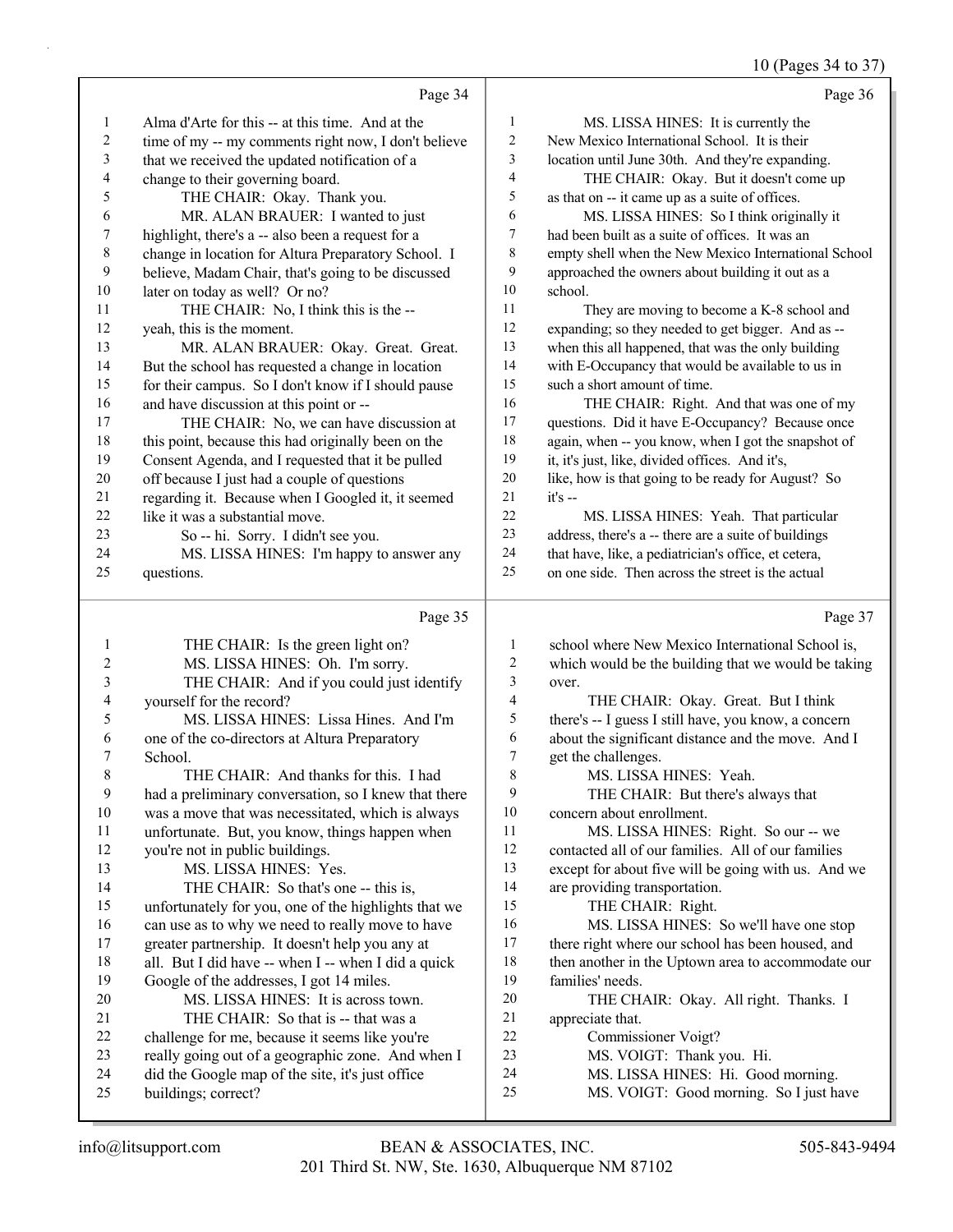Page 34

1 Alma d'Arte for this -- at this time. And at the
2 time of my -- my comments right now, I don't believe
3 that we received the updated notification of a
4 change to their governing board.
5 THE CHAIR: Okay. Thank you.
6 MR. ALAN BRAUER: I wanted to just
7 highlight, there's a -- also been a request for a
8 change in location for Altura Preparatory School. I
9 believe, Madam Chair, that's going to be discussed
10 later on today as well? Or no?
11 THE CHAIR: No, I think this is the --
12 yeah, this is the moment.
13 MR. ALAN BRAUER: Okay. Great. Great.
14 But the school has requested a change in location
15 for their campus. So I don't know if I should pause
16 and have discussion at this point or --
17 THE CHAIR: No, we can have discussion at
18 this point, because this had originally been on the
19 Consent Agenda, and I requested that it be pulled
20 off because I just had a couple of questions
21 regarding it. Because when I Googled it, it seemed
22 like it was a substantial move.
23 So -- hi. Sorry. I didn't see you.
24 MS. LISSA HINES: I'm happy to answer any
25 questions.

Page 35

1 THE CHAIR: Is the green light on?
2 MS. LISSA HINES: Oh. I'm sorry.
3 THE CHAIR: And if you could just identify
4 yourself for the record?
5 MS. LISSA HINES: Lissa Hines. And I'm
6 one of the co-directors at Altura Preparatory
7 School.
8 THE CHAIR: And thanks for this. I had
9 had a preliminary conversation, so I knew that there
10 was a move that was necessitated, which is always
11 unfortunate. But, you know, things happen when
12 you're not in public buildings.
13 MS. LISSA HINES: Yes.
14 THE CHAIR: So that's one -- this is,
15 unfortunately for you, one of the highlights that we
16 can use as to why we need to really move to have
17 greater partnership. It doesn't help you any at
18 all. But I did have -- when I -- when I did a quick
19 Google of the addresses, I got 14 miles.
20 MS. LISSA HINES: It is across town.
21 THE CHAIR: So that is -- that was a
22 challenge for me, because it seems like you're
23 really going out of a geographic zone. And when I
24 did the Google map of the site, it's just office
25 buildings; correct?

Page 36

1 MS. LISSA HINES: It is currently the
2 New Mexico International School. It is their
3 location until June 30th. And they're expanding.
4 THE CHAIR: Okay. But it doesn't come up
5 as that on -- it came up as a suite of offices.
6 MS. LISSA HINES: So I think originally it
7 had been built as a suite of offices. It was an
8 empty shell when the New Mexico International School
9 approached the owners about building it out as a
10 school.
11 They are moving to become a K-8 school and
12 expanding; so they needed to get bigger. And as --
13 when this all happened, that was the only building
14 with E-Occupancy that would be available to us in
15 such a short amount of time.
16 THE CHAIR: Right. And that was one of my
17 questions. Did it have E-Occupancy? Because once
18 again, when -- you know, when I got the snapshot of
19 it, it's just, like, divided offices. And it's,
20 like, how is that going to be ready for August? So
21 it's --
22 MS. LISSA HINES: Yeah. That particular
23 address, there's a -- there are a suite of buildings
24 that have, like, a pediatrician's office, et cetera,
25 on one side. Then across the street is the actual

Page 37

1 school where New Mexico International School is,
2 which would be the building that we would be taking
3 over.
4 THE CHAIR: Okay. Great. But I think
5 there's -- I guess I still have, you know, a concern
6 about the significant distance and the move. And I
7 get the challenges.
8 MS. LISSA HINES: Yeah.
9 THE CHAIR: But there's always that
10 concern about enrollment.
11 MS. LISSA HINES: Right. So our -- we
12 contacted all of our families. All of our families
13 except for about five will be going with us. And we
14 are providing transportation.
15 THE CHAIR: Right.
16 MS. LISSA HINES: So we'll have one stop
17 there right where our school has been housed, and
18 then another in the Uptown area to accommodate our
19 families' needs.
20 THE CHAIR: Okay. All right. Thanks. I
21 appreciate that.
22 Commissioner Voigt?
23 MS. VOIGT: Thank you. Hi.
24 MS. LISSA HINES: Hi. Good morning.
25 MS. VOIGT: Good morning. So I just have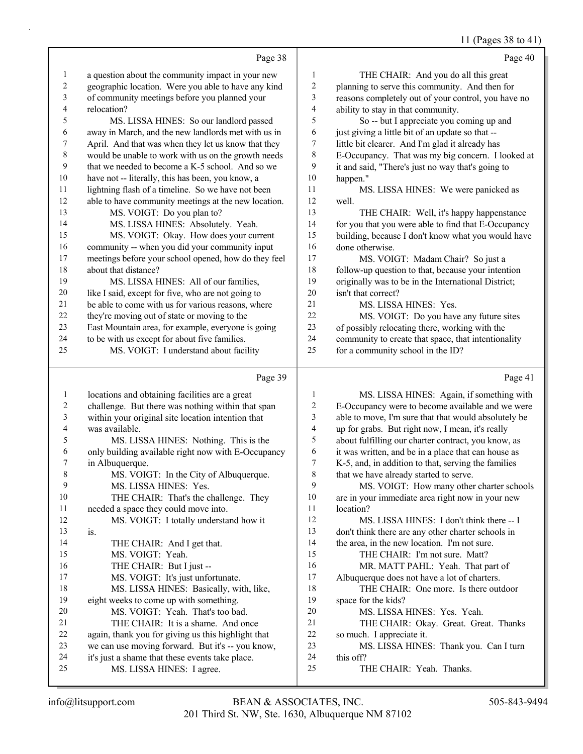Page 38

a question about the community impact in your new geographic location. Were you able to have any kind of community meetings before you planned your relocation?

MS. LISSA HINES: So our landlord passed away in March, and the new landlords met with us in April. And that was when they let us know that they would be unable to work with us on the growth needs that we needed to become a K-5 school. And so we have not -- literally, this has been, you know, a lightning flash of a timeline. So we have not been able to have community meetings at the new location.

MS. VOIGT: Do you plan to?

MS. LISSA HINES: Absolutely. Yeah.

MS. VOIGT: Okay. How does your current community -- when you did your community input meetings before your school opened, how do they feel about that distance?

MS. LISSA HINES: All of our families, like I said, except for five, who are not going to be able to come with us for various reasons, where they're moving out of state or moving to the East Mountain area, for example, everyone is going to be with us except for about five families.

MS. VOIGT: I understand about facility

Page 39

locations and obtaining facilities are a great challenge. But there was nothing within that span within your original site location intention that was available.

MS. LISSA HINES: Nothing. This is the only building available right now with E-Occupancy in Albuquerque.

MS. VOIGT: In the City of Albuquerque.

MS. LISSA HINES: Yes.

THE CHAIR: That's the challenge. They needed a space they could move into.

MS. VOIGT: I totally understand how it is.

THE CHAIR: And I get that.

MS. VOIGT: Yeah.

THE CHAIR: But I just --

MS. VOIGT: It's just unfortunate.

MS. LISSA HINES: Basically, with, like, eight weeks to come up with something.

MS. VOIGT: Yeah. That's too bad.

THE CHAIR: It is a shame. And once again, thank you for giving us this highlight that we can use moving forward. But it's -- you know, it's just a shame that these events take place.

MS. LISSA HINES: I agree.

Page 40

THE CHAIR: And you do all this great planning to serve this community. And then for reasons completely out of your control, you have no ability to stay in that community.

So -- but I appreciate you coming up and just giving a little bit of an update so that -- little bit clearer. And I'm glad it already has E-Occupancy. That was my big concern. I looked at it and said, "There's just no way that's going to happen."

MS. LISSA HINES: We were panicked as well.

THE CHAIR: Well, it's happy happenstance for you that you were able to find that E-Occupancy building, because I don't know what you would have done otherwise.

MS. VOIGT: Madam Chair? So just a follow-up question to that, because your intention originally was to be in the International District; isn't that correct?

MS. LISSA HINES: Yes.

MS. VOIGT: Do you have any future sites of possibly relocating there, working with the community to create that space, that intentionality for a community school in the ID?

Page 41

MS. LISSA HINES: Again, if something with E-Occupancy were to become available and we were able to move, I'm sure that that would absolutely be up for grabs. But right now, I mean, it's really about fulfilling our charter contract, you know, as it was written, and be in a place that can house as K-5, and, in addition to that, serving the families that we have already started to serve.

MS. VOIGT: How many other charter schools are in your immediate area right now in your new location?

MS. LISSA HINES: I don't think there -- I don't think there are any other charter schools in the area, in the new location. I'm not sure.

THE CHAIR: I'm not sure. Matt?

MR. MATT PAHL: Yeah. That part of Albuquerque does not have a lot of charters.

THE CHAIR: One more. Is there outdoor space for the kids?

MS. LISSA HINES: Yes. Yeah.

THE CHAIR: Okay. Great. Great. Thanks so much. I appreciate it.

MS. LISSA HINES: Thank you. Can I turn this off?

THE CHAIR: Yeah. Thanks.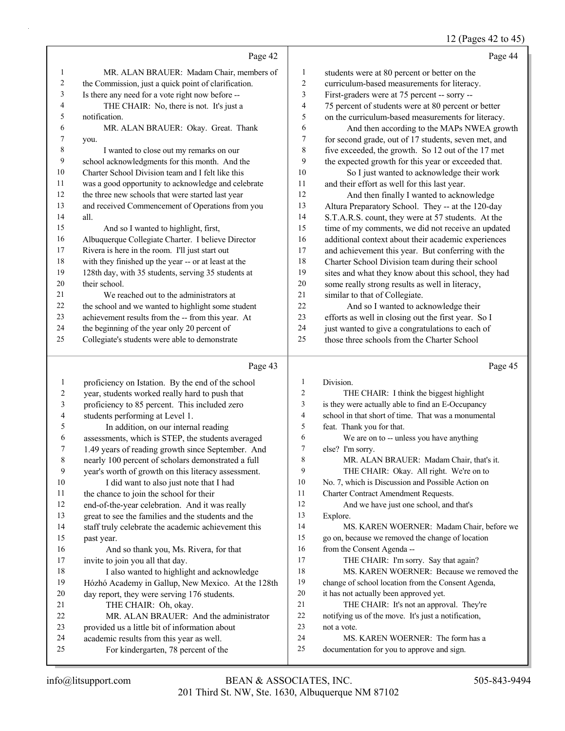Page 42

1 MR. ALAN BRAUER: Madam Chair, members of
2 the Commission, just a quick point of clarification.
3 Is there any need for a vote right now before --
4 THE CHAIR: No, there is not. It's just a
5 notification.
6 MR. ALAN BRAUER: Okay. Great. Thank
7 you.
8 I wanted to close out my remarks on our
9 school acknowledgments for this month. And the
10 Charter School Division team and I felt like this
11 was a good opportunity to acknowledge and celebrate
12 the three new schools that were started last year
13 and received Commencement of Operations from you
14 all.
15 And so I wanted to highlight, first,
16 Albuquerque Collegiate Charter. I believe Director
17 Rivera is here in the room. I'll just start out
18 with they finished up the year -- or at least at the
19 128th day, with 35 students, serving 35 students at
20 their school.
21 We reached out to the administrators at
22 the school and we wanted to highlight some student
23 achievement results from the -- from this year. At
24 the beginning of the year only 20 percent of
25 Collegiate's students were able to demonstrate

Page 43

1 proficiency on Istation. By the end of the school
2 year, students worked really hard to push that
3 proficiency to 85 percent. This included zero
4 students performing at Level 1.
5 In addition, on our internal reading
6 assessments, which is STEP, the students averaged
7 1.49 years of reading growth since September. And
8 nearly 100 percent of scholars demonstrated a full
9 year's worth of growth on this literacy assessment.
10 I did want to also just note that I had
11 the chance to join the school for their
12 end-of-the-year celebration. And it was really
13 great to see the families and the students and the
14 staff truly celebrate the academic achievement this
15 past year.
16 And so thank you, Ms. Rivera, for that
17 invite to join you all that day.
18 I also wanted to highlight and acknowledge
19 Hózhó Academy in Gallup, New Mexico. At the 128th
20 day report, they were serving 176 students.
21 THE CHAIR: Oh, okay.
22 MR. ALAN BRAUER: And the administrator
23 provided us a little bit of information about
24 academic results from this year as well.
25 For kindergarten, 78 percent of the

Page 44

1 students were at 80 percent or better on the
2 curriculum-based measurements for literacy.
3 First-graders were at 75 percent -- sorry --
4 75 percent of students were at 80 percent or better
5 on the curriculum-based measurements for literacy.
6 And then according to the MAPs NWEA growth
7 for second grade, out of 17 students, seven met, and
8 five exceeded, the growth. So 12 out of the 17 met
9 the expected growth for this year or exceeded that.
10 So I just wanted to acknowledge their work
11 and their effort as well for this last year.
12 And then finally I wanted to acknowledge
13 Altura Preparatory School. They -- at the 120-day
14 S.T.A.R.S. count, they were at 57 students. At the
15 time of my comments, we did not receive an updated
16 additional context about their academic experiences
17 and achievement this year. But conferring with the
18 Charter School Division team during their school
19 sites and what they know about this school, they had
20 some really strong results as well in literacy,
21 similar to that of Collegiate.
22 And so I wanted to acknowledge their
23 efforts as well in closing out the first year. So I
24 just wanted to give a congratulations to each of
25 those three schools from the Charter School

Page 45

1 Division.
2 THE CHAIR: I think the biggest highlight
3 is they were actually able to find an E-Occupancy
4 school in that short of time. That was a monumental
5 feat. Thank you for that.
6 We are on to -- unless you have anything
7 else? I'm sorry.
8 MR. ALAN BRAUER: Madam Chair, that's it.
9 THE CHAIR: Okay. All right. We're on to
10 No. 7, which is Discussion and Possible Action on
11 Charter Contract Amendment Requests.
12 And we have just one school, and that's
13 Explore.
14 MS. KAREN WOERNER: Madam Chair, before we
15 go on, because we removed the change of location
16 from the Consent Agenda --
17 THE CHAIR: I'm sorry. Say that again?
18 MS. KAREN WOERNER: Because we removed the
19 change of school location from the Consent Agenda,
20 it has not actually been approved yet.
21 THE CHAIR: It's not an approval. They're
22 notifying us of the move. It's just a notification,
23 not a vote.
24 MS. KAREN WOERNER: The form has a
25 documentation for you to approve and sign.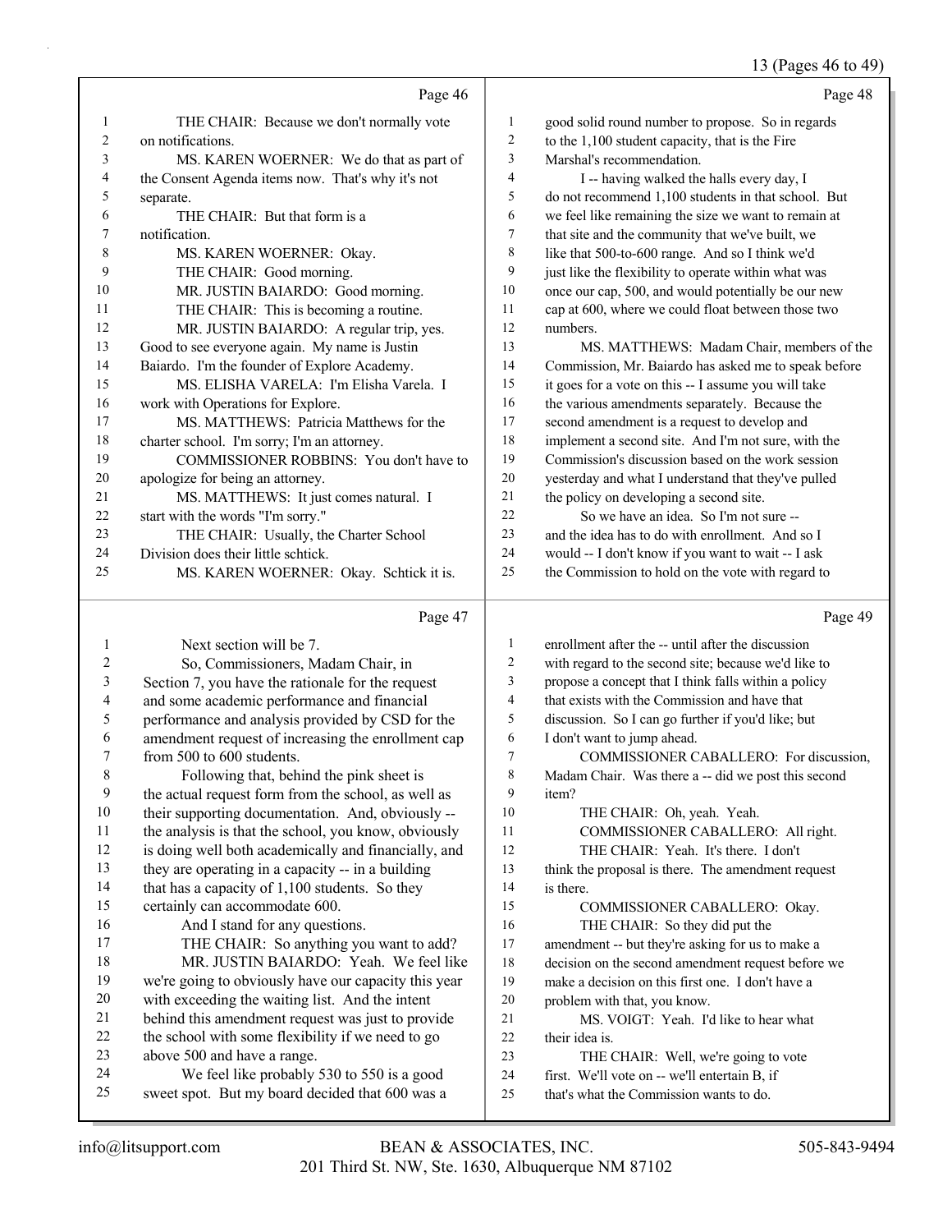Page 46

1 THE CHAIR: Because we don't normally vote
2 on notifications.
3 MS. KAREN WOERNER: We do that as part of
4 the Consent Agenda items now. That's why it's not
5 separate.
6 THE CHAIR: But that form is a
7 notification.
8 MS. KAREN WOERNER: Okay.
9 THE CHAIR: Good morning.
10 MR. JUSTIN BAIARDO: Good morning.
11 THE CHAIR: This is becoming a routine.
12 MR. JUSTIN BAIARDO: A regular trip, yes.
13 Good to see everyone again. My name is Justin
14 Baiardo. I'm the founder of Explore Academy.
15 MS. ELISHA VARELA: I'm Elisha Varela. I
16 work with Operations for Explore.
17 MS. MATTHEWS: Patricia Matthews for the
18 charter school. I'm sorry; I'm an attorney.
19 COMMISSIONER ROBBINS: You don't have to
20 apologize for being an attorney.
21 MS. MATTHEWS: It just comes natural. I
22 start with the words "I'm sorry."
23 THE CHAIR: Usually, the Charter School
24 Division does their little schtick.
25 MS. KAREN WOERNER: Okay. Schtick it is.

Page 47

1 Next section will be 7.
2 So, Commissioners, Madam Chair, in
3 Section 7, you have the rationale for the request
4 and some academic performance and financial
5 performance and analysis provided by CSD for the
6 amendment request of increasing the enrollment cap
7 from 500 to 600 students.
8 Following that, behind the pink sheet is
9 the actual request form from the school, as well as
10 their supporting documentation. And, obviously --
11 the analysis is that the school, you know, obviously
12 is doing well both academically and financially, and
13 they are operating in a capacity -- in a building
14 that has a capacity of 1,100 students. So they
15 certainly can accommodate 600.
16 And I stand for any questions.
17 THE CHAIR: So anything you want to add?
18 MR. JUSTIN BAIARDO: Yeah. We feel like
19 we're going to obviously have our capacity this year
20 with exceeding the waiting list. And the intent
21 behind this amendment request was just to provide
22 the school with some flexibility if we need to go
23 above 500 and have a range.
24 We feel like probably 530 to 550 is a good
25 sweet spot. But my board decided that 600 was a

Page 48

1 good solid round number to propose. So in regards
2 to the 1,100 student capacity, that is the Fire
3 Marshal's recommendation.
4 I -- having walked the halls every day, I
5 do not recommend 1,100 students in that school. But
6 we feel like remaining the size we want to remain at
7 that site and the community that we've built, we
8 like that 500-to-600 range. And so I think we'd
9 just like the flexibility to operate within what was
10 once our cap, 500, and would potentially be our new
11 cap at 600, where we could float between those two
12 numbers.
13 MS. MATTHEWS: Madam Chair, members of the
14 Commission, Mr. Baiardo has asked me to speak before
15 it goes for a vote on this -- I assume you will take
16 the various amendments separately. Because the
17 second amendment is a request to develop and
18 implement a second site. And I'm not sure, with the
19 Commission's discussion based on the work session
20 yesterday and what I understand that they've pulled
21 the policy on developing a second site.
22 So we have an idea. So I'm not sure --
23 and the idea has to do with enrollment. And so I
24 would -- I don't know if you want to wait -- I ask
25 the Commission to hold on the vote with regard to

Page 49

1 enrollment after the -- until after the discussion
2 with regard to the second site; because we'd like to
3 propose a concept that I think falls within a policy
4 that exists with the Commission and have that
5 discussion. So I can go further if you'd like; but
6 I don't want to jump ahead.
7 COMMISSIONER CABALLERO: For discussion,
8 Madam Chair. Was there a -- did we post this second
9 item?
10 THE CHAIR: Oh, yeah. Yeah.
11 COMMISSIONER CABALLERO: All right.
12 THE CHAIR: Yeah. It's there. I don't
13 think the proposal is there. The amendment request
14 is there.
15 COMMISSIONER CABALLERO: Okay.
16 THE CHAIR: So they did put the
17 amendment -- but they're asking for us to make a
18 decision on the second amendment request before we
19 make a decision on this first one. I don't have a
20 problem with that, you know.
21 MS. VOIGT: Yeah. I'd like to hear what
22 their idea is.
23 THE CHAIR: Well, we're going to vote
24 first. We'll vote on -- we'll entertain B, if
25 that's what the Commission wants to do.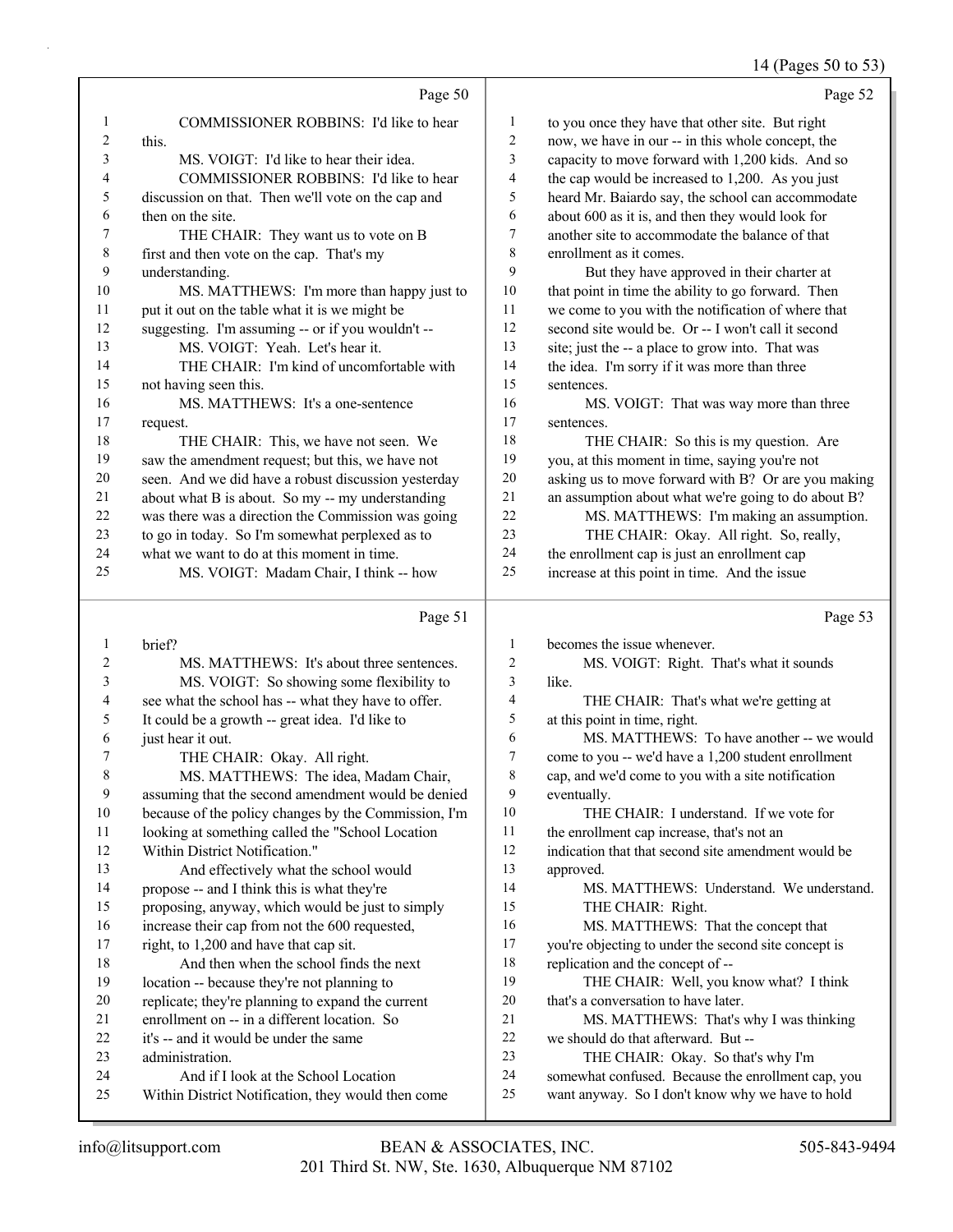Page 50

COMMISSIONER ROBBINS: I'd like to hear this.

MS. VOIGT: I'd like to hear their idea.

COMMISSIONER ROBBINS: I'd like to hear discussion on that. Then we'll vote on the cap and then on the site.

THE CHAIR: They want us to vote on B first and then vote on the cap. That's my understanding.

MS. MATTHEWS: I'm more than happy just to put it out on the table what it is we might be suggesting. I'm assuming -- or if you wouldn't --

MS. VOIGT: Yeah. Let's hear it.

THE CHAIR: I'm kind of uncomfortable with not having seen this.

MS. MATTHEWS: It's a one-sentence request.

THE CHAIR: This, we have not seen. We saw the amendment request; but this, we have not seen. And we did have a robust discussion yesterday about what B is about. So my -- my understanding was there was a direction the Commission was going to go in today. So I'm somewhat perplexed as to what we want to do at this moment in time.

MS. VOIGT: Madam Chair, I think -- how brief?

Page 51

MS. MATTHEWS: It's about three sentences.

MS. VOIGT: So showing some flexibility to see what the school has -- what they have to offer. It could be a growth -- great idea. I'd like to just hear it out.

THE CHAIR: Okay. All right.

MS. MATTHEWS: The idea, Madam Chair, assuming that the second amendment would be denied because of the policy changes by the Commission, I'm looking at something called the "School Location Within District Notification."

And effectively what the school would propose -- and I think this is what they're proposing, anyway, which would be just to simply increase their cap from not the 600 requested, right, to 1,200 and have that cap sit.

And then when the school finds the next location -- because they're not planning to replicate; they're planning to expand the current enrollment on -- in a different location. So it's -- and it would be under the same administration.

And if I look at the School Location Within District Notification, they would then come to you once they have that other site. But right now, we have in our -- in this whole concept, the capacity to move forward with 1,200 kids. And so the cap would be increased to 1,200. As you just heard Mr. Baiardo say, the school can accommodate about 600 as it is, and then they would look for another site to accommodate the balance of that enrollment as it comes.

Page 52

But they have approved in their charter at that point in time the ability to go forward. Then we come to you with the notification of where that second site would be. Or -- I won't call it second site; just the -- a place to grow into. That was the idea. I'm sorry if it was more than three sentences.

MS. VOIGT: That was way more than three sentences.

THE CHAIR: So this is my question. Are you, at this moment in time, saying you're not asking us to move forward with B? Or are you making an assumption about what we're going to do about B?

MS. MATTHEWS: I'm making an assumption.

THE CHAIR: Okay. All right. So, really, the enrollment cap is just an enrollment cap increase at this point in time. And the issue becomes the issue whenever.

Page 53

MS. VOIGT: Right. That's what it sounds like.

THE CHAIR: That's what we're getting at at this point in time, right.

MS. MATTHEWS: To have another -- we would come to you -- we'd have a 1,200 student enrollment cap, and we'd come to you with a site notification eventually.

THE CHAIR: I understand. If we vote for the enrollment cap increase, that's not an indication that that second site amendment would be approved.

MS. MATTHEWS: Understand. We understand.

THE CHAIR: Right.

MS. MATTHEWS: That the concept that you're objecting to under the second site concept is replication and the concept of --

THE CHAIR: Well, you know what? I think that's a conversation to have later.

MS. MATTHEWS: That's why I was thinking we should do that afterward. But --

THE CHAIR: Okay. So that's why I'm somewhat confused. Because the enrollment cap, you want anyway. So I don't know why we have to hold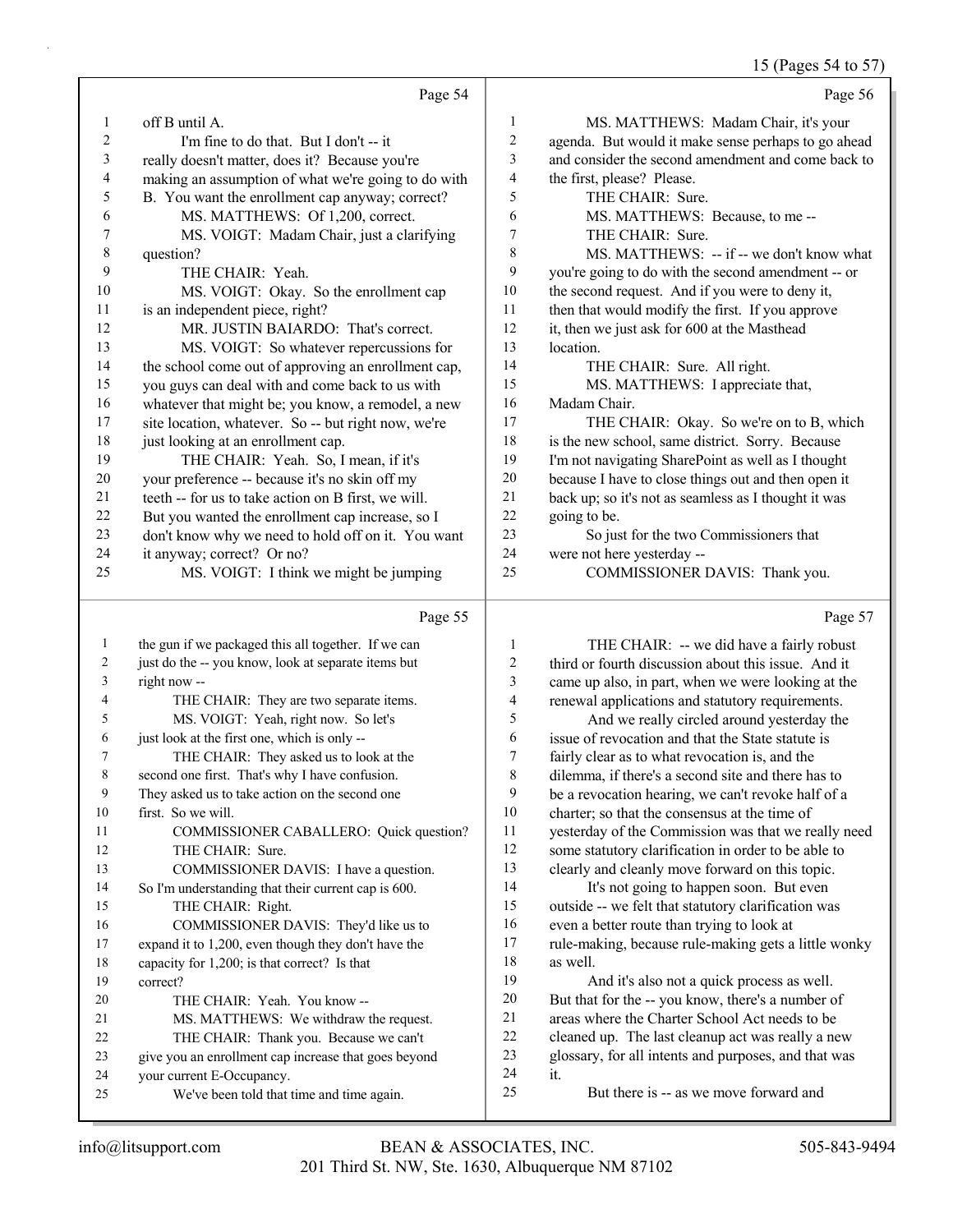Page 54

1 off B until A.
2 I'm fine to do that. But I don't -- it
3 really doesn't matter, does it? Because you're
4 making an assumption of what we're going to do with
5 B. You want the enrollment cap anyway; correct?
6 MS. MATTHEWS: Of 1,200, correct.
7 MS. VOIGT: Madam Chair, just a clarifying
8 question?
9 THE CHAIR: Yeah.
10 MS. VOIGT: Okay. So the enrollment cap
11 is an independent piece, right?
12 MR. JUSTIN BAIARDO: That's correct.
13 MS. VOIGT: So whatever repercussions for
14 the school come out of approving an enrollment cap,
15 you guys can deal with and come back to us with
16 whatever that might be; you know, a remodel, a new
17 site location, whatever. So -- but right now, we're
18 just looking at an enrollment cap.
19 THE CHAIR: Yeah. So, I mean, if it's
20 your preference -- because it's no skin off my
21 teeth -- for us to take action on B first, we will.
22 But you wanted the enrollment cap increase, so I
23 don't know why we need to hold off on it. You want
24 it anyway; correct? Or no?
25 MS. VOIGT: I think we might be jumping

Page 55

1 the gun if we packaged this all together. If we can
2 just do the -- you know, look at separate items but
3 right now --
4 THE CHAIR: They are two separate items.
5 MS. VOIGT: Yeah, right now. So let's
6 just look at the first one, which is only --
7 THE CHAIR: They asked us to look at the
8 second one first. That's why I have confusion.
9 They asked us to take action on the second one
10 first. So we will.
11 COMMISSIONER CABALLERO: Quick question?
12 THE CHAIR: Sure.
13 COMMISSIONER DAVIS: I have a question.
14 So I'm understanding that their current cap is 600.
15 THE CHAIR: Right.
16 COMMISSIONER DAVIS: They'd like us to
17 expand it to 1,200, even though they don't have the
18 capacity for 1,200; is that correct? Is that
19 correct?
20 THE CHAIR: Yeah. You know --
21 MS. MATTHEWS: We withdraw the request.
22 THE CHAIR: Thank you. Because we can't
23 give you an enrollment cap increase that goes beyond
24 your current E-Occupancy.
25 We've been told that time and time again.

Page 56

1 MS. MATTHEWS: Madam Chair, it's your
2 agenda. But would it make sense perhaps to go ahead
3 and consider the second amendment and come back to
4 the first, please? Please.
5 THE CHAIR: Sure.
6 MS. MATTHEWS: Because, to me --
7 THE CHAIR: Sure.
8 MS. MATTHEWS: -- if -- we don't know what
9 you're going to do with the second amendment -- or
10 the second request. And if you were to deny it,
11 then that would modify the first. If you approve
12 it, then we just ask for 600 at the Masthead
13 location.
14 THE CHAIR: Sure. All right.
15 MS. MATTHEWS: I appreciate that,
16 Madam Chair.
17 THE CHAIR: Okay. So we're on to B, which
18 is the new school, same district. Sorry. Because
19 I'm not navigating SharePoint as well as I thought
20 because I have to close things out and then open it
21 back up; so it's not as seamless as I thought it was
22 going to be.
23 So just for the two Commissioners that
24 were not here yesterday --
25 COMMISSIONER DAVIS: Thank you.

Page 57

1 THE CHAIR: -- we did have a fairly robust
2 third or fourth discussion about this issue. And it
3 came up also, in part, when we were looking at the
4 renewal applications and statutory requirements.
5 And we really circled around yesterday the
6 issue of revocation and that the State statute is
7 fairly clear as to what revocation is, and the
8 dilemma, if there's a second site and there has to
9 be a revocation hearing, we can't revoke half of a
10 charter; so that the consensus at the time of
11 yesterday of the Commission was that we really need
12 some statutory clarification in order to be able to
13 clearly and cleanly move forward on this topic.
14 It's not going to happen soon. But even
15 outside -- we felt that statutory clarification was
16 even a better route than trying to look at
17 rule-making, because rule-making gets a little wonky
18 as well.
19 And it's also not a quick process as well.
20 But that for the -- you know, there's a number of
21 areas where the Charter School Act needs to be
22 cleaned up. The last cleanup act was really a new
23 glossary, for all intents and purposes, and that was
24 it.
25 But there is -- as we move forward and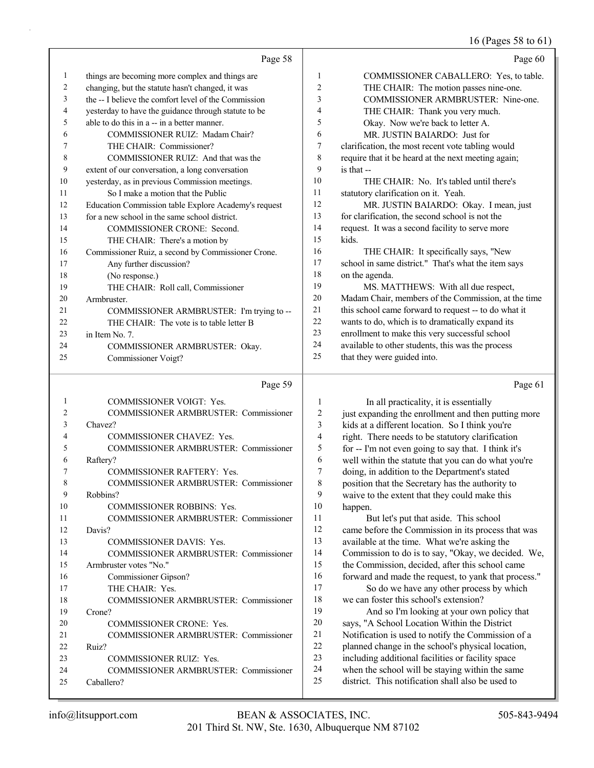Page 58

things are becoming more complex and things are changing, but the statute hasn't changed, it was the -- I believe the comfort level of the Commission yesterday to have the guidance through statute to be able to do this in a -- in a better manner.

COMMISSIONER RUIZ: Madam Chair?

THE CHAIR: Commissioner?

COMMISSIONER RUIZ: And that was the extent of our conversation, a long conversation yesterday, as in previous Commission meetings.

So I make a motion that the Public Education Commission table Explore Academy's request for a new school in the same school district.

COMMISSIONER CRONE: Second.

THE CHAIR: There's a motion by Commissioner Ruiz, a second by Commissioner Crone.

Any further discussion?

(No response.)

THE CHAIR: Roll call, Commissioner Armbruster.

COMMISSIONER ARMBRUSTER: I'm trying to --

THE CHAIR: The vote is to table letter B in Item No. 7.

COMMISSIONER ARMBRUSTER: Okay.

Commissioner Voigt?

Page 59

COMMISSIONER VOIGT: Yes.

COMMISSIONER ARMBRUSTER: Commissioner Chavez?

COMMISSIONER CHAVEZ: Yes.

COMMISSIONER ARMBRUSTER: Commissioner Raftery?

COMMISSIONER RAFTERY: Yes.

COMMISSIONER ARMBRUSTER: Commissioner Robbins?

COMMISSIONER ROBBINS: Yes.

COMMISSIONER ARMBRUSTER: Commissioner Davis?

COMMISSIONER DAVIS: Yes.

COMMISSIONER ARMBRUSTER: Commissioner Armbruster votes "No."

Commissioner Gipson?

THE CHAIR: Yes.

COMMISSIONER ARMBRUSTER: Commissioner Crone?

COMMISSIONER CRONE: Yes.

COMMISSIONER ARMBRUSTER: Commissioner Ruiz?

COMMISSIONER RUIZ: Yes.

COMMISSIONER ARMBRUSTER: Commissioner Caballero?

Page 60

COMMISSIONER CABALLERO: Yes, to table.

THE CHAIR: The motion passes nine-one.

COMMISSIONER ARMBRUSTER: Nine-one.

THE CHAIR: Thank you very much.

Okay. Now we're back to letter A.

MR. JUSTIN BAIARDO: Just for clarification, the most recent vote tabling would require that it be heard at the next meeting again; is that --

THE CHAIR: No. It's tabled until there's statutory clarification on it. Yeah.

MR. JUSTIN BAIARDO: Okay. I mean, just for clarification, the second school is not the request. It was a second facility to serve more kids.

THE CHAIR: It specifically says, "New school in same district." That's what the item says on the agenda.

MS. MATTHEWS: With all due respect, Madam Chair, members of the Commission, at the time this school came forward to request -- to do what it wants to do, which is to dramatically expand its enrollment to make this very successful school available to other students, this was the process that they were guided into.

Page 61

In all practicality, it is essentially just expanding the enrollment and then putting more kids at a different location. So I think you're right. There needs to be statutory clarification for -- I'm not even going to say that. I think it's well within the statute that you can do what you're doing, in addition to the Department's stated position that the Secretary has the authority to waive to the extent that they could make this happen.

But let's put that aside. This school came before the Commission in its process that was available at the time. What we're asking the Commission to do is to say, "Okay, we decided. We, the Commission, decided, after this school came forward and made the request, to yank that process."

So do we have any other process by which we can foster this school's extension?

And so I'm looking at your own policy that says, "A School Location Within the District Notification is used to notify the Commission of a planned change in the school's physical location, including additional facilities or facility space when the school will be staying within the same district. This notification shall also be used to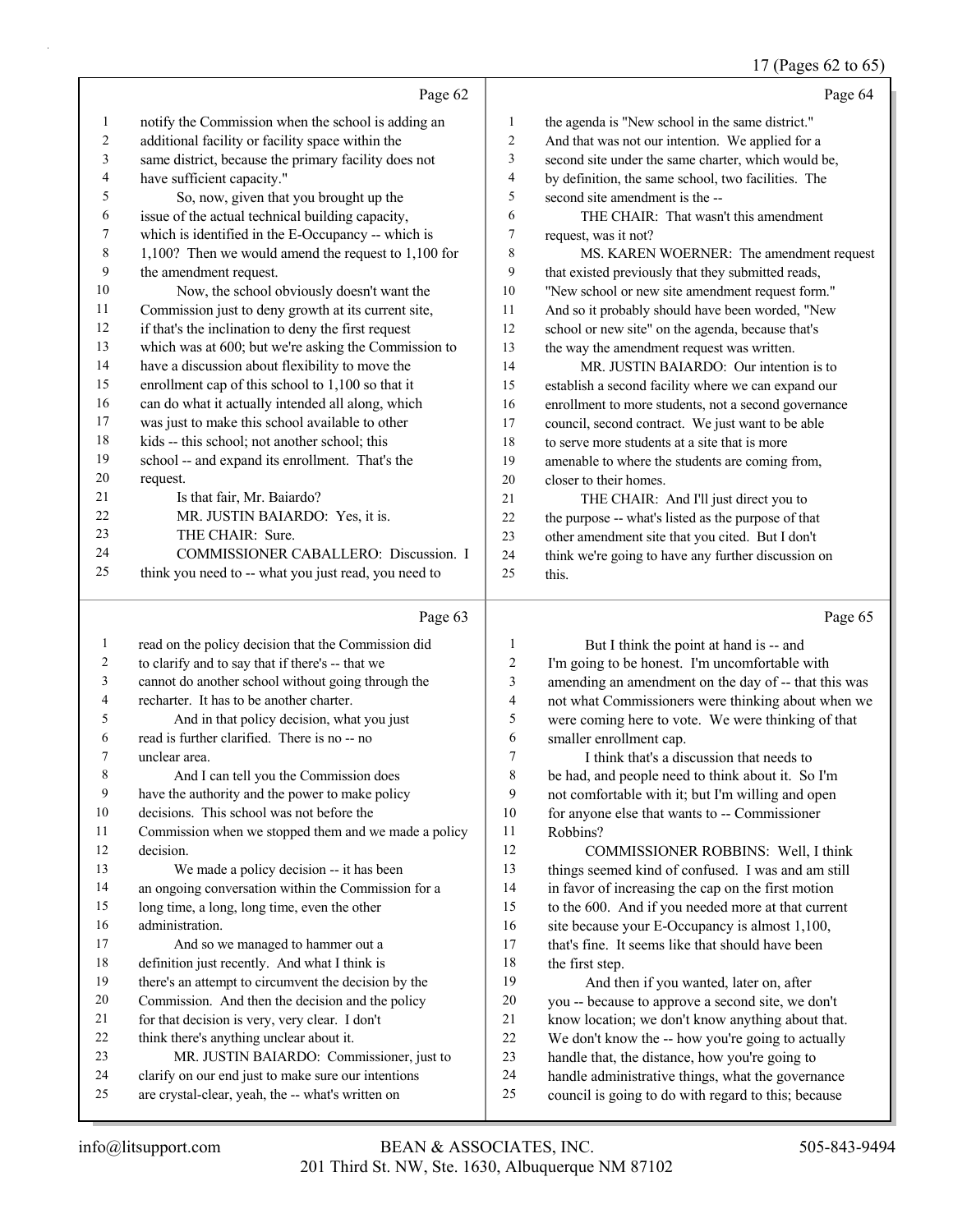Page 62

1 notify the Commission when the school is adding an
2 additional facility or facility space within the
3 same district, because the primary facility does not
4 have sufficient capacity."
5 So, now, given that you brought up the
6 issue of the actual technical building capacity,
7 which is identified in the E-Occupancy -- which is
8 1,100? Then we would amend the request to 1,100 for
9 the amendment request.
10 Now, the school obviously doesn't want the
11 Commission just to deny growth at its current site,
12 if that's the inclination to deny the first request
13 which was at 600; but we're asking the Commission to
14 have a discussion about flexibility to move the
15 enrollment cap of this school to 1,100 so that it
16 can do what it actually intended all along, which
17 was just to make this school available to other
18 kids -- this school; not another school; this
19 school -- and expand its enrollment. That's the
20 request.
21 Is that fair, Mr. Baiardo?
22 MR. JUSTIN BAIARDO: Yes, it is.
23 THE CHAIR: Sure.
24 COMMISSIONER CABALLERO: Discussion. I
25 think you need to -- what you just read, you need to

Page 63

1 read on the policy decision that the Commission did
2 to clarify and to say that if there's -- that we
3 cannot do another school without going through the
4 recharter. It has to be another charter.
5 And in that policy decision, what you just
6 read is further clarified. There is no -- no
7 unclear area.
8 And I can tell you the Commission does
9 have the authority and the power to make policy
10 decisions. This school was not before the
11 Commission when we stopped them and we made a policy
12 decision.
13 We made a policy decision -- it has been
14 an ongoing conversation within the Commission for a
15 long time, a long, long time, even the other
16 administration.
17 And so we managed to hammer out a
18 definition just recently. And what I think is
19 there's an attempt to circumvent the decision by the
20 Commission. And then the decision and the policy
21 for that decision is very, very clear. I don't
22 think there's anything unclear about it.
23 MR. JUSTIN BAIARDO: Commissioner, just to
24 clarify on our end just to make sure our intentions
25 are crystal-clear, yeah, the -- what's written on

Page 64

1 the agenda is "New school in the same district."
2 And that was not our intention. We applied for a
3 second site under the same charter, which would be,
4 by definition, the same school, two facilities. The
5 second site amendment is the --
6 THE CHAIR: That wasn't this amendment
7 request, was it not?
8 MS. KAREN WOERNER: The amendment request
9 that existed previously that they submitted reads,
10 "New school or new site amendment request form."
11 And so it probably should have been worded, "New
12 school or new site" on the agenda, because that's
13 the way the amendment request was written.
14 MR. JUSTIN BAIARDO: Our intention is to
15 establish a second facility where we can expand our
16 enrollment to more students, not a second governance
17 council, second contract. We just want to be able
18 to serve more students at a site that is more
19 amenable to where the students are coming from,
20 closer to their homes.
21 THE CHAIR: And I'll just direct you to
22 the purpose -- what's listed as the purpose of that
23 other amendment site that you cited. But I don't
24 think we're going to have any further discussion on
25 this.

Page 65

1 But I think the point at hand is -- and
2 I'm going to be honest. I'm uncomfortable with
3 amending an amendment on the day of -- that this was
4 not what Commissioners were thinking about when we
5 were coming here to vote. We were thinking of that
6 smaller enrollment cap.
7 I think that's a discussion that needs to
8 be had, and people need to think about it. So I'm
9 not comfortable with it; but I'm willing and open
10 for anyone else that wants to -- Commissioner
11 Robbins?
12 COMMISSIONER ROBBINS: Well, I think
13 things seemed kind of confused. I was and am still
14 in favor of increasing the cap on the first motion
15 to the 600. And if you needed more at that current
16 site because your E-Occupancy is almost 1,100,
17 that's fine. It seems like that should have been
18 the first step.
19 And then if you wanted, later on, after
20 you -- because to approve a second site, we don't
21 know location; we don't know anything about that.
22 We don't know the -- how you're going to actually
23 handle that, the distance, how you're going to
24 handle administrative things, what the governance
25 council is going to do with regard to this; because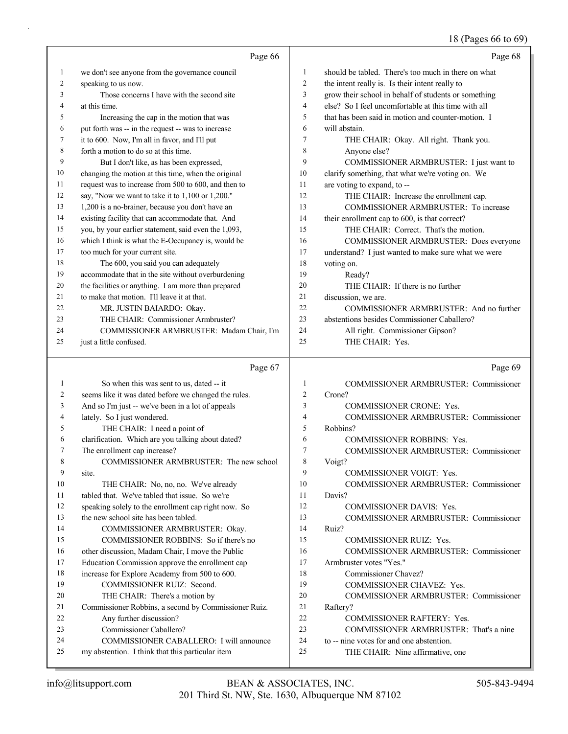we don't see anyone from the governance council speaking to us now.

Those concerns I have with the second site at this time.

Increasing the cap in the motion that was put forth was -- in the request -- was to increase it to 600. Now, I'm all in favor, and I'll put forth a motion to do so at this time.

But I don't like, as has been expressed, changing the motion at this time, when the original request was to increase from 500 to 600, and then to say, "Now we want to take it to 1,100 or 1,200." 1,200 is a no-brainer, because you don't have an existing facility that can accommodate that. And you, by your earlier statement, said even the 1,093, which I think is what the E-Occupancy is, would be too much for your current site.

The 600, you said you can adequately accommodate that in the site without overburdening the facilities or anything. I am more than prepared to make that motion. I'll leave it at that.

MR. JUSTIN BAIARDO: Okay.

THE CHAIR: Commissioner Armbruster?

COMMISSIONER ARMBRUSTER: Madam Chair, I'm just a little confused.

So when this was sent to us, dated -- it seems like it was dated before we changed the rules. And so I'm just -- we've been in a lot of appeals lately. So I just wondered.

THE CHAIR: I need a point of clarification. Which are you talking about dated? The enrollment cap increase?

COMMISSIONER ARMBRUSTER: The new school site.

THE CHAIR: No, no, no. We've already tabled that. We've tabled that issue. So we're speaking solely to the enrollment cap right now. So the new school site has been tabled.

COMMISSIONER ARMBRUSTER: Okay.

COMMISSIONER ROBBINS: So if there's no other discussion, Madam Chair, I move the Public Education Commission approve the enrollment cap increase for Explore Academy from 500 to 600.

COMMISSIONER RUIZ: Second.

THE CHAIR: There's a motion by Commissioner Robbins, a second by Commissioner Ruiz.

Any further discussion?

Commissioner Caballero?

COMMISSIONER CABALLERO: I will announce my abstention. I think that this particular item should be tabled. There's too much in there on what the intent really is. Is their intent really to grow their school in behalf of students or something else? So I feel uncomfortable at this time with all that has been said in motion and counter-motion. I will abstain.

THE CHAIR: Okay. All right. Thank you.

Anyone else?

COMMISSIONER ARMBRUSTER: I just want to clarify something, that what we're voting on. We are voting to expand, to --

THE CHAIR: Increase the enrollment cap.

COMMISSIONER ARMBRUSTER: To increase their enrollment cap to 600, is that correct?

THE CHAIR: Correct. That's the motion.

COMMISSIONER ARMBRUSTER: Does everyone understand? I just wanted to make sure what we were voting on.

Ready?

THE CHAIR: If there is no further discussion, we are.

COMMISSIONER ARMBRUSTER: And no further abstentions besides Commissioner Caballero?

All right. Commissioner Gipson?

THE CHAIR: Yes.

COMMISSIONER ARMBRUSTER: Commissioner Crone?

COMMISSIONER CRONE: Yes.

COMMISSIONER ARMBRUSTER: Commissioner Robbins?

COMMISSIONER ROBBINS: Yes.

COMMISSIONER ARMBRUSTER: Commissioner Voigt?

COMMISSIONER VOIGT: Yes.

COMMISSIONER ARMBRUSTER: Commissioner Davis?

COMMISSIONER DAVIS: Yes.

COMMISSIONER ARMBRUSTER: Commissioner Ruiz?

COMMISSIONER RUIZ: Yes.

COMMISSIONER ARMBRUSTER: Commissioner Armbruster votes "Yes."

Commissioner Chavez?

COMMISSIONER CHAVEZ: Yes.

COMMISSIONER ARMBRUSTER: Commissioner Raftery?

COMMISSIONER RAFTERY: Yes.

COMMISSIONER ARMBRUSTER: That's a nine to -- nine votes for and one abstention.

THE CHAIR: Nine affirmative, one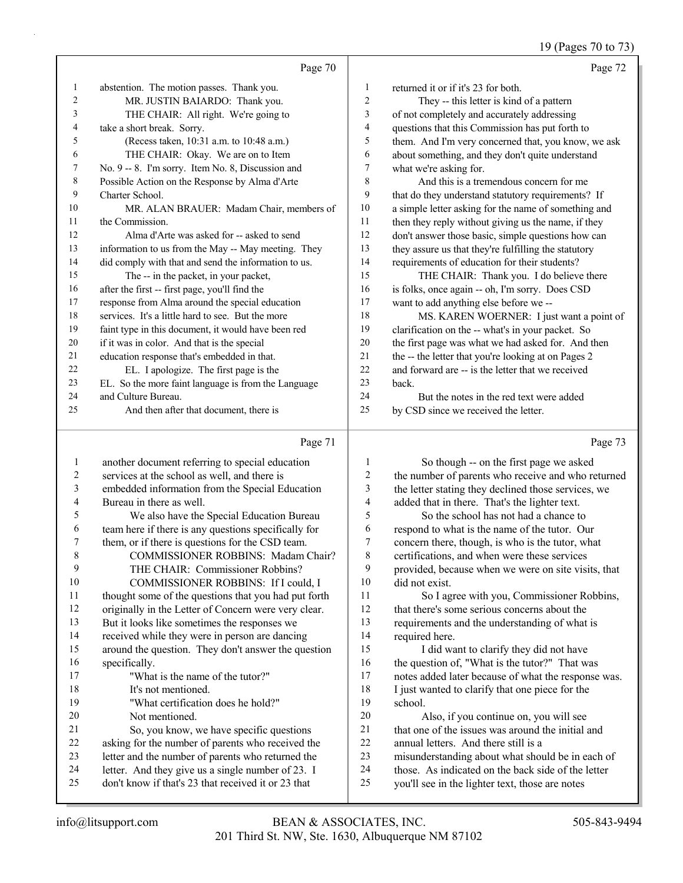Page 70

1 abstention. The motion passes. Thank you.
2 MR. JUSTIN BAIARDO: Thank you.
3 THE CHAIR: All right. We're going to
4 take a short break. Sorry.
5 (Recess taken, 10:31 a.m. to 10:48 a.m.)
6 THE CHAIR: Okay. We are on to Item
7 No. 9 -- 8. I'm sorry. Item No. 8, Discussion and
8 Possible Action on the Response by Alma d'Arte
9 Charter School.
10 MR. ALAN BRAUER: Madam Chair, members of
11 the Commission.
12 Alma d'Arte was asked for -- asked to send
13 information to us from the May -- May meeting. They
14 did comply with that and send the information to us.
15 The -- in the packet, in your packet,
16 after the first -- first page, you'll find the
17 response from Alma around the special education
18 services. It's a little hard to see. But the more
19 faint type in this document, it would have been red
20 if it was in color. And that is the special
21 education response that's embedded in that.
22 EL. I apologize. The first page is the
23 EL. So the more faint language is from the Language
24 and Culture Bureau.
25 And then after that document, there is

Page 71

1 another document referring to special education
2 services at the school as well, and there is
3 embedded information from the Special Education
4 Bureau in there as well.
5 We also have the Special Education Bureau
6 team here if there is any questions specifically for
7 them, or if there is questions for the CSD team.
8 COMMISSIONER ROBBINS: Madam Chair?
9 THE CHAIR: Commissioner Robbins?
10 COMMISSIONER ROBBINS: If I could, I
11 thought some of the questions that you had put forth
12 originally in the Letter of Concern were very clear.
13 But it looks like sometimes the responses we
14 received while they were in person are dancing
15 around the question. They don't answer the question
16 specifically.
17 "What is the name of the tutor?"
18 It's not mentioned.
19 "What certification does he hold?"
20 Not mentioned.
21 So, you know, we have specific questions
22 asking for the number of parents who received the
23 letter and the number of parents who returned the
24 letter. And they give us a single number of 23. I
25 don't know if that's 23 that received it or 23 that

Page 72

1 returned it or if it's 23 for both.
2 They -- this letter is kind of a pattern
3 of not completely and accurately addressing
4 questions that this Commission has put forth to
5 them. And I'm very concerned that, you know, we ask
6 about something, and they don't quite understand
7 what we're asking for.
8 And this is a tremendous concern for me
9 that do they understand statutory requirements? If
10 a simple letter asking for the name of something and
11 then they reply without giving us the name, if they
12 don't answer those basic, simple questions how can
13 they assure us that they're fulfilling the statutory
14 requirements of education for their students?
15 THE CHAIR: Thank you. I do believe there
16 is folks, once again -- oh, I'm sorry. Does CSD
17 want to add anything else before we --
18 MS. KAREN WOERNER: I just want a point of
19 clarification on the -- what's in your packet. So
20 the first page was what we had asked for. And then
21 the -- the letter that you're looking at on Pages 2
22 and forward are -- is the letter that we received
23 back.
24 But the notes in the red text were added
25 by CSD since we received the letter.

Page 73

1 So though -- on the first page we asked
2 the number of parents who receive and who returned
3 the letter stating they declined those services, we
4 added that in there. That's the lighter text.
5 So the school has not had a chance to
6 respond to what is the name of the tutor. Our
7 concern there, though, is who is the tutor, what
8 certifications, and when were these services
9 provided, because when we were on site visits, that
10 did not exist.
11 So I agree with you, Commissioner Robbins,
12 that there's some serious concerns about the
13 requirements and the understanding of what is
14 required here.
15 I did want to clarify they did not have
16 the question of, "What is the tutor?" That was
17 notes added later because of what the response was.
18 I just wanted to clarify that one piece for the
19 school.
20 Also, if you continue on, you will see
21 that one of the issues was around the initial and
22 annual letters. And there still is a
23 misunderstanding about what should be in each of
24 those. As indicated on the back side of the letter
25 you'll see in the lighter text, those are notes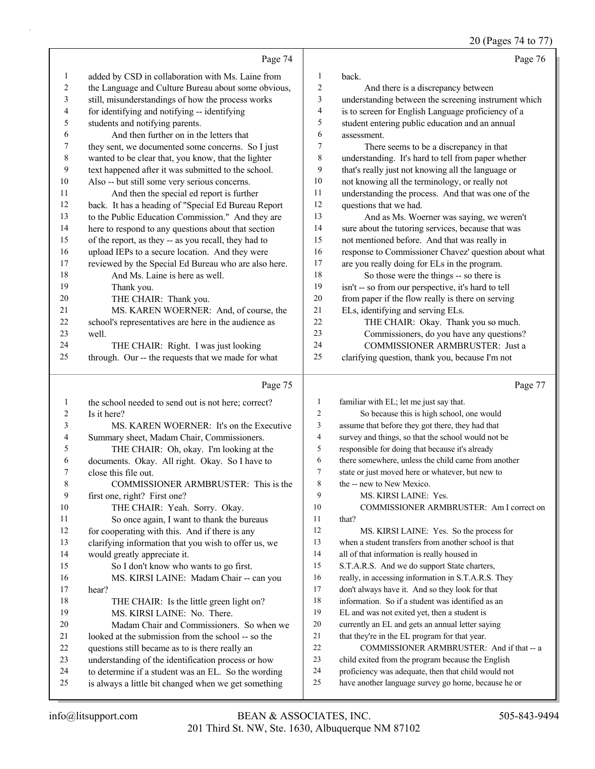Page 74

1 added by CSD in collaboration with Ms. Laine from
2 the Language and Culture Bureau about some obvious,
3 still, misunderstandings of how the process works
4 for identifying and notifying -- identifying
5 students and notifying parents.
6 And then further on in the letters that
7 they sent, we documented some concerns. So I just
8 wanted to be clear that, you know, that the lighter
9 text happened after it was submitted to the school.
10 Also -- but still some very serious concerns.
11 And then the special ed report is further
12 back. It has a heading of "Special Ed Bureau Report
13 to the Public Education Commission." And they are
14 here to respond to any questions about that section
15 of the report, as they -- as you recall, they had to
16 upload IEPs to a secure location. And they were
17 reviewed by the Special Ed Bureau who are also here.
18 And Ms. Laine is here as well.
19 Thank you.
20 THE CHAIR: Thank you.
21 MS. KAREN WOERNER: And, of course, the
22 school's representatives are here in the audience as
23 well.
24 THE CHAIR: Right. I was just looking
25 through. Our -- the requests that we made for what

Page 75

1 the school needed to send out is not here; correct?
2 Is it here?
3 MS. KAREN WOERNER: It's on the Executive
4 Summary sheet, Madam Chair, Commissioners.
5 THE CHAIR: Oh, okay. I'm looking at the
6 documents. Okay. All right. Okay. So I have to
7 close this file out.
8 COMMISSIONER ARMBRUSTER: This is the
9 first one, right? First one?
10 THE CHAIR: Yeah. Sorry. Okay.
11 So once again, I want to thank the bureaus
12 for cooperating with this. And if there is any
13 clarifying information that you wish to offer us, we
14 would greatly appreciate it.
15 So I don't know who wants to go first.
16 MS. KIRSI LAINE: Madam Chair -- can you
17 hear?
18 THE CHAIR: Is the little green light on?
19 MS. KIRSI LAINE: No. There.
20 Madam Chair and Commissioners. So when we
21 looked at the submission from the school -- so the
22 questions still became as to is there really an
23 understanding of the identification process or how
24 to determine if a student was an EL. So the wording
25 is always a little bit changed when we get something

Page 76

1 back.
2 And there is a discrepancy between
3 understanding between the screening instrument which
4 is to screen for English Language proficiency of a
5 student entering public education and an annual
6 assessment.
7 There seems to be a discrepancy in that
8 understanding. It's hard to tell from paper whether
9 that's really just not knowing all the language or
10 not knowing all the terminology, or really not
11 understanding the process. And that was one of the
12 questions that we had.
13 And as Ms. Woerner was saying, we weren't
14 sure about the tutoring services, because that was
15 not mentioned before. And that was really in
16 response to Commissioner Chavez' question about what
17 are you really doing for ELs in the program.
18 So those were the things -- so there is
19 isn't -- so from our perspective, it's hard to tell
20 from paper if the flow really is there on serving
21 ELs, identifying and serving ELs.
22 THE CHAIR: Okay. Thank you so much.
23 Commissioners, do you have any questions?
24 COMMISSIONER ARMBRUSTER: Just a
25 clarifying question, thank you, because I'm not

Page 77

1 familiar with EL; let me just say that.
2 So because this is high school, one would
3 assume that before they got there, they had that
4 survey and things, so that the school would not be
5 responsible for doing that because it's already
6 there somewhere, unless the child came from another
7 state or just moved here or whatever, but new to
8 the -- new to New Mexico.
9 MS. KIRSI LAINE: Yes.
10 COMMISSIONER ARMBRUSTER: Am I correct on
11 that?
12 MS. KIRSI LAINE: Yes. So the process for
13 when a student transfers from another school is that
14 all of that information is really housed in
15 S.T.A.R.S. And we do support State charters,
16 really, in accessing information in S.T.A.R.S. They
17 don't always have it. And so they look for that
18 information. So if a student was identified as an
19 EL and was not exited yet, then a student is
20 currently an EL and gets an annual letter saying
21 that they're in the EL program for that year.
22 COMMISSIONER ARMBRUSTER: And if that -- a
23 child exited from the program because the English
24 proficiency was adequate, then that child would not
25 have another language survey go home, because he or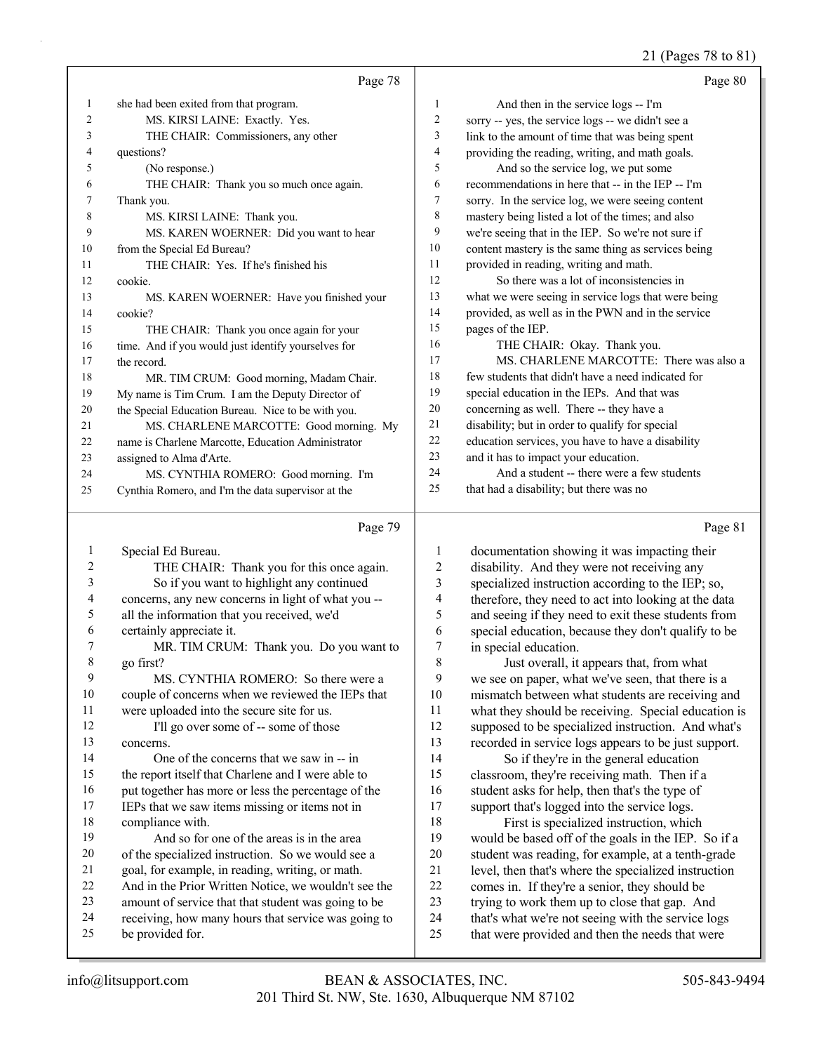Page 78

1 she had been exited from that program.
2 MS. KIRSI LAINE: Exactly. Yes.
3 THE CHAIR: Commissioners, any other
4 questions?
5 (No response.)
6 THE CHAIR: Thank you so much once again.
7 Thank you.
8 MS. KIRSI LAINE: Thank you.
9 MS. KAREN WOERNER: Did you want to hear
10 from the Special Ed Bureau?
11 THE CHAIR: Yes. If he's finished his
12 cookie.
13 MS. KAREN WOERNER: Have you finished your
14 cookie?
15 THE CHAIR: Thank you once again for your
16 time. And if you would just identify yourselves for
17 the record.
18 MR. TIM CRUM: Good morning, Madam Chair.
19 My name is Tim Crum. I am the Deputy Director of
20 the Special Education Bureau. Nice to be with you.
21 MS. CHARLENE MARCOTTE: Good morning. My
22 name is Charlene Marcotte, Education Administrator
23 assigned to Alma d'Arte.
24 MS. CYNTHIA ROMERO: Good morning. I'm
25 Cynthia Romero, and I'm the data supervisor at the

Page 79

1 Special Ed Bureau.
2 THE CHAIR: Thank you for this once again.
3 So if you want to highlight any continued
4 concerns, any new concerns in light of what you --
5 all the information that you received, we'd
6 certainly appreciate it.
7 MR. TIM CRUM: Thank you. Do you want to
8 go first?
9 MS. CYNTHIA ROMERO: So there were a
10 couple of concerns when we reviewed the IEPs that
11 were uploaded into the secure site for us.
12 I'll go over some of -- some of those
13 concerns.
14 One of the concerns that we saw in -- in
15 the report itself that Charlene and I were able to
16 put together has more or less the percentage of the
17 IEPs that we saw items missing or items not in
18 compliance with.
19 And so for one of the areas is in the area
20 of the specialized instruction. So we would see a
21 goal, for example, in reading, writing, or math.
22 And in the Prior Written Notice, we wouldn't see the
23 amount of service that that student was going to be
24 receiving, how many hours that service was going to
25 be provided for.

Page 80

1 And then in the service logs -- I'm
2 sorry -- yes, the service logs -- we didn't see a
3 link to the amount of time that was being spent
4 providing the reading, writing, and math goals.
5 And so the service log, we put some
6 recommendations in here that -- in the IEP -- I'm
7 sorry. In the service log, we were seeing content
8 mastery being listed a lot of the times; and also
9 we're seeing that in the IEP. So we're not sure if
10 content mastery is the same thing as services being
11 provided in reading, writing and math.
12 So there was a lot of inconsistencies in
13 what we were seeing in service logs that were being
14 provided, as well as in the PWN and in the service
15 pages of the IEP.
16 THE CHAIR: Okay. Thank you.
17 MS. CHARLENE MARCOTTE: There was also a
18 few students that didn't have a need indicated for
19 special education in the IEPs. And that was
20 concerning as well. There -- they have a
21 disability; but in order to qualify for special
22 education services, you have to have a disability
23 and it has to impact your education.
24 And a student -- there were a few students
25 that had a disability; but there was no

Page 81

1 documentation showing it was impacting their
2 disability. And they were not receiving any
3 specialized instruction according to the IEP; so,
4 therefore, they need to act into looking at the data
5 and seeing if they need to exit these students from
6 special education, because they don't qualify to be
7 in special education.
8 Just overall, it appears that, from what
9 we see on paper, what we've seen, that there is a
10 mismatch between what students are receiving and
11 what they should be receiving. Special education is
12 supposed to be specialized instruction. And what's
13 recorded in service logs appears to be just support.
14 So if they're in the general education
15 classroom, they're receiving math. Then if a
16 student asks for help, then that's the type of
17 support that's logged into the service logs.
18 First is specialized instruction, which
19 would be based off of the goals in the IEP. So if a
20 student was reading, for example, at a tenth-grade
21 level, then that's where the specialized instruction
22 comes in. If they're a senior, they should be
23 trying to work them up to close that gap. And
24 that's what we're not seeing with the service logs
25 that were provided and then the needs that were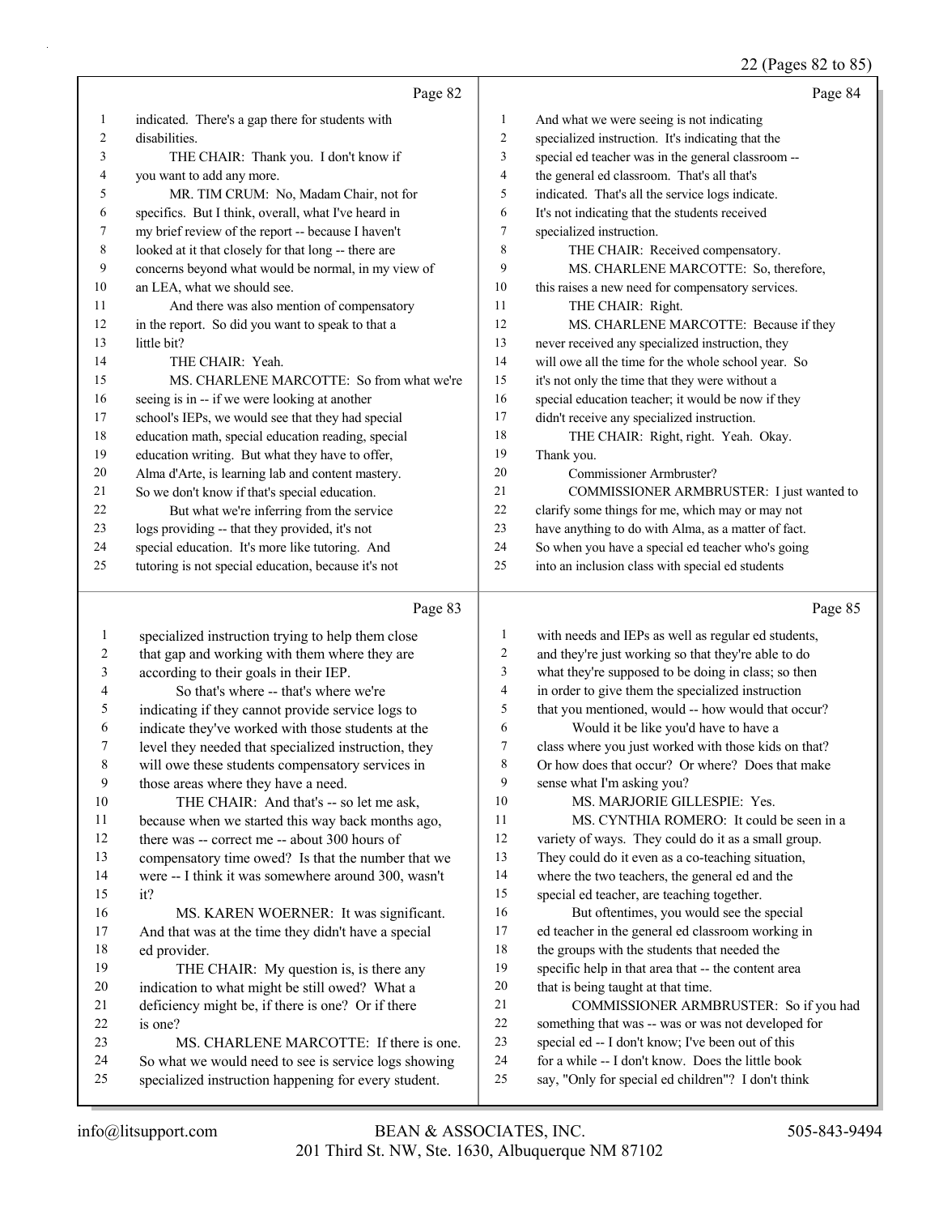Page 82

indicated. There's a gap there for students with disabilities.

THE CHAIR: Thank you. I don't know if you want to add any more.

MR. TIM CRUM: No, Madam Chair, not for specifics. But I think, overall, what I've heard in my brief review of the report -- because I haven't looked at it that closely for that long -- there are concerns beyond what would be normal, in my view of an LEA, what we should see.

And there was also mention of compensatory in the report. So did you want to speak to that a little bit?

THE CHAIR: Yeah.

MS. CHARLENE MARCOTTE: So from what we're seeing is in -- if we were looking at another school's IEPs, we would see that they had special education math, special education reading, special education writing. But what they have to offer, Alma d'Arte, is learning lab and content mastery. So we don't know if that's special education.

But what we're inferring from the service logs providing -- that they provided, it's not special education. It's more like tutoring. And tutoring is not special education, because it's not

Page 83

specialized instruction trying to help them close that gap and working with them where they are according to their goals in their IEP.

So that's where -- that's where we're indicating if they cannot provide service logs to indicate they've worked with those students at the level they needed that specialized instruction, they will owe these students compensatory services in those areas where they have a need.

THE CHAIR: And that's -- so let me ask, because when we started this way back months ago, there was -- correct me -- about 300 hours of compensatory time owed? Is that the number that we were -- I think it was somewhere around 300, wasn't it?

MS. KAREN WOERNER: It was significant. And that was at the time they didn't have a special ed provider.

THE CHAIR: My question is, is there any indication to what might be still owed? What a deficiency might be, if there is one? Or if there is one?

MS. CHARLENE MARCOTTE: If there is one. So what we would need to see is service logs showing specialized instruction happening for every student.

Page 84

And what we were seeing is not indicating specialized instruction. It's indicating that the special ed teacher was in the general classroom -- the general ed classroom. That's all that's indicated. That's all the service logs indicate. It's not indicating that the students received specialized instruction.

THE CHAIR: Received compensatory.

MS. CHARLENE MARCOTTE: So, therefore, this raises a new need for compensatory services.

THE CHAIR: Right.

MS. CHARLENE MARCOTTE: Because if they never received any specialized instruction, they will owe all the time for the whole school year. So it's not only the time that they were without a special education teacher; it would be now if they didn't receive any specialized instruction.

THE CHAIR: Right, right. Yeah. Okay. Thank you.

Commissioner Armbruster?

COMMISSIONER ARMBRUSTER: I just wanted to clarify some things for me, which may or may not have anything to do with Alma, as a matter of fact. So when you have a special ed teacher who's going into an inclusion class with special ed students

Page 85

with needs and IEPs as well as regular ed students, and they're just working so that they're able to do what they're supposed to be doing in class; so then in order to give them the specialized instruction that you mentioned, would -- how would that occur?

Would it be like you'd have to have a class where you just worked with those kids on that? Or how does that occur? Or where? Does that make sense what I'm asking you?

MS. MARJORIE GILLESPIE: Yes.

MS. CYNTHIA ROMERO: It could be seen in a variety of ways. They could do it as a small group. They could do it even as a co-teaching situation, where the two teachers, the general ed and the special ed teacher, are teaching together.

But oftentimes, you would see the special ed teacher in the general ed classroom working in the groups with the students that needed the specific help in that area that -- the content area that is being taught at that time.

COMMISSIONER ARMBRUSTER: So if you had something that was -- was or was not developed for special ed -- I don't know; I've been out of this for a while -- I don't know. Does the little book say, "Only for special ed children"? I don't think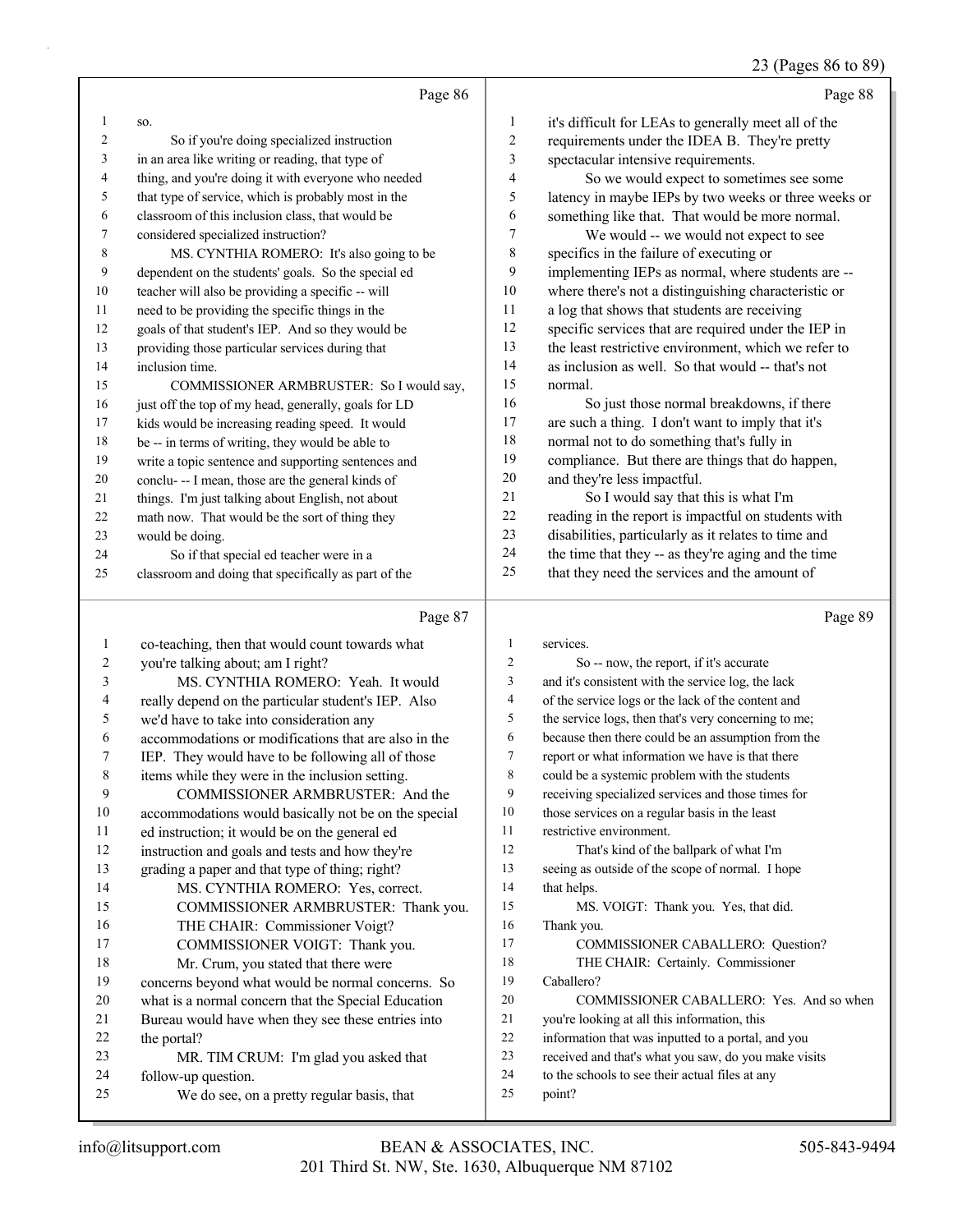Page 86

so.

So if you're doing specialized instruction in an area like writing or reading, that type of thing, and you're doing it with everyone who needed that type of service, which is probably most in the classroom of this inclusion class, that would be considered specialized instruction?

MS. CYNTHIA ROMERO: It's also going to be dependent on the students' goals. So the special ed teacher will also be providing a specific -- will need to be providing the specific things in the goals of that student's IEP. And so they would be providing those particular services during that inclusion time.

COMMISSIONER ARMBRUSTER: So I would say, just off the top of my head, generally, goals for LD kids would be increasing reading speed. It would be -- in terms of writing, they would be able to write a topic sentence and supporting sentences and conclu- -- I mean, those are the general kinds of things. I'm just talking about English, not about math now. That would be the sort of thing they would be doing.

So if that special ed teacher were in a classroom and doing that specifically as part of the

Page 87

co-teaching, then that would count towards what you're talking about; am I right?

MS. CYNTHIA ROMERO: Yeah. It would really depend on the particular student's IEP. Also we'd have to take into consideration any accommodations or modifications that are also in the IEP. They would have to be following all of those items while they were in the inclusion setting.

COMMISSIONER ARMBRUSTER: And the accommodations would basically not be on the special ed instruction; it would be on the general ed instruction and goals and tests and how they're grading a paper and that type of thing; right?

MS. CYNTHIA ROMERO: Yes, correct.

COMMISSIONER ARMBRUSTER: Thank you.

THE CHAIR: Commissioner Voigt?

COMMISSIONER VOIGT: Thank you.

Mr. Crum, you stated that there were concerns beyond what would be normal concerns. So what is a normal concern that the Special Education Bureau would have when they see these entries into the portal?

MR. TIM CRUM: I'm glad you asked that follow-up question.

We do see, on a pretty regular basis, that

Page 88

it's difficult for LEAs to generally meet all of the requirements under the IDEA B. They're pretty spectacular intensive requirements.

So we would expect to sometimes see some latency in maybe IEPs by two weeks or three weeks or something like that. That would be more normal.

We would -- we would not expect to see specifics in the failure of executing or implementing IEPs as normal, where students are -- where there's not a distinguishing characteristic or a log that shows that students are receiving specific services that are required under the IEP in the least restrictive environment, which we refer to as inclusion as well. So that would -- that's not normal.

So just those normal breakdowns, if there are such a thing. I don't want to imply that it's normal not to do something that's fully in compliance. But there are things that do happen, and they're less impactful.

So I would say that this is what I'm reading in the report is impactful on students with disabilities, particularly as it relates to time and the time that they -- as they're aging and the time that they need the services and the amount of

Page 89

services.

So -- now, the report, if it's accurate and it's consistent with the service log, the lack of the service logs or the lack of the content and the service logs, then that's very concerning to me; because then there could be an assumption from the report or what information we have is that there could be a systemic problem with the students receiving specialized services and those times for those services on a regular basis in the least restrictive environment.

That's kind of the ballpark of what I'm seeing as outside of the scope of normal. I hope that helps.

MS. VOIGT: Thank you. Yes, that did. Thank you.

COMMISSIONER CABALLERO: Question?

THE CHAIR: Certainly. Commissioner Caballero?

COMMISSIONER CABALLERO: Yes. And so when you're looking at all this information, this information that was inputted to a portal, and you received and that's what you saw, do you make visits to the schools to see their actual files at any point?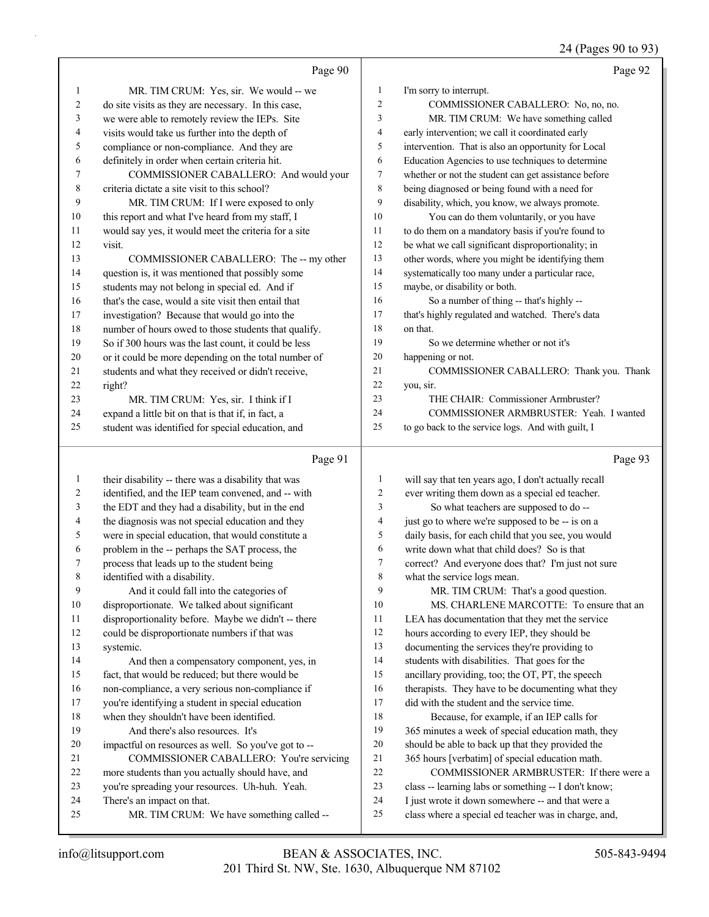Page 90

1 MR. TIM CRUM: Yes, sir. We would -- we
2 do site visits as they are necessary. In this case,
3 we were able to remotely review the IEPs. Site
4 visits would take us further into the depth of
5 compliance or non-compliance. And they are
6 definitely in order when certain criteria hit.
7 COMMISSIONER CABALLERO: And would your
8 criteria dictate a site visit to this school?
9 MR. TIM CRUM: If I were exposed to only
10 this report and what I've heard from my staff, I
11 would say yes, it would meet the criteria for a site
12 visit.
13 COMMISSIONER CABALLERO: The -- my other
14 question is, it was mentioned that possibly some
15 students may not belong in special ed. And if
16 that's the case, would a site visit then entail that
17 investigation? Because that would go into the
18 number of hours owed to those students that qualify.
19 So if 300 hours was the last count, it could be less
20 or it could be more depending on the total number of
21 students and what they received or didn't receive,
22 right?
23 MR. TIM CRUM: Yes, sir. I think if I
24 expand a little bit on that is that if, in fact, a
25 student was identified for special education, and

Page 91

1 their disability -- there was a disability that was
2 identified, and the IEP team convened, and -- with
3 the EDT and they had a disability, but in the end
4 the diagnosis was not special education and they
5 were in special education, that would constitute a
6 problem in the -- perhaps the SAT process, the
7 process that leads up to the student being
8 identified with a disability.
9 And it could fall into the categories of
10 disproportionate. We talked about significant
11 disproportionality before. Maybe we didn't -- there
12 could be disproportionate numbers if that was
13 systemic.
14 And then a compensatory component, yes, in
15 fact, that would be reduced; but there would be
16 non-compliance, a very serious non-compliance if
17 you're identifying a student in special education
18 when they shouldn't have been identified.
19 And there's also resources. It's
20 impactful on resources as well. So you've got to --
21 COMMISSIONER CABALLERO: You're servicing
22 more students than you actually should have, and
23 you're spreading your resources. Uh-huh. Yeah.
24 There's an impact on that.
25 MR. TIM CRUM: We have something called --

Page 92

1 I'm sorry to interrupt.
2 COMMISSIONER CABALLERO: No, no, no.
3 MR. TIM CRUM: We have something called
4 early intervention; we call it coordinated early
5 intervention. That is also an opportunity for Local
6 Education Agencies to use techniques to determine
7 whether or not the student can get assistance before
8 being diagnosed or being found with a need for
9 disability, which, you know, we always promote.
10 You can do them voluntarily, or you have
11 to do them on a mandatory basis if you're found to
12 be what we call significant disproportionality; in
13 other words, where you might be identifying them
14 systematically too many under a particular race,
15 maybe, or disability or both.
16 So a number of thing -- that's highly --
17 that's highly regulated and watched. There's data
18 on that.
19 So we determine whether or not it's
20 happening or not.
21 COMMISSIONER CABALLERO: Thank you. Thank
22 you, sir.
23 THE CHAIR: Commissioner Armbruster?
24 COMMISSIONER ARMBRUSTER: Yeah. I wanted
25 to go back to the service logs. And with guilt, I

Page 93

1 will say that ten years ago, I don't actually recall
2 ever writing them down as a special ed teacher.
3 So what teachers are supposed to do --
4 just go to where we're supposed to be -- is on a
5 daily basis, for each child that you see, you would
6 write down what that child does? So is that
7 correct? And everyone does that? I'm just not sure
8 what the service logs mean.
9 MR. TIM CRUM: That's a good question.
10 MS. CHARLENE MARCOTTE: To ensure that an
11 LEA has documentation that they met the service
12 hours according to every IEP, they should be
13 documenting the services they're providing to
14 students with disabilities. That goes for the
15 ancillary providing, too; the OT, PT, the speech
16 therapists. They have to be documenting what they
17 did with the student and the service time.
18 Because, for example, if an IEP calls for
19 365 minutes a week of special education math, they
20 should be able to back up that they provided the
21 365 hours [verbatim] of special education math.
22 COMMISSIONER ARMBRUSTER: If there were a
23 class -- learning labs or something -- I don't know;
24 I just wrote it down somewhere -- and that were a
25 class where a special ed teacher was in charge, and,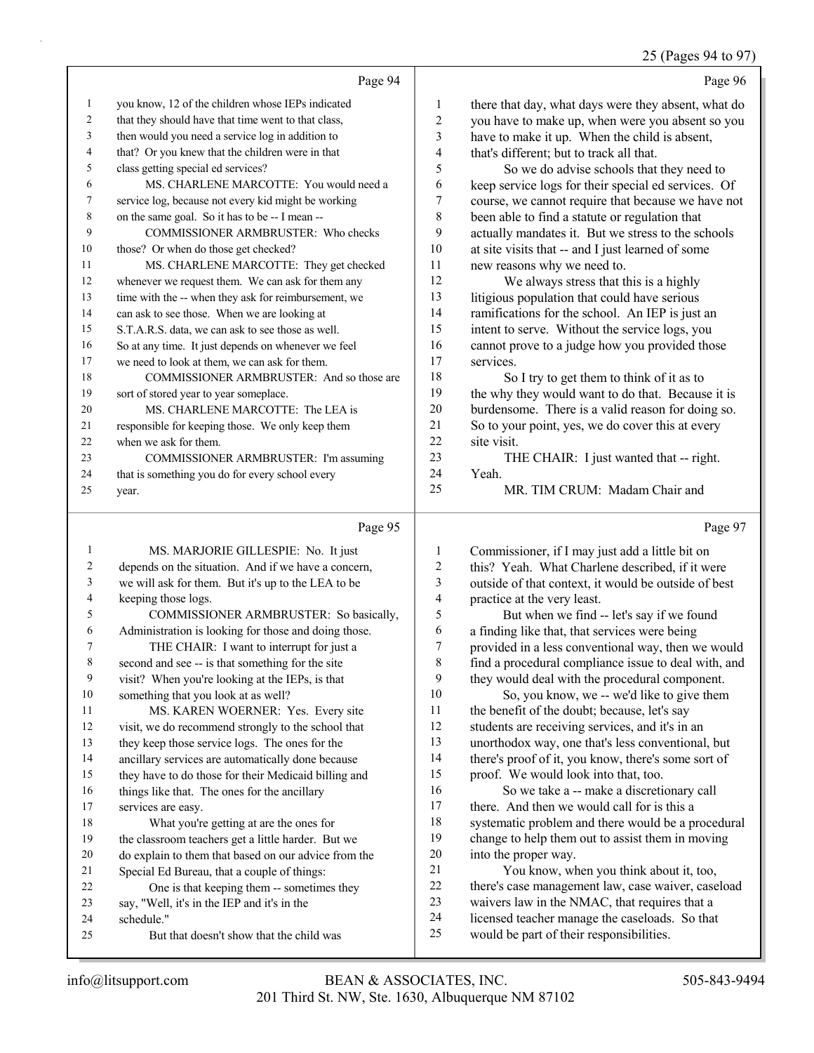Page 94

1 you know, 12 of the children whose IEPs indicated
2 that they should have that time went to that class,
3 then would you need a service log in addition to
4 that? Or you knew that the children were in that
5 class getting special ed services?
6 MS. CHARLENE MARCOTTE: You would need a
7 service log, because not every kid might be working
8 on the same goal. So it has to be -- I mean --
9 COMMISSIONER ARMBRUSTER: Who checks
10 those? Or when do those get checked?
11 MS. CHARLENE MARCOTTE: They get checked
12 whenever we request them. We can ask for them any
13 time with the -- when they ask for reimbursement, we
14 can ask to see those. When we are looking at
15 S.T.A.R.S. data, we can ask to see those as well.
16 So at any time. It just depends on whenever we feel
17 we need to look at them, we can ask for them.
18 COMMISSIONER ARMBRUSTER: And so those are
19 sort of stored year to year someplace.
20 MS. CHARLENE MARCOTTE: The LEA is
21 responsible for keeping those. We only keep them
22 when we ask for them.
23 COMMISSIONER ARMBRUSTER: I'm assuming
24 that is something you do for every school every
25 year.

Page 95

1 MS. MARJORIE GILLESPIE: No. It just
2 depends on the situation. And if we have a concern,
3 we will ask for them. But it's up to the LEA to be
4 keeping those logs.
5 COMMISSIONER ARMBRUSTER: So basically,
6 Administration is looking for those and doing those.
7 THE CHAIR: I want to interrupt for just a
8 second and see -- is that something for the site
9 visit? When you're looking at the IEPs, is that
10 something that you look at as well?
11 MS. KAREN WOERNER: Yes. Every site
12 visit, we do recommend strongly to the school that
13 they keep those service logs. The ones for the
14 ancillary services are automatically done because
15 they have to do those for their Medicaid billing and
16 things like that. The ones for the ancillary
17 services are easy.
18 What you're getting at are the ones for
19 the classroom teachers get a little harder. But we
20 do explain to them that based on our advice from the
21 Special Ed Bureau, that a couple of things:
22 One is that keeping them -- sometimes they
23 say, "Well, it's in the IEP and it's in the
24 schedule."
25 But that doesn't show that the child was

Page 96

1 there that day, what days were they absent, what do
2 you have to make up, when were you absent so you
3 have to make it up. When the child is absent,
4 that's different; but to track all that.
5 So we do advise schools that they need to
6 keep service logs for their special ed services. Of
7 course, we cannot require that because we have not
8 been able to find a statute or regulation that
9 actually mandates it. But we stress to the schools
10 at site visits that -- and I just learned of some
11 new reasons why we need to.
12 We always stress that this is a highly
13 litigious population that could have serious
14 ramifications for the school. An IEP is just an
15 intent to serve. Without the service logs, you
16 cannot prove to a judge how you provided those
17 services.
18 So I try to get them to think of it as to
19 the why they would want to do that. Because it is
20 burdensome. There is a valid reason for doing so.
21 So to your point, yes, we do cover this at every
22 site visit.
23 THE CHAIR: I just wanted that -- right.
24 Yeah.
25 MR. TIM CRUM: Madam Chair and

Page 97

1 Commissioner, if I may just add a little bit on
2 this? Yeah. What Charlene described, if it were
3 outside of that context, it would be outside of best
4 practice at the very least.
5 But when we find -- let's say if we found
6 a finding like that, that services were being
7 provided in a less conventional way, then we would
8 find a procedural compliance issue to deal with, and
9 they would deal with the procedural component.
10 So, you know, we -- we'd like to give them
11 the benefit of the doubt; because, let's say
12 students are receiving services, and it's in an
13 unorthodox way, one that's less conventional, but
14 there's proof of it, you know, there's some sort of
15 proof. We would look into that, too.
16 So we take a -- make a discretionary call
17 there. And then we would call for is this a
18 systematic problem and there would be a procedural
19 change to help them out to assist them in moving
20 into the proper way.
21 You know, when you think about it, too,
22 there's case management law, case waiver, caseload
23 waivers law in the NMAC, that requires that a
24 licensed teacher manage the caseloads. So that
25 would be part of their responsibilities.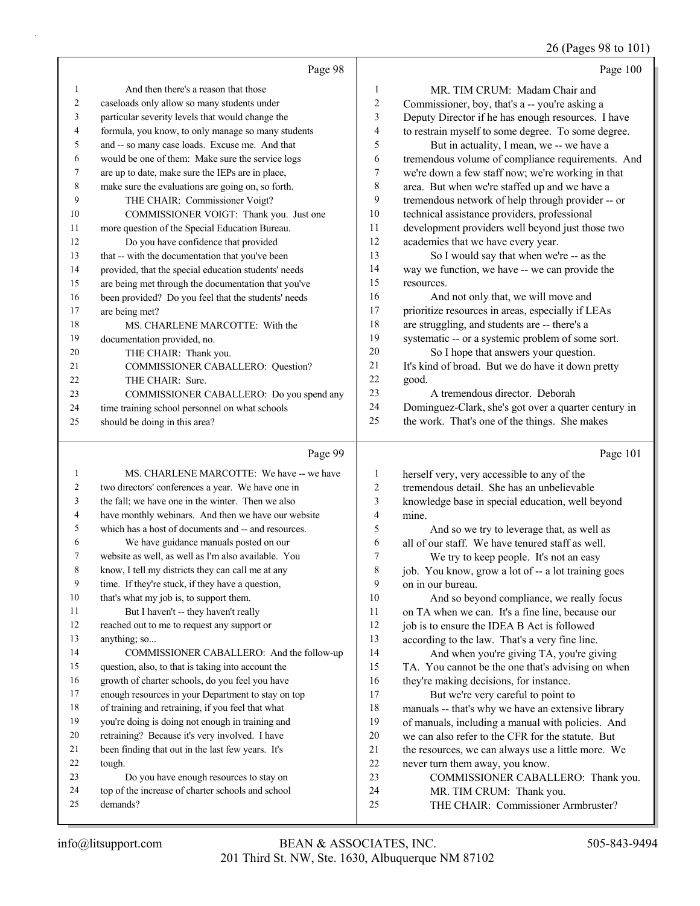26 (Pages 98 to 101)

Page 98

1 And then there's a reason that those
2 caseloads only allow so many students under
3 particular severity levels that would change the
4 formula, you know, to only manage so many students
5 and -- so many case loads. Excuse me. And that
6 would be one of them: Make sure the service logs
7 are up to date, make sure the IEPs are in place,
8 make sure the evaluations are going on, so forth.
9 THE CHAIR: Commissioner Voigt?
10 COMMISSIONER VOIGT: Thank you. Just one
11 more question of the Special Education Bureau.
12 Do you have confidence that provided
13 that -- with the documentation that you've been
14 provided, that the special education students' needs
15 are being met through the documentation that you've
16 been provided? Do you feel that the students' needs
17 are being met?
18 MS. CHARLENE MARCOTTE: With the
19 documentation provided, no.
20 THE CHAIR: Thank you.
21 COMMISSIONER CABALLERO: Question?
22 THE CHAIR: Sure.
23 COMMISSIONER CABALLERO: Do you spend any
24 time training school personnel on what schools
25 should be doing in this area?

Page 99

1 MS. CHARLENE MARCOTTE: We have -- we have
2 two directors' conferences a year. We have one in
3 the fall; we have one in the winter. Then we also
4 have monthly webinars. And then we have our website
5 which has a host of documents and -- and resources.
6 We have guidance manuals posted on our
7 website as well, as well as I'm also available. You
8 know, I tell my districts they can call me at any
9 time. If they're stuck, if they have a question,
10 that's what my job is, to support them.
11 But I haven't -- they haven't really
12 reached out to me to request any support or
13 anything; so...
14 COMMISSIONER CABALLERO: And the follow-up
15 question, also, to that is taking into account the
16 growth of charter schools, do you feel you have
17 enough resources in your Department to stay on top
18 of training and retraining, if you feel that what
19 you're doing is doing not enough in training and
20 retraining? Because it's very involved. I have
21 been finding that out in the last few years. It's
22 tough.
23 Do you have enough resources to stay on
24 top of the increase of charter schools and school
25 demands?

Page 100

1 MR. TIM CRUM: Madam Chair and
2 Commissioner, boy, that's a -- you're asking a
3 Deputy Director if he has enough resources. I have
4 to restrain myself to some degree. To some degree.
5 But in actuality, I mean, we -- we have a
6 tremendous volume of compliance requirements. And
7 we're down a few staff now; we're working in that
8 area. But when we're staffed up and we have a
9 tremendous network of help through provider -- or
10 technical assistance providers, professional
11 development providers well beyond just those two
12 academies that we have every year.
13 So I would say that when we're -- as the
14 way we function, we have -- we can provide the
15 resources.
16 And not only that, we will move and
17 prioritize resources in areas, especially if LEAs
18 are struggling, and students are -- there's a
19 systematic -- or a systemic problem of some sort.
20 So I hope that answers your question.
21 It's kind of broad. But we do have it down pretty
22 good.
23 A tremendous director. Deborah
24 Dominguez-Clark, she's got over a quarter century in
25 the work. That's one of the things. She makes

Page 101

1 herself very, very accessible to any of the
2 tremendous detail. She has an unbelievable
3 knowledge base in special education, well beyond
4 mine.
5 And so we try to leverage that, as well as
6 all of our staff. We have tenured staff as well.
7 We try to keep people. It's not an easy
8 job. You know, grow a lot of -- a lot training goes
9 on in our bureau.
10 And so beyond compliance, we really focus
11 on TA when we can. It's a fine line, because our
12 job is to ensure the IDEA B Act is followed
13 according to the law. That's a very fine line.
14 And when you're giving TA, you're giving
15 TA. You cannot be the one that's advising on when
16 they're making decisions, for instance.
17 But we're very careful to point to
18 manuals -- that's why we have an extensive library
19 of manuals, including a manual with policies. And
20 we can also refer to the CFR for the statute. But
21 the resources, we can always use a little more. We
22 never turn them away, you know.
23 COMMISSIONER CABALLERO: Thank you.
24 MR. TIM CRUM: Thank you.
25 THE CHAIR: Commissioner Armbruster?

info@litsupport.com BEAN & ASSOCIATES, INC. 505-843-9494
201 Third St. NW, Ste. 1630, Albuquerque NM 87102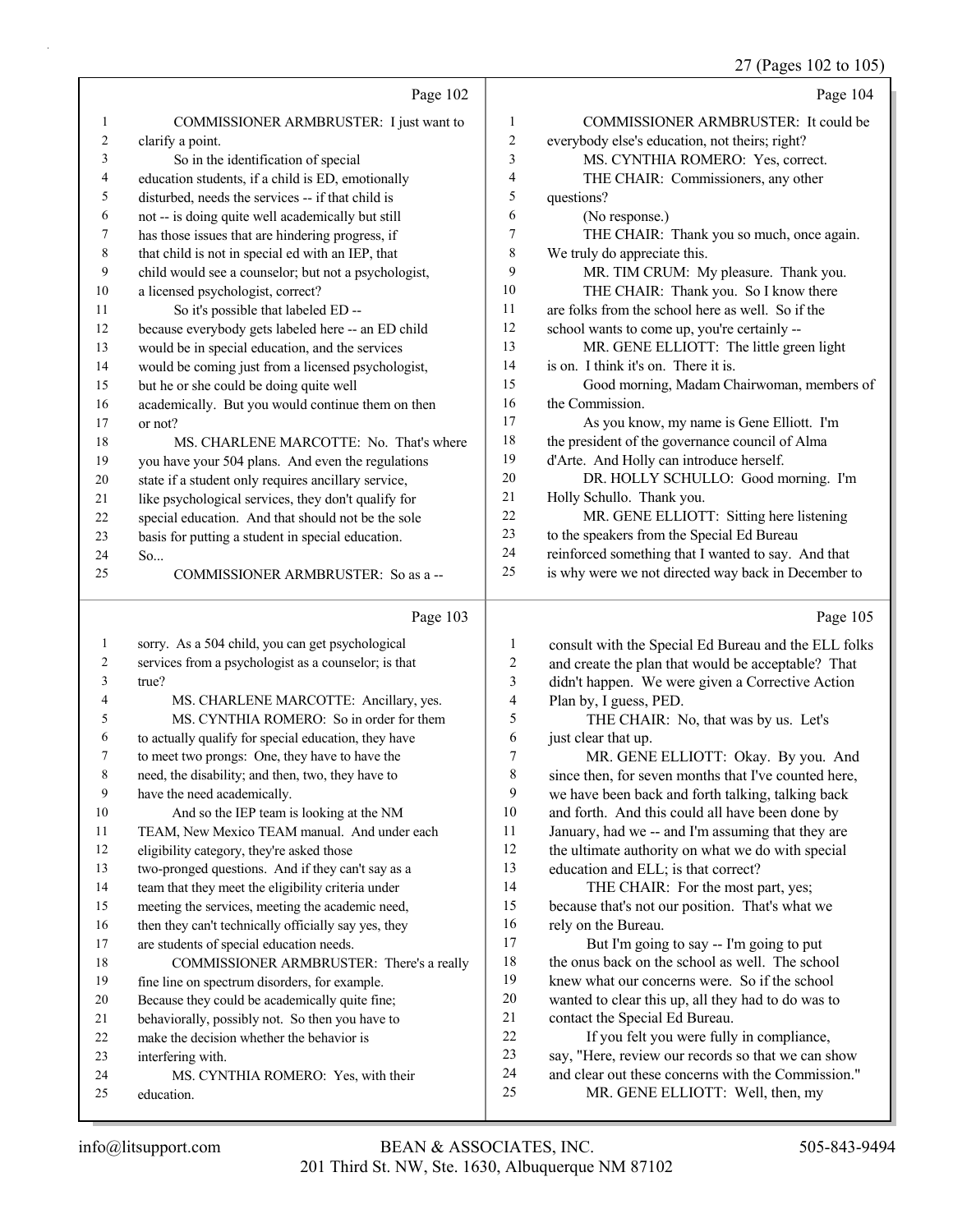Page 102

COMMISSIONER ARMBRUSTER: I just want to clarify a point.

So in the identification of special education students, if a child is ED, emotionally disturbed, needs the services -- if that child is not -- is doing quite well academically but still has those issues that are hindering progress, if that child is not in special ed with an IEP, that child would see a counselor; but not a psychologist, a licensed psychologist, correct?

So it's possible that labeled ED -- because everybody gets labeled here -- an ED child would be in special education, and the services would be coming just from a licensed psychologist, but he or she could be doing quite well academically. But you would continue them on then or not?

MS. CHARLENE MARCOTTE: No. That's where you have your 504 plans. And even the regulations state if a student only requires ancillary service, like psychological services, they don't qualify for special education. And that should not be the sole basis for putting a student in special education. So...

COMMISSIONER ARMBRUSTER: So as a --

Page 103

sorry. As a 504 child, you can get psychological services from a psychologist as a counselor; is that true?

MS. CHARLENE MARCOTTE: Ancillary, yes.

MS. CYNTHIA ROMERO: So in order for them to actually qualify for special education, they have to meet two prongs: One, they have to have the need, the disability; and then, two, they have to have the need academically.

And so the IEP team is looking at the NM TEAM, New Mexico TEAM manual. And under each eligibility category, they're asked those two-pronged questions. And if they can't say as a team that they meet the eligibility criteria under meeting the services, meeting the academic need, then they can't technically officially say yes, they are students of special education needs.

COMMISSIONER ARMBRUSTER: There's a really fine line on spectrum disorders, for example. Because they could be academically quite fine; behaviorally, possibly not. So then you have to make the decision whether the behavior is interfering with.

MS. CYNTHIA ROMERO: Yes, with their education.

Page 104

COMMISSIONER ARMBRUSTER: It could be everybody else's education, not theirs; right?

MS. CYNTHIA ROMERO: Yes, correct.

THE CHAIR: Commissioners, any other questions?

(No response.)

THE CHAIR: Thank you so much, once again. We truly do appreciate this.

MR. TIM CRUM: My pleasure. Thank you.

THE CHAIR: Thank you. So I know there are folks from the school here as well. So if the school wants to come up, you're certainly --

MR. GENE ELLIOTT: The little green light is on. I think it's on. There it is.

Good morning, Madam Chairwoman, members of the Commission.

As you know, my name is Gene Elliott. I'm the president of the governance council of Alma d'Arte. And Holly can introduce herself.

DR. HOLLY SCHULLO: Good morning. I'm Holly Schullo. Thank you.

MR. GENE ELLIOTT: Sitting here listening to the speakers from the Special Ed Bureau reinforced something that I wanted to say. And that is why were we not directed way back in December to

Page 105

consult with the Special Ed Bureau and the ELL folks and create the plan that would be acceptable? That didn't happen. We were given a Corrective Action Plan by, I guess, PED.

THE CHAIR: No, that was by us. Let's just clear that up.

MR. GENE ELLIOTT: Okay. By you. And since then, for seven months that I've counted here, we have been back and forth talking, talking back and forth. And this could all have been done by January, had we -- and I'm assuming that they are the ultimate authority on what we do with special education and ELL; is that correct?

THE CHAIR: For the most part, yes; because that's not our position. That's what we rely on the Bureau.

But I'm going to say -- I'm going to put the onus back on the school as well. The school knew what our concerns were. So if the school wanted to clear this up, all they had to do was to contact the Special Ed Bureau.

If you felt you were fully in compliance, say, "Here, review our records so that we can show and clear out these concerns with the Commission."

MR. GENE ELLIOTT: Well, then, my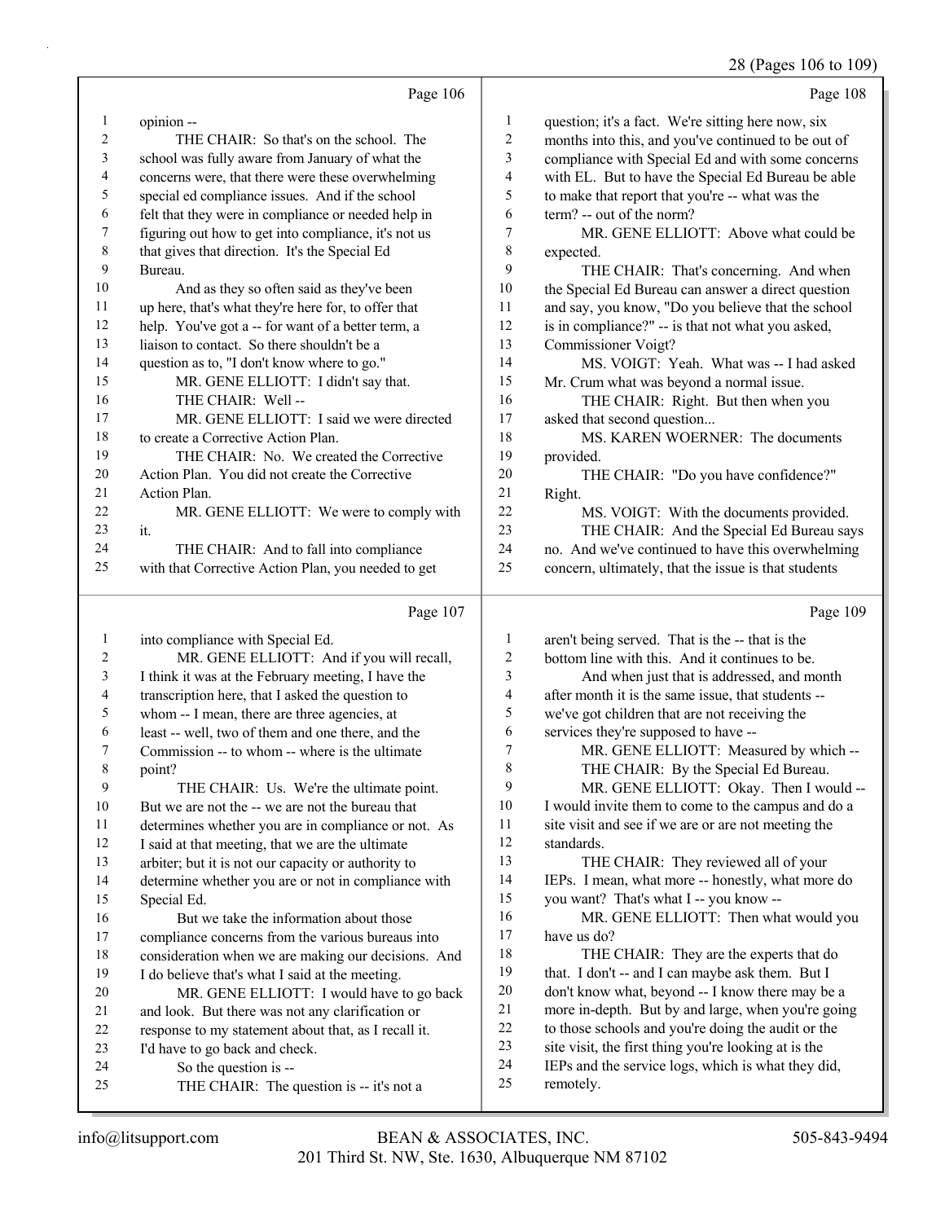Page 106

1 opinion --
2 THE CHAIR: So that's on the school. The
3 school was fully aware from January of what the
4 concerns were, that there were these overwhelming
5 special ed compliance issues. And if the school
6 felt that they were in compliance or needed help in
7 figuring out how to get into compliance, it's not us
8 that gives that direction. It's the Special Ed
9 Bureau.
10 And as they so often said as they've been
11 up here, that's what they're here for, to offer that
12 help. You've got a -- for want of a better term, a
13 liaison to contact. So there shouldn't be a
14 question as to, "I don't know where to go."
15 MR. GENE ELLIOTT: I didn't say that.
16 THE CHAIR: Well --
17 MR. GENE ELLIOTT: I said we were directed
18 to create a Corrective Action Plan.
19 THE CHAIR: No. We created the Corrective
20 Action Plan. You did not create the Corrective
21 Action Plan.
22 MR. GENE ELLIOTT: We were to comply with
23 it.
24 THE CHAIR: And to fall into compliance
25 with that Corrective Action Plan, you needed to get

Page 107

1 into compliance with Special Ed.
2 MR. GENE ELLIOTT: And if you will recall,
3 I think it was at the February meeting, I have the
4 transcription here, that I asked the question to
5 whom -- I mean, there are three agencies, at
6 least -- well, two of them and one there, and the
7 Commission -- to whom -- where is the ultimate
8 point?
9 THE CHAIR: Us. We're the ultimate point.
10 But we are not the -- we are not the bureau that
11 determines whether you are in compliance or not. As
12 I said at that meeting, that we are the ultimate
13 arbiter; but it is not our capacity or authority to
14 determine whether you are or not in compliance with
15 Special Ed.
16 But we take the information about those
17 compliance concerns from the various bureaus into
18 consideration when we are making our decisions. And
19 I do believe that's what I said at the meeting.
20 MR. GENE ELLIOTT: I would have to go back
21 and look. But there was not any clarification or
22 response to my statement about that, as I recall it.
23 I'd have to go back and check.
24 So the question is --
25 THE CHAIR: The question is -- it's not a

Page 108

1 question; it's a fact. We're sitting here now, six
2 months into this, and you've continued to be out of
3 compliance with Special Ed and with some concerns
4 with EL. But to have the Special Ed Bureau be able
5 to make that report that you're -- what was the
6 term? -- out of the norm?
7 MR. GENE ELLIOTT: Above what could be
8 expected.
9 THE CHAIR: That's concerning. And when
10 the Special Ed Bureau can answer a direct question
11 and say, you know, "Do you believe that the school
12 is in compliance?" -- is that not what you asked,
13 Commissioner Voigt?
14 MS. VOIGT: Yeah. What was -- I had asked
15 Mr. Crum what was beyond a normal issue.
16 THE CHAIR: Right. But then when you
17 asked that second question...
18 MS. KAREN WOERNER: The documents
19 provided.
20 THE CHAIR: "Do you have confidence?"
21 Right.
22 MS. VOIGT: With the documents provided.
23 THE CHAIR: And the Special Ed Bureau says
24 no. And we've continued to have this overwhelming
25 concern, ultimately, that the issue is that students

Page 109

1 aren't being served. That is the -- that is the
2 bottom line with this. And it continues to be.
3 And when just that is addressed, and month
4 after month it is the same issue, that students --
5 we've got children that are not receiving the
6 services they're supposed to have --
7 MR. GENE ELLIOTT: Measured by which --
8 THE CHAIR: By the Special Ed Bureau.
9 MR. GENE ELLIOTT: Okay. Then I would --
10 I would invite them to come to the campus and do a
11 site visit and see if we are or are not meeting the
12 standards.
13 THE CHAIR: They reviewed all of your
14 IEPs. I mean, what more -- honestly, what more do
15 you want? That's what I -- you know --
16 MR. GENE ELLIOTT: Then what would you
17 have us do?
18 THE CHAIR: They are the experts that do
19 that. I don't -- and I can maybe ask them. But I
20 don't know what, beyond -- I know there may be a
21 more in-depth. But by and large, when you're going
22 to those schools and you're doing the audit or the
23 site visit, the first thing you're looking at is the
24 IEPs and the service logs, which is what they did,
25 remotely.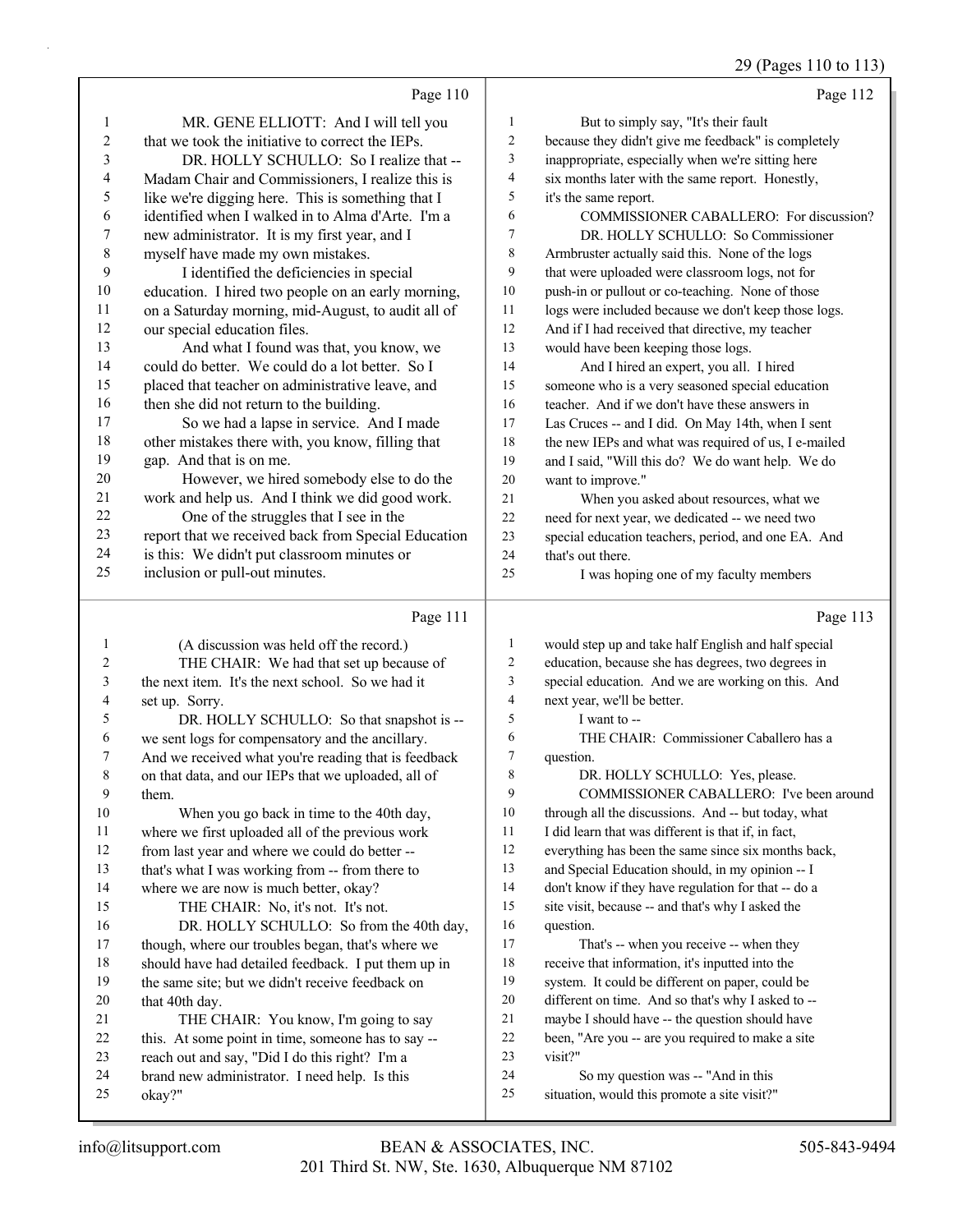Page 110

MR. GENE ELLIOTT: And I will tell you that we took the initiative to correct the IEPs.

DR. HOLLY SCHULLO: So I realize that -- Madam Chair and Commissioners, I realize this is like we're digging here. This is something that I identified when I walked in to Alma d'Arte. I'm a new administrator. It is my first year, and I myself have made my own mistakes.

I identified the deficiencies in special education. I hired two people on an early morning, on a Saturday morning, mid-August, to audit all of our special education files.

And what I found was that, you know, we could do better. We could do a lot better. So I placed that teacher on administrative leave, and then she did not return to the building.

So we had a lapse in service. And I made other mistakes there with, you know, filling that gap. And that is on me.

However, we hired somebody else to do the work and help us. And I think we did good work.

One of the struggles that I see in the report that we received back from Special Education is this: We didn't put classroom minutes or inclusion or pull-out minutes.

Page 111

(A discussion was held off the record.)

THE CHAIR: We had that set up because of the next item. It's the next school. So we had it set up. Sorry.

DR. HOLLY SCHULLO: So that snapshot is -- we sent logs for compensatory and the ancillary. And we received what you're reading that is feedback on that data, and our IEPs that we uploaded, all of them.

When you go back in time to the 40th day, where we first uploaded all of the previous work from last year and where we could do better -- that's what I was working from -- from there to where we are now is much better, okay?

THE CHAIR: No, it's not. It's not.

DR. HOLLY SCHULLO: So from the 40th day, though, where our troubles began, that's where we should have had detailed feedback. I put them up in the same site; but we didn't receive feedback on that 40th day.

THE CHAIR: You know, I'm going to say this. At some point in time, someone has to say -- reach out and say, "Did I do this right? I'm a brand new administrator. I need help. Is this okay?"

Page 112

But to simply say, "It's their fault because they didn't give me feedback" is completely inappropriate, especially when we're sitting here six months later with the same report. Honestly, it's the same report.

COMMISSIONER CABALLERO: For discussion?

DR. HOLLY SCHULLO: So Commissioner Armbruster actually said this. None of the logs that were uploaded were classroom logs, not for push-in or pullout or co-teaching. None of those logs were included because we don't keep those logs. And if I had received that directive, my teacher would have been keeping those logs.

And I hired an expert, you all. I hired someone who is a very seasoned special education teacher. And if we don't have these answers in Las Cruces -- and I did. On May 14th, when I sent the new IEPs and what was required of us, I e-mailed and I said, "Will this do? We do want help. We do want to improve."

When you asked about resources, what we need for next year, we dedicated -- we need two special education teachers, period, and one EA. And that's out there.

I was hoping one of my faculty members

Page 113

would step up and take half English and half special education, because she has degrees, two degrees in special education. And we are working on this. And next year, we'll be better.

I want to --

THE CHAIR: Commissioner Caballero has a question.

DR. HOLLY SCHULLO: Yes, please.

COMMISSIONER CABALLERO: I've been around through all the discussions. And -- but today, what I did learn that was different is that if, in fact, everything has been the same since six months back, and Special Education should, in my opinion -- I don't know if they have regulation for that -- do a site visit, because -- and that's why I asked the question.

That's -- when you receive -- when they receive that information, it's inputted into the system. It could be different on paper, could be different on time. And so that's why I asked to -- maybe I should have -- the question should have been, "Are you -- are you required to make a site visit?"

So my question was -- "And in this situation, would this promote a site visit?"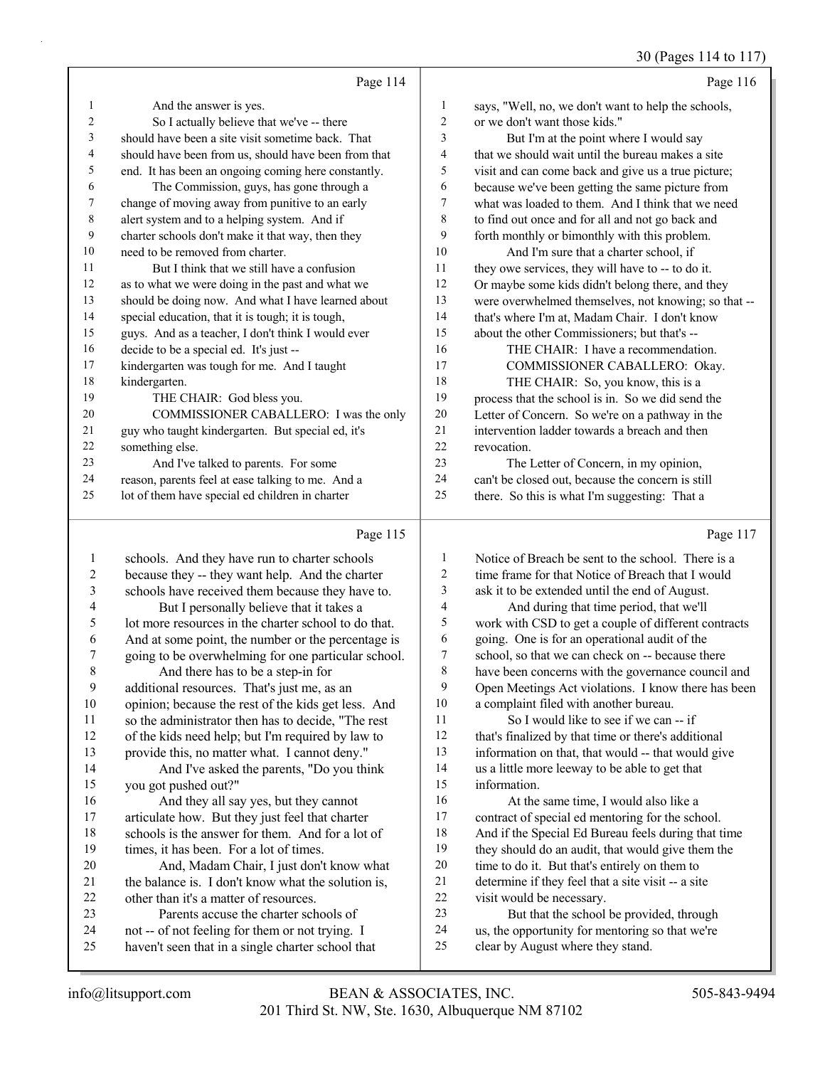Page 114

1 And the answer is yes.
2 So I actually believe that we've -- there
3 should have been a site visit sometime back. That
4 should have been from us, should have been from that
5 end. It has been an ongoing coming here constantly.
6 The Commission, guys, has gone through a
7 change of moving away from punitive to an early
8 alert system and to a helping system. And if
9 charter schools don't make it that way, then they
10 need to be removed from charter.
11 But I think that we still have a confusion
12 as to what we were doing in the past and what we
13 should be doing now. And what I have learned about
14 special education, that it is tough; it is tough,
15 guys. And as a teacher, I don't think I would ever
16 decide to be a special ed. It's just --
17 kindergarten was tough for me. And I taught
18 kindergarten.
19 THE CHAIR: God bless you.
20 COMMISSIONER CABALLERO: I was the only
21 guy who taught kindergarten. But special ed, it's
22 something else.
23 And I've talked to parents. For some
24 reason, parents feel at ease talking to me. And a
25 lot of them have special ed children in charter

Page 115

1 schools. And they have run to charter schools
2 because they -- they want help. And the charter
3 schools have received them because they have to.
4 But I personally believe that it takes a
5 lot more resources in the charter school to do that.
6 And at some point, the number or the percentage is
7 going to be overwhelming for one particular school.
8 And there has to be a step-in for
9 additional resources. That's just me, as an
10 opinion; because the rest of the kids get less. And
11 so the administrator then has to decide, "The rest
12 of the kids need help; but I'm required by law to
13 provide this, no matter what. I cannot deny."
14 And I've asked the parents, "Do you think
15 you got pushed out?"
16 And they all say yes, but they cannot
17 articulate how. But they just feel that charter
18 schools is the answer for them. And for a lot of
19 times, it has been. For a lot of times.
20 And, Madam Chair, I just don't know what
21 the balance is. I don't know what the solution is,
22 other than it's a matter of resources.
23 Parents accuse the charter schools of
24 not -- of not feeling for them or not trying. I
25 haven't seen that in a single charter school that

Page 116

1 says, "Well, no, we don't want to help the schools,
2 or we don't want those kids."
3 But I'm at the point where I would say
4 that we should wait until the bureau makes a site
5 visit and can come back and give us a true picture;
6 because we've been getting the same picture from
7 what was loaded to them. And I think that we need
8 to find out once and for all and not go back and
9 forth monthly or bimonthly with this problem.
10 And I'm sure that a charter school, if
11 they owe services, they will have to -- to do it.
12 Or maybe some kids didn't belong there, and they
13 were overwhelmed themselves, not knowing; so that --
14 that's where I'm at, Madam Chair. I don't know
15 about the other Commissioners; but that's --
16 THE CHAIR: I have a recommendation.
17 COMMISSIONER CABALLERO: Okay.
18 THE CHAIR: So, you know, this is a
19 process that the school is in. So we did send the
20 Letter of Concern. So we're on a pathway in the
21 intervention ladder towards a breach and then
22 revocation.
23 The Letter of Concern, in my opinion,
24 can't be closed out, because the concern is still
25 there. So this is what I'm suggesting: That a

Page 117

1 Notice of Breach be sent to the school. There is a
2 time frame for that Notice of Breach that I would
3 ask it to be extended until the end of August.
4 And during that time period, that we'll
5 work with CSD to get a couple of different contracts
6 going. One is for an operational audit of the
7 school, so that we can check on -- because there
8 have been concerns with the governance council and
9 Open Meetings Act violations. I know there has been
10 a complaint filed with another bureau.
11 So I would like to see if we can -- if
12 that's finalized by that time or there's additional
13 information on that, that would -- that would give
14 us a little more leeway to be able to get that
15 information.
16 At the same time, I would also like a
17 contract of special ed mentoring for the school.
18 And if the Special Ed Bureau feels during that time
19 they should do an audit, that would give them the
20 time to do it. But that's entirely on them to
21 determine if they feel that a site visit -- a site
22 visit would be necessary.
23 But that the school be provided, through
24 us, the opportunity for mentoring so that we're
25 clear by August where they stand.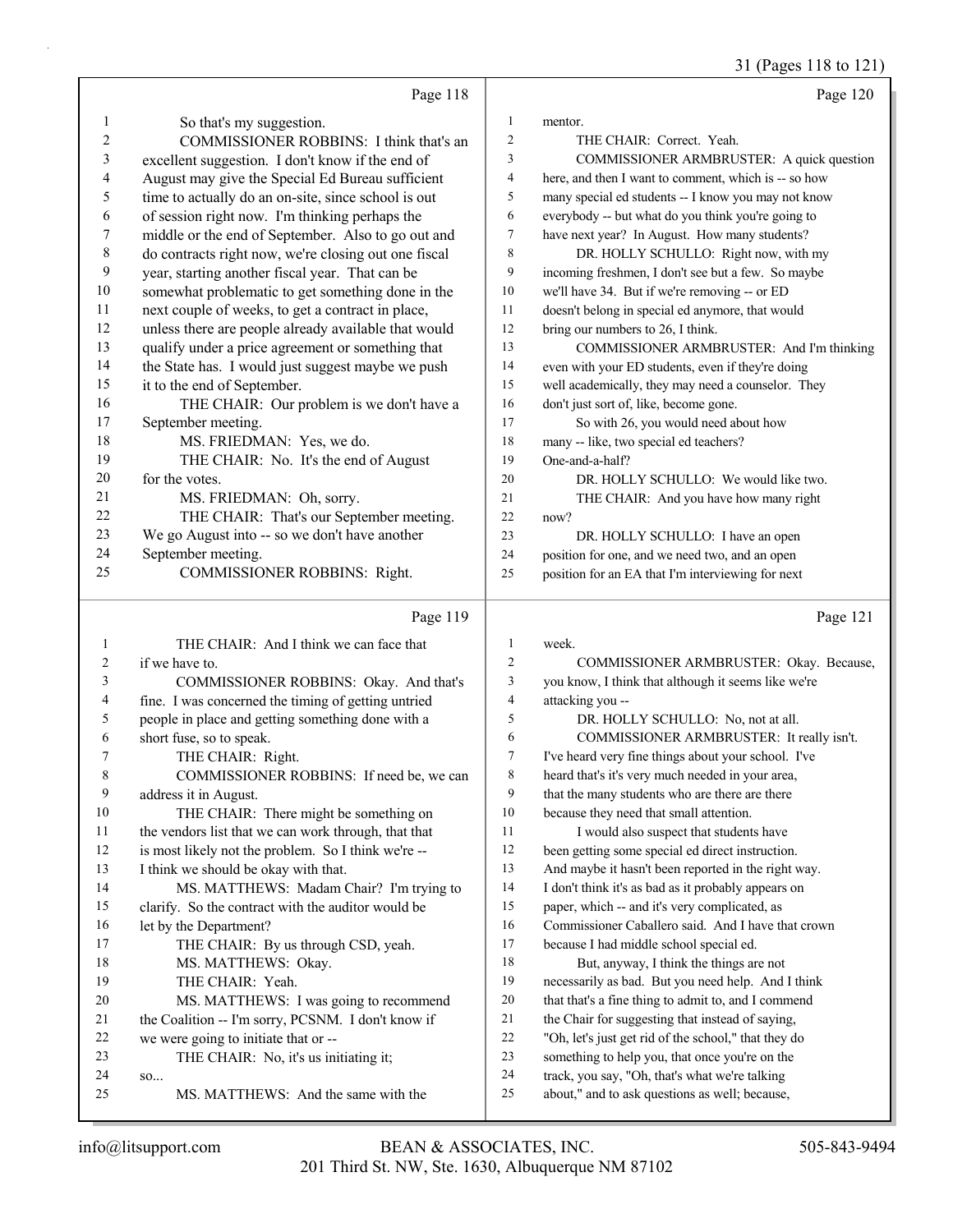Page 118

1 So that's my suggestion.
2 COMMISSIONER ROBBINS: I think that's an
3 excellent suggestion. I don't know if the end of
4 August may give the Special Ed Bureau sufficient
5 time to actually do an on-site, since school is out
6 of session right now. I'm thinking perhaps the
7 middle or the end of September. Also to go out and
8 do contracts right now, we're closing out one fiscal
9 year, starting another fiscal year. That can be
10 somewhat problematic to get something done in the
11 next couple of weeks, to get a contract in place,
12 unless there are people already available that would
13 qualify under a price agreement or something that
14 the State has. I would just suggest maybe we push
15 it to the end of September.
16 THE CHAIR: Our problem is we don't have a
17 September meeting.
18 MS. FRIEDMAN: Yes, we do.
19 THE CHAIR: No. It's the end of August
20 for the votes.
21 MS. FRIEDMAN: Oh, sorry.
22 THE CHAIR: That's our September meeting.
23 We go August into -- so we don't have another
24 September meeting.
25 COMMISSIONER ROBBINS: Right.

Page 119

1 THE CHAIR: And I think we can face that
2 if we have to.
3 COMMISSIONER ROBBINS: Okay. And that's
4 fine. I was concerned the timing of getting untried
5 people in place and getting something done with a
6 short fuse, so to speak.
7 THE CHAIR: Right.
8 COMMISSIONER ROBBINS: If need be, we can
9 address it in August.
10 THE CHAIR: There might be something on
11 the vendors list that we can work through, that that
12 is most likely not the problem. So I think we're --
13 I think we should be okay with that.
14 MS. MATTHEWS: Madam Chair? I'm trying to
15 clarify. So the contract with the auditor would be
16 let by the Department?
17 THE CHAIR: By us through CSD, yeah.
18 MS. MATTHEWS: Okay.
19 THE CHAIR: Yeah.
20 MS. MATTHEWS: I was going to recommend
21 the Coalition -- I'm sorry, PCSNM. I don't know if
22 we were going to initiate that or --
23 THE CHAIR: No, it's us initiating it;
24 so...
25 MS. MATTHEWS: And the same with the

Page 120

1 mentor.
2 THE CHAIR: Correct. Yeah.
3 COMMISSIONER ARMBRUSTER: A quick question
4 here, and then I want to comment, which is -- so how
5 many special ed students -- I know you may not know
6 everybody -- but what do you think you're going to
7 have next year? In August. How many students?
8 DR. HOLLY SCHULLO: Right now, with my
9 incoming freshmen, I don't see but a few. So maybe
10 we'll have 34. But if we're removing -- or ED
11 doesn't belong in special ed anymore, that would
12 bring our numbers to 26, I think.
13 COMMISSIONER ARMBRUSTER: And I'm thinking
14 even with your ED students, even if they're doing
15 well academically, they may need a counselor. They
16 don't just sort of, like, become gone.
17 So with 26, you would need about how
18 many -- like, two special ed teachers?
19 One-and-a-half?
20 DR. HOLLY SCHULLO: We would like two.
21 THE CHAIR: And you have how many right
22 now?
23 DR. HOLLY SCHULLO: I have an open
24 position for one, and we need two, and an open
25 position for an EA that I'm interviewing for next

Page 121

1 week.
2 COMMISSIONER ARMBRUSTER: Okay. Because,
3 you know, I think that although it seems like we're
4 attacking you --
5 DR. HOLLY SCHULLO: No, not at all.
6 COMMISSIONER ARMBRUSTER: It really isn't.
7 I've heard very fine things about your school. I've
8 heard that's it's very much needed in your area,
9 that the many students who are there are there
10 because they need that small attention.
11 I would also suspect that students have
12 been getting some special ed direct instruction.
13 And maybe it hasn't been reported in the right way.
14 I don't think it's as bad as it probably appears on
15 paper, which -- and it's very complicated, as
16 Commissioner Caballero said. And I have that crown
17 because I had middle school special ed.
18 But, anyway, I think the things are not
19 necessarily as bad. But you need help. And I think
20 that that's a fine thing to admit to, and I commend
21 the Chair for suggesting that instead of saying,
22 "Oh, let's just get rid of the school," that they do
23 something to help you, that once you're on the
24 track, you say, "Oh, that's what we're talking
25 about," and to ask questions as well; because,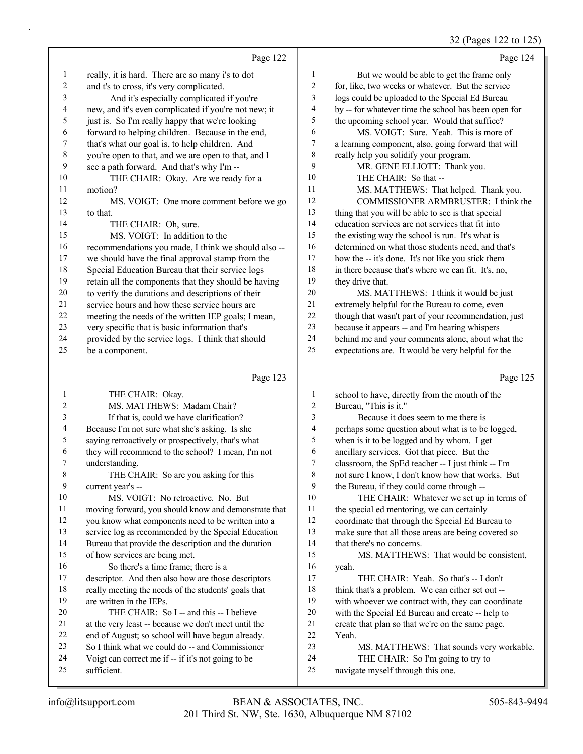Page 122

really, it is hard. There are so many i's to dot and t's to cross, it's very complicated.

And it's especially complicated if you're new, and it's even complicated if you're not new; it just is. So I'm really happy that we're looking forward to helping children. Because in the end, that's what our goal is, to help children. And you're open to that, and we are open to that, and I see a path forward. And that's why I'm --

THE CHAIR: Okay. Are we ready for a motion?

MS. VOIGT: One more comment before we go to that.

THE CHAIR: Oh, sure.

MS. VOIGT: In addition to the recommendations you made, I think we should also -- we should have the final approval stamp from the Special Education Bureau that their service logs retain all the components that they should be having to verify the durations and descriptions of their service hours and how these service hours are meeting the needs of the written IEP goals; I mean, very specific that is basic information that's provided by the service logs. I think that should be a component.

Page 123

THE CHAIR: Okay.

MS. MATTHEWS: Madam Chair?

If that is, could we have clarification? Because I'm not sure what she's asking. Is she saying retroactively or prospectively, that's what they will recommend to the school? I mean, I'm not understanding.

THE CHAIR: So are you asking for this current year's --

MS. VOIGT: No retroactive. No. But moving forward, you should know and demonstrate that you know what components need to be written into a service log as recommended by the Special Education Bureau that provide the description and the duration of how services are being met.

So there's a time frame; there is a descriptor. And then also how are those descriptors really meeting the needs of the students' goals that are written in the IEPs.

THE CHAIR: So I -- and this -- I believe at the very least -- because we don't meet until the end of August; so school will have begun already. So I think what we could do -- and Commissioner Voigt can correct me if -- if it's not going to be sufficient.

Page 124

But we would be able to get the frame only for, like, two weeks or whatever. But the service logs could be uploaded to the Special Ed Bureau by -- for whatever time the school has been open for the upcoming school year. Would that suffice?

MS. VOIGT: Sure. Yeah. This is more of a learning component, also, going forward that will really help you solidify your program.

MR. GENE ELLIOTT: Thank you.

THE CHAIR: So that --

MS. MATTHEWS: That helped. Thank you.

COMMISSIONER ARMBRUSTER: I think the thing that you will be able to see is that special education services are not services that fit into the existing way the school is run. It's what is determined on what those students need, and that's how the -- it's done. It's not like you stick them in there because that's where we can fit. It's, no, they drive that.

MS. MATTHEWS: I think it would be just extremely helpful for the Bureau to come, even though that wasn't part of your recommendation, just because it appears -- and I'm hearing whispers behind me and your comments alone, about what the expectations are. It would be very helpful for the

Page 125

school to have, directly from the mouth of the Bureau, "This is it."

Because it does seem to me there is perhaps some question about what is to be logged, when is it to be logged and by whom. I get ancillary services. Got that piece. But the classroom, the SpEd teacher -- I just think -- I'm not sure I know, I don't know how that works. But the Bureau, if they could come through --

THE CHAIR: Whatever we set up in terms of the special ed mentoring, we can certainly coordinate that through the Special Ed Bureau to make sure that all those areas are being covered so that there's no concerns.

MS. MATTHEWS: That would be consistent, yeah.

THE CHAIR: Yeah. So that's -- I don't think that's a problem. We can either set out -- with whoever we contract with, they can coordinate with the Special Ed Bureau and create -- help to create that plan so that we're on the same page. Yeah.

MS. MATTHEWS: That sounds very workable.

THE CHAIR: So I'm going to try to navigate myself through this one.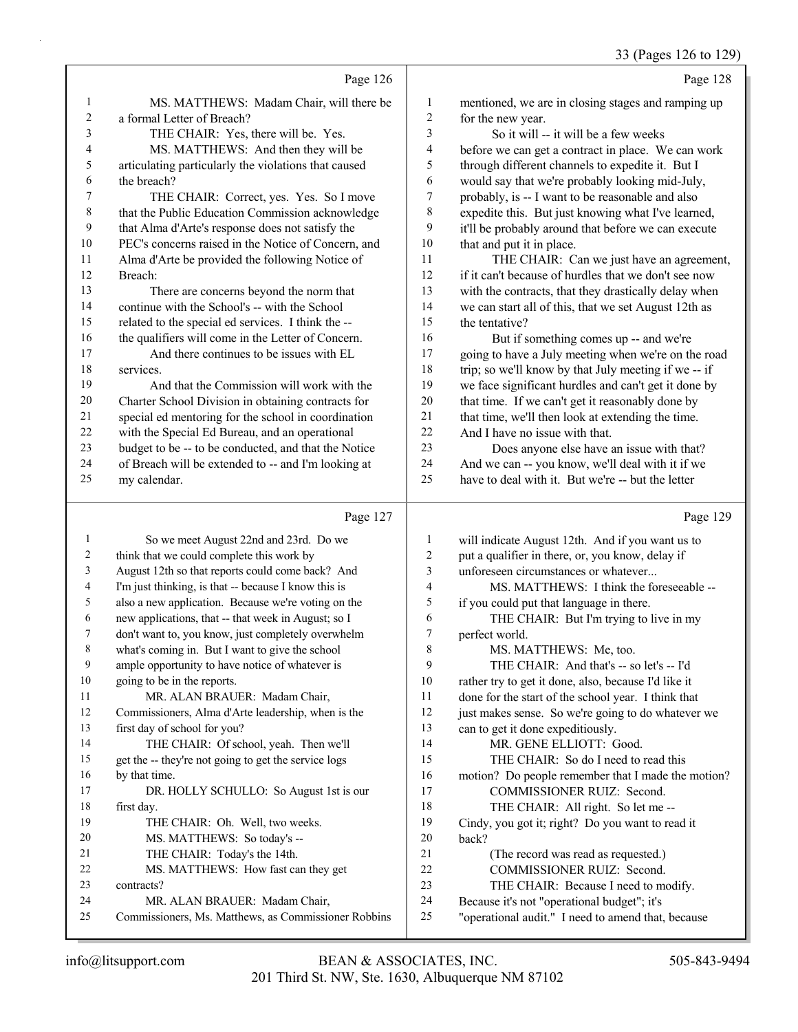Page 126

1 MS. MATTHEWS: Madam Chair, will there be
2 a formal Letter of Breach?
3 THE CHAIR: Yes, there will be. Yes.
4 MS. MATTHEWS: And then they will be
5 articulating particularly the violations that caused
6 the breach?
7 THE CHAIR: Correct, yes. Yes. So I move
8 that the Public Education Commission acknowledge
9 that Alma d'Arte's response does not satisfy the
10 PEC's concerns raised in the Notice of Concern, and
11 Alma d'Arte be provided the following Notice of
12 Breach:
13 There are concerns beyond the norm that
14 continue with the School's -- with the School
15 related to the special ed services. I think the --
16 the qualifiers will come in the Letter of Concern.
17 And there continues to be issues with EL
18 services.
19 And that the Commission will work with the
20 Charter School Division in obtaining contracts for
21 special ed mentoring for the school in coordination
22 with the Special Ed Bureau, and an operational
23 budget to be -- to be conducted, and that the Notice
24 of Breach will be extended to -- and I'm looking at
25 my calendar.

Page 127

1 So we meet August 22nd and 23rd. Do we
2 think that we could complete this work by
3 August 12th so that reports could come back? And
4 I'm just thinking, is that -- because I know this is
5 also a new application. Because we're voting on the
6 new applications, that -- that week in August; so I
7 don't want to, you know, just completely overwhelm
8 what's coming in. But I want to give the school
9 ample opportunity to have notice of whatever is
10 going to be in the reports.
11 MR. ALAN BRAUER: Madam Chair,
12 Commissioners, Alma d'Arte leadership, when is the
13 first day of school for you?
14 THE CHAIR: Of school, yeah. Then we'll
15 get the -- they're not going to get the service logs
16 by that time.
17 DR. HOLLY SCHULLO: So August 1st is our
18 first day.
19 THE CHAIR: Oh. Well, two weeks.
20 MS. MATTHEWS: So today's --
21 THE CHAIR: Today's the 14th.
22 MS. MATTHEWS: How fast can they get
23 contracts?
24 MR. ALAN BRAUER: Madam Chair,
25 Commissioners, Ms. Matthews, as Commissioner Robbins

Page 128

1 mentioned, we are in closing stages and ramping up
2 for the new year.
3 So it will -- it will be a few weeks
4 before we can get a contract in place. We can work
5 through different channels to expedite it. But I
6 would say that we're probably looking mid-July,
7 probably, is -- I want to be reasonable and also
8 expedite this. But just knowing what I've learned,
9 it'll be probably around that before we can execute
10 that and put it in place.
11 THE CHAIR: Can we just have an agreement,
12 if it can't because of hurdles that we don't see now
13 with the contracts, that they drastically delay when
14 we can start all of this, that we set August 12th as
15 the tentative?
16 But if something comes up -- and we're
17 going to have a July meeting when we're on the road
18 trip; so we'll know by that July meeting if we -- if
19 we face significant hurdles and can't get it done by
20 that time. If we can't get it reasonably done by
21 that time, we'll then look at extending the time.
22 And I have no issue with that.
23 Does anyone else have an issue with that?
24 And we can -- you know, we'll deal with it if we
25 have to deal with it. But we're -- but the letter

Page 129

1 will indicate August 12th. And if you want us to
2 put a qualifier in there, or, you know, delay if
3 unforeseen circumstances or whatever...
4 MS. MATTHEWS: I think the foreseeable --
5 if you could put that language in there.
6 THE CHAIR: But I'm trying to live in my
7 perfect world.
8 MS. MATTHEWS: Me, too.
9 THE CHAIR: And that's -- so let's -- I'd
10 rather try to get it done, also, because I'd like it
11 done for the start of the school year. I think that
12 just makes sense. So we're going to do whatever we
13 can to get it done expeditiously.
14 MR. GENE ELLIOTT: Good.
15 THE CHAIR: So do I need to read this
16 motion? Do people remember that I made the motion?
17 COMMISSIONER RUIZ: Second.
18 THE CHAIR: All right. So let me --
19 Cindy, you got it; right? Do you want to read it
20 back?
21 (The record was read as requested.)
22 COMMISSIONER RUIZ: Second.
23 THE CHAIR: Because I need to modify.
24 Because it's not "operational budget"; it's
25 "operational audit." I need to amend that, because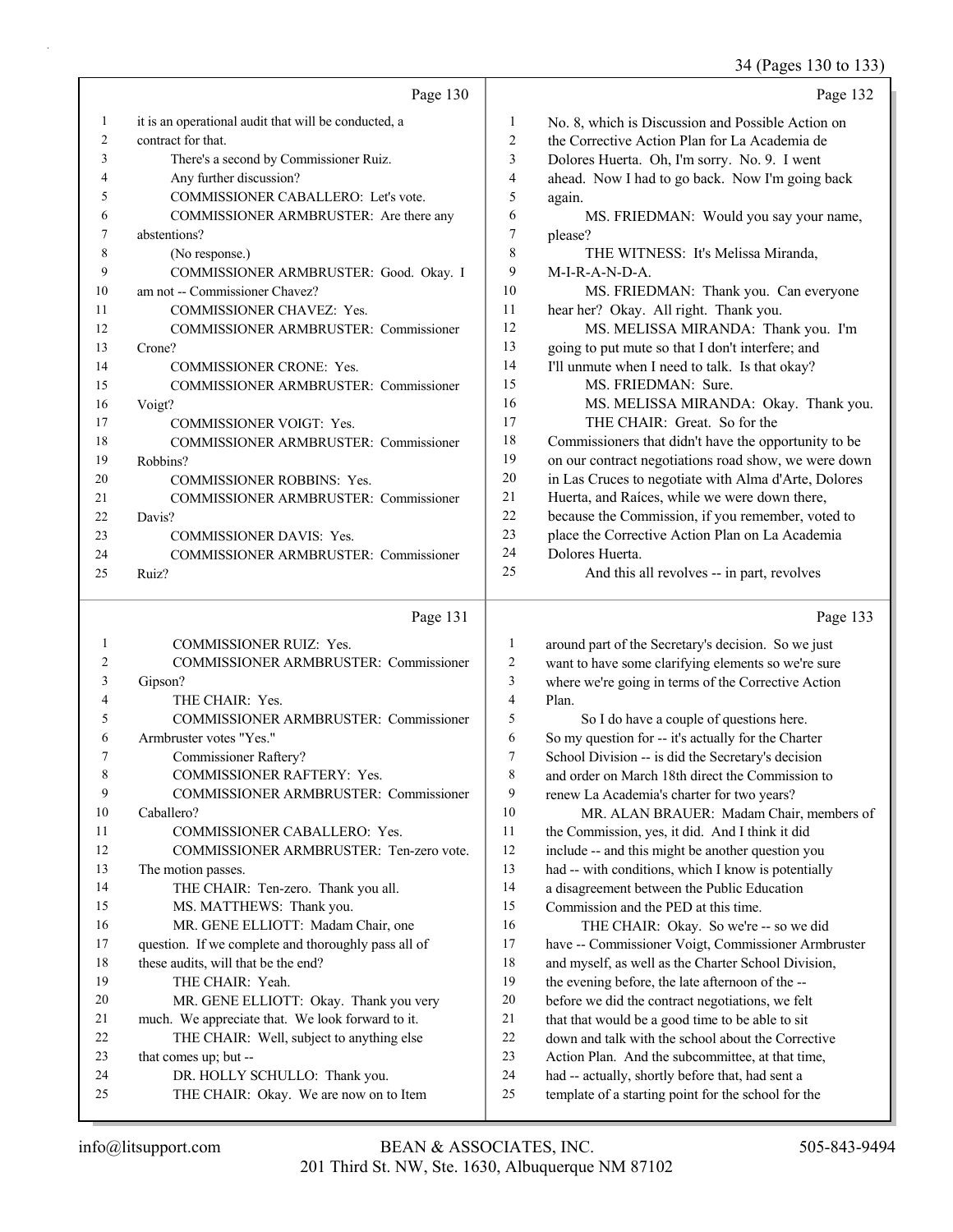Page 130

1 it is an operational audit that will be conducted, a
2 contract for that.
3 There's a second by Commissioner Ruiz.
4 Any further discussion?
5 COMMISSIONER CABALLERO: Let's vote.
6 COMMISSIONER ARMBRUSTER: Are there any
7 abstentions?
8 (No response.)
9 COMMISSIONER ARMBRUSTER: Good. Okay. I
10 am not -- Commissioner Chavez?
11 COMMISSIONER CHAVEZ: Yes.
12 COMMISSIONER ARMBRUSTER: Commissioner
13 Crone?
14 COMMISSIONER CRONE: Yes.
15 COMMISSIONER ARMBRUSTER: Commissioner
16 Voigt?
17 COMMISSIONER VOIGT: Yes.
18 COMMISSIONER ARMBRUSTER: Commissioner
19 Robbins?
20 COMMISSIONER ROBBINS: Yes.
21 COMMISSIONER ARMBRUSTER: Commissioner
22 Davis?
23 COMMISSIONER DAVIS: Yes.
24 COMMISSIONER ARMBRUSTER: Commissioner
25 Ruiz?

Page 131

1 COMMISSIONER RUIZ: Yes.
2 COMMISSIONER ARMBRUSTER: Commissioner
3 Gipson?
4 THE CHAIR: Yes.
5 COMMISSIONER ARMBRUSTER: Commissioner
6 Armbruster votes "Yes."
7 Commissioner Raftery?
8 COMMISSIONER RAFTERY: Yes.
9 COMMISSIONER ARMBRUSTER: Commissioner
10 Caballero?
11 COMMISSIONER CABALLERO: Yes.
12 COMMISSIONER ARMBRUSTER: Ten-zero vote.
13 The motion passes.
14 THE CHAIR: Ten-zero. Thank you all.
15 MS. MATTHEWS: Thank you.
16 MR. GENE ELLIOTT: Madam Chair, one
17 question. If we complete and thoroughly pass all of
18 these audits, will that be the end?
19 THE CHAIR: Yeah.
20 MR. GENE ELLIOTT: Okay. Thank you very
21 much. We appreciate that. We look forward to it.
22 THE CHAIR: Well, subject to anything else
23 that comes up; but --
24 DR. HOLLY SCHULLO: Thank you.
25 THE CHAIR: Okay. We are now on to Item

Page 132

1 No. 8, which is Discussion and Possible Action on
2 the Corrective Action Plan for La Academia de
3 Dolores Huerta. Oh, I'm sorry. No. 9. I went
4 ahead. Now I had to go back. Now I'm going back
5 again.
6 MS. FRIEDMAN: Would you say your name,
7 please?
8 THE WITNESS: It's Melissa Miranda,
9 M-I-R-A-N-D-A.
10 MS. FRIEDMAN: Thank you. Can everyone
11 hear her? Okay. All right. Thank you.
12 MS. MELISSA MIRANDA: Thank you. I'm
13 going to put mute so that I don't interfere; and
14 I'll unmute when I need to talk. Is that okay?
15 MS. FRIEDMAN: Sure.
16 MS. MELISSA MIRANDA: Okay. Thank you.
17 THE CHAIR: Great. So for the
18 Commissioners that didn't have the opportunity to be
19 on our contract negotiations road show, we were down
20 in Las Cruces to negotiate with Alma d'Arte, Dolores
21 Huerta, and Raíces, while we were down there,
22 because the Commission, if you remember, voted to
23 place the Corrective Action Plan on La Academia
24 Dolores Huerta.
25 And this all revolves -- in part, revolves

Page 133

1 around part of the Secretary's decision. So we just
2 want to have some clarifying elements so we're sure
3 where we're going in terms of the Corrective Action
4 Plan.
5 So I do have a couple of questions here.
6 So my question for -- it's actually for the Charter
7 School Division -- is did the Secretary's decision
8 and order on March 18th direct the Commission to
9 renew La Academia's charter for two years?
10 MR. ALAN BRAUER: Madam Chair, members of
11 the Commission, yes, it did. And I think it did
12 include -- and this might be another question you
13 had -- with conditions, which I know is potentially
14 a disagreement between the Public Education
15 Commission and the PED at this time.
16 THE CHAIR: Okay. So we're -- so we did
17 have -- Commissioner Voigt, Commissioner Armbruster
18 and myself, as well as the Charter School Division,
19 the evening before, the late afternoon of the --
20 before we did the contract negotiations, we felt
21 that that would be a good time to be able to sit
22 down and talk with the school about the Corrective
23 Action Plan. And the subcommittee, at that time,
24 had -- actually, shortly before that, had sent a
25 template of a starting point for the school for the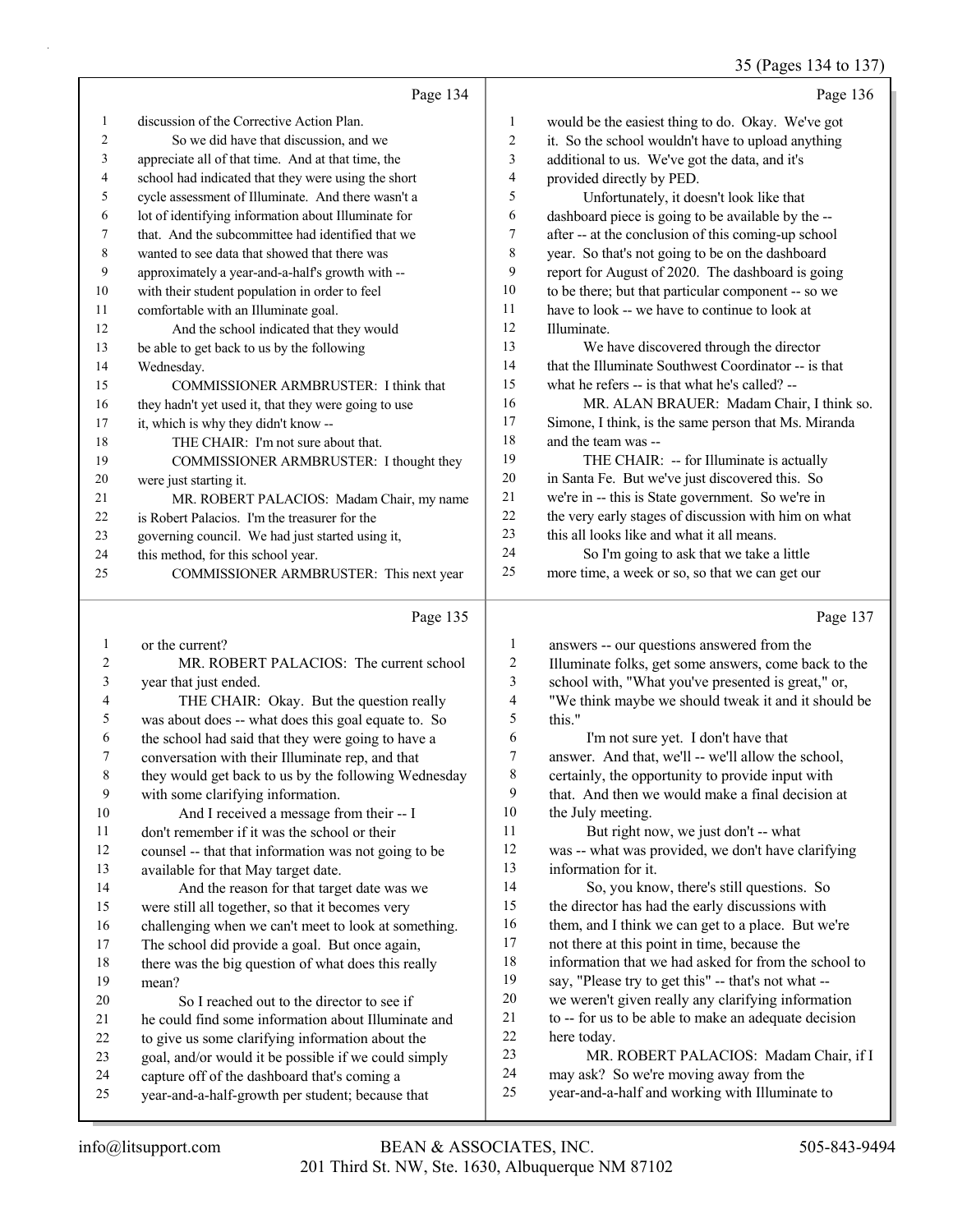Page 134

1 discussion of the Corrective Action Plan.
2 So we did have that discussion, and we
3 appreciate all of that time. And at that time, the
4 school had indicated that they were using the short
5 cycle assessment of Illuminate. And there wasn't a
6 lot of identifying information about Illuminate for
7 that. And the subcommittee had identified that we
8 wanted to see data that showed that there was
9 approximately a year-and-a-half's growth with --
10 with their student population in order to feel
11 comfortable with an Illuminate goal.
12 And the school indicated that they would
13 be able to get back to us by the following
14 Wednesday.
15 COMMISSIONER ARMBRUSTER: I think that
16 they hadn't yet used it, that they were going to use
17 it, which is why they didn't know --
18 THE CHAIR: I'm not sure about that.
19 COMMISSIONER ARMBRUSTER: I thought they
20 were just starting it.
21 MR. ROBERT PALACIOS: Madam Chair, my name
22 is Robert Palacios. I'm the treasurer for the
23 governing council. We had just started using it,
24 this method, for this school year.
25 COMMISSIONER ARMBRUSTER: This next year

Page 135

1 or the current?
2 MR. ROBERT PALACIOS: The current school
3 year that just ended.
4 THE CHAIR: Okay. But the question really
5 was about does -- what does this goal equate to. So
6 the school had said that they were going to have a
7 conversation with their Illuminate rep, and that
8 they would get back to us by the following Wednesday
9 with some clarifying information.
10 And I received a message from their -- I
11 don't remember if it was the school or their
12 counsel -- that that information was not going to be
13 available for that May target date.
14 And the reason for that target date was we
15 were still all together, so that it becomes very
16 challenging when we can't meet to look at something.
17 The school did provide a goal. But once again,
18 there was the big question of what does this really
19 mean?
20 So I reached out to the director to see if
21 he could find some information about Illuminate and
22 to give us some clarifying information about the
23 goal, and/or would it be possible if we could simply
24 capture off of the dashboard that's coming a
25 year-and-a-half-growth per student; because that

Page 136

1 would be the easiest thing to do. Okay. We've got
2 it. So the school wouldn't have to upload anything
3 additional to us. We've got the data, and it's
4 provided directly by PED.
5 Unfortunately, it doesn't look like that
6 dashboard piece is going to be available by the --
7 after -- at the conclusion of this coming-up school
8 year. So that's not going to be on the dashboard
9 report for August of 2020. The dashboard is going
10 to be there; but that particular component -- so we
11 have to look -- we have to continue to look at
12 Illuminate.
13 We have discovered through the director
14 that the Illuminate Southwest Coordinator -- is that
15 what he refers -- is that what he's called? --
16 MR. ALAN BRAUER: Madam Chair, I think so.
17 Simone, I think, is the same person that Ms. Miranda
18 and the team was --
19 THE CHAIR: -- for Illuminate is actually
20 in Santa Fe. But we've just discovered this. So
21 we're in -- this is State government. So we're in
22 the very early stages of discussion with him on what
23 this all looks like and what it all means.
24 So I'm going to ask that we take a little
25 more time, a week or so, so that we can get our

Page 137

1 answers -- our questions answered from the
2 Illuminate folks, get some answers, come back to the
3 school with, "What you've presented is great," or,
4 "We think maybe we should tweak it and it should be
5 this."
6 I'm not sure yet. I don't have that
7 answer. And that, we'll -- we'll allow the school,
8 certainly, the opportunity to provide input with
9 that. And then we would make a final decision at
10 the July meeting.
11 But right now, we just don't -- what
12 was -- what was provided, we don't have clarifying
13 information for it.
14 So, you know, there's still questions. So
15 the director has had the early discussions with
16 them, and I think we can get to a place. But we're
17 not there at this point in time, because the
18 information that we had asked for from the school to
19 say, "Please try to get this" -- that's not what --
20 we weren't given really any clarifying information
21 to -- for us to be able to make an adequate decision
22 here today.
23 MR. ROBERT PALACIOS: Madam Chair, if I
24 may ask? So we're moving away from the
25 year-and-a-half and working with Illuminate to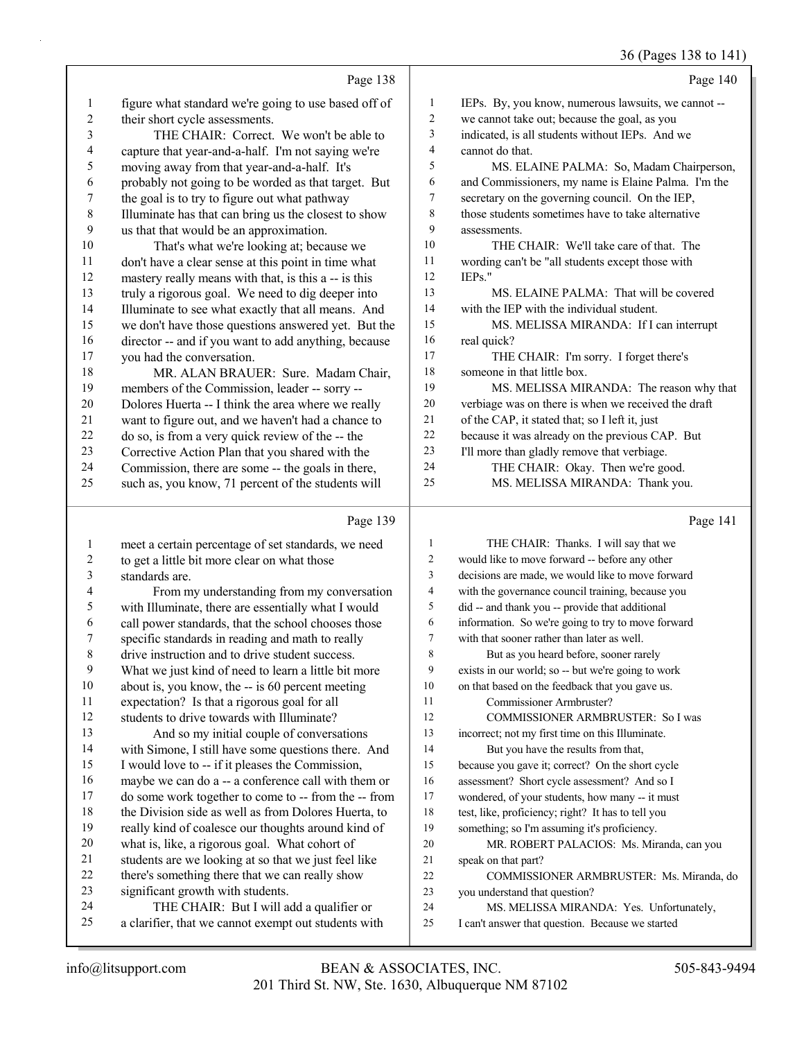Page 138

1 figure what standard we're going to use based off of
2 their short cycle assessments.
3 THE CHAIR: Correct. We won't be able to
4 capture that year-and-a-half. I'm not saying we're
5 moving away from that year-and-a-half. It's
6 probably not going to be worded as that target. But
7 the goal is to try to figure out what pathway
8 Illuminate has that can bring us the closest to show
9 us that that would be an approximation.
10 That's what we're looking at; because we
11 don't have a clear sense at this point in time what
12 mastery really means with that, is this a -- is this
13 truly a rigorous goal. We need to dig deeper into
14 Illuminate to see what exactly that all means. And
15 we don't have those questions answered yet. But the
16 director -- and if you want to add anything, because
17 you had the conversation.
18 MR. ALAN BRAUER: Sure. Madam Chair,
19 members of the Commission, leader -- sorry --
20 Dolores Huerta -- I think the area where we really
21 want to figure out, and we haven't had a chance to
22 do so, is from a very quick review of the -- the
23 Corrective Action Plan that you shared with the
24 Commission, there are some -- the goals in there,
25 such as, you know, 71 percent of the students will

Page 139

1 meet a certain percentage of set standards, we need
2 to get a little bit more clear on what those
3 standards are.
4 From my understanding from my conversation
5 with Illuminate, there are essentially what I would
6 call power standards, that the school chooses those
7 specific standards in reading and math to really
8 drive instruction and to drive student success.
9 What we just kind of need to learn a little bit more
10 about is, you know, the -- is 60 percent meeting
11 expectation? Is that a rigorous goal for all
12 students to drive towards with Illuminate?
13 And so my initial couple of conversations
14 with Simone, I still have some questions there. And
15 I would love to -- if it pleases the Commission,
16 maybe we can do a -- a conference call with them or
17 do some work together to come to -- from the -- from
18 the Division side as well as from Dolores Huerta, to
19 really kind of coalesce our thoughts around kind of
20 what is, like, a rigorous goal. What cohort of
21 students are we looking at so that we just feel like
22 there's something there that we can really show
23 significant growth with students.
24 THE CHAIR: But I will add a qualifier or
25 a clarifier, that we cannot exempt out students with

Page 140

1 IEPs. By, you know, numerous lawsuits, we cannot --
2 we cannot take out; because the goal, as you
3 indicated, is all students without IEPs. And we
4 cannot do that.
5 MS. ELAINE PALMA: So, Madam Chairperson,
6 and Commissioners, my name is Elaine Palma. I'm the
7 secretary on the governing council. On the IEP,
8 those students sometimes have to take alternative
9 assessments.
10 THE CHAIR: We'll take care of that. The
11 wording can't be "all students except those with
12 IEPs."
13 MS. ELAINE PALMA: That will be covered
14 with the IEP with the individual student.
15 MS. MELISSA MIRANDA: If I can interrupt
16 real quick?
17 THE CHAIR: I'm sorry. I forget there's
18 someone in that little box.
19 MS. MELISSA MIRANDA: The reason why that
20 verbiage was on there is when we received the draft
21 of the CAP, it stated that; so I left it, just
22 because it was already on the previous CAP. But
23 I'll more than gladly remove that verbiage.
24 THE CHAIR: Okay. Then we're good.
25 MS. MELISSA MIRANDA: Thank you.

Page 141

1 THE CHAIR: Thanks. I will say that we
2 would like to move forward -- before any other
3 decisions are made, we would like to move forward
4 with the governance council training, because you
5 did -- and thank you -- provide that additional
6 information. So we're going to try to move forward
7 with that sooner rather than later as well.
8 But as you heard before, sooner rarely
9 exists in our world; so -- but we're going to work
10 on that based on the feedback that you gave us.
11 Commissioner Armbruster?
12 COMMISSIONER ARMBRUSTER: So I was
13 incorrect; not my first time on this Illuminate.
14 But you have the results from that,
15 because you gave it; correct? On the short cycle
16 assessment? Short cycle assessment? And so I
17 wondered, of your students, how many -- it must
18 test, like, proficiency; right? It has to tell you
19 something; so I'm assuming it's proficiency.
20 MR. ROBERT PALACIOS: Ms. Miranda, can you
21 speak on that part?
22 COMMISSIONER ARMBRUSTER: Ms. Miranda, do
23 you understand that question?
24 MS. MELISSA MIRANDA: Yes. Unfortunately,
25 I can't answer that question. Because we started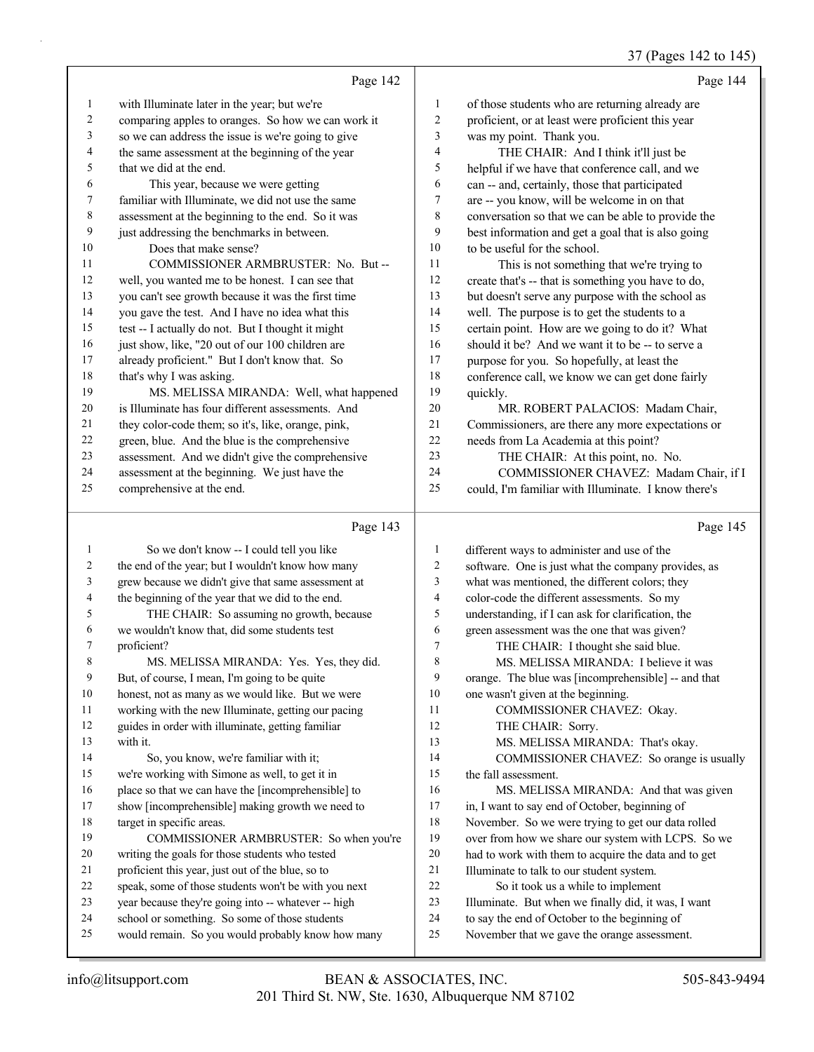## Page 142

with Illuminate later in the year; but we're comparing apples to oranges. So how we can work it so we can address the issue is we're going to give the same assessment at the beginning of the year that we did at the end.

This year, because we were getting familiar with Illuminate, we did not use the same assessment at the beginning to the end. So it was just addressing the benchmarks in between.

Does that make sense?

COMMISSIONER ARMBRUSTER: No. But -- well, you wanted me to be honest. I can see that you can't see growth because it was the first time you gave the test. And I have no idea what this test -- I actually do not. But I thought it might just show, like, "20 out of our 100 children are already proficient." But I don't know that. So that's why I was asking.

MS. MELISSA MIRANDA: Well, what happened is Illuminate has four different assessments. And they color-code them; so it's, like, orange, pink, green, blue. And the blue is the comprehensive assessment. And we didn't give the comprehensive assessment at the beginning. We just have the comprehensive at the end.

## Page 143

So we don't know -- I could tell you like the end of the year; but I wouldn't know how many grew because we didn't give that same assessment at the beginning of the year that we did to the end.

THE CHAIR: So assuming no growth, because we wouldn't know that, did some students test proficient?

MS. MELISSA MIRANDA: Yes. Yes, they did. But, of course, I mean, I'm going to be quite honest, not as many as we would like. But we were working with the new Illuminate, getting our pacing guides in order with illuminate, getting familiar with it.

So, you know, we're familiar with it; we're working with Simone as well, to get it in place so that we can have the [incomprehensible] to show [incomprehensible] making growth we need to target in specific areas.

COMMISSIONER ARMBRUSTER: So when you're writing the goals for those students who tested proficient this year, just out of the blue, so to speak, some of those students won't be with you next year because they're going into -- whatever -- high school or something. So some of those students would remain. So you would probably know how many

## Page 144

of those students who are returning already are proficient, or at least were proficient this year was my point. Thank you.

THE CHAIR: And I think it'll just be helpful if we have that conference call, and we can -- and, certainly, those that participated are -- you know, will be welcome in on that conversation so that we can be able to provide the best information and get a goal that is also going to be useful for the school.

This is not something that we're trying to create that's -- that is something you have to do, but doesn't serve any purpose with the school as well. The purpose is to get the students to a certain point. How are we going to do it? What should it be? And we want it to be -- to serve a purpose for you. So hopefully, at least the conference call, we know we can get done fairly quickly.

MR. ROBERT PALACIOS: Madam Chair, Commissioners, are there any more expectations or needs from La Academia at this point?

THE CHAIR: At this point, no. No.

COMMISSIONER CHAVEZ: Madam Chair, if I could, I'm familiar with Illuminate. I know there's

## Page 145

different ways to administer and use of the software. One is just what the company provides, as what was mentioned, the different colors; they color-code the different assessments. So my understanding, if I can ask for clarification, the green assessment was the one that was given?

THE CHAIR: I thought she said blue.

MS. MELISSA MIRANDA: I believe it was orange. The blue was [incomprehensible] -- and that one wasn't given at the beginning.

COMMISSIONER CHAVEZ: Okay.

THE CHAIR: Sorry.

MS. MELISSA MIRANDA: That's okay.

COMMISSIONER CHAVEZ: So orange is usually the fall assessment.

MS. MELISSA MIRANDA: And that was given in, I want to say end of October, beginning of November. So we were trying to get our data rolled over from how we share our system with LCPS. So we had to work with them to acquire the data and to get Illuminate to talk to our student system.

So it took us a while to implement Illuminate. But when we finally did, it was, I want to say the end of October to the beginning of November that we gave the orange assessment.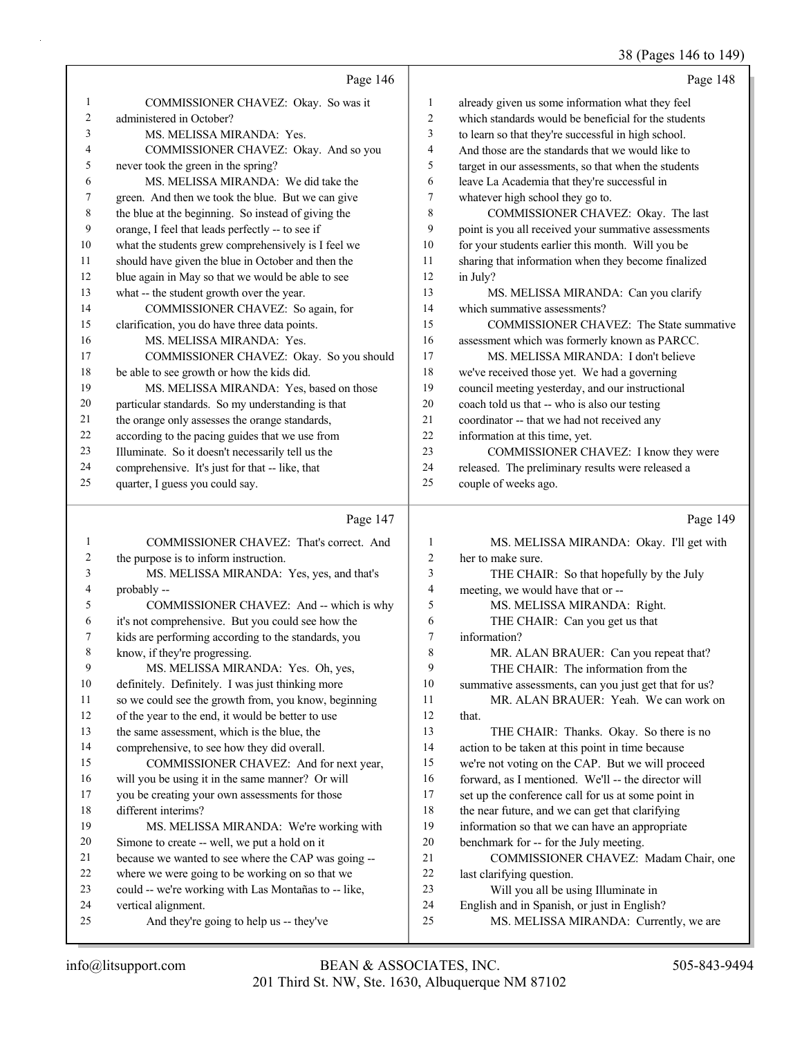Page 146

1 COMMISSIONER CHAVEZ: Okay. So was it
2 administered in October?
3 MS. MELISSA MIRANDA: Yes.
4 COMMISSIONER CHAVEZ: Okay. And so you
5 never took the green in the spring?
6 MS. MELISSA MIRANDA: We did take the
7 green. And then we took the blue. But we can give
8 the blue at the beginning. So instead of giving the
9 orange, I feel that leads perfectly -- to see if
10 what the students grew comprehensively is I feel we
11 should have given the blue in October and then the
12 blue again in May so that we would be able to see
13 what -- the student growth over the year.
14 COMMISSIONER CHAVEZ: So again, for
15 clarification, you do have three data points.
16 MS. MELISSA MIRANDA: Yes.
17 COMMISSIONER CHAVEZ: Okay. So you should
18 be able to see growth or how the kids did.
19 MS. MELISSA MIRANDA: Yes, based on those
20 particular standards. So my understanding is that
21 the orange only assesses the orange standards,
22 according to the pacing guides that we use from
23 Illuminate. So it doesn't necessarily tell us the
24 comprehensive. It's just for that -- like, that
25 quarter, I guess you could say.

Page 147

1 COMMISSIONER CHAVEZ: That's correct. And
2 the purpose is to inform instruction.
3 MS. MELISSA MIRANDA: Yes, yes, and that's
4 probably --
5 COMMISSIONER CHAVEZ: And -- which is why
6 it's not comprehensive. But you could see how the
7 kids are performing according to the standards, you
8 know, if they're progressing.
9 MS. MELISSA MIRANDA: Yes. Oh, yes,
10 definitely. Definitely. I was just thinking more
11 so we could see the growth from, you know, beginning
12 of the year to the end, it would be better to use
13 the same assessment, which is the blue, the
14 comprehensive, to see how they did overall.
15 COMMISSIONER CHAVEZ: And for next year,
16 will you be using it in the same manner? Or will
17 you be creating your own assessments for those
18 different interims?
19 MS. MELISSA MIRANDA: We're working with
20 Simone to create -- well, we put a hold on it
21 because we wanted to see where the CAP was going --
22 where we were going to be working on so that we
23 could -- we're working with Las Montañas to -- like,
24 vertical alignment.
25 And they're going to help us -- they've

Page 148

1 already given us some information what they feel
2 which standards would be beneficial for the students
3 to learn so that they're successful in high school.
4 And those are the standards that we would like to
5 target in our assessments, so that when the students
6 leave La Academia that they're successful in
7 whatever high school they go to.
8 COMMISSIONER CHAVEZ: Okay. The last
9 point is you all received your summative assessments
10 for your students earlier this month. Will you be
11 sharing that information when they become finalized
12 in July?
13 MS. MELISSA MIRANDA: Can you clarify
14 which summative assessments?
15 COMMISSIONER CHAVEZ: The State summative
16 assessment which was formerly known as PARCC.
17 MS. MELISSA MIRANDA: I don't believe
18 we've received those yet. We had a governing
19 council meeting yesterday, and our instructional
20 coach told us that -- who is also our testing
21 coordinator -- that we had not received any
22 information at this time, yet.
23 COMMISSIONER CHAVEZ: I know they were
24 released. The preliminary results were released a
25 couple of weeks ago.

Page 149

1 MS. MELISSA MIRANDA: Okay. I'll get with
2 her to make sure.
3 THE CHAIR: So that hopefully by the July
4 meeting, we would have that or --
5 MS. MELISSA MIRANDA: Right.
6 THE CHAIR: Can you get us that
7 information?
8 MR. ALAN BRAUER: Can you repeat that?
9 THE CHAIR: The information from the
10 summative assessments, can you just get that for us?
11 MR. ALAN BRAUER: Yeah. We can work on
12 that.
13 THE CHAIR: Thanks. Okay. So there is no
14 action to be taken at this point in time because
15 we're not voting on the CAP. But we will proceed
16 forward, as I mentioned. We'll -- the director will
17 set up the conference call for us at some point in
18 the near future, and we can get that clarifying
19 information so that we can have an appropriate
20 benchmark for -- for the July meeting.
21 COMMISSIONER CHAVEZ: Madam Chair, one
22 last clarifying question.
23 Will you all be using Illuminate in
24 English and in Spanish, or just in English?
25 MS. MELISSA MIRANDA: Currently, we are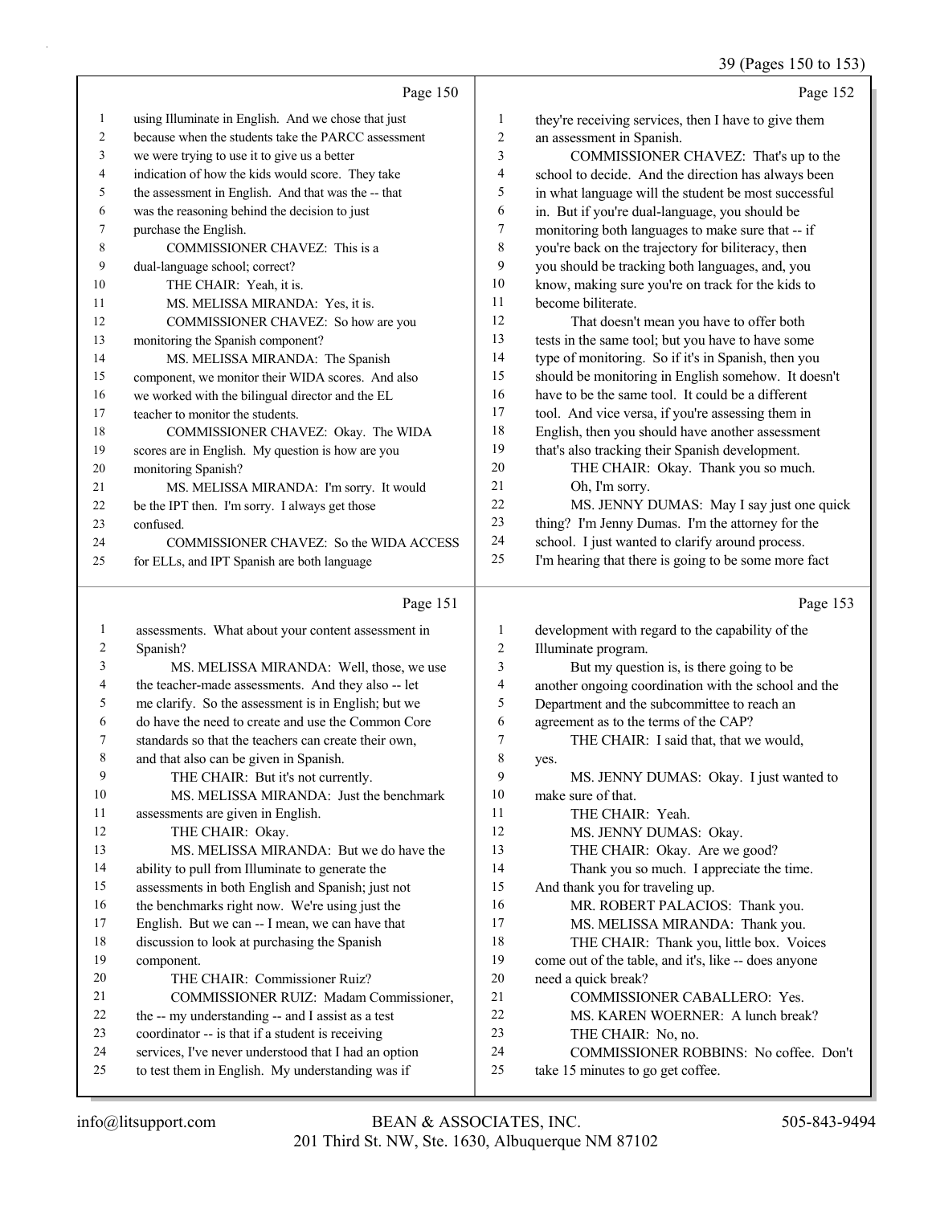Page 150

1 using Illuminate in English. And we chose that just
2 because when the students take the PARCC assessment
3 we were trying to use it to give us a better
4 indication of how the kids would score. They take
5 the assessment in English. And that was the -- that
6 was the reasoning behind the decision to just
7 purchase the English.
8 COMMISSIONER CHAVEZ: This is a
9 dual-language school; correct?
10 THE CHAIR: Yeah, it is.
11 MS. MELISSA MIRANDA: Yes, it is.
12 COMMISSIONER CHAVEZ: So how are you
13 monitoring the Spanish component?
14 MS. MELISSA MIRANDA: The Spanish
15 component, we monitor their WIDA scores. And also
16 we worked with the bilingual director and the EL
17 teacher to monitor the students.
18 COMMISSIONER CHAVEZ: Okay. The WIDA
19 scores are in English. My question is how are you
20 monitoring Spanish?
21 MS. MELISSA MIRANDA: I'm sorry. It would
22 be the IPT then. I'm sorry. I always get those
23 confused.
24 COMMISSIONER CHAVEZ: So the WIDA ACCESS
25 for ELLs, and IPT Spanish are both language

Page 151

1 assessments. What about your content assessment in
2 Spanish?
3 MS. MELISSA MIRANDA: Well, those, we use
4 the teacher-made assessments. And they also -- let
5 me clarify. So the assessment is in English; but we
6 do have the need to create and use the Common Core
7 standards so that the teachers can create their own,
8 and that also can be given in Spanish.
9 THE CHAIR: But it's not currently.
10 MS. MELISSA MIRANDA: Just the benchmark
11 assessments are given in English.
12 THE CHAIR: Okay.
13 MS. MELISSA MIRANDA: But we do have the
14 ability to pull from Illuminate to generate the
15 assessments in both English and Spanish; just not
16 the benchmarks right now. We're using just the
17 English. But we can -- I mean, we can have that
18 discussion to look at purchasing the Spanish
19 component.
20 THE CHAIR: Commissioner Ruiz?
21 COMMISSIONER RUIZ: Madam Commissioner,
22 the -- my understanding -- and I assist as a test
23 coordinator -- is that if a student is receiving
24 services, I've never understood that I had an option
25 to test them in English. My understanding was if

Page 152

1 they're receiving services, then I have to give them
2 an assessment in Spanish.
3 COMMISSIONER CHAVEZ: That's up to the
4 school to decide. And the direction has always been
5 in what language will the student be most successful
6 in. But if you're dual-language, you should be
7 monitoring both languages to make sure that -- if
8 you're back on the trajectory for biliteracy, then
9 you should be tracking both languages, and, you
10 know, making sure you're on track for the kids to
11 become biliterate.
12 That doesn't mean you have to offer both
13 tests in the same tool; but you have to have some
14 type of monitoring. So if it's in Spanish, then you
15 should be monitoring in English somehow. It doesn't
16 have to be the same tool. It could be a different
17 tool. And vice versa, if you're assessing them in
18 English, then you should have another assessment
19 that's also tracking their Spanish development.
20 THE CHAIR: Okay. Thank you so much.
21 Oh, I'm sorry.
22 MS. JENNY DUMAS: May I say just one quick
23 thing? I'm Jenny Dumas. I'm the attorney for the
24 school. I just wanted to clarify around process.
25 I'm hearing that there is going to be some more fact

Page 153

1 development with regard to the capability of the
2 Illuminate program.
3 But my question is, is there going to be
4 another ongoing coordination with the school and the
5 Department and the subcommittee to reach an
6 agreement as to the terms of the CAP?
7 THE CHAIR: I said that, that we would,
8 yes.
9 MS. JENNY DUMAS: Okay. I just wanted to
10 make sure of that.
11 THE CHAIR: Yeah.
12 MS. JENNY DUMAS: Okay.
13 THE CHAIR: Okay. Are we good?
14 Thank you so much. I appreciate the time.
15 And thank you for traveling up.
16 MR. ROBERT PALACIOS: Thank you.
17 MS. MELISSA MIRANDA: Thank you.
18 THE CHAIR: Thank you, little box. Voices
19 come out of the table, and it's, like -- does anyone
20 need a quick break?
21 COMMISSIONER CABALLERO: Yes.
22 MS. KAREN WOERNER: A lunch break?
23 THE CHAIR: No, no.
24 COMMISSIONER ROBBINS: No coffee. Don't
25 take 15 minutes to go get coffee.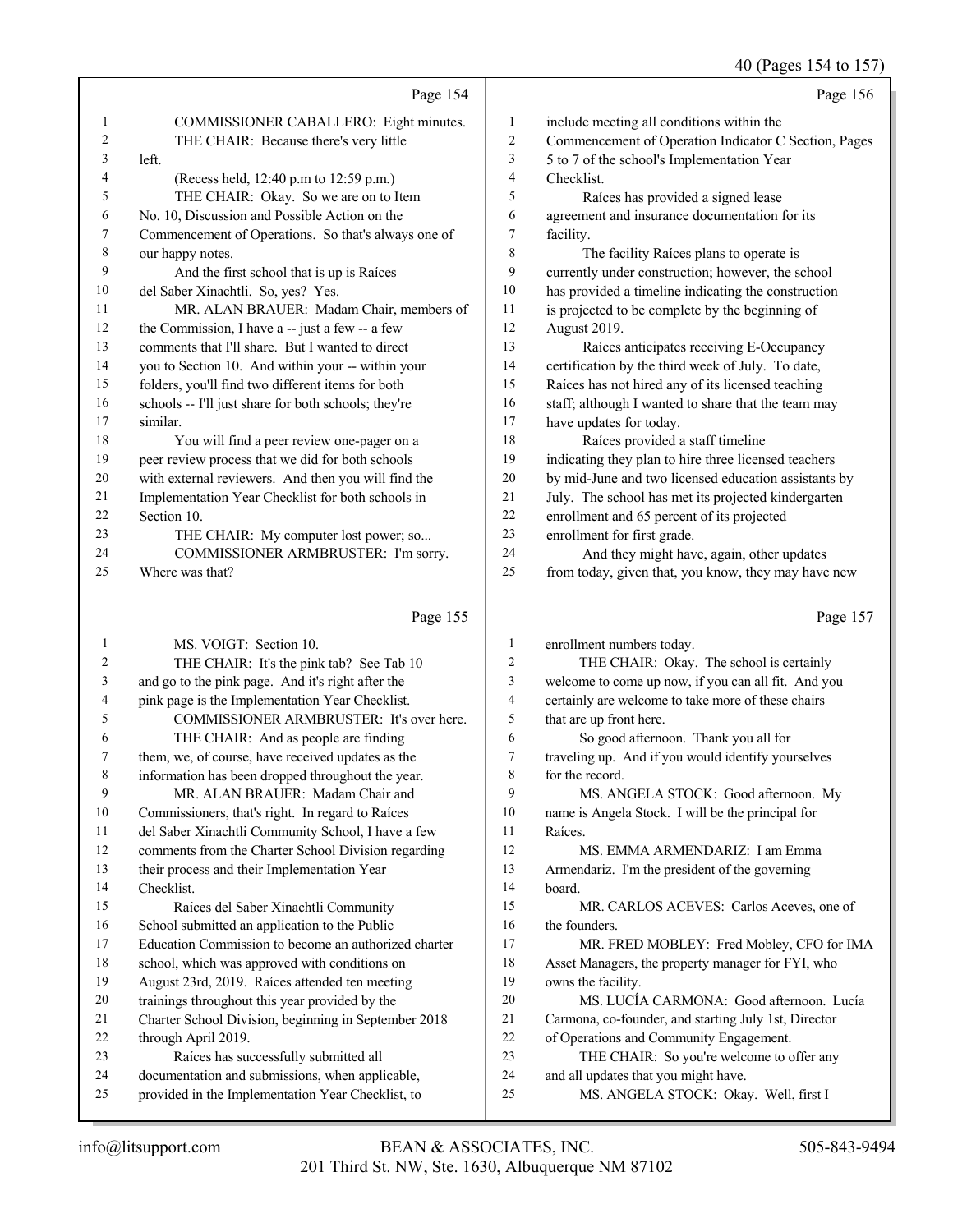Page 154

1 COMMISSIONER CABALLERO: Eight minutes.
2 THE CHAIR: Because there's very little
3 left.
4 (Recess held, 12:40 p.m to 12:59 p.m.)
5 THE CHAIR: Okay. So we are on to Item
6 No. 10, Discussion and Possible Action on the
7 Commencement of Operations. So that's always one of
8 our happy notes.
9 And the first school that is up is Raíces
10 del Saber Xinachtli. So, yes? Yes.
11 MR. ALAN BRAUER: Madam Chair, members of
12 the Commission, I have a -- just a few -- a few
13 comments that I'll share. But I wanted to direct
14 you to Section 10. And within your -- within your
15 folders, you'll find two different items for both
16 schools -- I'll just share for both schools; they're
17 similar.
18 You will find a peer review one-pager on a
19 peer review process that we did for both schools
20 with external reviewers. And then you will find the
21 Implementation Year Checklist for both schools in
22 Section 10.
23 THE CHAIR: My computer lost power; so...
24 COMMISSIONER ARMBRUSTER: I'm sorry.
25 Where was that?

Page 155

1 MS. VOIGT: Section 10.
2 THE CHAIR: It's the pink tab? See Tab 10
3 and go to the pink page. And it's right after the
4 pink page is the Implementation Year Checklist.
5 COMMISSIONER ARMBRUSTER: It's over here.
6 THE CHAIR: And as people are finding
7 them, we, of course, have received updates as the
8 information has been dropped throughout the year.
9 MR. ALAN BRAUER: Madam Chair and
10 Commissioners, that's right. In regard to Raíces
11 del Saber Xinachtli Community School, I have a few
12 comments from the Charter School Division regarding
13 their process and their Implementation Year
14 Checklist.
15 Raíces del Saber Xinachtli Community
16 School submitted an application to the Public
17 Education Commission to become an authorized charter
18 school, which was approved with conditions on
19 August 23rd, 2019. Raíces attended ten meeting
20 trainings throughout this year provided by the
21 Charter School Division, beginning in September 2018
22 through April 2019.
23 Raíces has successfully submitted all
24 documentation and submissions, when applicable,
25 provided in the Implementation Year Checklist, to

Page 156

1 include meeting all conditions within the
2 Commencement of Operation Indicator C Section, Pages
3 5 to 7 of the school's Implementation Year
4 Checklist.
5 Raíces has provided a signed lease
6 agreement and insurance documentation for its
7 facility.
8 The facility Raíces plans to operate is
9 currently under construction; however, the school
10 has provided a timeline indicating the construction
11 is projected to be complete by the beginning of
12 August 2019.
13 Raíces anticipates receiving E-Occupancy
14 certification by the third week of July. To date,
15 Raíces has not hired any of its licensed teaching
16 staff; although I wanted to share that the team may
17 have updates for today.
18 Raíces provided a staff timeline
19 indicating they plan to hire three licensed teachers
20 by mid-June and two licensed education assistants by
21 July. The school has met its projected kindergarten
22 enrollment and 65 percent of its projected
23 enrollment for first grade.
24 And they might have, again, other updates
25 from today, given that, you know, they may have new

Page 157

1 enrollment numbers today.
2 THE CHAIR: Okay. The school is certainly
3 welcome to come up now, if you can all fit. And you
4 certainly are welcome to take more of these chairs
5 that are up front here.
6 So good afternoon. Thank you all for
7 traveling up. And if you would identify yourselves
8 for the record.
9 MS. ANGELA STOCK: Good afternoon. My
10 name is Angela Stock. I will be the principal for
11 Raíces.
12 MS. EMMA ARMENDARIZ: I am Emma
13 Armendariz. I'm the president of the governing
14 board.
15 MR. CARLOS ACEVES: Carlos Aceves, one of
16 the founders.
17 MR. FRED MOBLEY: Fred Mobley, CFO for IMA
18 Asset Managers, the property manager for FYI, who
19 owns the facility.
20 MS. LUCÍA CARMONA: Good afternoon. Lucía
21 Carmona, co-founder, and starting July 1st, Director
22 of Operations and Community Engagement.
23 THE CHAIR: So you're welcome to offer any
24 and all updates that you might have.
25 MS. ANGELA STOCK: Okay. Well, first I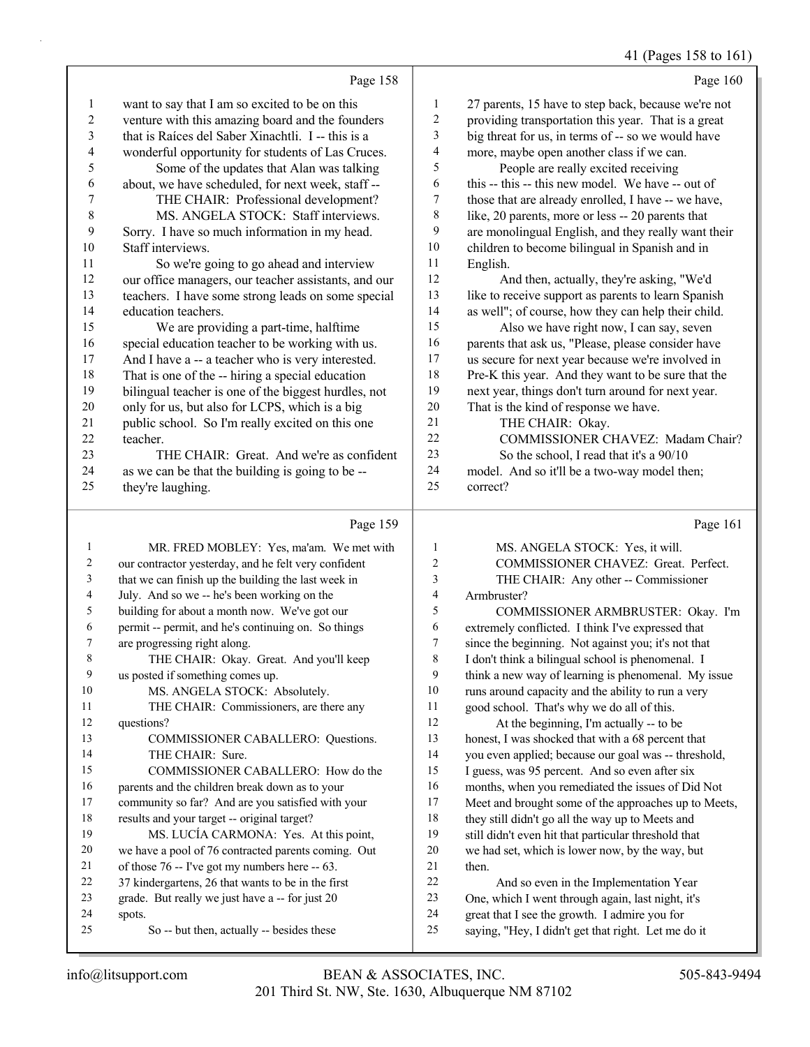Page 158

1 want to say that I am so excited to be on this
2 venture with this amazing board and the founders
3 that is Raíces del Saber Xinachtli. I -- this is a
4 wonderful opportunity for students of Las Cruces.
5 Some of the updates that Alan was talking
6 about, we have scheduled, for next week, staff --
7 THE CHAIR: Professional development?
8 MS. ANGELA STOCK: Staff interviews.
9 Sorry. I have so much information in my head.
10 Staff interviews.
11 So we're going to go ahead and interview
12 our office managers, our teacher assistants, and our
13 teachers. I have some strong leads on some special
14 education teachers.
15 We are providing a part-time, halftime
16 special education teacher to be working with us.
17 And I have a -- a teacher who is very interested.
18 That is one of the -- hiring a special education
19 bilingual teacher is one of the biggest hurdles, not
20 only for us, but also for LCPS, which is a big
21 public school. So I'm really excited on this one
22 teacher.
23 THE CHAIR: Great. And we're as confident
24 as we can be that the building is going to be --
25 they're laughing.

Page 159

1 MR. FRED MOBLEY: Yes, ma'am. We met with
2 our contractor yesterday, and he felt very confident
3 that we can finish up the building the last week in
4 July. And so we -- he's been working on the
5 building for about a month now. We've got our
6 permit -- permit, and he's continuing on. So things
7 are progressing right along.
8 THE CHAIR: Okay. Great. And you'll keep
9 us posted if something comes up.
10 MS. ANGELA STOCK: Absolutely.
11 THE CHAIR: Commissioners, are there any
12 questions?
13 COMMISSIONER CABALLERO: Questions.
14 THE CHAIR: Sure.
15 COMMISSIONER CABALLERO: How do the
16 parents and the children break down as to your
17 community so far? And are you satisfied with your
18 results and your target -- original target?
19 MS. LUCÍA CARMONA: Yes. At this point,
20 we have a pool of 76 contracted parents coming. Out
21 of those 76 -- I've got my numbers here -- 63.
22 37 kindergartens, 26 that wants to be in the first
23 grade. But really we just have a -- for just 20
24 spots.
25 So -- but then, actually -- besides these

Page 160

1 27 parents, 15 have to step back, because we're not
2 providing transportation this year. That is a great
3 big threat for us, in terms of -- so we would have
4 more, maybe open another class if we can.
5 People are really excited receiving
6 this -- this -- this new model. We have -- out of
7 those that are already enrolled, I have -- we have,
8 like, 20 parents, more or less -- 20 parents that
9 are monolingual English, and they really want their
10 children to become bilingual in Spanish and in
11 English.
12 And then, actually, they're asking, "We'd
13 like to receive support as parents to learn Spanish
14 as well"; of course, how they can help their child.
15 Also we have right now, I can say, seven
16 parents that ask us, "Please, please consider have
17 us secure for next year because we're involved in
18 Pre-K this year. And they want to be sure that the
19 next year, things don't turn around for next year.
20 That is the kind of response we have.
21 THE CHAIR: Okay.
22 COMMISSIONER CHAVEZ: Madam Chair?
23 So the school, I read that it's a 90/10
24 model. And so it'll be a two-way model then;
25 correct?

Page 161

1 MS. ANGELA STOCK: Yes, it will.
2 COMMISSIONER CHAVEZ: Great. Perfect.
3 THE CHAIR: Any other -- Commissioner
4 Armbruster?
5 COMMISSIONER ARMBRUSTER: Okay. I'm
6 extremely conflicted. I think I've expressed that
7 since the beginning. Not against you; it's not that
8 I don't think a bilingual school is phenomenal. I
9 think a new way of learning is phenomenal. My issue
10 runs around capacity and the ability to run a very
11 good school. That's why we do all of this.
12 At the beginning, I'm actually -- to be
13 honest, I was shocked that with a 68 percent that
14 you even applied; because our goal was -- threshold,
15 I guess, was 95 percent. And so even after six
16 months, when you remediated the issues of Did Not
17 Meet and brought some of the approaches up to Meets,
18 they still didn't go all the way up to Meets and
19 still didn't even hit that particular threshold that
20 we had set, which is lower now, by the way, but
21 then.
22 And so even in the Implementation Year
23 One, which I went through again, last night, it's
24 great that I see the growth. I admire you for
25 saying, "Hey, I didn't get that right. Let me do it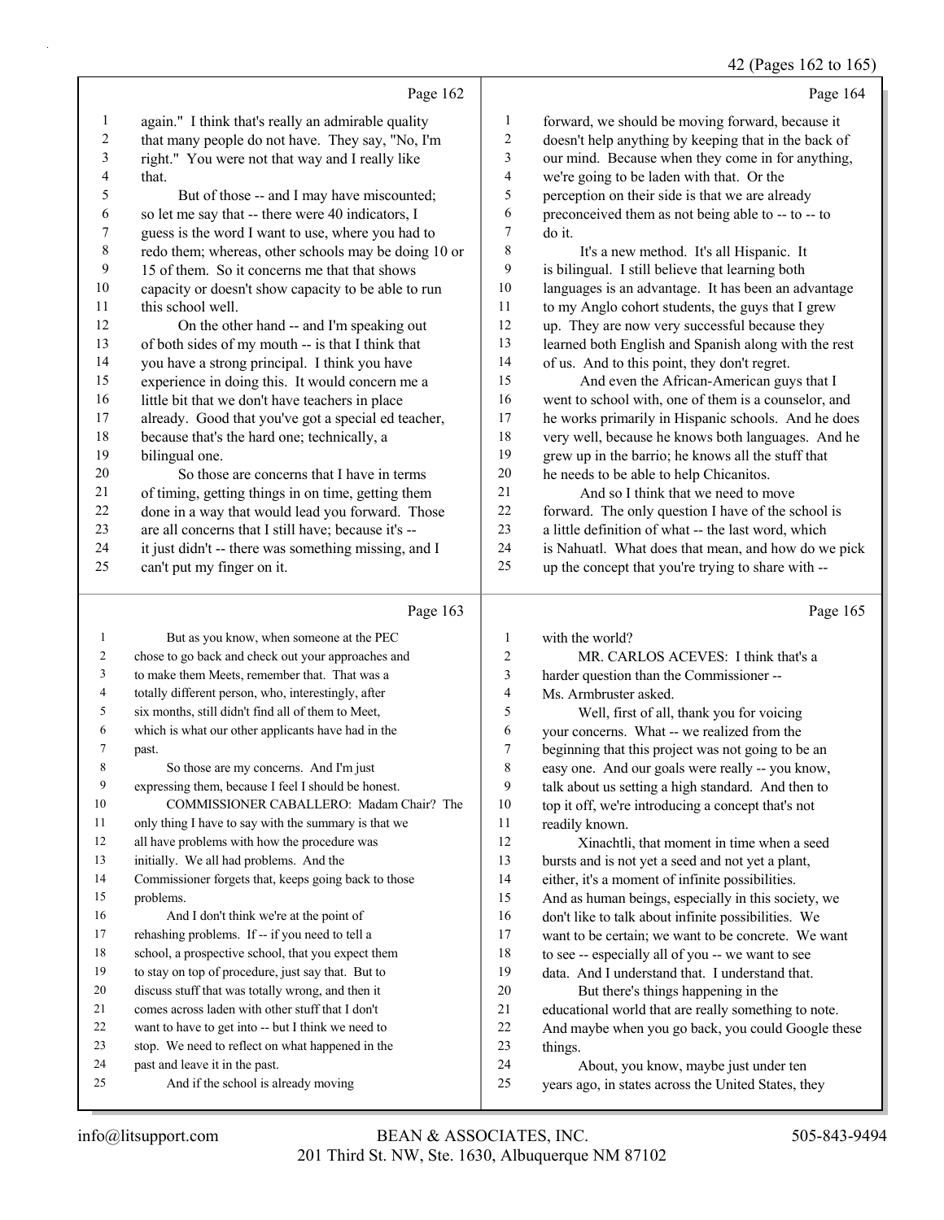Page 162

again." I think that's really an admirable quality that many people do not have. They say, "No, I'm right." You were not that way and I really like that.

But of those -- and I may have miscounted; so let me say that -- there were 40 indicators, I guess is the word I want to use, where you had to redo them; whereas, other schools may be doing 10 or 15 of them. So it concerns me that that shows capacity or doesn't show capacity to be able to run this school well.

On the other hand -- and I'm speaking out of both sides of my mouth -- is that I think that you have a strong principal. I think you have experience in doing this. It would concern me a little bit that we don't have teachers in place already. Good that you've got a special ed teacher, because that's the hard one; technically, a bilingual one.

So those are concerns that I have in terms of timing, getting things in on time, getting them done in a way that would lead you forward. Those are all concerns that I still have; because it's -- it just didn't -- there was something missing, and I can't put my finger on it.

Page 163

But as you know, when someone at the PEC chose to go back and check out your approaches and to make them Meets, remember that. That was a totally different person, who, interestingly, after six months, still didn't find all of them to Meet, which is what our other applicants have had in the past.

So those are my concerns. And I'm just expressing them, because I feel I should be honest.

COMMISSIONER CABALLERO: Madam Chair? The only thing I have to say with the summary is that we all have problems with how the procedure was initially. We all had problems. And the Commissioner forgets that, keeps going back to those problems.

And I don't think we're at the point of rehashing problems. If -- if you need to tell a school, a prospective school, that you expect them to stay on top of procedure, just say that. But to discuss stuff that was totally wrong, and then it comes across laden with other stuff that I don't want to have to get into -- but I think we need to stop. We need to reflect on what happened in the past and leave it in the past.

And if the school is already moving

Page 164

forward, we should be moving forward, because it doesn't help anything by keeping that in the back of our mind. Because when they come in for anything, we're going to be laden with that. Or the perception on their side is that we are already preconceived them as not being able to -- to -- to do it.

It's a new method. It's all Hispanic. It is bilingual. I still believe that learning both languages is an advantage. It has been an advantage to my Anglo cohort students, the guys that I grew up. They are now very successful because they learned both English and Spanish along with the rest of us. And to this point, they don't regret.

And even the African-American guys that I went to school with, one of them is a counselor, and he works primarily in Hispanic schools. And he does very well, because he knows both languages. And he grew up in the barrio; he knows all the stuff that he needs to be able to help Chicanitos.

And so I think that we need to move forward. The only question I have of the school is a little definition of what -- the last word, which is Nahuatl. What does that mean, and how do we pick up the concept that you're trying to share with --

Page 165

with the world?

MR. CARLOS ACEVES: I think that's a harder question than the Commissioner -- Ms. Armbruster asked.

Well, first of all, thank you for voicing your concerns. What -- we realized from the beginning that this project was not going to be an easy one. And our goals were really -- you know, talk about us setting a high standard. And then to top it off, we're introducing a concept that's not readily known.

Xinachtli, that moment in time when a seed bursts and is not yet a seed and not yet a plant, either, it's a moment of infinite possibilities. And as human beings, especially in this society, we don't like to talk about infinite possibilities. We want to be certain; we want to be concrete. We want to see -- especially all of you -- we want to see data. And I understand that. I understand that.

But there's things happening in the educational world that are really something to note. And maybe when you go back, you could Google these things.

About, you know, maybe just under ten years ago, in states across the United States, they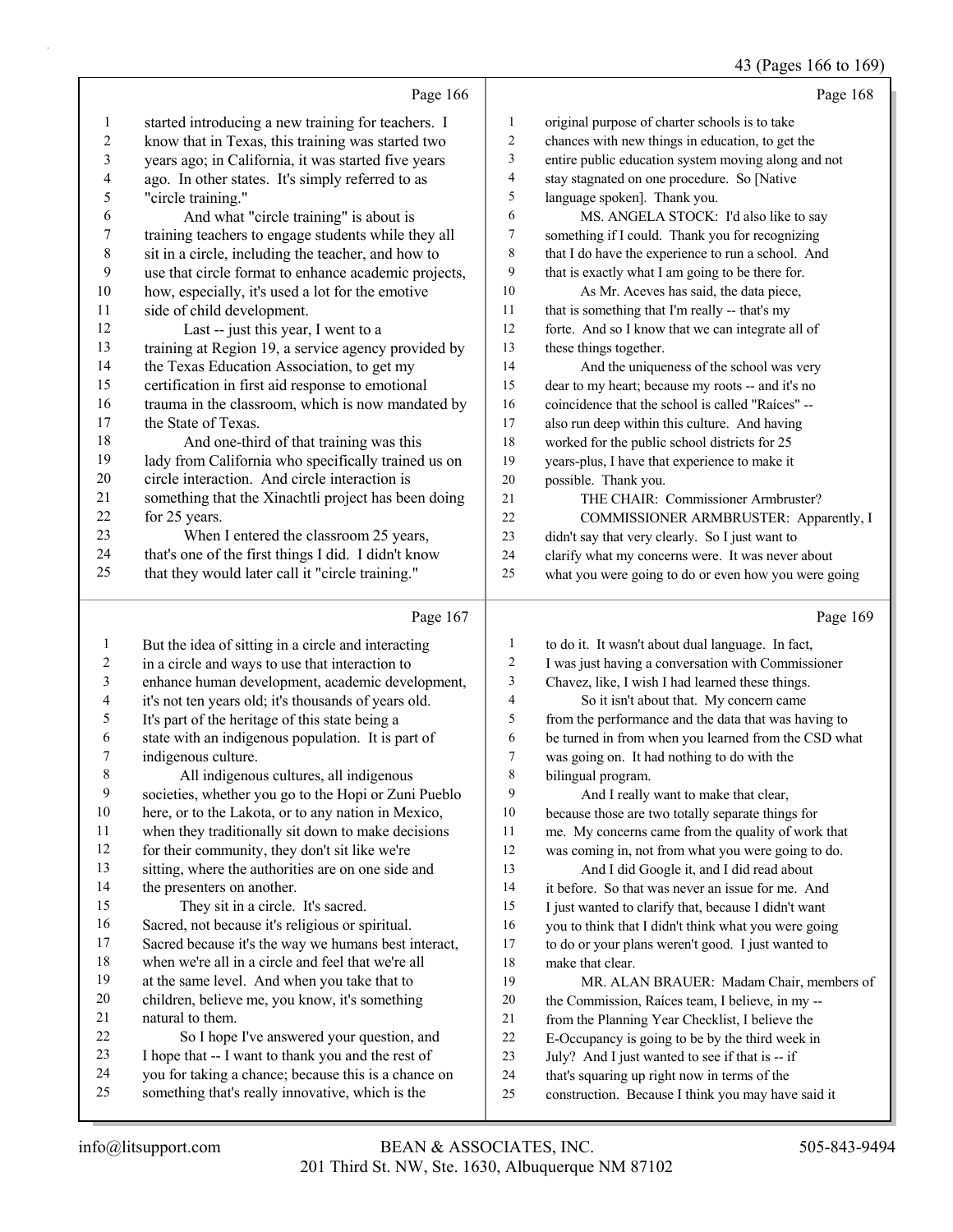Page 166

started introducing a new training for teachers. I know that in Texas, this training was started two years ago; in California, it was started five years ago. In other states. It's simply referred to as "circle training."

And what "circle training" is about is training teachers to engage students while they all sit in a circle, including the teacher, and how to use that circle format to enhance academic projects, how, especially, it's used a lot for the emotive side of child development.

Last -- just this year, I went to a training at Region 19, a service agency provided by the Texas Education Association, to get my certification in first aid response to emotional trauma in the classroom, which is now mandated by the State of Texas.

And one-third of that training was this lady from California who specifically trained us on circle interaction. And circle interaction is something that the Xinachtli project has been doing for 25 years.

When I entered the classroom 25 years, that's one of the first things I did. I didn't know that they would later call it "circle training."

Page 167

But the idea of sitting in a circle and interacting in a circle and ways to use that interaction to enhance human development, academic development, it's not ten years old; it's thousands of years old. It's part of the heritage of this state being a state with an indigenous population. It is part of indigenous culture.

All indigenous cultures, all indigenous societies, whether you go to the Hopi or Zuni Pueblo here, or to the Lakota, or to any nation in Mexico, when they traditionally sit down to make decisions for their community, they don't sit like we're sitting, where the authorities are on one side and the presenters on another.

They sit in a circle. It's sacred. Sacred, not because it's religious or spiritual. Sacred because it's the way we humans best interact, when we're all in a circle and feel that we're all at the same level. And when you take that to children, believe me, you know, it's something natural to them.

So I hope I've answered your question, and I hope that -- I want to thank you and the rest of you for taking a chance; because this is a chance on something that's really innovative, which is the

Page 168

original purpose of charter schools is to take chances with new things in education, to get the entire public education system moving along and not stay stagnated on one procedure. So [Native language spoken]. Thank you.

MS. ANGELA STOCK: I'd also like to say something if I could. Thank you for recognizing that I do have the experience to run a school. And that is exactly what I am going to be there for.

As Mr. Aceves has said, the data piece, that is something that I'm really -- that's my forte. And so I know that we can integrate all of these things together.

And the uniqueness of the school was very dear to my heart; because my roots -- and it's no coincidence that the school is called "Raíces" -- also run deep within this culture. And having worked for the public school districts for 25 years-plus, I have that experience to make it possible. Thank you.

THE CHAIR: Commissioner Armbruster?

COMMISSIONER ARMBRUSTER: Apparently, I didn't say that very clearly. So I just want to clarify what my concerns were. It was never about what you were going to do or even how you were going

Page 169

to do it. It wasn't about dual language. In fact, I was just having a conversation with Commissioner Chavez, like, I wish I had learned these things.

So it isn't about that. My concern came from the performance and the data that was having to be turned in from when you learned from the CSD what was going on. It had nothing to do with the bilingual program.

And I really want to make that clear, because those are two totally separate things for me. My concerns came from the quality of work that was coming in, not from what you were going to do.

And I did Google it, and I did read about it before. So that was never an issue for me. And I just wanted to clarify that, because I didn't want you to think that I didn't think what you were going to do or your plans weren't good. I just wanted to make that clear.

MR. ALAN BRAUER: Madam Chair, members of the Commission, Raíces team, I believe, in my -- from the Planning Year Checklist, I believe the E-Occupancy is going to be by the third week in July? And I just wanted to see if that is -- if that's squaring up right now in terms of the construction. Because I think you may have said it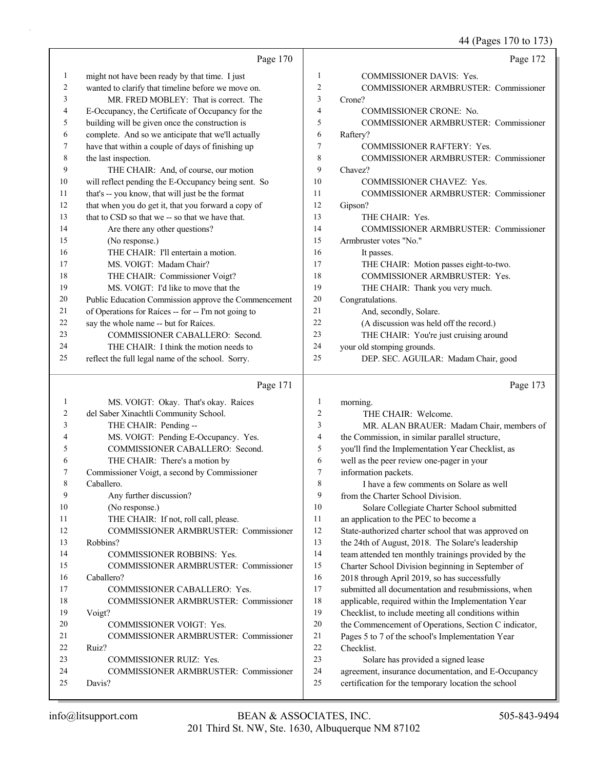Page 170

1 might not have been ready by that time. I just
2 wanted to clarify that timeline before we move on.
3 MR. FRED MOBLEY: That is correct. The
4 E-Occupancy, the Certificate of Occupancy for the
5 building will be given once the construction is
6 complete. And so we anticipate that we'll actually
7 have that within a couple of days of finishing up
8 the last inspection.
9 THE CHAIR: And, of course, our motion
10 will reflect pending the E-Occupancy being sent. So
11 that's -- you know, that will just be the format
12 that when you do get it, that you forward a copy of
13 that to CSD so that we -- so that we have that.
14 Are there any other questions?
15 (No response.)
16 THE CHAIR: I'll entertain a motion.
17 MS. VOIGT: Madam Chair?
18 THE CHAIR: Commissioner Voigt?
19 MS. VOIGT: I'd like to move that the
20 Public Education Commission approve the Commencement
21 of Operations for Raíces -- for -- I'm not going to
22 say the whole name -- but for Raíces.
23 COMMISSIONER CABALLERO: Second.
24 THE CHAIR: I think the motion needs to
25 reflect the full legal name of the school. Sorry.

Page 171

1 MS. VOIGT: Okay. That's okay. Raíces
2 del Saber Xinachtli Community School.
3 THE CHAIR: Pending --
4 MS. VOIGT: Pending E-Occupancy. Yes.
5 COMMISSIONER CABALLERO: Second.
6 THE CHAIR: There's a motion by
7 Commissioner Voigt, a second by Commissioner
8 Caballero.
9 Any further discussion?
10 (No response.)
11 THE CHAIR: If not, roll call, please.
12 COMMISSIONER ARMBRUSTER: Commissioner
13 Robbins?
14 COMMISSIONER ROBBINS: Yes.
15 COMMISSIONER ARMBRUSTER: Commissioner
16 Caballero?
17 COMMISSIONER CABALLERO: Yes.
18 COMMISSIONER ARMBRUSTER: Commissioner
19 Voigt?
20 COMMISSIONER VOIGT: Yes.
21 COMMISSIONER ARMBRUSTER: Commissioner
22 Ruiz?
23 COMMISSIONER RUIZ: Yes.
24 COMMISSIONER ARMBRUSTER: Commissioner
25 Davis?

Page 172

1 COMMISSIONER DAVIS: Yes.
2 COMMISSIONER ARMBRUSTER: Commissioner
3 Crone?
4 COMMISSIONER CRONE: No.
5 COMMISSIONER ARMBRUSTER: Commissioner
6 Raftery?
7 COMMISSIONER RAFTERY: Yes.
8 COMMISSIONER ARMBRUSTER: Commissioner
9 Chavez?
10 COMMISSIONER CHAVEZ: Yes.
11 COMMISSIONER ARMBRUSTER: Commissioner
12 Gipson?
13 THE CHAIR: Yes.
14 COMMISSIONER ARMBRUSTER: Commissioner
15 Armbruster votes "No."
16 It passes.
17 THE CHAIR: Motion passes eight-to-two.
18 COMMISSIONER ARMBRUSTER: Yes.
19 THE CHAIR: Thank you very much.
20 Congratulations.
21 And, secondly, Solare.
22 (A discussion was held off the record.)
23 THE CHAIR: You're just cruising around
24 your old stomping grounds.
25 DEP. SEC. AGUILAR: Madam Chair, good

Page 173

1 morning.
2 THE CHAIR: Welcome.
3 MR. ALAN BRAUER: Madam Chair, members of
4 the Commission, in similar parallel structure,
5 you'll find the Implementation Year Checklist, as
6 well as the peer review one-pager in your
7 information packets.
8 I have a few comments on Solare as well
9 from the Charter School Division.
10 Solare Collegiate Charter School submitted
11 an application to the PEC to become a
12 State-authorized charter school that was approved on
13 the 24th of August, 2018. The Solare's leadership
14 team attended ten monthly trainings provided by the
15 Charter School Division beginning in September of
16 2018 through April 2019, so has successfully
17 submitted all documentation and resubmissions, when
18 applicable, required within the Implementation Year
19 Checklist, to include meeting all conditions within
20 the Commencement of Operations, Section C indicator,
21 Pages 5 to 7 of the school's Implementation Year
22 Checklist.
23 Solare has provided a signed lease
24 agreement, insurance documentation, and E-Occupancy
25 certification for the temporary location the school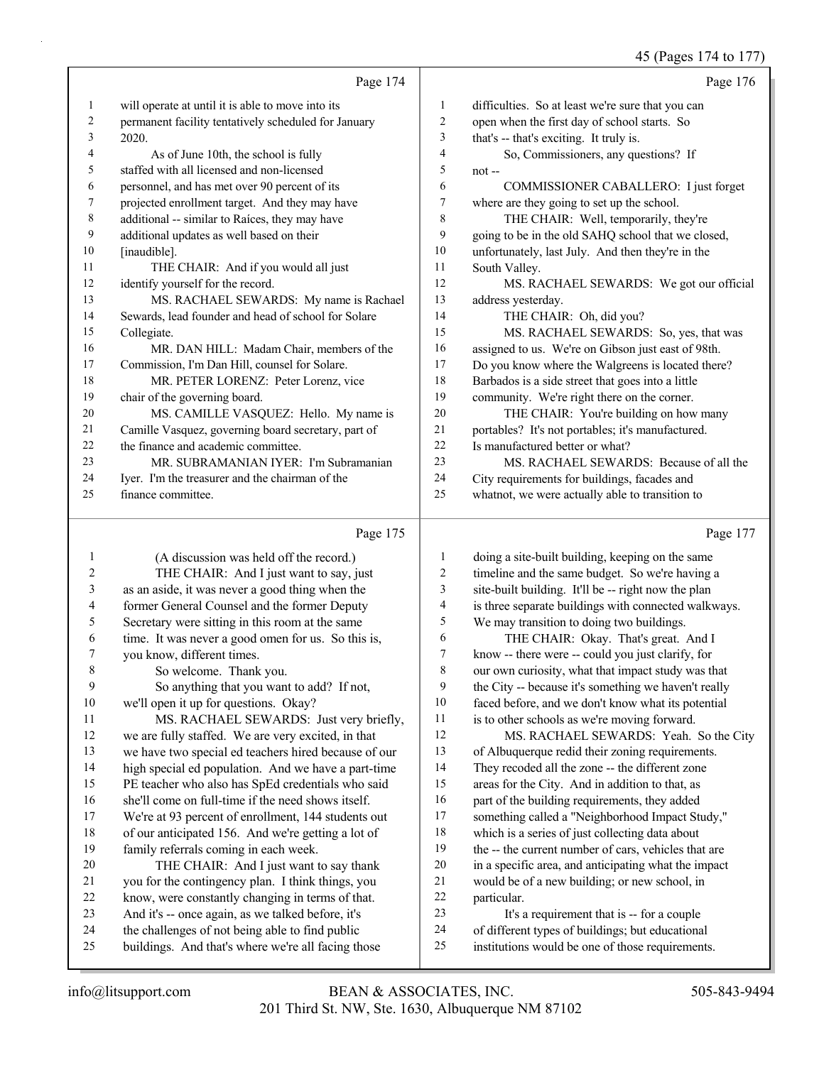Page 174

1 will operate at until it is able to move into its
2 permanent facility tentatively scheduled for January
3 2020.
4 As of June 10th, the school is fully
5 staffed with all licensed and non-licensed
6 personnel, and has met over 90 percent of its
7 projected enrollment target. And they may have
8 additional -- similar to Raíces, they may have
9 additional updates as well based on their
10 [inaudible].
11 THE CHAIR: And if you would all just
12 identify yourself for the record.
13 MS. RACHAEL SEWARDS: My name is Rachael
14 Sewards, lead founder and head of school for Solare
15 Collegiate.
16 MR. DAN HILL: Madam Chair, members of the
17 Commission, I'm Dan Hill, counsel for Solare.
18 MR. PETER LORENZ: Peter Lorenz, vice
19 chair of the governing board.
20 MS. CAMILLE VASQUEZ: Hello. My name is
21 Camille Vasquez, governing board secretary, part of
22 the finance and academic committee.
23 MR. SUBRAMANIAN IYER: I'm Subramanian
24 Iyer. I'm the treasurer and the chairman of the
25 finance committee.

Page 175

1 (A discussion was held off the record.)
2 THE CHAIR: And I just want to say, just
3 as an aside, it was never a good thing when the
4 former General Counsel and the former Deputy
5 Secretary were sitting in this room at the same
6 time. It was never a good omen for us. So this is,
7 you know, different times.
8 So welcome. Thank you.
9 So anything that you want to add? If not,
10 we'll open it up for questions. Okay?
11 MS. RACHAEL SEWARDS: Just very briefly,
12 we are fully staffed. We are very excited, in that
13 we have two special ed teachers hired because of our
14 high special ed population. And we have a part-time
15 PE teacher who also has SpEd credentials who said
16 she'll come on full-time if the need shows itself.
17 We're at 93 percent of enrollment, 144 students out
18 of our anticipated 156. And we're getting a lot of
19 family referrals coming in each week.
20 THE CHAIR: And I just want to say thank
21 you for the contingency plan. I think things, you
22 know, were constantly changing in terms of that.
23 And it's -- once again, as we talked before, it's
24 the challenges of not being able to find public
25 buildings. And that's where we're all facing those

Page 176

1 difficulties. So at least we're sure that you can
2 open when the first day of school starts. So
3 that's -- that's exciting. It truly is.
4 So, Commissioners, any questions? If
5 not --
6 COMMISSIONER CABALLERO: I just forget
7 where are they going to set up the school.
8 THE CHAIR: Well, temporarily, they're
9 going to be in the old SAHQ school that we closed,
10 unfortunately, last July. And then they're in the
11 South Valley.
12 MS. RACHAEL SEWARDS: We got our official
13 address yesterday.
14 THE CHAIR: Oh, did you?
15 MS. RACHAEL SEWARDS: So, yes, that was
16 assigned to us. We're on Gibson just east of 98th.
17 Do you know where the Walgreens is located there?
18 Barbados is a side street that goes into a little
19 community. We're right there on the corner.
20 THE CHAIR: You're building on how many
21 portables? It's not portables; it's manufactured.
22 Is manufactured better or what?
23 MS. RACHAEL SEWARDS: Because of all the
24 City requirements for buildings, facades and
25 whatnot, we were actually able to transition to

Page 177

1 doing a site-built building, keeping on the same
2 timeline and the same budget. So we're having a
3 site-built building. It'll be -- right now the plan
4 is three separate buildings with connected walkways.
5 We may transition to doing two buildings.
6 THE CHAIR: Okay. That's great. And I
7 know -- there were -- could you just clarify, for
8 our own curiosity, what that impact study was that
9 the City -- because it's something we haven't really
10 faced before, and we don't know what its potential
11 is to other schools as we're moving forward.
12 MS. RACHAEL SEWARDS: Yeah. So the City
13 of Albuquerque redid their zoning requirements.
14 They recoded all the zone -- the different zone
15 areas for the City. And in addition to that, as
16 part of the building requirements, they added
17 something called a "Neighborhood Impact Study,"
18 which is a series of just collecting data about
19 the -- the current number of cars, vehicles that are
20 in a specific area, and anticipating what the impact
21 would be of a new building; or new school, in
22 particular.
23 It's a requirement that is -- for a couple
24 of different types of buildings; but educational
25 institutions would be one of those requirements.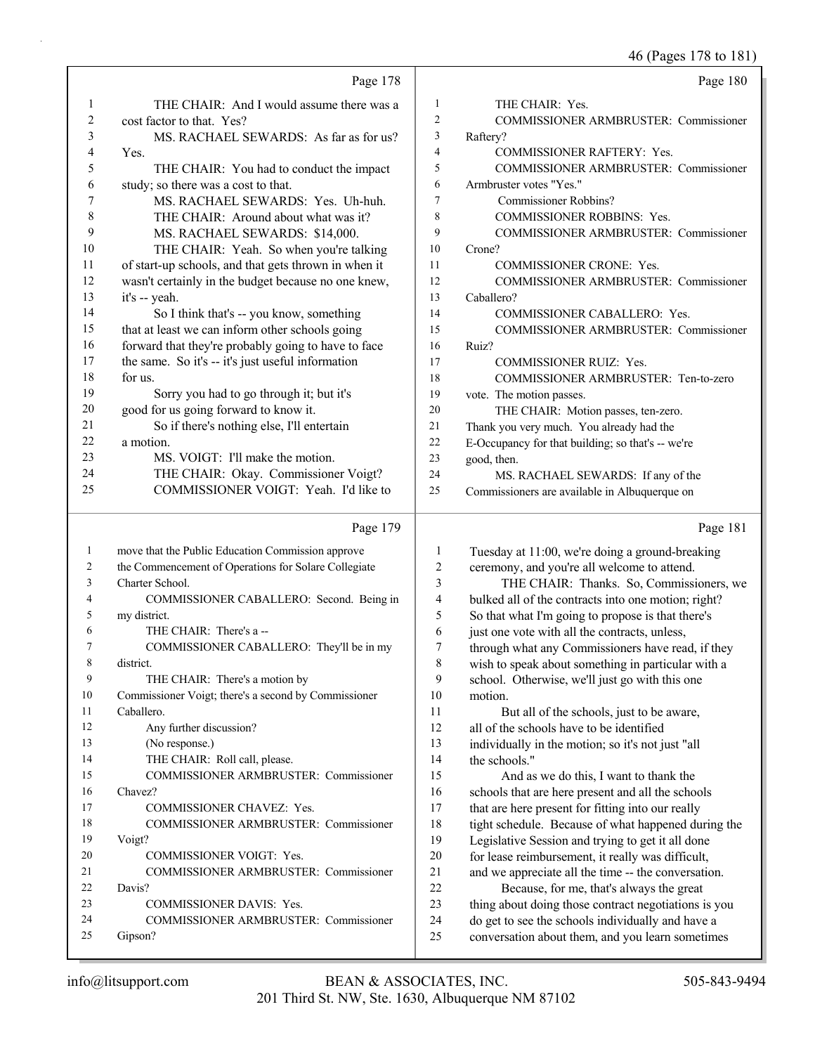Page 178

1 THE CHAIR: And I would assume there was a
2 cost factor to that. Yes?
3 MS. RACHAEL SEWARDS: As far as for us?
4 Yes.
5 THE CHAIR: You had to conduct the impact
6 study; so there was a cost to that.
7 MS. RACHAEL SEWARDS: Yes. Uh-huh.
8 THE CHAIR: Around about what was it?
9 MS. RACHAEL SEWARDS: $14,000.
10 THE CHAIR: Yeah. So when you're talking
11 of start-up schools, and that gets thrown in when it
12 wasn't certainly in the budget because no one knew,
13 it's -- yeah.
14 So I think that's -- you know, something
15 that at least we can inform other schools going
16 forward that they're probably going to have to face
17 the same. So it's -- it's just useful information
18 for us.
19 Sorry you had to go through it; but it's
20 good for us going forward to know it.
21 So if there's nothing else, I'll entertain
22 a motion.
23 MS. VOIGT: I'll make the motion.
24 THE CHAIR: Okay. Commissioner Voigt?
25 COMMISSIONER VOIGT: Yeah. I'd like to

Page 179

1 move that the Public Education Commission approve
2 the Commencement of Operations for Solare Collegiate
3 Charter School.
4 COMMISSIONER CABALLERO: Second. Being in
5 my district.
6 THE CHAIR: There's a --
7 COMMISSIONER CABALLERO: They'll be in my
8 district.
9 THE CHAIR: There's a motion by
10 Commissioner Voigt; there's a second by Commissioner
11 Caballero.
12 Any further discussion?
13 (No response.)
14 THE CHAIR: Roll call, please.
15 COMMISSIONER ARMBRUSTER: Commissioner
16 Chavez?
17 COMMISSIONER CHAVEZ: Yes.
18 COMMISSIONER ARMBRUSTER: Commissioner
19 Voigt?
20 COMMISSIONER VOIGT: Yes.
21 COMMISSIONER ARMBRUSTER: Commissioner
22 Davis?
23 COMMISSIONER DAVIS: Yes.
24 COMMISSIONER ARMBRUSTER: Commissioner
25 Gipson?

Page 180

1 THE CHAIR: Yes.
2 COMMISSIONER ARMBRUSTER: Commissioner
3 Raftery?
4 COMMISSIONER RAFTERY: Yes.
5 COMMISSIONER ARMBRUSTER: Commissioner
6 Armbruster votes "Yes."
7 Commissioner Robbins?
8 COMMISSIONER ROBBINS: Yes.
9 COMMISSIONER ARMBRUSTER: Commissioner
10 Crone?
11 COMMISSIONER CRONE: Yes.
12 COMMISSIONER ARMBRUSTER: Commissioner
13 Caballero?
14 COMMISSIONER CABALLERO: Yes.
15 COMMISSIONER ARMBRUSTER: Commissioner
16 Ruiz?
17 COMMISSIONER RUIZ: Yes.
18 COMMISSIONER ARMBRUSTER: Ten-to-zero
19 vote. The motion passes.
20 THE CHAIR: Motion passes, ten-zero.
21 Thank you very much. You already had the
22 E-Occupancy for that building; so that's -- we're
23 good, then.
24 MS. RACHAEL SEWARDS: If any of the
25 Commissioners are available in Albuquerque on

Page 181

1 Tuesday at 11:00, we're doing a ground-breaking
2 ceremony, and you're all welcome to attend.
3 THE CHAIR: Thanks. So, Commissioners, we
4 bulked all of the contracts into one motion; right?
5 So that what I'm going to propose is that there's
6 just one vote with all the contracts, unless,
7 through what any Commissioners have read, if they
8 wish to speak about something in particular with a
9 school. Otherwise, we'll just go with this one
10 motion.
11 But all of the schools, just to be aware,
12 all of the schools have to be identified
13 individually in the motion; so it's not just "all
14 the schools."
15 And as we do this, I want to thank the
16 schools that are here present and all the schools
17 that are here present for fitting into our really
18 tight schedule. Because of what happened during the
19 Legislative Session and trying to get it all done
20 for lease reimbursement, it really was difficult,
21 and we appreciate all the time -- the conversation.
22 Because, for me, that's always the great
23 thing about doing those contract negotiations is you
24 do get to see the schools individually and have a
25 conversation about them, and you learn sometimes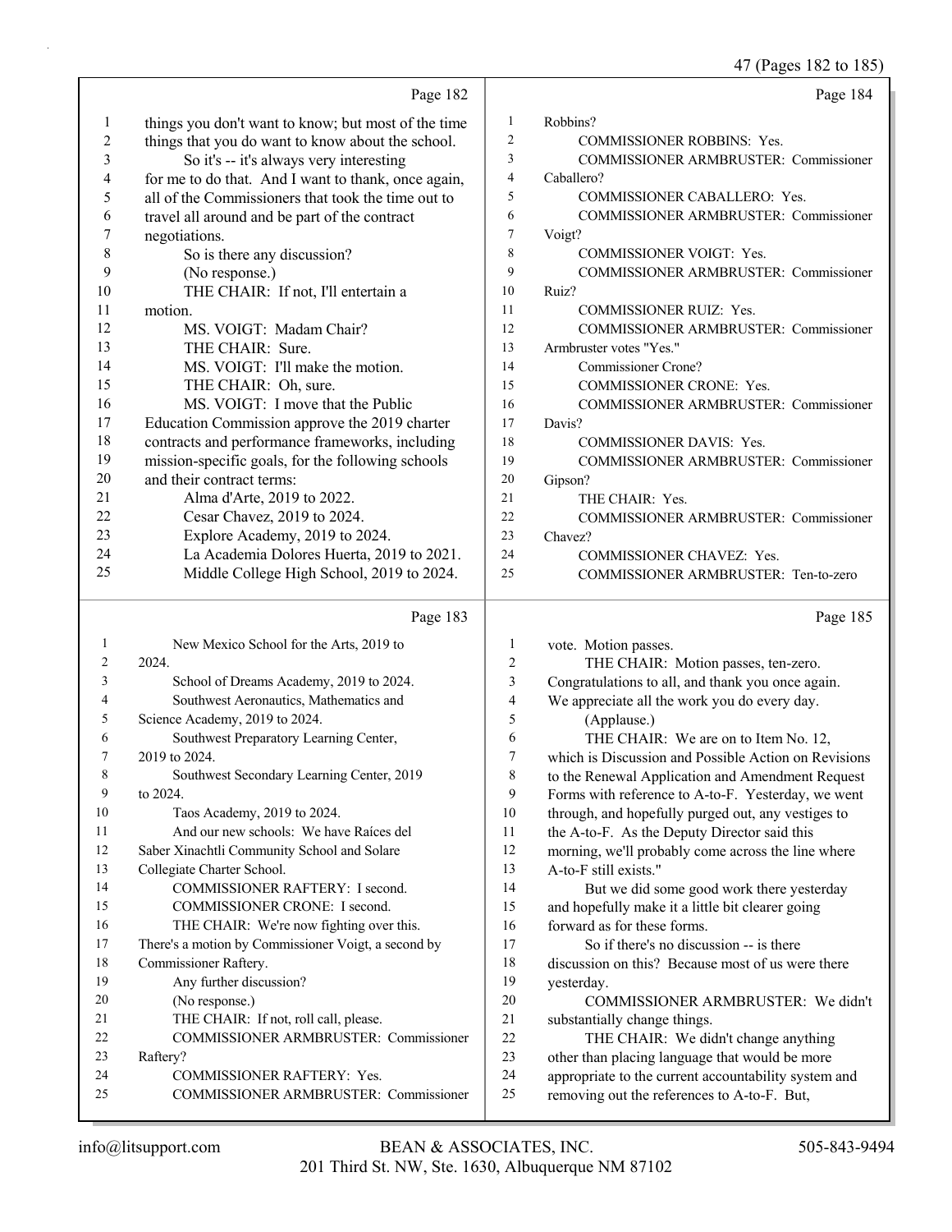Page 182

1 things you don't want to know; but most of the time
2 things that you do want to know about the school.
3 So it's -- it's always very interesting
4 for me to do that. And I want to thank, once again,
5 all of the Commissioners that took the time out to
6 travel all around and be part of the contract
7 negotiations.
8 So is there any discussion?
9 (No response.)
10 THE CHAIR: If not, I'll entertain a
11 motion.
12 MS. VOIGT: Madam Chair?
13 THE CHAIR: Sure.
14 MS. VOIGT: I'll make the motion.
15 THE CHAIR: Oh, sure.
16 MS. VOIGT: I move that the Public
17 Education Commission approve the 2019 charter
18 contracts and performance frameworks, including
19 mission-specific goals, for the following schools
20 and their contract terms:
21 Alma d'Arte, 2019 to 2022.
22 Cesar Chavez, 2019 to 2024.
23 Explore Academy, 2019 to 2024.
24 La Academia Dolores Huerta, 2019 to 2021.
25 Middle College High School, 2019 to 2024.

Page 183

1 New Mexico School for the Arts, 2019 to
2 2024.
3 School of Dreams Academy, 2019 to 2024.
4 Southwest Aeronautics, Mathematics and
5 Science Academy, 2019 to 2024.
6 Southwest Preparatory Learning Center,
7 2019 to 2024.
8 Southwest Secondary Learning Center, 2019
9 to 2024.
10 Taos Academy, 2019 to 2024.
11 And our new schools: We have Raíces del
12 Saber Xinachtli Community School and Solare
13 Collegiate Charter School.
14 COMMISSIONER RAFTERY: I second.
15 COMMISSIONER CRONE: I second.
16 THE CHAIR: We're now fighting over this.
17 There's a motion by Commissioner Voigt, a second by
18 Commissioner Raftery.
19 Any further discussion?
20 (No response.)
21 THE CHAIR: If not, roll call, please.
22 COMMISSIONER ARMBRUSTER: Commissioner
23 Raftery?
24 COMMISSIONER RAFTERY: Yes.
25 COMMISSIONER ARMBRUSTER: Commissioner

Page 184

1 Robbins?
2 COMMISSIONER ROBBINS: Yes.
3 COMMISSIONER ARMBRUSTER: Commissioner
4 Caballero?
5 COMMISSIONER CABALLERO: Yes.
6 COMMISSIONER ARMBRUSTER: Commissioner
7 Voigt?
8 COMMISSIONER VOIGT: Yes.
9 COMMISSIONER ARMBRUSTER: Commissioner
10 Ruiz?
11 COMMISSIONER RUIZ: Yes.
12 COMMISSIONER ARMBRUSTER: Commissioner
13 Armbruster votes "Yes."
14 Commissioner Crone?
15 COMMISSIONER CRONE: Yes.
16 COMMISSIONER ARMBRUSTER: Commissioner
17 Davis?
18 COMMISSIONER DAVIS: Yes.
19 COMMISSIONER ARMBRUSTER: Commissioner
20 Gipson?
21 THE CHAIR: Yes.
22 COMMISSIONER ARMBRUSTER: Commissioner
23 Chavez?
24 COMMISSIONER CHAVEZ: Yes.
25 COMMISSIONER ARMBRUSTER: Ten-to-zero

Page 185

1 vote. Motion passes.
2 THE CHAIR: Motion passes, ten-zero.
3 Congratulations to all, and thank you once again.
4 We appreciate all the work you do every day.
5 (Applause.)
6 THE CHAIR: We are on to Item No. 12,
7 which is Discussion and Possible Action on Revisions
8 to the Renewal Application and Amendment Request
9 Forms with reference to A-to-F. Yesterday, we went
10 through, and hopefully purged out, any vestiges to
11 the A-to-F. As the Deputy Director said this
12 morning, we'll probably come across the line where
13 A-to-F still exists."
14 But we did some good work there yesterday
15 and hopefully make it a little bit clearer going
16 forward as for these forms.
17 So if there's no discussion -- is there
18 discussion on this? Because most of us were there
19 yesterday.
20 COMMISSIONER ARMBRUSTER: We didn't
21 substantially change things.
22 THE CHAIR: We didn't change anything
23 other than placing language that would be more
24 appropriate to the current accountability system and
25 removing out the references to A-to-F. But,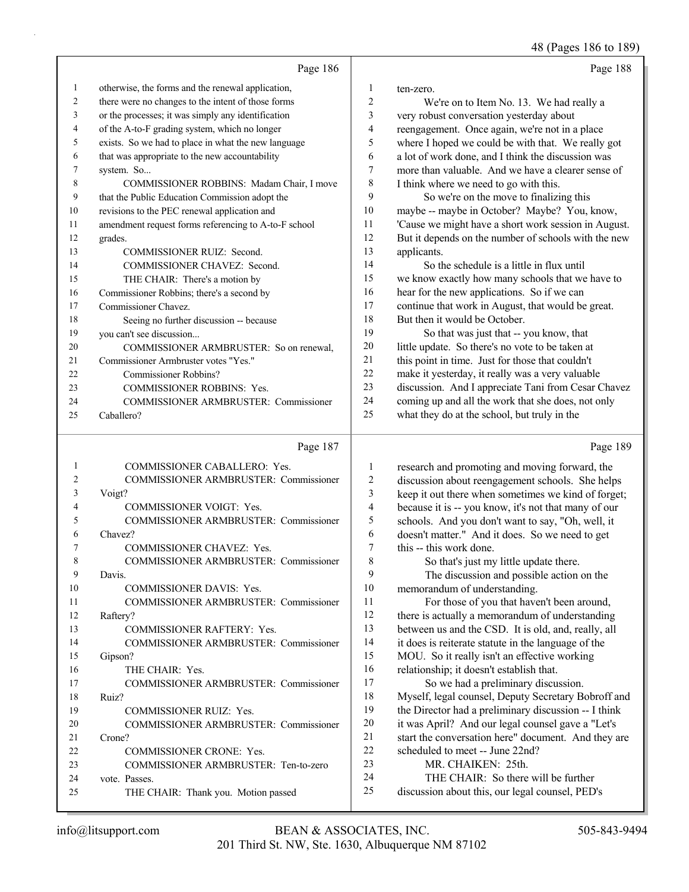Page 186

1 otherwise, the forms and the renewal application,
2 there were no changes to the intent of those forms
3 or the processes; it was simply any identification
4 of the A-to-F grading system, which no longer
5 exists. So we had to place in what the new language
6 that was appropriate to the new accountability
7 system. So...
8 COMMISSIONER ROBBINS: Madam Chair, I move
9 that the Public Education Commission adopt the
10 revisions to the PEC renewal application and
11 amendment request forms referencing to A-to-F school
12 grades.
13 COMMISSIONER RUIZ: Second.
14 COMMISSIONER CHAVEZ: Second.
15 THE CHAIR: There's a motion by
16 Commissioner Robbins; there's a second by
17 Commissioner Chavez.
18 Seeing no further discussion -- because
19 you can't see discussion...
20 COMMISSIONER ARMBRUSTER: So on renewal,
21 Commissioner Armbruster votes "Yes."
22 Commissioner Robbins?
23 COMMISSIONER ROBBINS: Yes.
24 COMMISSIONER ARMBRUSTER: Commissioner
25 Caballero?

Page 187

1 COMMISSIONER CABALLERO: Yes.
2 COMMISSIONER ARMBRUSTER: Commissioner
3 Voigt?
4 COMMISSIONER VOIGT: Yes.
5 COMMISSIONER ARMBRUSTER: Commissioner
6 Chavez?
7 COMMISSIONER CHAVEZ: Yes.
8 COMMISSIONER ARMBRUSTER: Commissioner
9 Davis.
10 COMMISSIONER DAVIS: Yes.
11 COMMISSIONER ARMBRUSTER: Commissioner
12 Raftery?
13 COMMISSIONER RAFTERY: Yes.
14 COMMISSIONER ARMBRUSTER: Commissioner
15 Gipson?
16 THE CHAIR: Yes.
17 COMMISSIONER ARMBRUSTER: Commissioner
18 Ruiz?
19 COMMISSIONER RUIZ: Yes.
20 COMMISSIONER ARMBRUSTER: Commissioner
21 Crone?
22 COMMISSIONER CRONE: Yes.
23 COMMISSIONER ARMBRUSTER: Ten-to-zero
24 vote. Passes.
25 THE CHAIR: Thank you. Motion passed

Page 188

1 ten-zero.
2 We're on to Item No. 13. We had really a
3 very robust conversation yesterday about
4 reengagement. Once again, we're not in a place
5 where I hoped we could be with that. We really got
6 a lot of work done, and I think the discussion was
7 more than valuable. And we have a clearer sense of
8 I think where we need to go with this.
9 So we're on the move to finalizing this
10 maybe -- maybe in October? Maybe? You, know,
11 'Cause we might have a short work session in August.
12 But it depends on the number of schools with the new
13 applicants.
14 So the schedule is a little in flux until
15 we know exactly how many schools that we have to
16 hear for the new applications. So if we can
17 continue that work in August, that would be great.
18 But then it would be October.
19 So that was just that -- you know, that
20 little update. So there's no vote to be taken at
21 this point in time. Just for those that couldn't
22 make it yesterday, it really was a very valuable
23 discussion. And I appreciate Tani from Cesar Chavez
24 coming up and all the work that she does, not only
25 what they do at the school, but truly in the

Page 189

1 research and promoting and moving forward, the
2 discussion about reengagement schools. She helps
3 keep it out there when sometimes we kind of forget;
4 because it is -- you know, it's not that many of our
5 schools. And you don't want to say, "Oh, well, it
6 doesn't matter." And it does. So we need to get
7 this -- this work done.
8 So that's just my little update there.
9 The discussion and possible action on the
10 memorandum of understanding.
11 For those of you that haven't been around,
12 there is actually a memorandum of understanding
13 between us and the CSD. It is old, and, really, all
14 it does is reiterate statute in the language of the
15 MOU. So it really isn't an effective working
16 relationship; it doesn't establish that.
17 So we had a preliminary discussion.
18 Myself, legal counsel, Deputy Secretary Bobroff and
19 the Director had a preliminary discussion -- I think
20 it was April? And our legal counsel gave a "Let's
21 start the conversation here" document. And they are
22 scheduled to meet -- June 22nd?
23 MR. CHAIKEN: 25th.
24 THE CHAIR: So there will be further
25 discussion about this, our legal counsel, PED's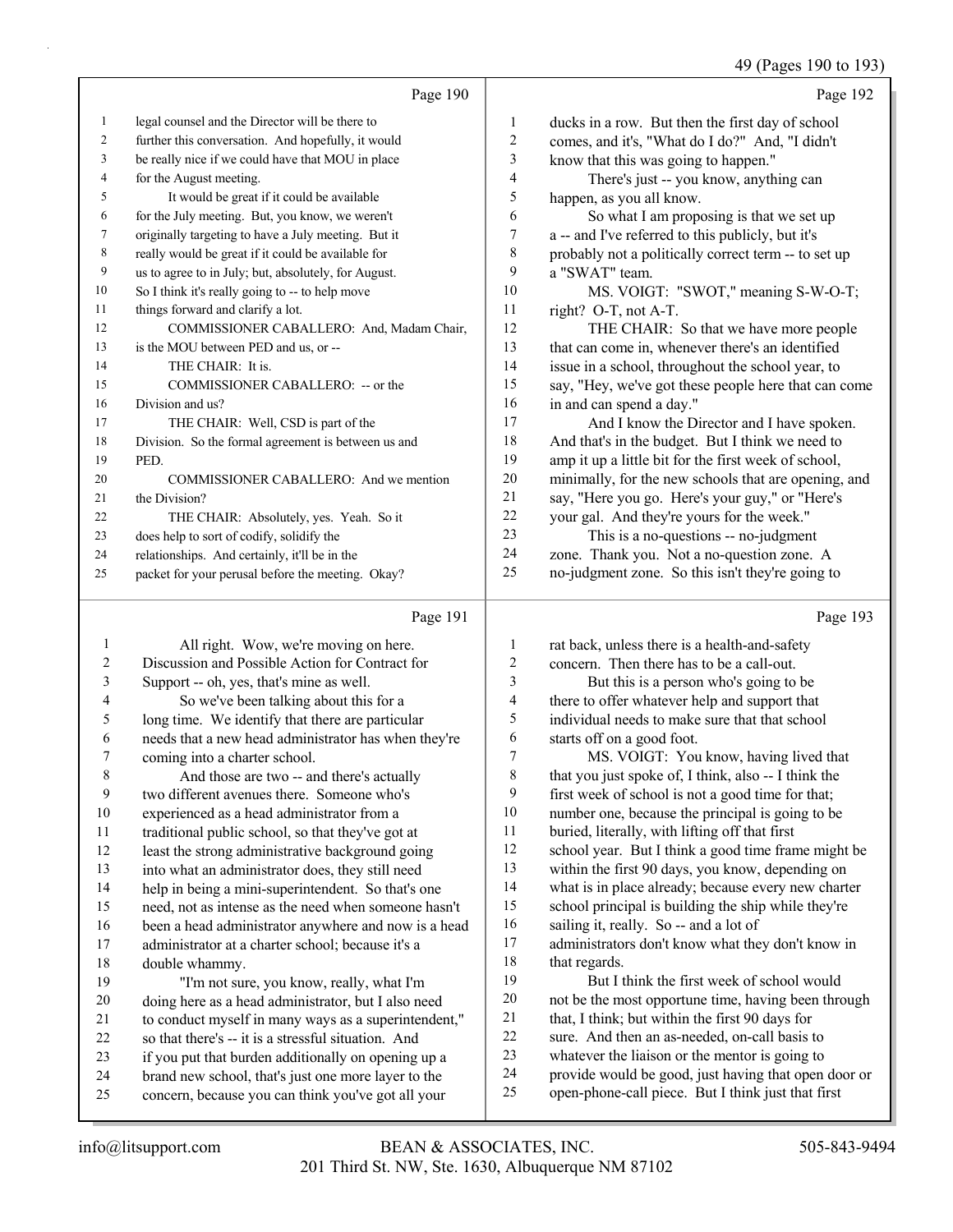Page 190

1 legal counsel and the Director will be there to
2 further this conversation. And hopefully, it would
3 be really nice if we could have that MOU in place
4 for the August meeting.
5 It would be great if it could be available
6 for the July meeting. But, you know, we weren't
7 originally targeting to have a July meeting. But it
8 really would be great if it could be available for
9 us to agree to in July; but, absolutely, for August.
10 So I think it's really going to -- to help move
11 things forward and clarify a lot.
12 COMMISSIONER CABALLERO: And, Madam Chair,
13 is the MOU between PED and us, or --
14 THE CHAIR: It is.
15 COMMISSIONER CABALLERO: -- or the
16 Division and us?
17 THE CHAIR: Well, CSD is part of the
18 Division. So the formal agreement is between us and
19 PED.
20 COMMISSIONER CABALLERO: And we mention
21 the Division?
22 THE CHAIR: Absolutely, yes. Yeah. So it
23 does help to sort of codify, solidify the
24 relationships. And certainly, it'll be in the
25 packet for your perusal before the meeting. Okay?

Page 191

1 All right. Wow, we're moving on here.
2 Discussion and Possible Action for Contract for
3 Support -- oh, yes, that's mine as well.
4 So we've been talking about this for a
5 long time. We identify that there are particular
6 needs that a new head administrator has when they're
7 coming into a charter school.
8 And those are two -- and there's actually
9 two different avenues there. Someone who's
10 experienced as a head administrator from a
11 traditional public school, so that they've got at
12 least the strong administrative background going
13 into what an administrator does, they still need
14 help in being a mini-superintendent. So that's one
15 need, not as intense as the need when someone hasn't
16 been a head administrator anywhere and now is a head
17 administrator at a charter school; because it's a
18 double whammy.
19 "I'm not sure, you know, really, what I'm
20 doing here as a head administrator, but I also need
21 to conduct myself in many ways as a superintendent,"
22 so that there's -- it is a stressful situation. And
23 if you put that burden additionally on opening up a
24 brand new school, that's just one more layer to the
25 concern, because you can think you've got all your

Page 192

1 ducks in a row. But then the first day of school
2 comes, and it's, "What do I do?" And, "I didn't
3 know that this was going to happen."
4 There's just -- you know, anything can
5 happen, as you all know.
6 So what I am proposing is that we set up
7 a -- and I've referred to this publicly, but it's
8 probably not a politically correct term -- to set up
9 a "SWAT" team.
10 MS. VOIGT: "SWOT," meaning S-W-O-T;
11 right? O-T, not A-T.
12 THE CHAIR: So that we have more people
13 that can come in, whenever there's an identified
14 issue in a school, throughout the school year, to
15 say, "Hey, we've got these people here that can come
16 in and can spend a day."
17 And I know the Director and I have spoken.
18 And that's in the budget. But I think we need to
19 amp it up a little bit for the first week of school,
20 minimally, for the new schools that are opening, and
21 say, "Here you go. Here's your guy," or "Here's
22 your gal. And they're yours for the week."
23 This is a no-questions -- no-judgment
24 zone. Thank you. Not a no-question zone. A
25 no-judgment zone. So this isn't they're going to

Page 193

1 rat back, unless there is a health-and-safety
2 concern. Then there has to be a call-out.
3 But this is a person who's going to be
4 there to offer whatever help and support that
5 individual needs to make sure that that school
6 starts off on a good foot.
7 MS. VOIGT: You know, having lived that
8 that you just spoke of, I think, also -- I think the
9 first week of school is not a good time for that;
10 number one, because the principal is going to be
11 buried, literally, with lifting off that first
12 school year. But I think a good time frame might be
13 within the first 90 days, you know, depending on
14 what is in place already; because every new charter
15 school principal is building the ship while they're
16 sailing it, really. So -- and a lot of
17 administrators don't know what they don't know in
18 that regards.
19 But I think the first week of school would
20 not be the most opportune time, having been through
21 that, I think; but within the first 90 days for
22 sure. And then an as-needed, on-call basis to
23 whatever the liaison or the mentor is going to
24 provide would be good, just having that open door or
25 open-phone-call piece. But I think just that first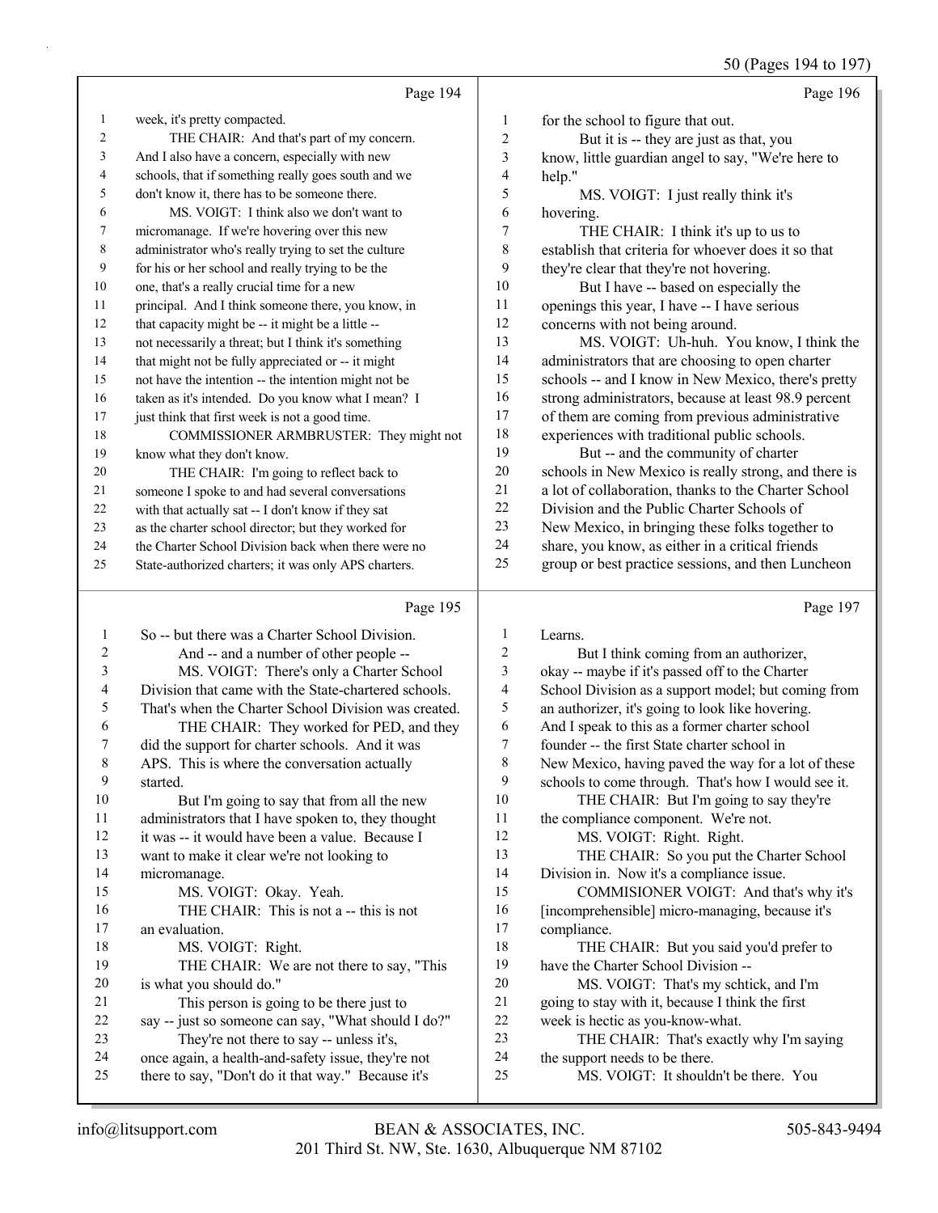Page 194

1 week, it's pretty compacted.
2 THE CHAIR: And that's part of my concern.
3 And I also have a concern, especially with new
4 schools, that if something really goes south and we
5 don't know it, there has to be someone there.
6 MS. VOIGT: I think also we don't want to
7 micromanage. If we're hovering over this new
8 administrator who's really trying to set the culture
9 for his or her school and really trying to be the
10 one, that's a really crucial time for a new
11 principal. And I think someone there, you know, in
12 that capacity might be -- it might be a little --
13 not necessarily a threat; but I think it's something
14 that might not be fully appreciated or -- it might
15 not have the intention -- the intention might not be
16 taken as it's intended. Do you know what I mean? I
17 just think that first week is not a good time.
18 COMMISSIONER ARMBRUSTER: They might not
19 know what they don't know.
20 THE CHAIR: I'm going to reflect back to
21 someone I spoke to and had several conversations
22 with that actually sat -- I don't know if they sat
23 as the charter school director; but they worked for
24 the Charter School Division back when there were no
25 State-authorized charters; it was only APS charters.

Page 195

1 So -- but there was a Charter School Division.
2 And -- and a number of other people --
3 MS. VOIGT: There's only a Charter School
4 Division that came with the State-chartered schools.
5 That's when the Charter School Division was created.
6 THE CHAIR: They worked for PED, and they
7 did the support for charter schools. And it was
8 APS. This is where the conversation actually
9 started.
10 But I'm going to say that from all the new
11 administrators that I have spoken to, they thought
12 it was -- it would have been a value. Because I
13 want to make it clear we're not looking to
14 micromanage.
15 MS. VOIGT: Okay. Yeah.
16 THE CHAIR: This is not a -- this is not
17 an evaluation.
18 MS. VOIGT: Right.
19 THE CHAIR: We are not there to say, "This
20 is what you should do."
21 This person is going to be there just to
22 say -- just so someone can say, "What should I do?"
23 They're not there to say -- unless it's,
24 once again, a health-and-safety issue, they're not
25 there to say, "Don't do it that way." Because it's

Page 196

1 for the school to figure that out.
2 But it is -- they are just as that, you
3 know, little guardian angel to say, "We're here to
4 help."
5 MS. VOIGT: I just really think it's
6 hovering.
7 THE CHAIR: I think it's up to us to
8 establish that criteria for whoever does it so that
9 they're clear that they're not hovering.
10 But I have -- based on especially the
11 openings this year, I have -- I have serious
12 concerns with not being around.
13 MS. VOIGT: Uh-huh. You know, I think the
14 administrators that are choosing to open charter
15 schools -- and I know in New Mexico, there's pretty
16 strong administrators, because at least 98.9 percent
17 of them are coming from previous administrative
18 experiences with traditional public schools.
19 But -- and the community of charter
20 schools in New Mexico is really strong, and there is
21 a lot of collaboration, thanks to the Charter School
22 Division and the Public Charter Schools of
23 New Mexico, in bringing these folks together to
24 share, you know, as either in a critical friends
25 group or best practice sessions, and then Luncheon

Page 197

1 Learns.
2 But I think coming from an authorizer,
3 okay -- maybe if it's passed off to the Charter
4 School Division as a support model; but coming from
5 an authorizer, it's going to look like hovering.
6 And I speak to this as a former charter school
7 founder -- the first State charter school in
8 New Mexico, having paved the way for a lot of these
9 schools to come through. That's how I would see it.
10 THE CHAIR: But I'm going to say they're
11 the compliance component. We're not.
12 MS. VOIGT: Right. Right.
13 THE CHAIR: So you put the Charter School
14 Division in. Now it's a compliance issue.
15 COMMISIONER VOIGT: And that's why it's
16 [incomprehensible] micro-managing, because it's
17 compliance.
18 THE CHAIR: But you said you'd prefer to
19 have the Charter School Division --
20 MS. VOIGT: That's my schtick, and I'm
21 going to stay with it, because I think the first
22 week is hectic as you-know-what.
23 THE CHAIR: That's exactly why I'm saying
24 the support needs to be there.
25 MS. VOIGT: It shouldn't be there. You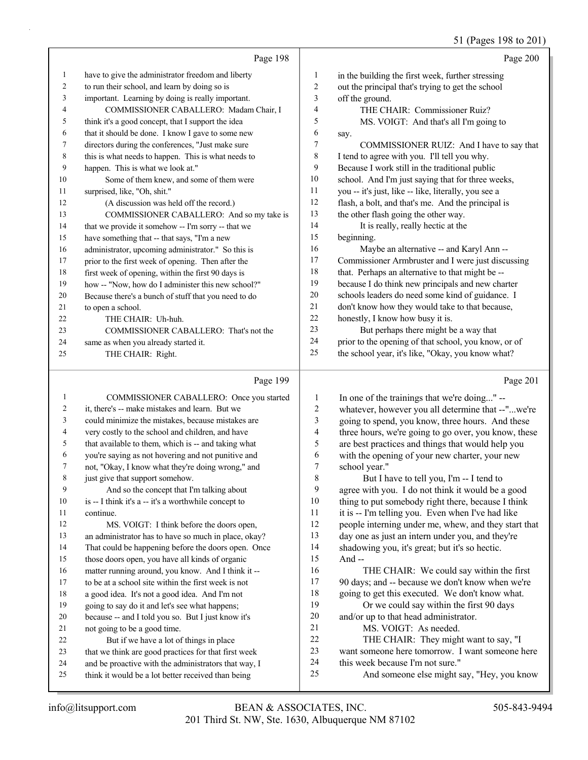## Page 198

1 have to give the administrator freedom and liberty
2 to run their school, and learn by doing so is
3 important. Learning by doing is really important.
4 COMMISSIONER CABALLERO: Madam Chair, I
5 think it's a good concept, that I support the idea
6 that it should be done. I know I gave to some new
7 directors during the conferences, "Just make sure
8 this is what needs to happen. This is what needs to
9 happen. This is what we look at."
10 Some of them knew, and some of them were
11 surprised, like, "Oh, shit."
12 (A discussion was held off the record.)
13 COMMISSIONER CABALLERO: And so my take is
14 that we provide it somehow -- I'm sorry -- that we
15 have something that -- that says, "I'm a new
16 administrator, upcoming administrator." So this is
17 prior to the first week of opening. Then after the
18 first week of opening, within the first 90 days is
19 how -- "Now, how do I administer this new school?"
20 Because there's a bunch of stuff that you need to do
21 to open a school.
22 THE CHAIR: Uh-huh.
23 COMMISSIONER CABALLERO: That's not the
24 same as when you already started it.
25 THE CHAIR: Right.

## Page 199

1 COMMISSIONER CABALLERO: Once you started
2 it, there's -- make mistakes and learn. But we
3 could minimize the mistakes, because mistakes are
4 very costly to the school and children, and have
5 that available to them, which is -- and taking what
6 you're saying as not hovering and not punitive and
7 not, "Okay, I know what they're doing wrong," and
8 just give that support somehow.
9 And so the concept that I'm talking about
10 is -- I think it's a -- it's a worthwhile concept to
11 continue.
12 MS. VOIGT: I think before the doors open,
13 an administrator has to have so much in place, okay?
14 That could be happening before the doors open. Once
15 those doors open, you have all kinds of organic
16 matter running around, you know. And I think it --
17 to be at a school site within the first week is not
18 a good idea. It's not a good idea. And I'm not
19 going to say do it and let's see what happens;
20 because -- and I told you so. But I just know it's
21 not going to be a good time.
22 But if we have a lot of things in place
23 that we think are good practices for that first week
24 and be proactive with the administrators that way, I
25 think it would be a lot better received than being

## Page 200

1 in the building the first week, further stressing
2 out the principal that's trying to get the school
3 off the ground.
4 THE CHAIR: Commissioner Ruiz?
5 MS. VOIGT: And that's all I'm going to
6 say.
7 COMMISSIONER RUIZ: And I have to say that
8 I tend to agree with you. I'll tell you why.
9 Because I work still in the traditional public
10 school. And I'm just saying that for three weeks,
11 you -- it's just, like -- like, literally, you see a
12 flash, a bolt, and that's me. And the principal is
13 the other flash going the other way.
14 It is really, really hectic at the
15 beginning.
16 Maybe an alternative -- and Karyl Ann --
17 Commissioner Armbruster and I were just discussing
18 that. Perhaps an alternative to that might be --
19 because I do think new principals and new charter
20 schools leaders do need some kind of guidance. I
21 don't know how they would take to that because,
22 honestly, I know how busy it is.
23 But perhaps there might be a way that
24 prior to the opening of that school, you know, or of
25 the school year, it's like, "Okay, you know what?

## Page 201

1 In one of the trainings that we're doing..." --
2 whatever, however you all determine that --"...we're
3 going to spend, you know, three hours. And these
4 three hours, we're going to go over, you know, these
5 are best practices and things that would help you
6 with the opening of your new charter, your new
7 school year."
8 But I have to tell you, I'm -- I tend to
9 agree with you. I do not think it would be a good
10 thing to put somebody right there, because I think
11 it is -- I'm telling you. Even when I've had like
12 people interning under me, whew, and they start that
13 day one as just an intern under you, and they're
14 shadowing you, it's great; but it's so hectic.
15 And --
16 THE CHAIR: We could say within the first
17 90 days; and -- because we don't know when we're
18 going to get this executed. We don't know what.
19 Or we could say within the first 90 days
20 and/or up to that head administrator.
21 MS. VOIGT: As needed.
22 THE CHAIR: They might want to say, "I
23 want someone here tomorrow. I want someone here
24 this week because I'm not sure."
25 And someone else might say, "Hey, you know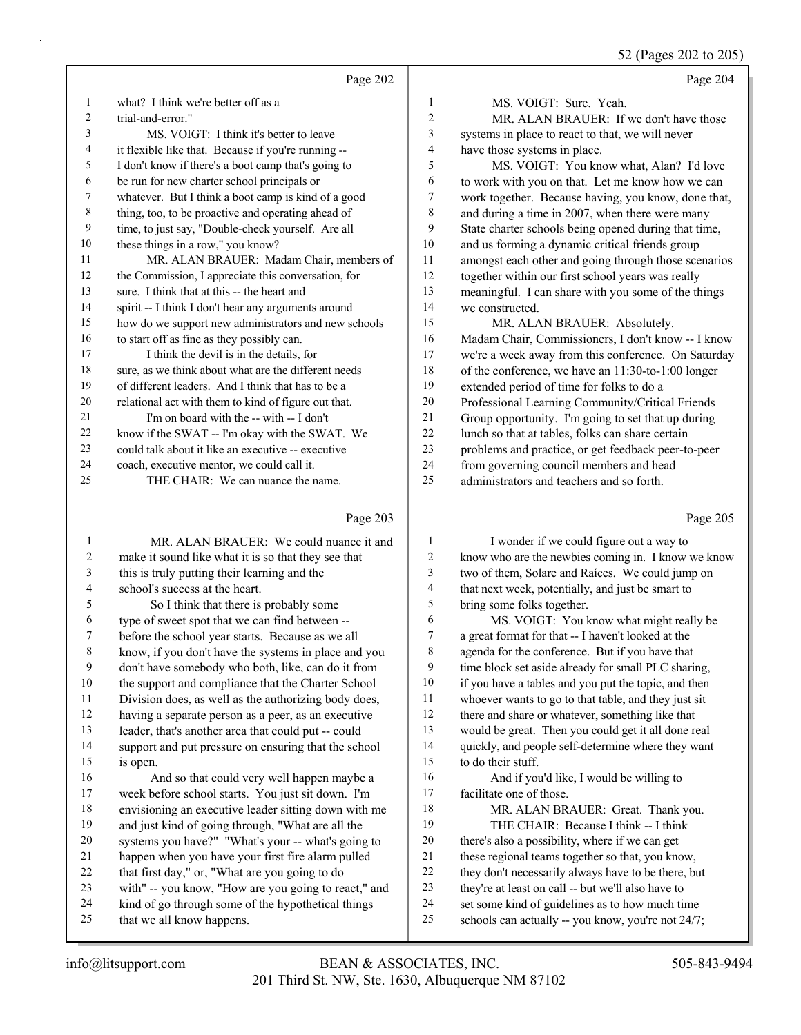Page 202

what? I think we're better off as a trial-and-error."

MS. VOIGT: I think it's better to leave it flexible like that. Because if you're running -- I don't know if there's a boot camp that's going to be run for new charter school principals or whatever. But I think a boot camp is kind of a good thing, too, to be proactive and operating ahead of time, to just say, "Double-check yourself. Are all these things in a row," you know?

MR. ALAN BRAUER: Madam Chair, members of the Commission, I appreciate this conversation, for sure. I think that at this -- the heart and spirit -- I think I don't hear any arguments around how do we support new administrators and new schools to start off as fine as they possibly can.

I think the devil is in the details, for sure, as we think about what are the different needs of different leaders. And I think that has to be a relational act with them to kind of figure out that.

I'm on board with the -- with -- I don't know if the SWAT -- I'm okay with the SWAT. We could talk about it like an executive -- executive coach, executive mentor, we could call it.

THE CHAIR: We can nuance the name.

Page 203

MR. ALAN BRAUER: We could nuance it and make it sound like what it is so that they see that this is truly putting their learning and the school's success at the heart.

So I think that there is probably some type of sweet spot that we can find between -- before the school year starts. Because as we all know, if you don't have the systems in place and you don't have somebody who both, like, can do it from the support and compliance that the Charter School Division does, as well as the authorizing body does, having a separate person as a peer, as an executive leader, that's another area that could put -- could support and put pressure on ensuring that the school is open.

And so that could very well happen maybe a week before school starts. You just sit down. I'm envisioning an executive leader sitting down with me and just kind of going through, "What are all the systems you have?" "What's your -- what's going to happen when you have your first fire alarm pulled that first day," or, "What are you going to do with" -- you know, "How are you going to react," and kind of go through some of the hypothetical things that we all know happens.

Page 204

MS. VOIGT: Sure. Yeah.

MR. ALAN BRAUER: If we don't have those systems in place to react to that, we will never have those systems in place.

MS. VOIGT: You know what, Alan? I'd love to work with you on that. Let me know how we can work together. Because having, you know, done that, and during a time in 2007, when there were many State charter schools being opened during that time, and us forming a dynamic critical friends group amongst each other and going through those scenarios together within our first school years was really meaningful. I can share with you some of the things we constructed.

MR. ALAN BRAUER: Absolutely. Madam Chair, Commissioners, I don't know -- I know we're a week away from this conference. On Saturday of the conference, we have an 11:30-to-1:00 longer extended period of time for folks to do a Professional Learning Community/Critical Friends Group opportunity. I'm going to set that up during lunch so that at tables, folks can share certain problems and practice, or get feedback peer-to-peer from governing council members and head administrators and teachers and so forth.

Page 205

I wonder if we could figure out a way to know who are the newbies coming in. I know we know two of them, Solare and Raíces. We could jump on that next week, potentially, and just be smart to bring some folks together.

MS. VOIGT: You know what might really be a great format for that -- I haven't looked at the agenda for the conference. But if you have that time block set aside already for small PLC sharing, if you have a tables and you put the topic, and then whoever wants to go to that table, and they just sit there and share or whatever, something like that would be great. Then you could get it all done real quickly, and people self-determine where they want to do their stuff.

And if you'd like, I would be willing to facilitate one of those.

MR. ALAN BRAUER: Great. Thank you.

THE CHAIR: Because I think -- I think there's also a possibility, where if we can get these regional teams together so that, you know, they don't necessarily always have to be there, but they're at least on call -- but we'll also have to set some kind of guidelines as to how much time schools can actually -- you know, you're not 24/7;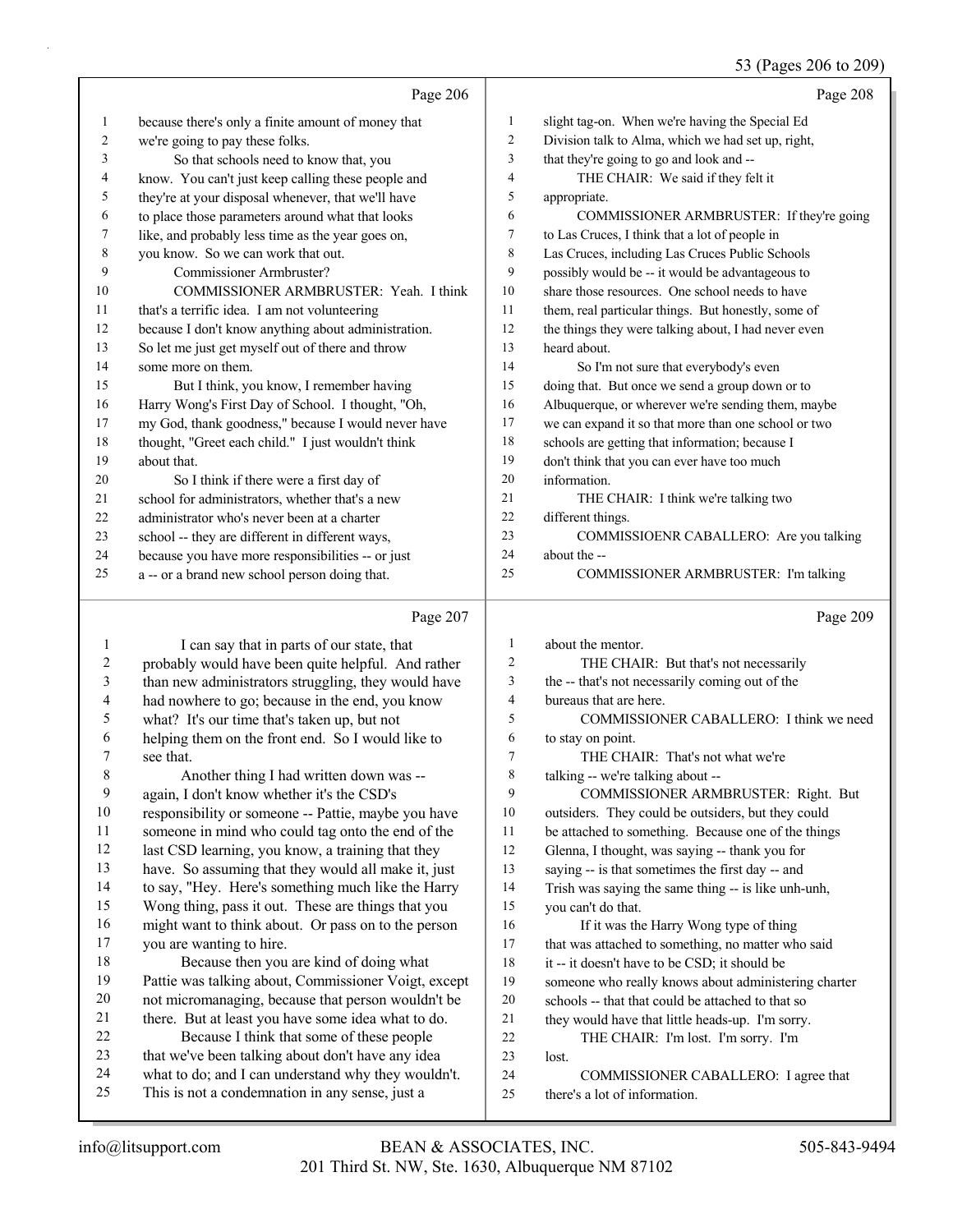Page 206

1 because there's only a finite amount of money that
2 we're going to pay these folks.
3 So that schools need to know that, you
4 know. You can't just keep calling these people and
5 they're at your disposal whenever, that we'll have
6 to place those parameters around what that looks
7 like, and probably less time as the year goes on,
8 you know. So we can work that out.
9 Commissioner Armbruster?
10 COMMISSIONER ARMBRUSTER: Yeah. I think
11 that's a terrific idea. I am not volunteering
12 because I don't know anything about administration.
13 So let me just get myself out of there and throw
14 some more on them.
15 But I think, you know, I remember having
16 Harry Wong's First Day of School. I thought, "Oh,
17 my God, thank goodness," because I would never have
18 thought, "Greet each child." I just wouldn't think
19 about that.
20 So I think if there were a first day of
21 school for administrators, whether that's a new
22 administrator who's never been at a charter
23 school -- they are different in different ways,
24 because you have more responsibilities -- or just
25 a -- or a brand new school person doing that.

Page 207

1 I can say that in parts of our state, that
2 probably would have been quite helpful. And rather
3 than new administrators struggling, they would have
4 had nowhere to go; because in the end, you know
5 what? It's our time that's taken up, but not
6 helping them on the front end. So I would like to
7 see that.
8 Another thing I had written down was --
9 again, I don't know whether it's the CSD's
10 responsibility or someone -- Pattie, maybe you have
11 someone in mind who could tag onto the end of the
12 last CSD learning, you know, a training that they
13 have. So assuming that they would all make it, just
14 to say, "Hey. Here's something much like the Harry
15 Wong thing, pass it out. These are things that you
16 might want to think about. Or pass on to the person
17 you are wanting to hire.
18 Because then you are kind of doing what
19 Pattie was talking about, Commissioner Voigt, except
20 not micromanaging, because that person wouldn't be
21 there. But at least you have some idea what to do.
22 Because I think that some of these people
23 that we've been talking about don't have any idea
24 what to do; and I can understand why they wouldn't.
25 This is not a condemnation in any sense, just a

Page 208

1 slight tag-on. When we're having the Special Ed
2 Division talk to Alma, which we had set up, right,
3 that they're going to go and look and --
4 THE CHAIR: We said if they felt it
5 appropriate.
6 COMMISSIONER ARMBRUSTER: If they're going
7 to Las Cruces, I think that a lot of people in
8 Las Cruces, including Las Cruces Public Schools
9 possibly would be -- it would be advantageous to
10 share those resources. One school needs to have
11 them, real particular things. But honestly, some of
12 the things they were talking about, I had never even
13 heard about.
14 So I'm not sure that everybody's even
15 doing that. But once we send a group down or to
16 Albuquerque, or wherever we're sending them, maybe
17 we can expand it so that more than one school or two
18 schools are getting that information; because I
19 don't think that you can ever have too much
20 information.
21 THE CHAIR: I think we're talking two
22 different things.
23 COMMISSIOENR CABALLERO: Are you talking
24 about the --
25 COMMISSIONER ARMBRUSTER: I'm talking

Page 209

1 about the mentor.
2 THE CHAIR: But that's not necessarily
3 the -- that's not necessarily coming out of the
4 bureaus that are here.
5 COMMISSIONER CABALLERO: I think we need
6 to stay on point.
7 THE CHAIR: That's not what we're
8 talking -- we're talking about --
9 COMMISSIONER ARMBRUSTER: Right. But
10 outsiders. They could be outsiders, but they could
11 be attached to something. Because one of the things
12 Glenna, I thought, was saying -- thank you for
13 saying -- is that sometimes the first day -- and
14 Trish was saying the same thing -- is like unh-unh,
15 you can't do that.
16 If it was the Harry Wong type of thing
17 that was attached to something, no matter who said
18 it -- it doesn't have to be CSD; it should be
19 someone who really knows about administering charter
20 schools -- that that could be attached to that so
21 they would have that little heads-up. I'm sorry.
22 THE CHAIR: I'm lost. I'm sorry. I'm
23 lost.
24 COMMISSIONER CABALLERO: I agree that
25 there's a lot of information.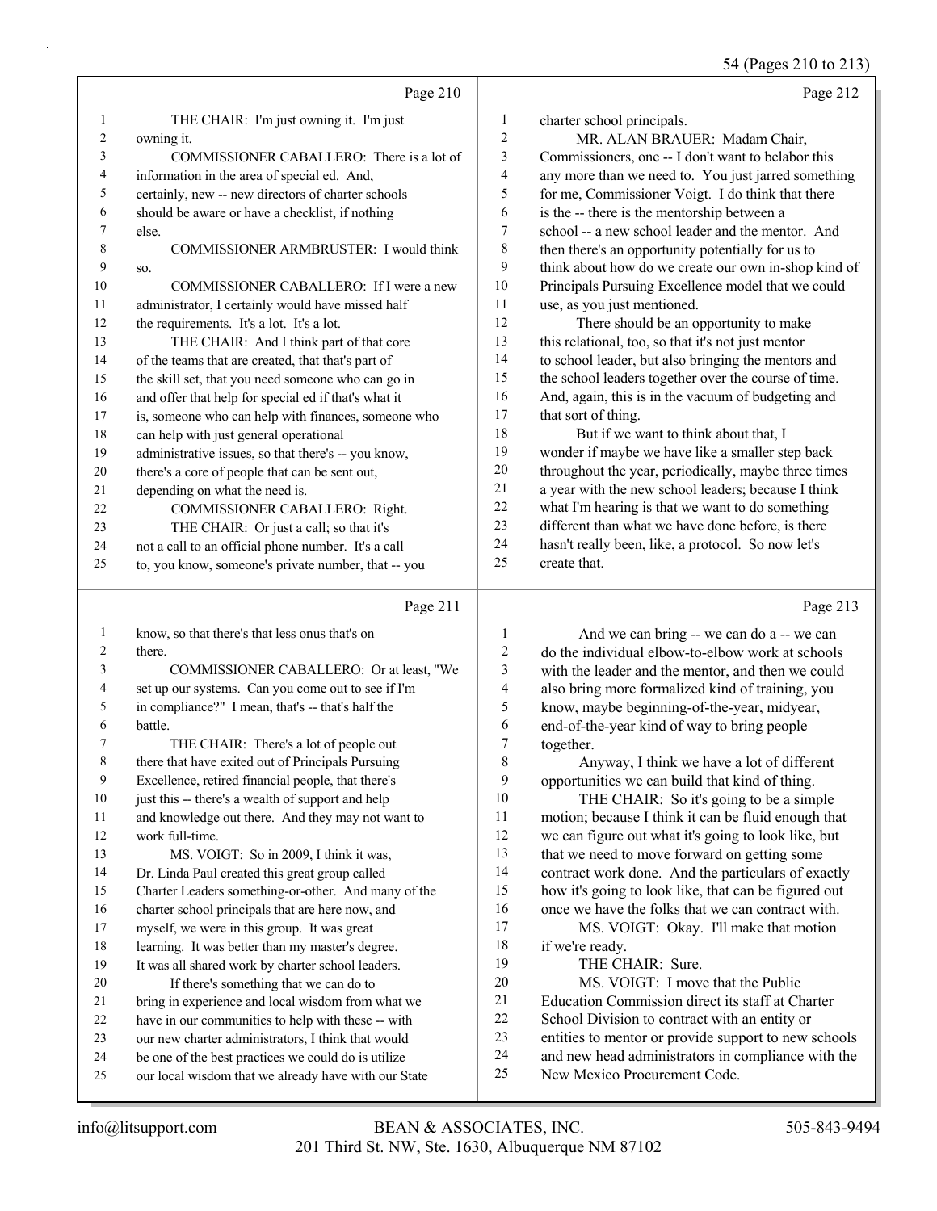Page 210

1 THE CHAIR: I'm just owning it. I'm just
2 owning it.
3 COMMISSIONER CABALLERO: There is a lot of
4 information in the area of special ed. And,
5 certainly, new -- new directors of charter schools
6 should be aware or have a checklist, if nothing
7 else.
8 COMMISSIONER ARMBRUSTER: I would think
9 so.
10 COMMISSIONER CABALLERO: If I were a new
11 administrator, I certainly would have missed half
12 the requirements. It's a lot. It's a lot.
13 THE CHAIR: And I think part of that core
14 of the teams that are created, that that's part of
15 the skill set, that you need someone who can go in
16 and offer that help for special ed if that's what it
17 is, someone who can help with finances, someone who
18 can help with just general operational
19 administrative issues, so that there's -- you know,
20 there's a core of people that can be sent out,
21 depending on what the need is.
22 COMMISSIONER CABALLERO: Right.
23 THE CHAIR: Or just a call; so that it's
24 not a call to an official phone number. It's a call
25 to, you know, someone's private number, that -- you

Page 211

1 know, so that there's that less onus that's on
2 there.
3 COMMISSIONER CABALLERO: Or at least, "We
4 set up our systems. Can you come out to see if I'm
5 in compliance?" I mean, that's -- that's half the
6 battle.
7 THE CHAIR: There's a lot of people out
8 there that have exited out of Principals Pursuing
9 Excellence, retired financial people, that there's
10 just this -- there's a wealth of support and help
11 and knowledge out there. And they may not want to
12 work full-time.
13 MS. VOIGT: So in 2009, I think it was,
14 Dr. Linda Paul created this great group called
15 Charter Leaders something-or-other. And many of the
16 charter school principals that are here now, and
17 myself, we were in this group. It was great
18 learning. It was better than my master's degree.
19 It was all shared work by charter school leaders.
20 If there's something that we can do to
21 bring in experience and local wisdom from what we
22 have in our communities to help with these -- with
23 our new charter administrators, I think that would
24 be one of the best practices we could do is utilize
25 our local wisdom that we already have with our State

Page 212

1 charter school principals.
2 MR. ALAN BRAUER: Madam Chair,
3 Commissioners, one -- I don't want to belabor this
4 any more than we need to. You just jarred something
5 for me, Commissioner Voigt. I do think that there
6 is the -- there is the mentorship between a
7 school -- a new school leader and the mentor. And
8 then there's an opportunity potentially for us to
9 think about how do we create our own in-shop kind of
10 Principals Pursuing Excellence model that we could
11 use, as you just mentioned.
12 There should be an opportunity to make
13 this relational, too, so that it's not just mentor
14 to school leader, but also bringing the mentors and
15 the school leaders together over the course of time.
16 And, again, this is in the vacuum of budgeting and
17 that sort of thing.
18 But if we want to think about that, I
19 wonder if maybe we have like a smaller step back
20 throughout the year, periodically, maybe three times
21 a year with the new school leaders; because I think
22 what I'm hearing is that we want to do something
23 different than what we have done before, is there
24 hasn't really been, like, a protocol. So now let's
25 create that.

Page 213

1 And we can bring -- we can do a -- we can
2 do the individual elbow-to-elbow work at schools
3 with the leader and the mentor, and then we could
4 also bring more formalized kind of training, you
5 know, maybe beginning-of-the-year, midyear,
6 end-of-the-year kind of way to bring people
7 together.
8 Anyway, I think we have a lot of different
9 opportunities we can build that kind of thing.
10 THE CHAIR: So it's going to be a simple
11 motion; because I think it can be fluid enough that
12 we can figure out what it's going to look like, but
13 that we need to move forward on getting some
14 contract work done. And the particulars of exactly
15 how it's going to look like, that can be figured out
16 once we have the folks that we can contract with.
17 MS. VOIGT: Okay. I'll make that motion
18 if we're ready.
19 THE CHAIR: Sure.
20 MS. VOIGT: I move that the Public
21 Education Commission direct its staff at Charter
22 School Division to contract with an entity or
23 entities to mentor or provide support to new schools
24 and new head administrators in compliance with the
25 New Mexico Procurement Code.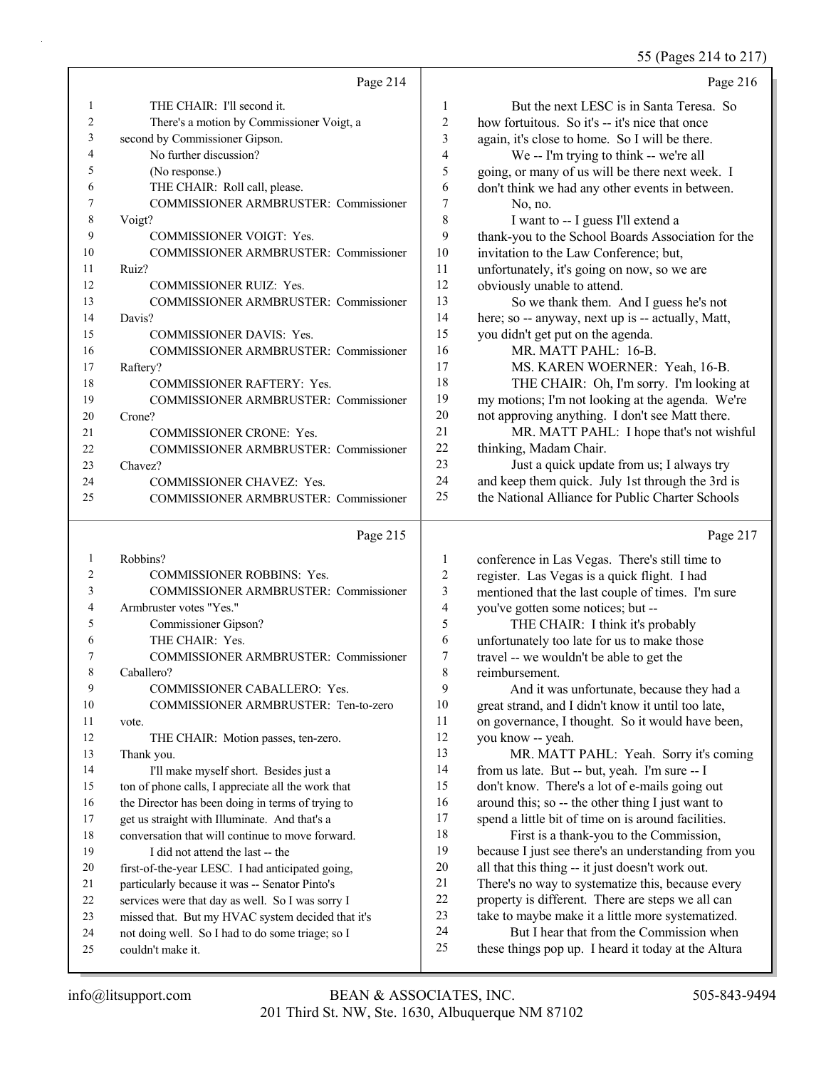Page 214

1 THE CHAIR: I'll second it.
2 There's a motion by Commissioner Voigt, a
3 second by Commissioner Gipson.
4 No further discussion?
5 (No response.)
6 THE CHAIR: Roll call, please.
7 COMMISSIONER ARMBRUSTER: Commissioner
8 Voigt?
9 COMMISSIONER VOIGT: Yes.
10 COMMISSIONER ARMBRUSTER: Commissioner
11 Ruiz?
12 COMMISSIONER RUIZ: Yes.
13 COMMISSIONER ARMBRUSTER: Commissioner
14 Davis?
15 COMMISSIONER DAVIS: Yes.
16 COMMISSIONER ARMBRUSTER: Commissioner
17 Raftery?
18 COMMISSIONER RAFTERY: Yes.
19 COMMISSIONER ARMBRUSTER: Commissioner
20 Crone?
21 COMMISSIONER CRONE: Yes.
22 COMMISSIONER ARMBRUSTER: Commissioner
23 Chavez?
24 COMMISSIONER CHAVEZ: Yes.
25 COMMISSIONER ARMBRUSTER: Commissioner

Page 215

1 Robbins?
2 COMMISSIONER ROBBINS: Yes.
3 COMMISSIONER ARMBRUSTER: Commissioner
4 Armbruster votes "Yes."
5 Commissioner Gipson?
6 THE CHAIR: Yes.
7 COMMISSIONER ARMBRUSTER: Commissioner
8 Caballero?
9 COMMISSIONER CABALLERO: Yes.
10 COMMISSIONER ARMBRUSTER: Ten-to-zero
11 vote.
12 THE CHAIR: Motion passes, ten-zero.
13 Thank you.
14 I'll make myself short. Besides just a
15 ton of phone calls, I appreciate all the work that
16 the Director has been doing in terms of trying to
17 get us straight with Illuminate. And that's a
18 conversation that will continue to move forward.
19 I did not attend the last -- the
20 first-of-the-year LESC. I had anticipated going,
21 particularly because it was -- Senator Pinto's
22 services were that day as well. So I was sorry I
23 missed that. But my HVAC system decided that it's
24 not doing well. So I had to do some triage; so I
25 couldn't make it.

Page 216

1 But the next LESC is in Santa Teresa. So
2 how fortuitous. So it's -- it's nice that once
3 again, it's close to home. So I will be there.
4 We -- I'm trying to think -- we're all
5 going, or many of us will be there next week. I
6 don't think we had any other events in between.
7 No, no.
8 I want to -- I guess I'll extend a
9 thank-you to the School Boards Association for the
10 invitation to the Law Conference; but,
11 unfortunately, it's going on now, so we are
12 obviously unable to attend.
13 So we thank them. And I guess he's not
14 here; so -- anyway, next up is -- actually, Matt,
15 you didn't get put on the agenda.
16 MR. MATT PAHL: 16-B.
17 MS. KAREN WOERNER: Yeah, 16-B.
18 THE CHAIR: Oh, I'm sorry. I'm looking at
19 my motions; I'm not looking at the agenda. We're
20 not approving anything. I don't see Matt there.
21 MR. MATT PAHL: I hope that's not wishful
22 thinking, Madam Chair.
23 Just a quick update from us; I always try
24 and keep them quick. July 1st through the 3rd is
25 the National Alliance for Public Charter Schools

Page 217

1 conference in Las Vegas. There's still time to
2 register. Las Vegas is a quick flight. I had
3 mentioned that the last couple of times. I'm sure
4 you've gotten some notices; but --
5 THE CHAIR: I think it's probably
6 unfortunately too late for us to make those
7 travel -- we wouldn't be able to get the
8 reimbursement.
9 And it was unfortunate, because they had a
10 great strand, and I didn't know it until too late,
11 on governance, I thought. So it would have been,
12 you know -- yeah.
13 MR. MATT PAHL: Yeah. Sorry it's coming
14 from us late. But -- but, yeah. I'm sure -- I
15 don't know. There's a lot of e-mails going out
16 around this; so -- the other thing I just want to
17 spend a little bit of time on is around facilities.
18 First is a thank-you to the Commission,
19 because I just see there's an understanding from you
20 all that this thing -- it just doesn't work out.
21 There's no way to systematize this, because every
22 property is different. There are steps we all can
23 take to maybe make it a little more systematized.
24 But I hear that from the Commission when
25 these things pop up. I heard it today at the Altura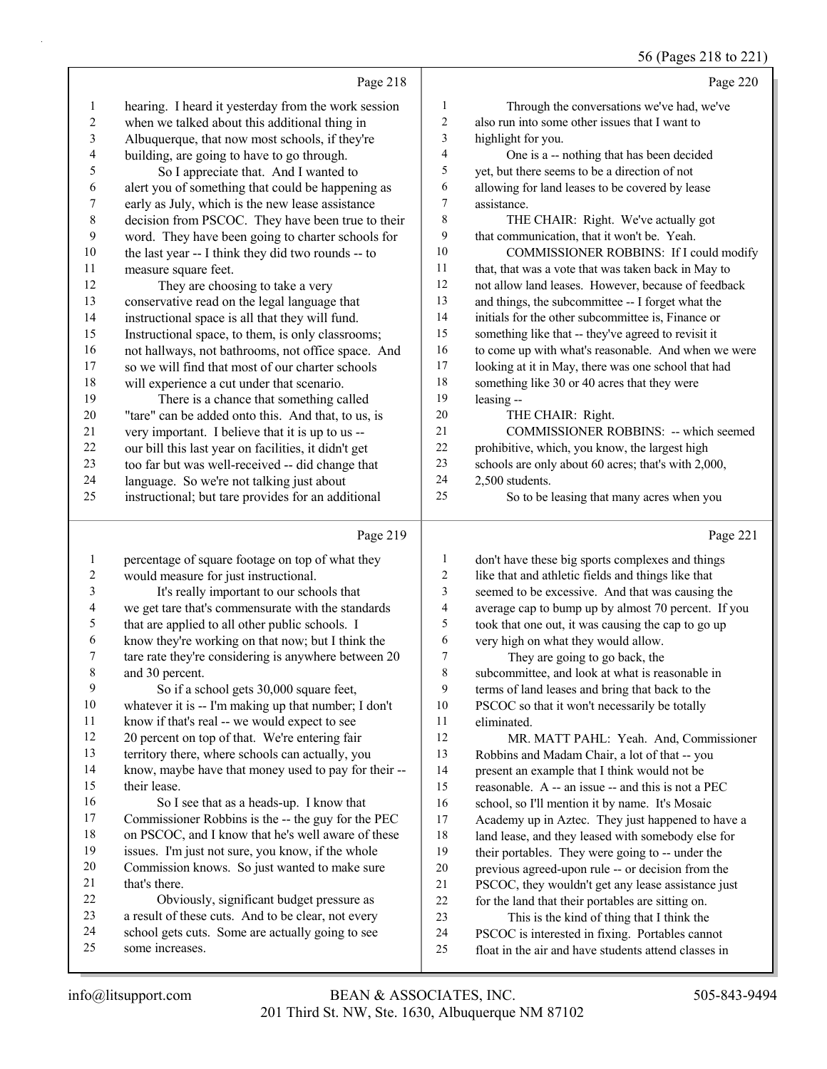Page 218

hearing. I heard it yesterday from the work session when we talked about this additional thing in Albuquerque, that now most schools, if they're building, are going to have to go through.

So I appreciate that. And I wanted to alert you of something that could be happening as early as July, which is the new lease assistance decision from PSCOC. They have been true to their word. They have been going to charter schools for the last year -- I think they did two rounds -- to measure square feet.

They are choosing to take a very conservative read on the legal language that instructional space is all that they will fund. Instructional space, to them, is only classrooms; not hallways, not bathrooms, not office space. And so we will find that most of our charter schools will experience a cut under that scenario.

There is a chance that something called "tare" can be added onto this. And that, to us, is very important. I believe that it is up to us -- our bill this last year on facilities, it didn't get too far but was well-received -- did change that language. So we're not talking just about instructional; but tare provides for an additional

Page 219

percentage of square footage on top of what they would measure for just instructional.

It's really important to our schools that we get tare that's commensurate with the standards that are applied to all other public schools. I know they're working on that now; but I think the tare rate they're considering is anywhere between 20 and 30 percent.

So if a school gets 30,000 square feet, whatever it is -- I'm making up that number; I don't know if that's real -- we would expect to see 20 percent on top of that. We're entering fair territory there, where schools can actually, you know, maybe have that money used to pay for their -- their lease.

So I see that as a heads-up. I know that Commissioner Robbins is the -- the guy for the PEC on PSCOC, and I know that he's well aware of these issues. I'm just not sure, you know, if the whole Commission knows. So just wanted to make sure that's there.

Obviously, significant budget pressure as a result of these cuts. And to be clear, not every school gets cuts. Some are actually going to see some increases.

Page 220

Through the conversations we've had, we've also run into some other issues that I want to highlight for you.

One is a -- nothing that has been decided yet, but there seems to be a direction of not allowing for land leases to be covered by lease assistance.

THE CHAIR: Right. We've actually got that communication, that it won't be. Yeah.

COMMISSIONER ROBBINS: If I could modify that, that was a vote that was taken back in May to not allow land leases. However, because of feedback and things, the subcommittee -- I forget what the initials for the other subcommittee is, Finance or something like that -- they've agreed to revisit it to come up with what's reasonable. And when we were looking at it in May, there was one school that had something like 30 or 40 acres that they were leasing --

THE CHAIR: Right.

COMMISSIONER ROBBINS: -- which seemed prohibitive, which, you know, the largest high schools are only about 60 acres; that's with 2,000, 2,500 students.

So to be leasing that many acres when you

Page 221

don't have these big sports complexes and things like that and athletic fields and things like that seemed to be excessive. And that was causing the average cap to bump up by almost 70 percent. If you took that one out, it was causing the cap to go up very high on what they would allow.

They are going to go back, the subcommittee, and look at what is reasonable in terms of land leases and bring that back to the PSCOC so that it won't necessarily be totally eliminated.

MR. MATT PAHL: Yeah. And, Commissioner Robbins and Madam Chair, a lot of that -- you present an example that I think would not be reasonable. A -- an issue -- and this is not a PEC school, so I'll mention it by name. It's Mosaic Academy up in Aztec. They just happened to have a land lease, and they leased with somebody else for their portables. They were going to -- under the previous agreed-upon rule -- or decision from the PSCOC, they wouldn't get any lease assistance just for the land that their portables are sitting on.

This is the kind of thing that I think the PSCOC is interested in fixing. Portables cannot float in the air and have students attend classes in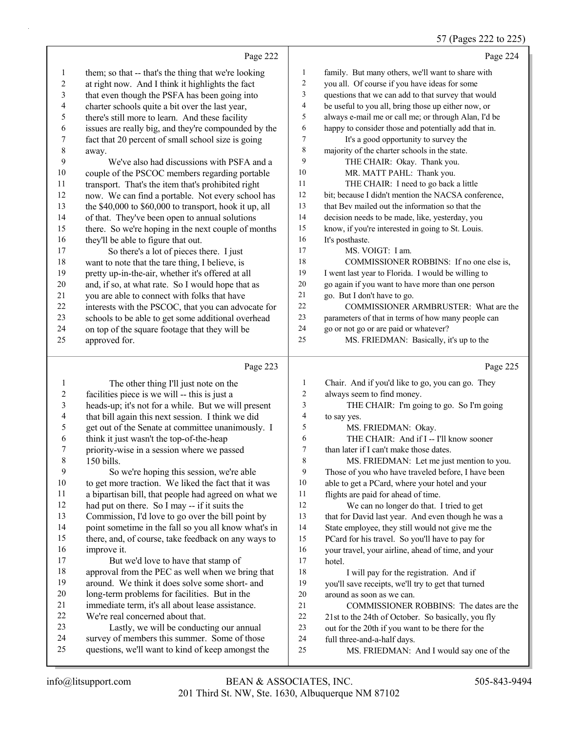Page 222

1 them; so that -- that's the thing that we're looking
2 at right now. And I think it highlights the fact
3 that even though the PSFA has been going into
4 charter schools quite a bit over the last year,
5 there's still more to learn. And these facility
6 issues are really big, and they're compounded by the
7 fact that 20 percent of small school size is going
8 away.
9 We've also had discussions with PSFA and a
10 couple of the PSCOC members regarding portable
11 transport. That's the item that's prohibited right
12 now. We can find a portable. Not every school has
13 the $40,000 to $60,000 to transport, hook it up, all
14 of that. They've been open to annual solutions
15 there. So we're hoping in the next couple of months
16 they'll be able to figure that out.
17 So there's a lot of pieces there. I just
18 want to note that the tare thing, I believe, is
19 pretty up-in-the-air, whether it's offered at all
20 and, if so, at what rate. So I would hope that as
21 you are able to connect with folks that have
22 interests with the PSCOC, that you can advocate for
23 schools to be able to get some additional overhead
24 on top of the square footage that they will be
25 approved for.

Page 223

1 The other thing I'll just note on the
2 facilities piece is we will -- this is just a
3 heads-up; it's not for a while. But we will present
4 that bill again this next session. I think we did
5 get out of the Senate at committee unanimously. I
6 think it just wasn't the top-of-the-heap
7 priority-wise in a session where we passed
8 150 bills.
9 So we're hoping this session, we're able
10 to get more traction. We liked the fact that it was
11 a bipartisan bill, that people had agreed on what we
12 had put on there. So I may -- if it suits the
13 Commission, I'd love to go over the bill point by
14 point sometime in the fall so you all know what's in
15 there, and, of course, take feedback on any ways to
16 improve it.
17 But we'd love to have that stamp of
18 approval from the PEC as well when we bring that
19 around. We think it does solve some short- and
20 long-term problems for facilities. But in the
21 immediate term, it's all about lease assistance.
22 We're real concerned about that.
23 Lastly, we will be conducting our annual
24 survey of members this summer. Some of those
25 questions, we'll want to kind of keep amongst the

Page 224

1 family. But many others, we'll want to share with
2 you all. Of course if you have ideas for some
3 questions that we can add to that survey that would
4 be useful to you all, bring those up either now, or
5 always e-mail me or call me; or through Alan, I'd be
6 happy to consider those and potentially add that in.
7 It's a good opportunity to survey the
8 majority of the charter schools in the state.
9 THE CHAIR: Okay. Thank you.
10 MR. MATT PAHL: Thank you.
11 THE CHAIR: I need to go back a little
12 bit; because I didn't mention the NACSA conference,
13 that Bev mailed out the information so that the
14 decision needs to be made, like, yesterday, you
15 know, if you're interested in going to St. Louis.
16 It's posthaste.
17 MS. VOIGT: I am.
18 COMMISSIONER ROBBINS: If no one else is,
19 I went last year to Florida. I would be willing to
20 go again if you want to have more than one person
21 go. But I don't have to go.
22 COMMISSIONER ARMBRUSTER: What are the
23 parameters of that in terms of how many people can
24 go or not go or are paid or whatever?
25 MS. FRIEDMAN: Basically, it's up to the

Page 225

1 Chair. And if you'd like to go, you can go. They
2 always seem to find money.
3 THE CHAIR: I'm going to go. So I'm going
4 to say yes.
5 MS. FRIEDMAN: Okay.
6 THE CHAIR: And if I -- I'll know sooner
7 than later if I can't make those dates.
8 MS. FRIEDMAN: Let me just mention to you.
9 Those of you who have traveled before, I have been
10 able to get a PCard, where your hotel and your
11 flights are paid for ahead of time.
12 We can no longer do that. I tried to get
13 that for David last year. And even though he was a
14 State employee, they still would not give me the
15 PCard for his travel. So you'll have to pay for
16 your travel, your airline, ahead of time, and your
17 hotel.
18 I will pay for the registration. And if
19 you'll save receipts, we'll try to get that turned
20 around as soon as we can.
21 COMMISSIONER ROBBINS: The dates are the
22 21st to the 24th of October. So basically, you fly
23 out for the 20th if you want to be there for the
24 full three-and-a-half days.
25 MS. FRIEDMAN: And I would say one of the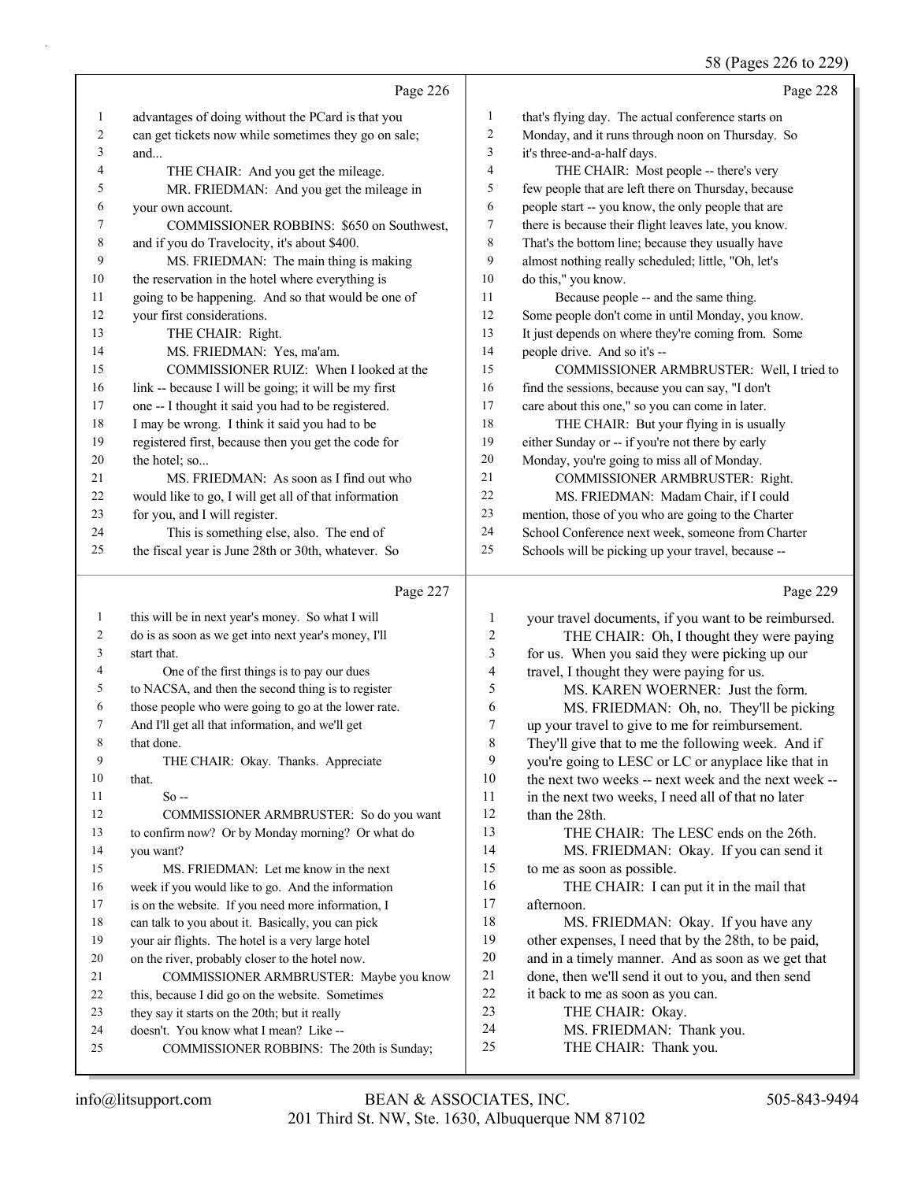Page 226

1 advantages of doing without the PCard is that you
2 can get tickets now while sometimes they go on sale;
3 and...
4 THE CHAIR: And you get the mileage.
5 MR. FRIEDMAN: And you get the mileage in
6 your own account.
7 COMMISSIONER ROBBINS: $650 on Southwest,
8 and if you do Travelocity, it's about $400.
9 MS. FRIEDMAN: The main thing is making
10 the reservation in the hotel where everything is
11 going to be happening. And so that would be one of
12 your first considerations.
13 THE CHAIR: Right.
14 MS. FRIEDMAN: Yes, ma'am.
15 COMMISSIONER RUIZ: When I looked at the
16 link -- because I will be going; it will be my first
17 one -- I thought it said you had to be registered.
18 I may be wrong. I think it said you had to be
19 registered first, because then you get the code for
20 the hotel; so...
21 MS. FRIEDMAN: As soon as I find out who
22 would like to go, I will get all of that information
23 for you, and I will register.
24 This is something else, also. The end of
25 the fiscal year is June 28th or 30th, whatever. So

Page 227

1 this will be in next year's money. So what I will
2 do is as soon as we get into next year's money, I'll
3 start that.
4 One of the first things is to pay our dues
5 to NACSA, and then the second thing is to register
6 those people who were going to go at the lower rate.
7 And I'll get all that information, and we'll get
8 that done.
9 THE CHAIR: Okay. Thanks. Appreciate
10 that.
11 So --
12 COMMISSIONER ARMBRUSTER: So do you want
13 to confirm now? Or by Monday morning? Or what do
14 you want?
15 MS. FRIEDMAN: Let me know in the next
16 week if you would like to go. And the information
17 is on the website. If you need more information, I
18 can talk to you about it. Basically, you can pick
19 your air flights. The hotel is a very large hotel
20 on the river, probably closer to the hotel now.
21 COMMISSIONER ARMBRUSTER: Maybe you know
22 this, because I did go on the website. Sometimes
23 they say it starts on the 20th; but it really
24 doesn't. You know what I mean? Like --
25 COMMISSIONER ROBBINS: The 20th is Sunday;

Page 228

1 that's flying day. The actual conference starts on
2 Monday, and it runs through noon on Thursday. So
3 it's three-and-a-half days.
4 THE CHAIR: Most people -- there's very
5 few people that are left there on Thursday, because
6 people start -- you know, the only people that are
7 there is because their flight leaves late, you know.
8 That's the bottom line; because they usually have
9 almost nothing really scheduled; little, "Oh, let's
10 do this," you know.
11 Because people -- and the same thing.
12 Some people don't come in until Monday, you know.
13 It just depends on where they're coming from. Some
14 people drive. And so it's --
15 COMMISSIONER ARMBRUSTER: Well, I tried to
16 find the sessions, because you can say, "I don't
17 care about this one," so you can come in later.
18 THE CHAIR: But your flying in is usually
19 either Sunday or -- if you're not there by early
20 Monday, you're going to miss all of Monday.
21 COMMISSIONER ARMBRUSTER: Right.
22 MS. FRIEDMAN: Madam Chair, if I could
23 mention, those of you who are going to the Charter
24 School Conference next week, someone from Charter
25 Schools will be picking up your travel, because --

Page 229

1 your travel documents, if you want to be reimbursed.
2 THE CHAIR: Oh, I thought they were paying
3 for us. When you said they were picking up our
4 travel, I thought they were paying for us.
5 MS. KAREN WOERNER: Just the form.
6 MS. FRIEDMAN: Oh, no. They'll be picking
7 up your travel to give to me for reimbursement.
8 They'll give that to me the following week. And if
9 you're going to LESC or LC or anyplace like that in
10 the next two weeks -- next week and the next week --
11 in the next two weeks, I need all of that no later
12 than the 28th.
13 THE CHAIR: The LESC ends on the 26th.
14 MS. FRIEDMAN: Okay. If you can send it
15 to me as soon as possible.
16 THE CHAIR: I can put it in the mail that
17 afternoon.
18 MS. FRIEDMAN: Okay. If you have any
19 other expenses, I need that by the 28th, to be paid,
20 and in a timely manner. And as soon as we get that
21 done, then we'll send it out to you, and then send
22 it back to me as soon as you can.
23 THE CHAIR: Okay.
24 MS. FRIEDMAN: Thank you.
25 THE CHAIR: Thank you.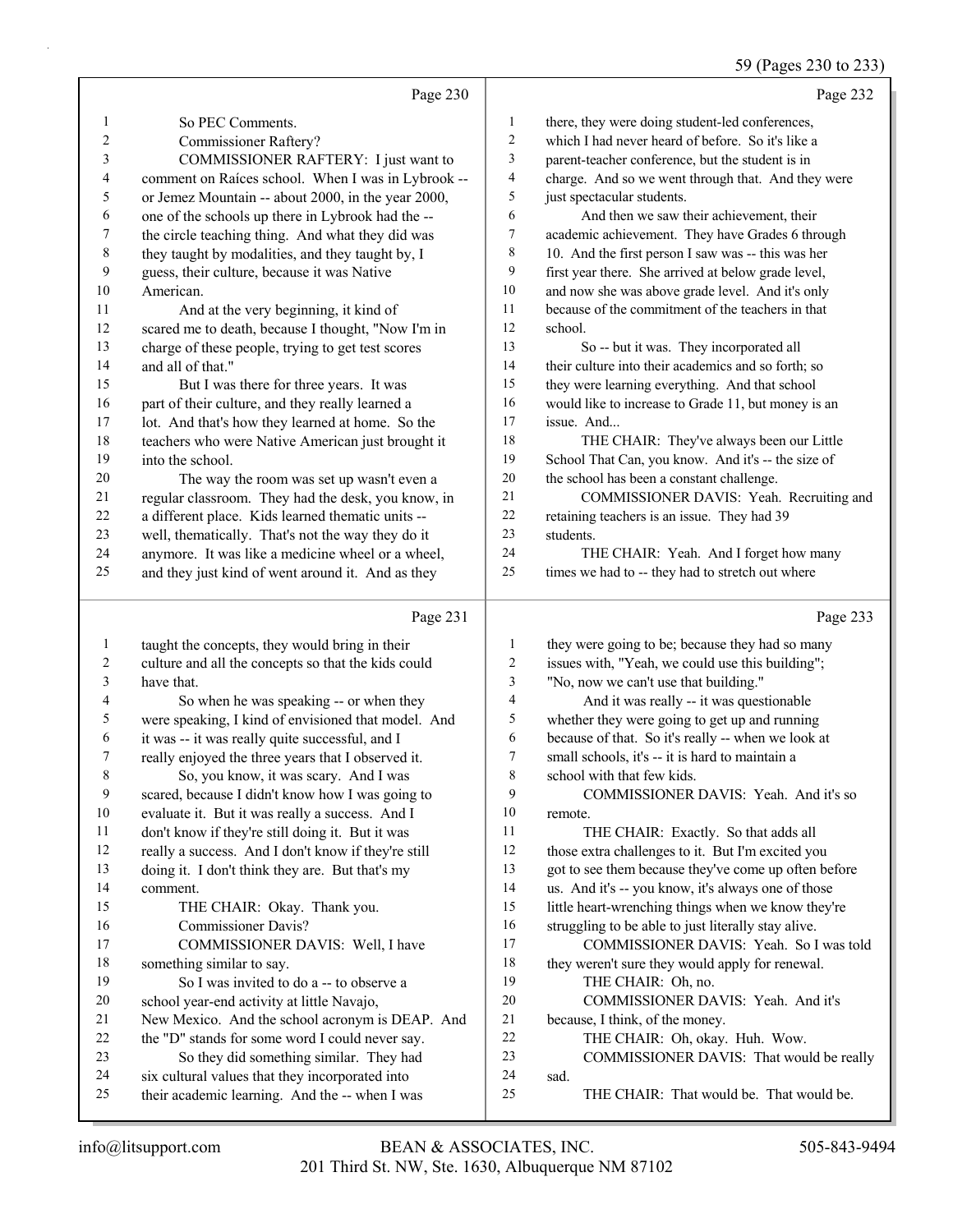## Page 230

1 So PEC Comments.
2 Commissioner Raftery?
3 COMMISSIONER RAFTERY: I just want to
4 comment on Raíces school. When I was in Lybrook --
5 or Jemez Mountain -- about 2000, in the year 2000,
6 one of the schools up there in Lybrook had the --
7 the circle teaching thing. And what they did was
8 they taught by modalities, and they taught by, I
9 guess, their culture, because it was Native
10 American.
11 And at the very beginning, it kind of
12 scared me to death, because I thought, "Now I'm in
13 charge of these people, trying to get test scores
14 and all of that."
15 But I was there for three years. It was
16 part of their culture, and they really learned a
17 lot. And that's how they learned at home. So the
18 teachers who were Native American just brought it
19 into the school.
20 The way the room was set up wasn't even a
21 regular classroom. They had the desk, you know, in
22 a different place. Kids learned thematic units --
23 well, thematically. That's not the way they do it
24 anymore. It was like a medicine wheel or a wheel,
25 and they just kind of went around it. And as they

## Page 231

1 taught the concepts, they would bring in their
2 culture and all the concepts so that the kids could
3 have that.
4 So when he was speaking -- or when they
5 were speaking, I kind of envisioned that model. And
6 it was -- it was really quite successful, and I
7 really enjoyed the three years that I observed it.
8 So, you know, it was scary. And I was
9 scared, because I didn't know how I was going to
10 evaluate it. But it was really a success. And I
11 don't know if they're still doing it. But it was
12 really a success. And I don't know if they're still
13 doing it. I don't think they are. But that's my
14 comment.
15 THE CHAIR: Okay. Thank you.
16 Commissioner Davis?
17 COMMISSIONER DAVIS: Well, I have
18 something similar to say.
19 So I was invited to do a -- to observe a
20 school year-end activity at little Navajo,
21 New Mexico. And the school acronym is DEAP. And
22 the "D" stands for some word I could never say.
23 So they did something similar. They had
24 six cultural values that they incorporated into
25 their academic learning. And the -- when I was

## Page 232

1 there, they were doing student-led conferences,
2 which I had never heard of before. So it's like a
3 parent-teacher conference, but the student is in
4 charge. And so we went through that. And they were
5 just spectacular students.
6 And then we saw their achievement, their
7 academic achievement. They have Grades 6 through
8 10. And the first person I saw was -- this was her
9 first year there. She arrived at below grade level,
10 and now she was above grade level. And it's only
11 because of the commitment of the teachers in that
12 school.
13 So -- but it was. They incorporated all
14 their culture into their academics and so forth; so
15 they were learning everything. And that school
16 would like to increase to Grade 11, but money is an
17 issue. And...
18 THE CHAIR: They've always been our Little
19 School That Can, you know. And it's -- the size of
20 the school has been a constant challenge.
21 COMMISSIONER DAVIS: Yeah. Recruiting and
22 retaining teachers is an issue. They had 39
23 students.
24 THE CHAIR: Yeah. And I forget how many
25 times we had to -- they had to stretch out where

## Page 233

1 they were going to be; because they had so many
2 issues with, "Yeah, we could use this building";
3 "No, now we can't use that building."
4 And it was really -- it was questionable
5 whether they were going to get up and running
6 because of that. So it's really -- when we look at
7 small schools, it's -- it is hard to maintain a
8 school with that few kids.
9 COMMISSIONER DAVIS: Yeah. And it's so
10 remote.
11 THE CHAIR: Exactly. So that adds all
12 those extra challenges to it. But I'm excited you
13 got to see them because they've come up often before
14 us. And it's -- you know, it's always one of those
15 little heart-wrenching things when we know they're
16 struggling to be able to just literally stay alive.
17 COMMISSIONER DAVIS: Yeah. So I was told
18 they weren't sure they would apply for renewal.
19 THE CHAIR: Oh, no.
20 COMMISSIONER DAVIS: Yeah. And it's
21 because, I think, of the money.
22 THE CHAIR: Oh, okay. Huh. Wow.
23 COMMISSIONER DAVIS: That would be really
24 sad.
25 THE CHAIR: That would be. That would be.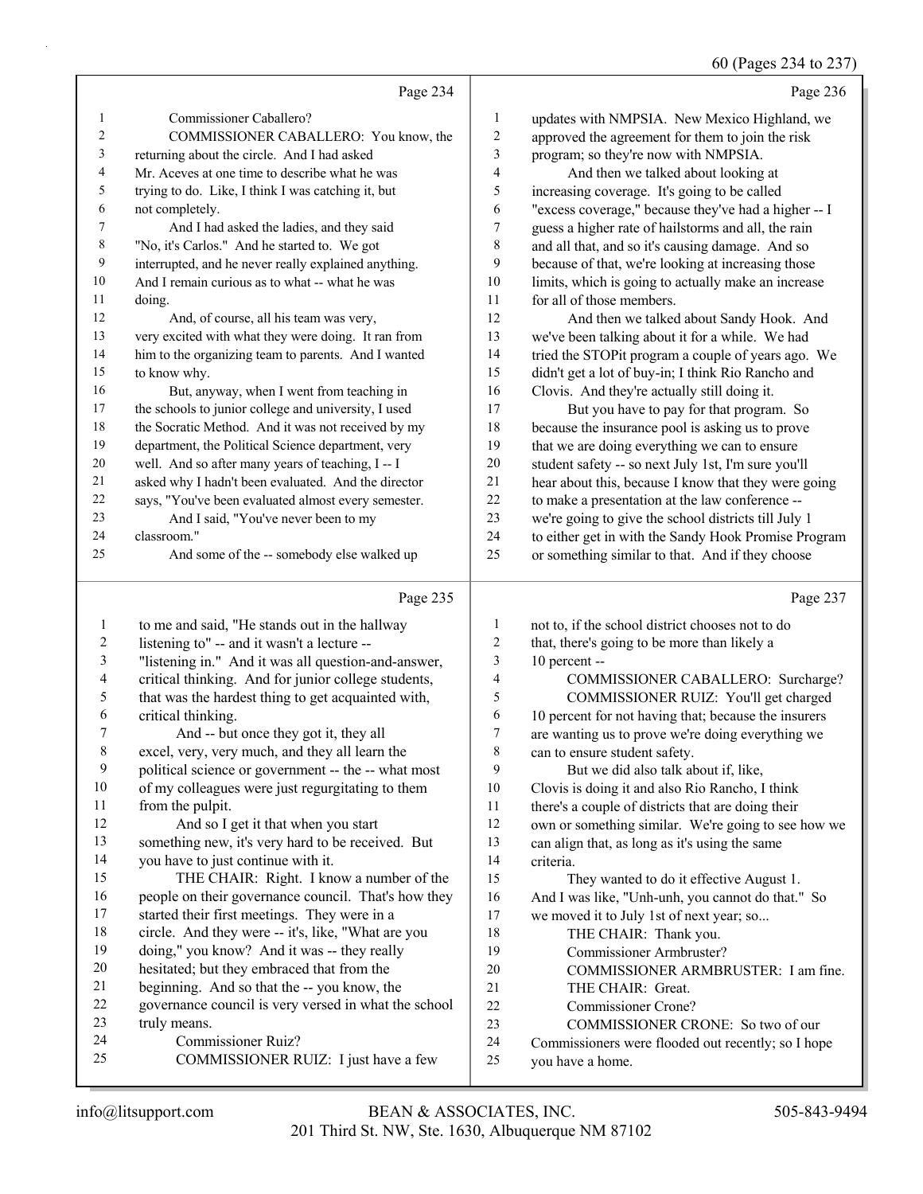Page 234

1 Commissioner Caballero?
2 COMMISSIONER CABALLERO: You know, the
3 returning about the circle. And I had asked
4 Mr. Aceves at one time to describe what he was
5 trying to do. Like, I think I was catching it, but
6 not completely.
7 And I had asked the ladies, and they said
8 "No, it's Carlos." And he started to. We got
9 interrupted, and he never really explained anything.
10 And I remain curious as to what -- what he was
11 doing.
12 And, of course, all his team was very,
13 very excited with what they were doing. It ran from
14 him to the organizing team to parents. And I wanted
15 to know why.
16 But, anyway, when I went from teaching in
17 the schools to junior college and university, I used
18 the Socratic Method. And it was not received by my
19 department, the Political Science department, very
20 well. And so after many years of teaching, I -- I
21 asked why I hadn't been evaluated. And the director
22 says, "You've been evaluated almost every semester.
23 And I said, "You've never been to my
24 classroom."
25 And some of the -- somebody else walked up

Page 235

1 to me and said, "He stands out in the hallway
2 listening to" -- and it wasn't a lecture --
3 "listening in." And it was all question-and-answer,
4 critical thinking. And for junior college students,
5 that was the hardest thing to get acquainted with,
6 critical thinking.
7 And -- but once they got it, they all
8 excel, very, very much, and they all learn the
9 political science or government -- the -- what most
10 of my colleagues were just regurgitating to them
11 from the pulpit.
12 And so I get it that when you start
13 something new, it's very hard to be received. But
14 you have to just continue with it.
15 THE CHAIR: Right. I know a number of the
16 people on their governance council. That's how they
17 started their first meetings. They were in a
18 circle. And they were -- it's, like, "What are you
19 doing," you know? And it was -- they really
20 hesitated; but they embraced that from the
21 beginning. And so that the -- you know, the
22 governance council is very versed in what the school
23 truly means.
24 Commissioner Ruiz?
25 COMMISSIONER RUIZ: I just have a few

Page 236

1 updates with NMPSIA. New Mexico Highland, we
2 approved the agreement for them to join the risk
3 program; so they're now with NMPSIA.
4 And then we talked about looking at
5 increasing coverage. It's going to be called
6 "excess coverage," because they've had a higher -- I
7 guess a higher rate of hailstorms and all, the rain
8 and all that, and so it's causing damage. And so
9 because of that, we're looking at increasing those
10 limits, which is going to actually make an increase
11 for all of those members.
12 And then we talked about Sandy Hook. And
13 we've been talking about it for a while. We had
14 tried the STOPit program a couple of years ago. We
15 didn't get a lot of buy-in; I think Rio Rancho and
16 Clovis. And they're actually still doing it.
17 But you have to pay for that program. So
18 because the insurance pool is asking us to prove
19 that we are doing everything we can to ensure
20 student safety -- so next July 1st, I'm sure you'll
21 hear about this, because I know that they were going
22 to make a presentation at the law conference --
23 we're going to give the school districts till July 1
24 to either get in with the Sandy Hook Promise Program
25 or something similar to that. And if they choose

Page 237

1 not to, if the school district chooses not to do
2 that, there's going to be more than likely a
3 10 percent --
4 COMMISSIONER CABALLERO: Surcharge?
5 COMMISSIONER RUIZ: You'll get charged
6 10 percent for not having that; because the insurers
7 are wanting us to prove we're doing everything we
8 can to ensure student safety.
9 But we did also talk about if, like,
10 Clovis is doing it and also Rio Rancho, I think
11 there's a couple of districts that are doing their
12 own or something similar. We're going to see how we
13 can align that, as long as it's using the same
14 criteria.
15 They wanted to do it effective August 1.
16 And I was like, "Unh-unh, you cannot do that." So
17 we moved it to July 1st of next year; so...
18 THE CHAIR: Thank you.
19 Commissioner Armbruster?
20 COMMISSIONER ARMBRUSTER: I am fine.
21 THE CHAIR: Great.
22 Commissioner Crone?
23 COMMISSIONER CRONE: So two of our
24 Commissioners were flooded out recently; so I hope
25 you have a home.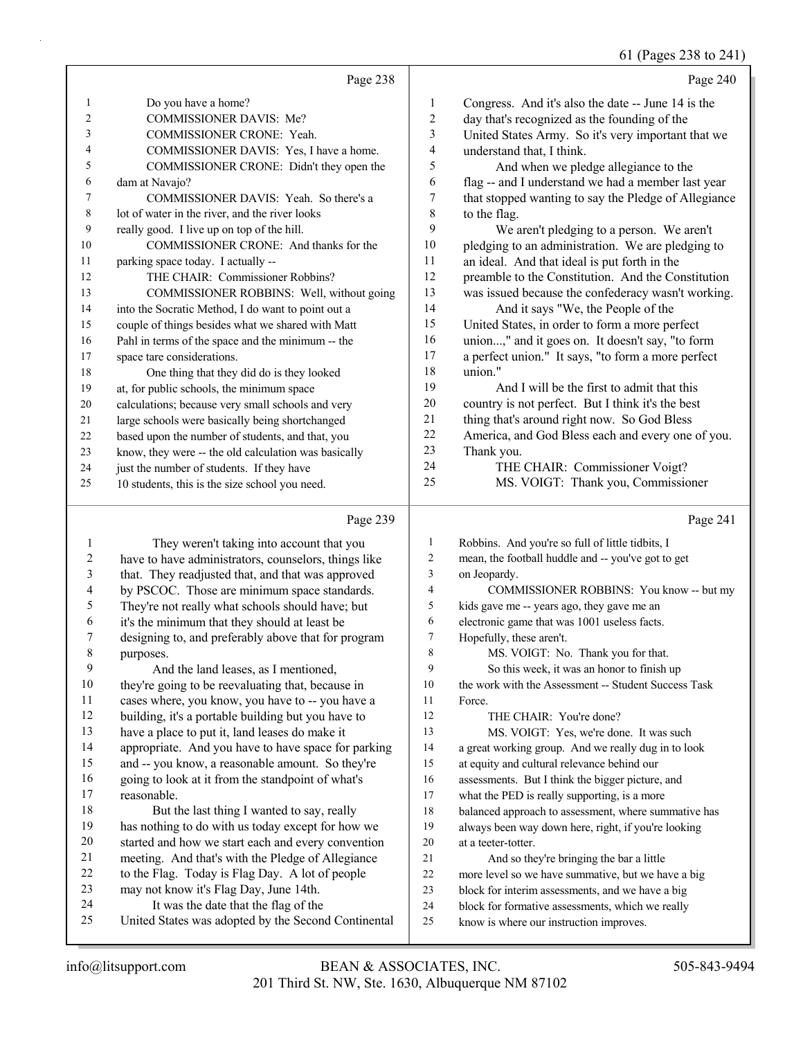Page 238

Do you have a home?

COMMISSIONER DAVIS: Me?

COMMISSIONER CRONE: Yeah.

COMMISSIONER DAVIS: Yes, I have a home.

COMMISSIONER CRONE: Didn't they open the dam at Navajo?

COMMISSIONER DAVIS: Yeah. So there's a lot of water in the river, and the river looks really good. I live up on top of the hill.

COMMISSIONER CRONE: And thanks for the parking space today. I actually --

THE CHAIR: Commissioner Robbins?

COMMISSIONER ROBBINS: Well, without going into the Socratic Method, I do want to point out a couple of things besides what we shared with Matt Pahl in terms of the space and the minimum -- the space tare considerations.

One thing that they did do is they looked at, for public schools, the minimum space calculations; because very small schools and very large schools were basically being shortchanged based upon the number of students, and that, you know, they were -- the old calculation was basically just the number of students. If they have 10 students, this is the size school you need.

Page 239

They weren't taking into account that you have to have administrators, counselors, things like that. They readjusted that, and that was approved by PSCOC. Those are minimum space standards. They're not really what schools should have; but it's the minimum that they should at least be designing to, and preferably above that for program purposes.

And the land leases, as I mentioned, they're going to be reevaluating that, because in cases where, you know, you have to -- you have a building, it's a portable building but you have to have a place to put it, land leases do make it appropriate. And you have to have space for parking and -- you know, a reasonable amount. So they're going to look at it from the standpoint of what's reasonable.

But the last thing I wanted to say, really has nothing to do with us today except for how we started and how we start each and every convention meeting. And that's with the Pledge of Allegiance to the Flag. Today is Flag Day. A lot of people may not know it's Flag Day, June 14th.

It was the date that the flag of the United States was adopted by the Second Continental

Page 240

Congress. And it's also the date -- June 14 is the day that's recognized as the founding of the United States Army. So it's very important that we understand that, I think.

And when we pledge allegiance to the flag -- and I understand we had a member last year that stopped wanting to say the Pledge of Allegiance to the flag.

We aren't pledging to a person. We aren't pledging to an administration. We are pledging to an ideal. And that ideal is put forth in the preamble to the Constitution. And the Constitution was issued because the confederacy wasn't working.

And it says "We, the People of the United States, in order to form a more perfect union...," and it goes on. It doesn't say, "to form a perfect union." It says, "to form a more perfect union."

And I will be the first to admit that this country is not perfect. But I think it's the best thing that's around right now. So God Bless America, and God Bless each and every one of you. Thank you.

THE CHAIR: Commissioner Voigt?

MS. VOIGT: Thank you, Commissioner

Page 241

Robbins. And you're so full of little tidbits, I mean, the football huddle and -- you've got to get on Jeopardy.

COMMISSIONER ROBBINS: You know -- but my kids gave me -- years ago, they gave me an electronic game that was 1001 useless facts. Hopefully, these aren't.

MS. VOIGT: No. Thank you for that.

So this week, it was an honor to finish up the work with the Assessment -- Student Success Task Force.

THE CHAIR: You're done?

MS. VOIGT: Yes, we're done. It was such a great working group. And we really dug in to look at equity and cultural relevance behind our assessments. But I think the bigger picture, and what the PED is really supporting, is a more balanced approach to assessment, where summative has always been way down here, right, if you're looking at a teeter-totter.

And so they're bringing the bar a little more level so we have summative, but we have a big block for interim assessments, and we have a big block for formative assessments, which we really know is where our instruction improves.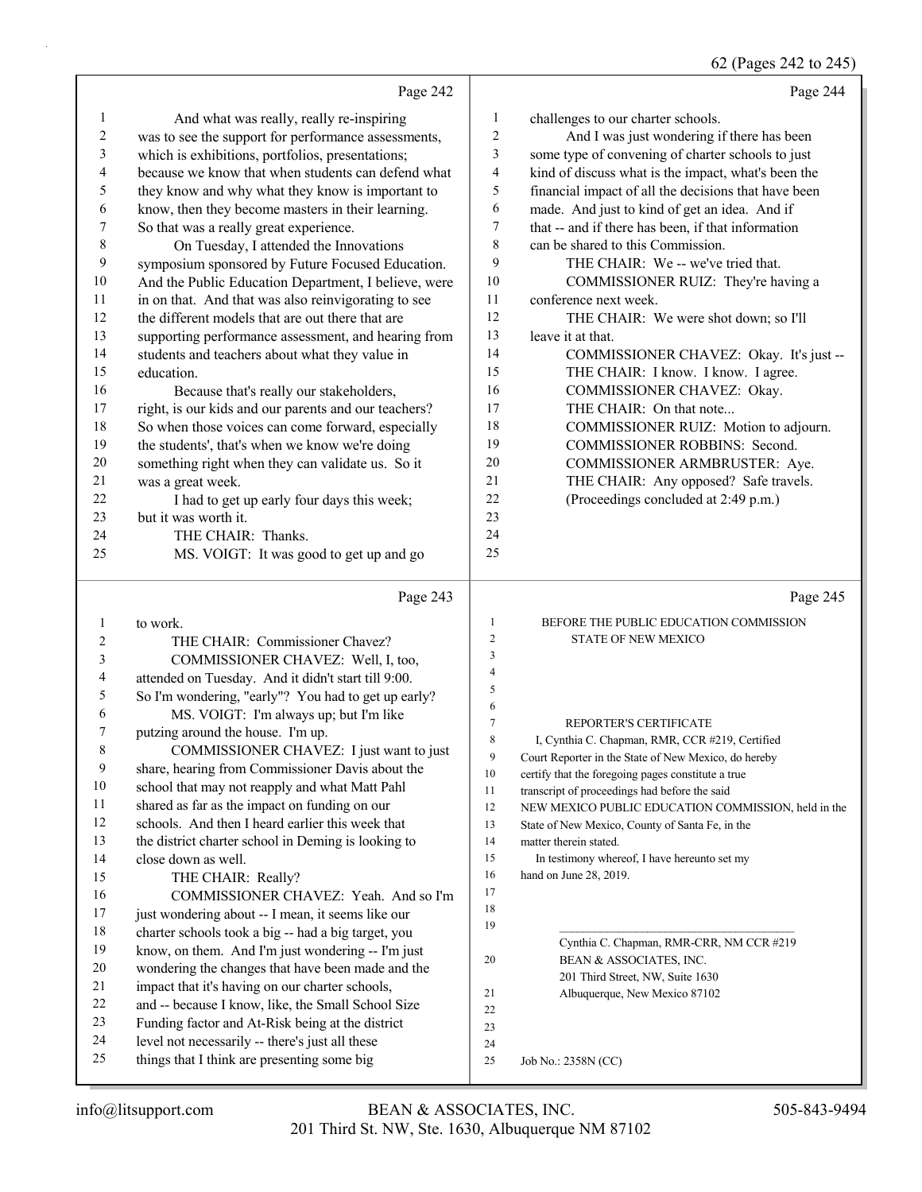Page 242

1 And what was really, really re-inspiring
2 was to see the support for performance assessments,
3 which is exhibitions, portfolios, presentations;
4 because we know that when students can defend what
5 they know and why what they know is important to
6 know, then they become masters in their learning.
7 So that was a really great experience.
8 On Tuesday, I attended the Innovations
9 symposium sponsored by Future Focused Education.
10 And the Public Education Department, I believe, were
11 in on that. And that was also reinvigorating to see
12 the different models that are out there that are
13 supporting performance assessment, and hearing from
14 students and teachers about what they value in
15 education.
16 Because that's really our stakeholders,
17 right, is our kids and our parents and our teachers?
18 So when those voices can come forward, especially
19 the students', that's when we know we're doing
20 something right when they can validate us. So it
21 was a great week.
22 I had to get up early four days this week;
23 but it was worth it.
24 THE CHAIR: Thanks.
25 MS. VOIGT: It was good to get up and go

Page 243

1 to work.
2 THE CHAIR: Commissioner Chavez?
3 COMMISSIONER CHAVEZ: Well, I, too,
4 attended on Tuesday. And it didn't start till 9:00.
5 So I'm wondering, "early"? You had to get up early?
6 MS. VOIGT: I'm always up; but I'm like
7 putzing around the house. I'm up.
8 COMMISSIONER CHAVEZ: I just want to just
9 share, hearing from Commissioner Davis about the
10 school that may not reapply and what Matt Pahl
11 shared as far as the impact on funding on our
12 schools. And then I heard earlier this week that
13 the district charter school in Deming is looking to
14 close down as well.
15 THE CHAIR: Really?
16 COMMISSIONER CHAVEZ: Yeah. And so I'm
17 just wondering about -- I mean, it seems like our
18 charter schools took a big -- had a big target, you
19 know, on them. And I'm just wondering -- I'm just
20 wondering the changes that have been made and the
21 impact that it's having on our charter schools,
22 and -- because I know, like, the Small School Size
23 Funding factor and At-Risk being at the district
24 level not necessarily -- there's just all these
25 things that I think are presenting some big

Page 244

1 challenges to our charter schools.
2 And I was just wondering if there has been
3 some type of convening of charter schools to just
4 kind of discuss what is the impact, what's been the
5 financial impact of all the decisions that have been
6 made. And just to kind of get an idea. And if
7 that -- and if there has been, if that information
8 can be shared to this Commission.
9 THE CHAIR: We -- we've tried that.
10 COMMISSIONER RUIZ: They're having a
11 conference next week.
12 THE CHAIR: We were shot down; so I'll
13 leave it at that.
14 COMMISSIONER CHAVEZ: Okay. It's just --
15 THE CHAIR: I know. I know. I agree.
16 COMMISSIONER CHAVEZ: Okay.
17 THE CHAIR: On that note...
18 COMMISSIONER RUIZ: Motion to adjourn.
19 COMMISSIONER ROBBINS: Second.
20 COMMISSIONER ARMBRUSTER: Aye.
21 THE CHAIR: Any opposed? Safe travels.
22 (Proceedings concluded at 2:49 p.m.)
23
24
25

Page 245

1 BEFORE THE PUBLIC EDUCATION COMMISSION
2 STATE OF NEW MEXICO
3
4
5
6
7 REPORTER'S CERTIFICATE
8 I, Cynthia C. Chapman, RMR, CCR #219, Certified
9 Court Reporter in the State of New Mexico, do hereby
10 certify that the foregoing pages constitute a true
11 transcript of proceedings had before the said
12 NEW MEXICO PUBLIC EDUCATION COMMISSION, held in the
13 State of New Mexico, County of Santa Fe, in the
14 matter therein stated.
15 In testimony whereof, I have hereunto set my
16 hand on June 28, 2019.
17
18
19 ______________________________________
Cynthia C. Chapman, RMR-CRR, NM CCR #219
20 BEAN & ASSOCIATES, INC.
201 Third Street, NW, Suite 1630
21 Albuquerque, New Mexico 87102
22
23
24
25 Job No.: 2358N (CC)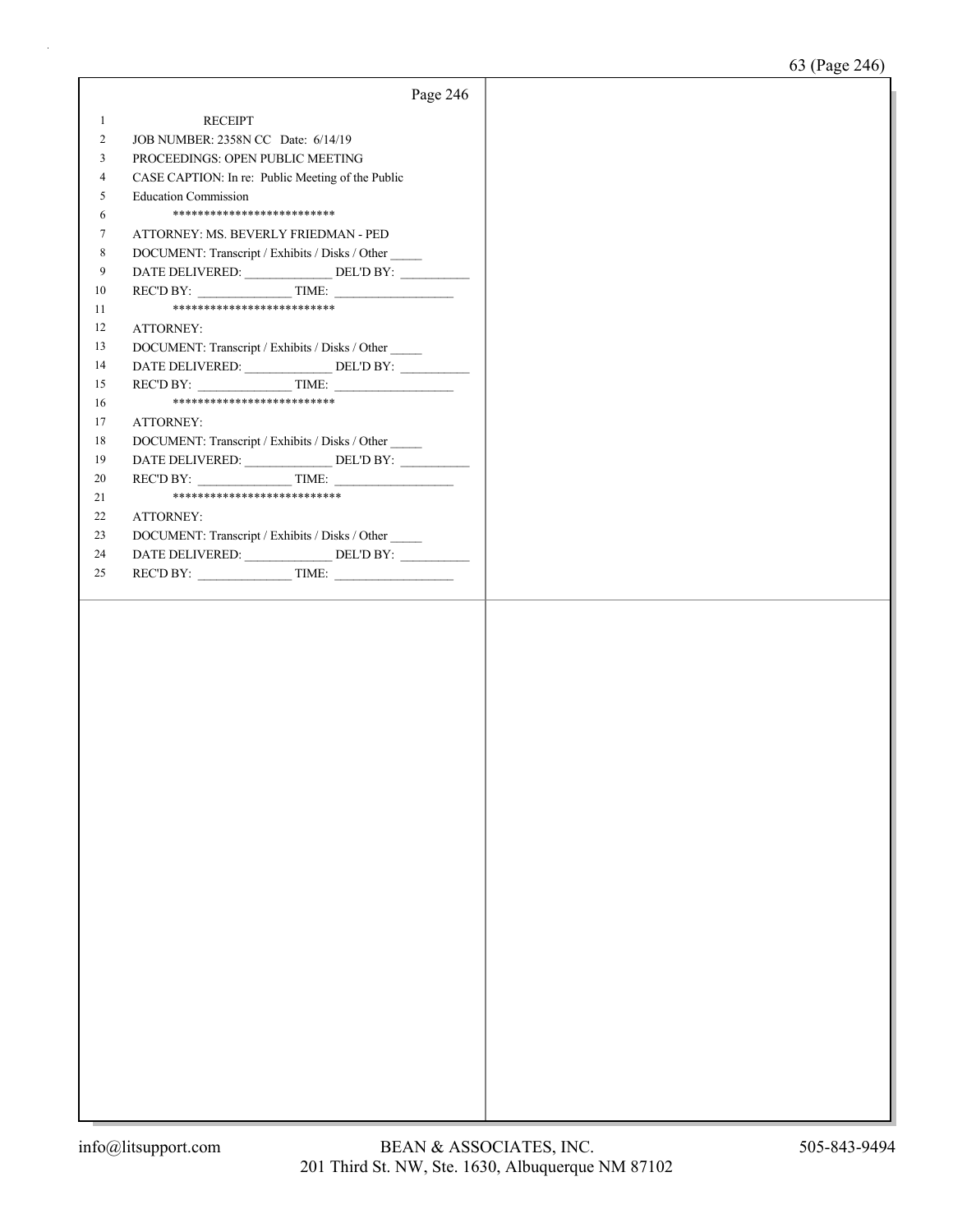RECEIPT

JOB NUMBER: 2358N CC Date: 6/14/19

PROCEEDINGS: OPEN PUBLIC MEETING

CASE CAPTION: In re: Public Meeting of the Public Education Commission

**************************

ATTORNEY: MS. BEVERLY FRIEDMAN - PED

DOCUMENT: Transcript / Exhibits / Disks / Other _____

DATE DELIVERED: ______________ DEL'D BY: ___________

REC'D BY: _______________ TIME: ___________________

**************************

ATTORNEY:

DOCUMENT: Transcript / Exhibits / Disks / Other _____

DATE DELIVERED: ______________ DEL'D BY: ___________

REC'D BY: _______________ TIME: ___________________

**************************

ATTORNEY:

DOCUMENT: Transcript / Exhibits / Disks / Other _____

DATE DELIVERED: ______________ DEL'D BY: ___________

REC'D BY: _______________ TIME: ___________________

***************************

ATTORNEY:

DOCUMENT: Transcript / Exhibits / Disks / Other _____

DATE DELIVERED: ______________ DEL'D BY: ___________

REC'D BY: _______________ TIME: ___________________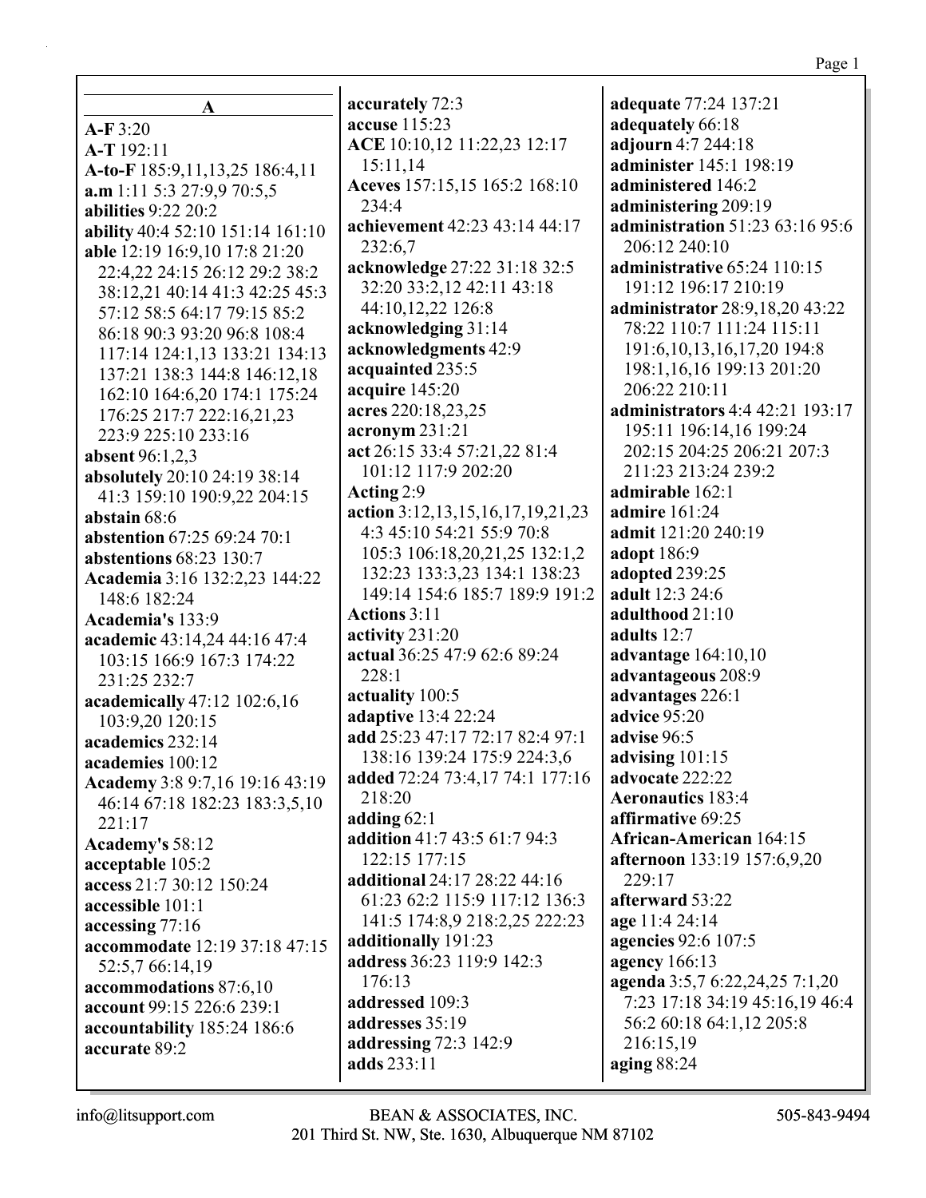## A

**A-F** 3:20
**A-T** 192:11
**A-to-F** 185:9,11,13,25 186:4,11
**a.m** 1:11 5:3 27:9,9 70:5,5
**abilities** 9:22 20:2
**ability** 40:4 52:10 151:14 161:10
**able** 12:19 16:9,10 17:8 21:20 22:4,22 24:15 26:12 29:2 38:2 38:12,21 40:14 41:3 42:25 45:3 57:12 58:5 64:17 79:15 85:2 86:18 90:3 93:20 96:8 108:4 117:14 124:1,13 133:21 134:13 137:21 138:3 144:8 146:12,18 162:10 164:6,20 174:1 175:24 176:25 217:7 222:16,21,23 223:9 225:10 233:16
**absent** 96:1,2,3
**absolutely** 20:10 24:19 38:14 41:3 159:10 190:9,22 204:15
**abstain** 68:6
**abstention** 67:25 69:24 70:1
**abstentions** 68:23 130:7
**Academia** 3:16 132:2,23 144:22 148:6 182:24
**Academia's** 133:9
**academic** 43:14,24 44:16 47:4 103:15 166:9 167:3 174:22 231:25 232:7
**academically** 47:12 102:6,16 103:9,20 120:15
**academics** 232:14
**academies** 100:12
**Academy** 3:8 9:7,16 19:16 43:19 46:14 67:18 182:23 183:3,5,10 221:17
**Academy's** 58:12
**acceptable** 105:2
**access** 21:7 30:12 150:24
**accessible** 101:1
**accessing** 77:16
**accommodate** 12:19 37:18 47:15 52:5,7 66:14,19
**accommodations** 87:6,10
**account** 99:15 226:6 239:1
**accountability** 185:24 186:6
**accurate** 89:2
**accurately** 72:3
**accuse** 115:23
**ACE** 10:10,12 11:22,23 12:17 15:11,14
**Aceves** 157:15,15 165:2 168:10 234:4
**achievement** 42:23 43:14 44:17 232:6,7
**acknowledge** 27:22 31:18 32:5 32:20 33:2,12 42:11 43:18 44:10,12,22 126:8
**acknowledging** 31:14
**acknowledgments** 42:9
**acquainted** 235:5
**acquire** 145:20
**acres** 220:18,23,25
**acronym** 231:21
**act** 26:15 33:4 57:21,22 81:4 101:12 117:9 202:20
**Acting** 2:9
**action** 3:12,13,15,16,17,19,21,23 4:3 45:10 54:21 55:9 70:8 105:3 106:18,20,21,25 132:1,2 132:23 133:3,23 134:1 138:23 149:14 154:6 185:7 189:9 191:2
**Actions** 3:11
**activity** 231:20
**actual** 36:25 47:9 62:6 89:24 228:1
**actuality** 100:5
**adaptive** 13:4 22:24
**add** 25:23 47:17 72:17 82:4 97:1 138:16 139:24 175:9 224:3,6
**added** 72:24 73:4,17 74:1 177:16 218:20
**adding** 62:1
**addition** 41:7 43:5 61:7 94:3 122:15 177:15
**additional** 24:17 28:22 44:16 61:23 62:2 115:9 117:12 136:3 141:5 174:8,9 218:2,25 222:23
**additionally** 191:23
**address** 36:23 119:9 142:3 176:13
**addressed** 109:3
**addresses** 35:19
**addressing** 72:3 142:9
**adds** 233:11
**adequate** 77:24 137:21
**adequately** 66:18
**adjourn** 4:7 244:18
**administer** 145:1 198:19
**administered** 146:2
**administering** 209:19
**administration** 51:23 63:16 95:6 206:12 240:10
**administrative** 65:24 110:15 191:12 196:17 210:19
**administrator** 28:9,18,20 43:22 78:22 110:7 111:24 115:11 191:6,10,13,16,17,20 194:8 198:1,16,16 199:13 201:20 206:22 210:11
**administrators** 4:4 42:21 193:17 195:11 196:14,16 199:24 202:15 204:25 206:21 207:3 211:23 213:24 239:2
**admirable** 162:1
**admire** 161:24
**admit** 121:20 240:19
**adopt** 186:9
**adopted** 239:25
**adult** 12:3 24:6
**adulthood** 21:10
**adults** 12:7
**advantage** 164:10,10
**advantageous** 208:9
**advantages** 226:1
**advice** 95:20
**advise** 96:5
**advising** 101:15
**advocate** 222:22
**Aeronautics** 183:4
**affirmative** 69:25
**African-American** 164:15
**afternoon** 133:19 157:6,9,20 229:17
**afterward** 53:22
**age** 11:4 24:14
**agencies** 92:6 107:5
**agency** 166:13
**agenda** 3:5,7 6:22,24,25 7:1,20 7:23 17:18 34:19 45:16,19 46:4 56:2 60:18 64:1,12 205:8 216:15,19
**aging** 88:24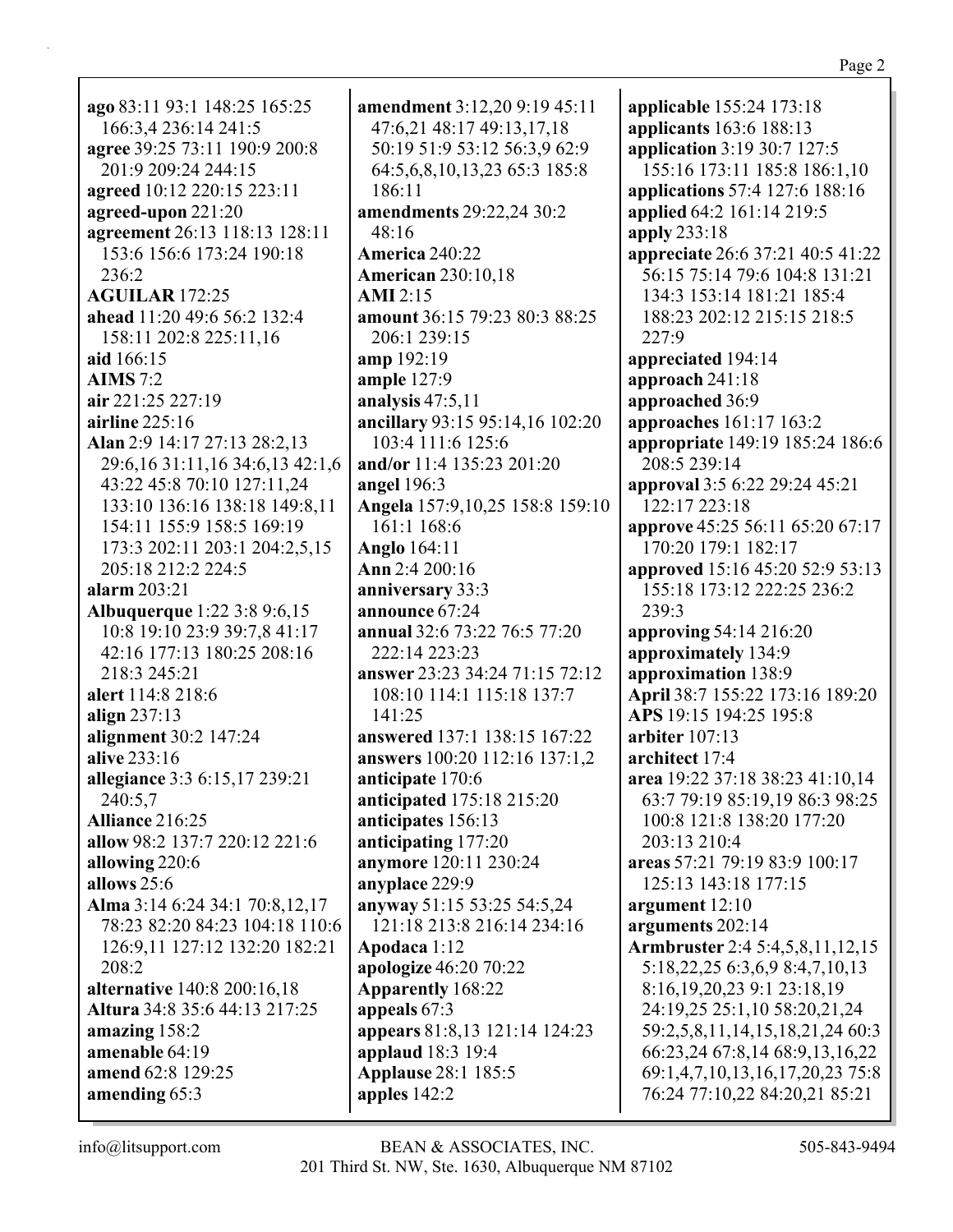**ago** 83:11 93:1 148:25 165:25 166:3,4 236:14 241:5
**agree** 39:25 73:11 190:9 200:8 201:9 209:24 244:15
**agreed** 10:12 220:15 223:11
**agreed-upon** 221:20
**agreement** 26:13 118:13 128:11 153:6 156:6 173:24 190:18 236:2
**AGUILAR** 172:25
**ahead** 11:20 49:6 56:2 132:4 158:11 202:8 225:11,16
**aid** 166:15
**AIMS** 7:2
**air** 221:25 227:19
**airline** 225:16
**Alan** 2:9 14:17 27:13 28:2,13 29:6,16 31:11,16 34:6,13 42:1,6 43:22 45:8 70:10 127:11,24 133:10 136:16 138:18 149:8,11 154:11 155:9 158:5 169:19 173:3 202:11 203:1 204:2,5,15 205:18 212:2 224:5
**alarm** 203:21
**Albuquerque** 1:22 3:8 9:6,15 10:8 19:10 23:9 39:7,8 41:17 42:16 177:13 180:25 208:16 218:3 245:21
**alert** 114:8 218:6
**align** 237:13
**alignment** 30:2 147:24
**alive** 233:16
**allegiance** 3:3 6:15,17 239:21 240:5,7
**Alliance** 216:25
**allow** 98:2 137:7 220:12 221:6
**allowing** 220:6
**allows** 25:6
**Alma** 3:14 6:24 34:1 70:8,12,17 78:23 82:20 84:23 104:18 110:6 126:9,11 127:12 132:20 182:21 208:2
**alternative** 140:8 200:16,18
**Altura** 34:8 35:6 44:13 217:25
**amazing** 158:2
**amenable** 64:19
**amend** 62:8 129:25
**amending** 65:3
**amendment** 3:12,20 9:19 45:11 47:6,21 48:17 49:13,17,18 50:19 51:9 53:12 56:3,9 62:9 64:5,6,8,10,13,23 65:3 185:8 186:11
**amendments** 29:22,24 30:2 48:16
**America** 240:22
**American** 230:10,18
**AMI** 2:15
**amount** 36:15 79:23 80:3 88:25 206:1 239:15
**amp** 192:19
**ample** 127:9
**analysis** 47:5,11
**ancillary** 93:15 95:14,16 102:20 103:4 111:6 125:6
**and/or** 11:4 135:23 201:20
**angel** 196:3
**Angela** 157:9,10,25 158:8 159:10 161:1 168:6
**Anglo** 164:11
**Ann** 2:4 200:16
**anniversary** 33:3
**announce** 67:24
**annual** 32:6 73:22 76:5 77:20 222:14 223:23
**answer** 23:23 34:24 71:15 72:12 108:10 114:1 115:18 137:7 141:25
**answered** 137:1 138:15 167:22
**answers** 100:20 112:16 137:1,2
**anticipate** 170:6
**anticipated** 175:18 215:20
**anticipates** 156:13
**anticipating** 177:20
**anymore** 120:11 230:24
**anyplace** 229:9
**anyway** 51:15 53:25 54:5,24 121:18 213:8 216:14 234:16
**Apodaca** 1:12
**apologize** 46:20 70:22
**Apparently** 168:22
**appeals** 67:3
**appears** 81:8,13 121:14 124:23
**applaud** 18:3 19:4
**Applause** 28:1 185:5
**apples** 142:2
**applicable** 155:24 173:18
**applicants** 163:6 188:13
**application** 3:19 30:7 127:5 155:16 173:11 185:8 186:1,10
**applications** 57:4 127:6 188:16
**applied** 64:2 161:14 219:5
**apply** 233:18
**appreciate** 26:6 37:21 40:5 41:22 56:15 75:14 79:6 104:8 131:21 134:3 153:14 181:21 185:4 188:23 202:12 215:15 218:5 227:9
**appreciated** 194:14
**approach** 241:18
**approached** 36:9
**approaches** 161:17 163:2
**appropriate** 149:19 185:24 186:6 208:5 239:14
**approval** 3:5 6:22 29:24 45:21 122:17 223:18
**approve** 45:25 56:11 65:20 67:17 170:20 179:1 182:17
**approved** 15:16 45:20 52:9 53:13 155:18 173:12 222:25 236:2 239:3
**approving** 54:14 216:20
**approximately** 134:9
**approximation** 138:9
**April** 38:7 155:22 173:16 189:20
**APS** 19:15 194:25 195:8
**arbiter** 107:13
**architect** 17:4
**area** 19:22 37:18 38:23 41:10,14 63:7 79:19 85:19,19 86:3 98:25 100:8 121:8 138:20 177:20 203:13 210:4
**areas** 57:21 79:19 83:9 100:17 125:13 143:18 177:15
**argument** 12:10
**arguments** 202:14
**Armbruster** 2:4 5:4,5,8,11,12,15 5:18,22,25 6:3,6,9 8:4,7,10,13 8:16,19,20,23 9:1 23:18,19 24:19,25 25:1,10 58:20,21,24 59:2,5,8,11,14,15,18,21,24 60:3 66:23,24 67:8,14 68:9,13,16,22 69:1,4,7,10,13,16,17,20,23 75:8 76:24 77:10,22 84:20,21 85:21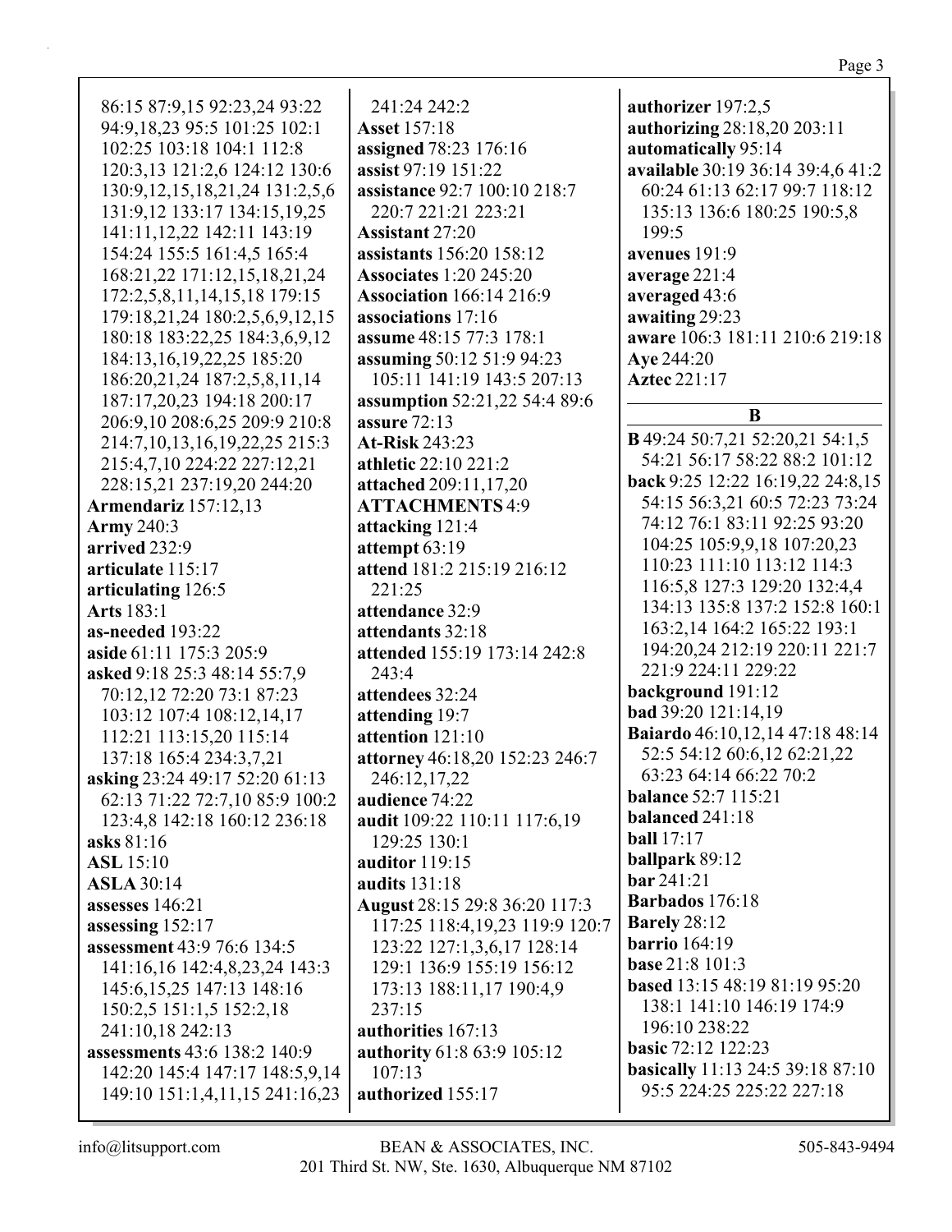86:15 87:9,15 92:23,24 93:22 94:9,18,23 95:5 101:25 102:1 102:25 103:18 104:1 112:8 120:3,13 121:2,6 124:12 130:6 130:9,12,15,18,21,24 131:2,5,6 131:9,12 133:17 134:15,19,25 141:11,12,22 142:11 143:19 154:24 155:5 161:4,5 165:4 168:21,22 171:12,15,18,21,24 172:2,5,8,11,14,15,18 179:15 179:18,21,24 180:2,5,6,9,12,15 180:18 183:22,25 184:3,6,9,12 184:13,16,19,22,25 185:20 186:20,21,24 187:2,5,8,11,14 187:17,20,23 194:18 200:17 206:9,10 208:6,25 209:9 210:8 214:7,10,13,16,19,22,25 215:3 215:4,7,10 224:22 227:12,21 228:15,21 237:19,20 244:20

**Armendariz** 157:12,13
**Army** 240:3
**arrived** 232:9
**articulate** 115:17
**articulating** 126:5
**Arts** 183:1
**as-needed** 193:22
**aside** 61:11 175:3 205:9
**asked** 9:18 25:3 48:14 55:7,9 70:12,12 72:20 73:1 87:23 103:12 107:4 108:12,14,17 112:21 113:15,20 115:14 137:18 165:4 234:3,7,21
**asking** 23:24 49:17 52:20 61:13 62:13 71:22 72:7,10 85:9 100:2 123:4,8 142:18 160:12 236:18
**asks** 81:16
**ASL** 15:10
**ASLA** 30:14
**assesses** 146:21
**assessing** 152:17
**assessment** 43:9 76:6 134:5 141:16,16 142:4,8,23,24 143:3 145:6,15,25 147:13 148:16 150:2,5 151:1,5 152:2,18 241:10,18 242:13
**assessments** 43:6 138:2 140:9 142:20 145:4 147:17 148:5,9,14 149:10 151:1,4,11,15 241:16,23 241:24 242:2
**Asset** 157:18
**assigned** 78:23 176:16
**assist** 97:19 151:22
**assistance** 92:7 100:10 218:7 220:7 221:21 223:21
**Assistant** 27:20
**assistants** 156:20 158:12
**Associates** 1:20 245:20
**Association** 166:14 216:9
**associations** 17:16
**assume** 48:15 77:3 178:1
**assuming** 50:12 51:9 94:23 105:11 141:19 143:5 207:13
**assumption** 52:21,22 54:4 89:6
**assure** 72:13
**At-Risk** 243:23
**athletic** 22:10 221:2
**attached** 209:11,17,20
**ATTACHMENTS** 4:9
**attacking** 121:4
**attempt** 63:19
**attend** 181:2 215:19 216:12 221:25
**attendance** 32:9
**attendants** 32:18
**attended** 155:19 173:14 242:8 243:4
**attendees** 32:24
**attending** 19:7
**attention** 121:10
**attorney** 46:18,20 152:23 246:7 246:12,17,22
**audience** 74:22
**audit** 109:22 110:11 117:6,19 129:25 130:1
**auditor** 119:15
**audits** 131:18
**August** 28:15 29:8 36:20 117:3 117:25 118:4,19,23 119:9 120:7 123:22 127:1,3,6,17 128:14 129:1 136:9 155:19 156:12 173:13 188:11,17 190:4,9 237:15
**authorities** 167:13
**authority** 61:8 63:9 105:12 107:13
**authorized** 155:17
**authorizer** 197:2,5
**authorizing** 28:18,20 203:11
**automatically** 95:14
**available** 30:19 36:14 39:4,6 41:2 60:24 61:13 62:17 99:7 118:12 135:13 136:6 180:25 190:5,8 199:5
**avenues** 191:9
**average** 221:4
**averaged** 43:6
**awaiting** 29:23
**aware** 106:3 181:11 210:6 219:18
**Aye** 244:20
**Aztec** 221:17

## B

**B** 49:24 50:7,21 52:20,21 54:1,5 54:21 56:17 58:22 88:2 101:12
**back** 9:25 12:22 16:19,22 24:8,15 54:15 56:3,21 60:5 72:23 73:24 74:12 76:1 83:11 92:25 93:20 104:25 105:9,9,18 107:20,23 110:23 111:10 113:12 114:3 116:5,8 127:3 129:20 132:4,4 134:13 135:8 137:2 152:8 160:1 163:2,14 164:2 165:22 193:1 194:20,24 212:19 220:11 221:7 221:9 224:11 229:22
**background** 191:12
**bad** 39:20 121:14,19
**Baiardo** 46:10,12,14 47:18 48:14 52:5 54:12 60:6,12 62:21,22 63:23 64:14 66:22 70:2
**balance** 52:7 115:21
**balanced** 241:18
**ball** 17:17
**ballpark** 89:12
**bar** 241:21
**Barbados** 176:18
**Barely** 28:12
**barrio** 164:19
**base** 21:8 101:3
**based** 13:15 48:19 81:19 95:20 138:1 141:10 146:19 174:9 196:10 238:22
**basic** 72:12 122:23
**basically** 11:13 24:5 39:18 87:10 95:5 224:25 225:22 227:18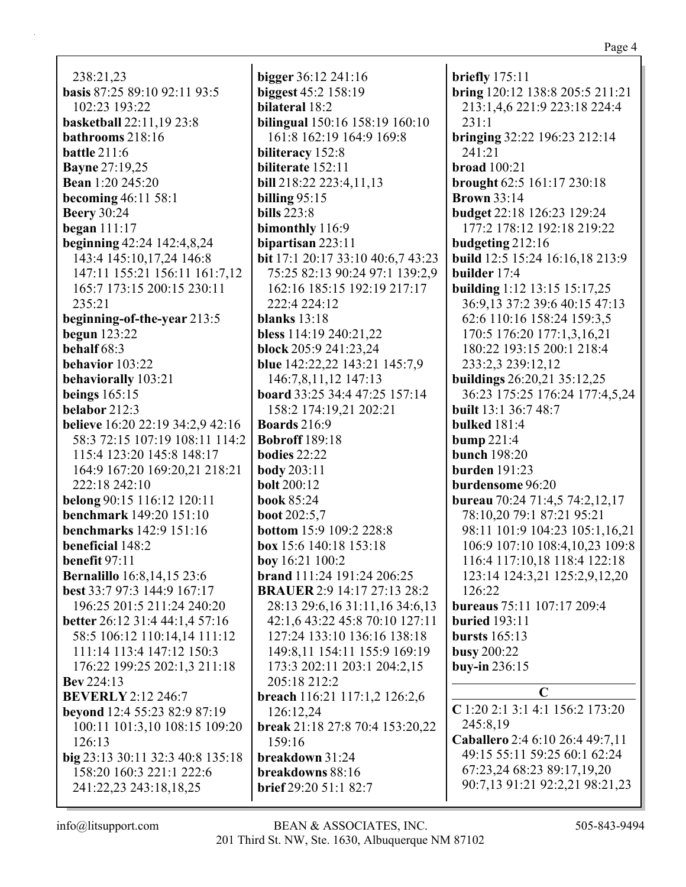238:21,23
**basis** 87:25 89:10 92:11 93:5 102:23 193:22
**basketball** 22:11,19 23:8
**bathrooms** 218:16
**battle** 211:6
**Bayne** 27:19,25
**Bean** 1:20 245:20
**becoming** 46:11 58:1
**Beery** 30:24
**began** 111:17
**beginning** 42:24 142:4,8,24 143:4 145:10,17,24 146:8 147:11 155:21 156:11 161:7,12 165:7 173:15 200:15 230:11 235:21
**beginning-of-the-year** 213:5
**begun** 123:22
**behalf** 68:3
**behavior** 103:22
**behaviorally** 103:21
**beings** 165:15
**belabor** 212:3
**believe** 16:20 22:19 34:2,9 42:16 58:3 72:15 107:19 108:11 114:2 115:4 123:20 145:8 148:17 164:9 167:20 169:20,21 218:21 222:18 242:10
**belong** 90:15 116:12 120:11
**benchmark** 149:20 151:10
**benchmarks** 142:9 151:16
**beneficial** 148:2
**benefit** 97:11
**Bernalillo** 16:8,14,15 23:6
**best** 33:7 97:3 144:9 167:17 196:25 201:5 211:24 240:20
**better** 26:12 31:4 44:1,4 57:16 58:5 106:12 110:14,14 111:12 111:14 113:4 147:12 150:3 176:22 199:25 202:1,3 211:18
**Bev** 224:13
**BEVERLY** 2:12 246:7
**beyond** 12:4 55:23 82:9 87:19 100:11 101:3,10 108:15 109:20 126:13
**big** 23:13 30:11 32:3 40:8 135:18 158:20 160:3 221:1 222:6 241:22,23 243:18,18,25
**bigger** 36:12 241:16
**biggest** 45:2 158:19
**bilateral** 18:2
**bilingual** 150:16 158:19 160:10 161:8 162:19 164:9 169:8
**biliteracy** 152:8
**biliterate** 152:11
**bill** 218:22 223:4,11,13
**billing** 95:15
**bills** 223:8
**bimonthly** 116:9
**bipartisan** 223:11
**bit** 17:1 20:17 33:10 40:6,7 43:23 75:25 82:13 90:24 97:1 139:2,9 162:16 185:15 192:19 217:17 222:4 224:12
**blanks** 13:18
**bless** 114:19 240:21,22
**block** 205:9 241:23,24
**blue** 142:22,22 143:21 145:7,9 146:7,8,11,12 147:13
**board** 33:25 34:4 47:25 157:14 158:2 174:19,21 202:21
**Boards** 216:9
**Bobroff** 189:18
**bodies** 22:22
**body** 203:11
**bolt** 200:12
**book** 85:24
**boot** 202:5,7
**bottom** 15:9 109:2 228:8
**box** 15:6 140:18 153:18
**boy** 16:21 100:2
**brand** 111:24 191:24 206:25
**BRAUER** 2:9 14:17 27:13 28:2 28:13 29:6,16 31:11,16 34:6,13 42:1,6 43:22 45:8 70:10 127:11 127:24 133:10 136:16 138:18 149:8,11 154:11 155:9 169:19 173:3 202:11 203:1 204:2,15 205:18 212:2
**breach** 116:21 117:1,2 126:2,6 126:12,24
**break** 21:18 27:8 70:4 153:20,22 159:16
**breakdown** 31:24
**breakdowns** 88:16
**brief** 29:20 51:1 82:7
**briefly** 175:11
**bring** 120:12 138:8 205:5 211:21 213:1,4,6 221:9 223:18 224:4 231:1
**bringing** 32:22 196:23 212:14 241:21
**broad** 100:21
**brought** 62:5 161:17 230:18
**Brown** 33:14
**budget** 22:18 126:23 129:24 177:2 178:12 192:18 219:22
**budgeting** 212:16
**build** 12:5 15:24 16:16,18 213:9
**builder** 17:4
**building** 1:12 13:15 15:17,25 36:9,13 37:2 39:6 40:15 47:13 62:6 110:16 158:24 159:3,5 170:5 176:20 177:1,3,16,21 180:22 193:15 200:1 218:4 233:2,3 239:12,12
**buildings** 26:20,21 35:12,25 36:23 175:25 176:24 177:4,5,24
**built** 13:1 36:7 48:7
**bulked** 181:4
**bump** 221:4
**bunch** 198:20
**burden** 191:23
**burdensome** 96:20
**bureau** 70:24 71:4,5 74:2,12,17 78:10,20 79:1 87:21 95:21 98:11 101:9 104:23 105:1,16,21 106:9 107:10 108:4,10,23 109:8 116:4 117:10,18 118:4 122:18 123:14 124:3,21 125:2,9,12,20 126:22
**bureaus** 75:11 107:17 209:4
**buried** 193:11
**bursts** 165:13
**busy** 200:22
**buy-in** 236:15

## C

**C** 1:20 2:1 3:1 4:1 156:2 173:20 245:8,19
**Caballero** 2:4 6:10 26:4 49:7,11 49:15 55:11 59:25 60:1 62:24 67:23,24 68:23 89:17,19,20 90:7,13 91:21 92:2,21 98:21,23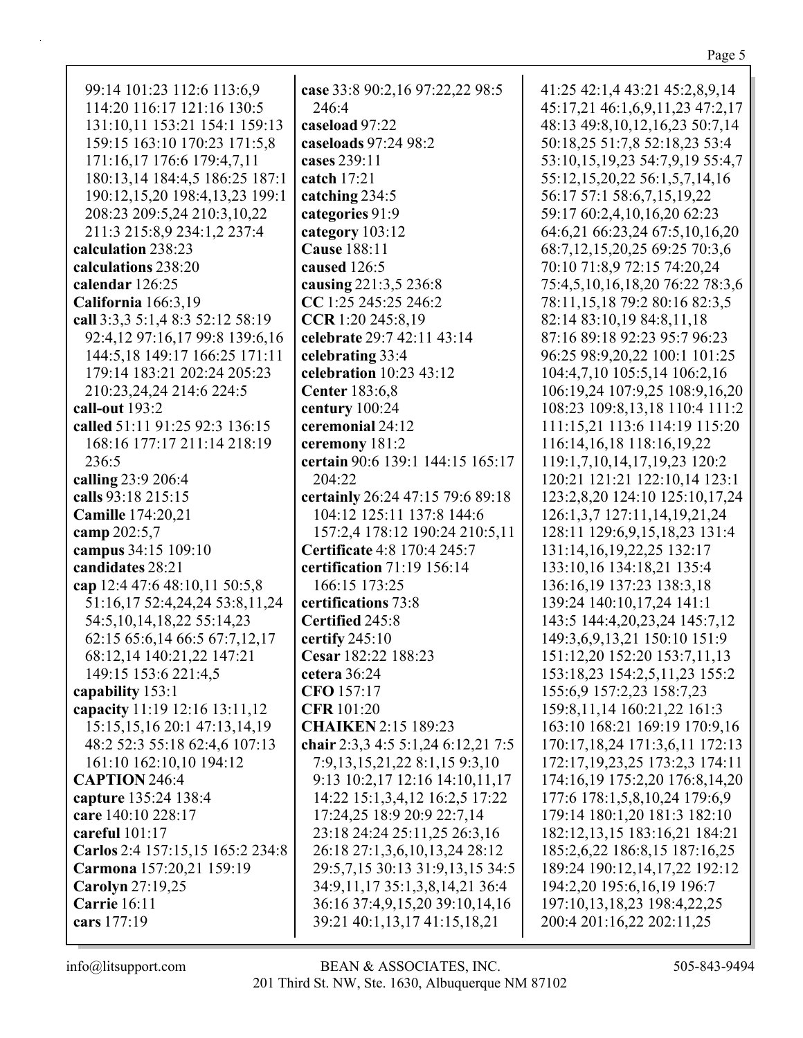99:14 101:23 112:6 113:6,9 114:20 116:17 121:16 130:5 131:10,11 153:21 154:1 159:13 159:15 163:10 170:23 171:5,8 171:16,17 176:6 179:4,7,11 180:13,14 184:4,5 186:25 187:1 190:12,15,20 198:4,13,23 199:1 208:23 209:5,24 210:3,10,22 211:3 215:8,9 234:1,2 237:4
**calculation** 238:23
**calculations** 238:20
**calendar** 126:25
**California** 166:3,19
**call** 3:3,3 5:1,4 8:3 52:12 58:19 92:4,12 97:16,17 99:8 139:6,16 144:5,18 149:17 166:25 171:11 179:14 183:21 202:24 205:23 210:23,24,24 214:6 224:5
**call-out** 193:2
**called** 51:11 91:25 92:3 136:15 168:16 177:17 211:14 218:19 236:5
**calling** 23:9 206:4
**calls** 93:18 215:15
**Camille** 174:20,21
**camp** 202:5,7
**campus** 34:15 109:10
**candidates** 28:21
**cap** 12:4 47:6 48:10,11 50:5,8 51:16,17 52:4,24,24 53:8,11,24 54:5,10,14,18,22 55:14,23 62:15 65:6,14 66:5 67:7,12,17 68:12,14 140:21,22 147:21 149:15 153:6 221:4,5
**capability** 153:1
**capacity** 11:19 12:16 13:11,12 15:15,15,16 20:1 47:13,14,19 48:2 52:3 55:18 62:4,6 107:13 161:10 162:10,10 194:12
**CAPTION** 246:4
**capture** 135:24 138:4
**care** 140:10 228:17
**careful** 101:17
**Carlos** 2:4 157:15,15 165:2 234:8
**Carmona** 157:20,21 159:19
**Carolyn** 27:19,25
**Carrie** 16:11
**cars** 177:19
**case** 33:8 90:2,16 97:22,22 98:5 246:4
**caseload** 97:22
**caseloads** 97:24 98:2
**cases** 239:11
**catch** 17:21
**catching** 234:5
**categories** 91:9
**category** 103:12
**Cause** 188:11
**caused** 126:5
**causing** 221:3,5 236:8
**CC** 1:25 245:25 246:2
**CCR** 1:20 245:8,19
**celebrate** 29:7 42:11 43:14
**celebrating** 33:4
**celebration** 10:23 43:12
**Center** 183:6,8
**century** 100:24
**ceremonial** 24:12
**ceremony** 181:2
**certain** 90:6 139:1 144:15 165:17 204:22
**certainly** 26:24 47:15 79:6 89:18 104:12 125:11 137:8 144:6 157:2,4 178:12 190:24 210:5,11
**Certificate** 4:8 170:4 245:7
**certification** 71:19 156:14 166:15 173:25
**certifications** 73:8
**Certified** 245:8
**certify** 245:10
**Cesar** 182:22 188:23
**cetera** 36:24
**CFO** 157:17
**CFR** 101:20
**CHAIKEN** 2:15 189:23
**chair** 2:3,3 4:5 5:1,24 6:12,21 7:5 7:9,13,15,21,22 8:1,15 9:3,10 9:13 10:2,17 12:16 14:10,11,17 14:22 15:1,3,4,12 16:2,5 17:22 17:24,25 18:9 20:9 22:7,14 23:18 24:24 25:11,25 26:3,16 26:18 27:1,3,6,10,13,24 28:12 29:5,7,15 30:13 31:9,13,15 34:5 34:9,11,17 35:1,3,8,14,21 36:4 36:16 37:4,9,15,20 39:10,14,16 39:21 40:1,13,17 41:15,18,21 41:25 42:1,4 43:21 45:2,8,9,14 45:17,21 46:1,6,9,11,23 47:2,17 48:13 49:8,10,12,16,23 50:7,14 50:18,25 51:7,8 52:18,23 53:4 53:10,15,19,23 54:7,9,19 55:4,7 55:12,15,20,22 56:1,5,7,14,16 56:17 57:1 58:6,7,15,19,22 59:17 60:2,4,10,16,20 62:23 64:6,21 66:23,24 67:5,10,16,20 68:7,12,15,20,25 69:25 70:3,6 70:10 71:8,9 72:15 74:20,24 75:4,5,10,16,18,20 76:22 78:3,6 78:11,15,18 79:2 80:16 82:3,5 82:14 83:10,19 84:8,11,18 87:16 89:18 92:23 95:7 96:23 96:25 98:9,20,22 100:1 101:25 104:4,7,10 105:5,14 106:2,16 106:19,24 107:9,25 108:9,16,20 108:23 109:8,13,18 110:4 111:2 111:15,21 113:6 114:19 115:20 116:14,16,18 118:16,19,22 119:1,7,10,14,17,19,23 120:2 120:21 121:21 122:10,14 123:1 123:2,8,20 124:10 125:10,17,24 126:1,3,7 127:11,14,19,21,24 128:11 129:6,9,15,18,23 131:4 131:14,16,19,22,25 132:17 133:10,16 134:18,21 135:4 136:16,19 137:23 138:3,18 139:24 140:10,17,24 141:1 143:5 144:4,20,23,24 145:7,12 149:3,6,9,13,21 150:10 151:9 151:12,20 152:20 153:7,11,13 153:18,23 154:2,5,11,23 155:2 155:6,9 157:2,23 158:7,23 159:8,11,14 160:21,22 161:3 163:10 168:21 169:19 170:9,16 170:17,18,24 171:3,6,11 172:13 172:17,19,23,25 173:2,3 174:11 174:16,19 175:2,20 176:8,14,20 177:6 178:1,5,8,10,24 179:6,9 179:14 180:1,20 181:3 182:10 182:12,13,15 183:16,21 184:21 185:2,6,22 186:8,15 187:16,25 189:24 190:12,14,17,22 192:12 194:2,20 195:6,16,19 196:7 197:10,13,18,23 198:4,22,25 200:4 201:16,22 202:11,25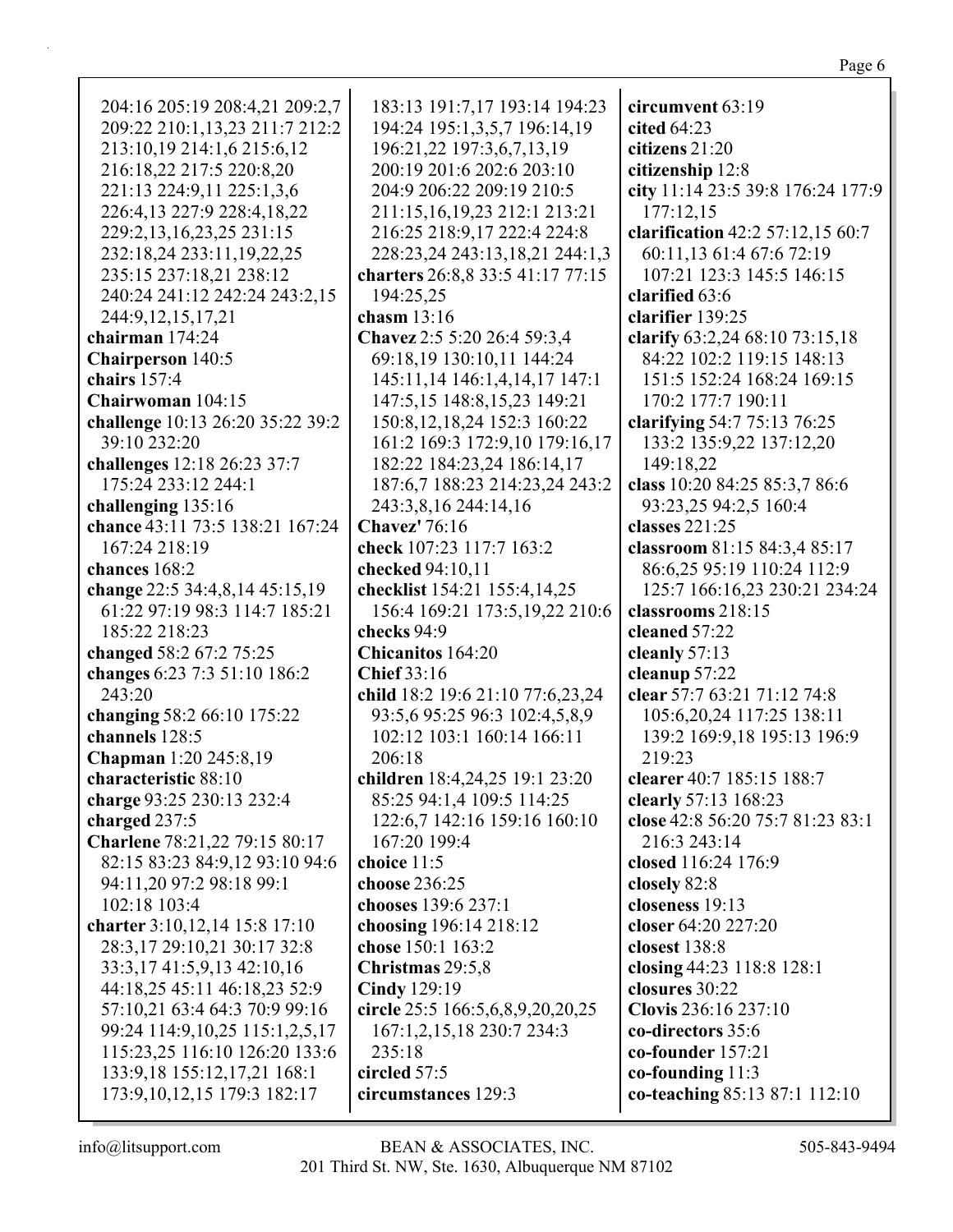204:16 205:19 208:4,21 209:2,7 209:22 210:1,13,23 211:7 212:2 213:10,19 214:1,6 215:6,12 216:18,22 217:5 220:8,20 221:13 224:9,11 225:1,3,6 226:4,13 227:9 228:4,18,22 229:2,13,16,23,25 231:15 232:18,24 233:11,19,22,25 235:15 237:18,21 238:12 240:24 241:12 242:24 243:2,15 244:9,12,15,17,21

**chairman** 174:24
**Chairperson** 140:5
**chairs** 157:4
**Chairwoman** 104:15
**challenge** 10:13 26:20 35:22 39:2 39:10 232:20
**challenges** 12:18 26:23 37:7 175:24 233:12 244:1
**challenging** 135:16
**chance** 43:11 73:5 138:21 167:24 167:24 218:19
**chances** 168:2
**change** 22:5 34:4,8,14 45:15,19 61:22 97:19 98:3 114:7 185:21 185:22 218:23
**changed** 58:2 67:2 75:25
**changes** 6:23 7:3 51:10 186:2 243:20
**changing** 58:2 66:10 175:22
**channels** 128:5
**Chapman** 1:20 245:8,19
**characteristic** 88:10
**charge** 93:25 230:13 232:4
**charged** 237:5
**Charlene** 78:21,22 79:15 80:17 82:15 83:23 84:9,12 93:10 94:6 94:11,20 97:2 98:18 99:1 102:18 103:4
**charter** 3:10,12,14 15:8 17:10 28:3,17 29:10,21 30:17 32:8 33:3,17 41:5,9,13 42:10,16 44:18,25 45:11 46:18,23 52:9 57:10,21 63:4 64:3 70:9 99:16 99:24 114:9,10,25 115:1,2,5,17 115:23,25 116:10 126:20 133:6 133:9,18 155:12,17,21 168:1 173:9,10,12,15 179:3 182:17 183:13 191:7,17 193:14 194:23 194:24 195:1,3,5,7 196:14,19 196:21,22 197:3,6,7,13,19 200:19 201:6 202:6 203:10 204:9 206:22 209:19 210:5 211:15,16,19,23 212:1 213:21 216:25 218:9,17 222:4 224:8 228:23,24 243:13,18,21 244:1,3
**charters** 26:8,8 33:5 41:17 77:15 194:25,25
**chasm** 13:16
**Chavez** 2:5 5:20 26:4 59:3,4 69:18,19 130:10,11 144:24 145:11,14 146:1,4,14,17 147:1 147:5,15 148:8,15,23 149:21 150:8,12,18,24 152:3 160:22 161:2 169:3 172:9,10 179:16,17 182:22 184:23,24 186:14,17 187:6,7 188:23 214:23,24 243:2 243:3,8,16 244:14,16
**Chavez'** 76:16
**check** 107:23 117:7 163:2
**checked** 94:10,11
**checklist** 154:21 155:4,14,25 156:4 169:21 173:5,19,22 210:6
**checks** 94:9
**Chicanitos** 164:20
**Chief** 33:16
**child** 18:2 19:6 21:10 77:6,23,24 93:5,6 95:25 96:3 102:4,5,8,9 102:12 103:1 160:14 166:11 206:18
**children** 18:4,24,25 19:1 23:20 85:25 94:1,4 109:5 114:25 122:6,7 142:16 159:16 160:10 167:20 199:4
**choice** 11:5
**choose** 236:25
**chooses** 139:6 237:1
**choosing** 196:14 218:12
**chose** 150:1 163:2
**Christmas** 29:5,8
**Cindy** 129:19
**circle** 25:5 166:5,6,8,9,20,20,25 167:1,2,15,18 230:7 234:3 235:18
**circled** 57:5
**circumstances** 129:3
**circumvent** 63:19
**cited** 64:23
**citizens** 21:20
**citizenship** 12:8
**city** 11:14 23:5 39:8 176:24 177:9 177:12,15
**clarification** 42:2 57:12,15 60:7 60:11,13 61:4 67:6 72:19 107:21 123:3 145:5 146:15
**clarified** 63:6
**clarifier** 139:25
**clarify** 63:2,24 68:10 73:15,18 84:22 102:2 119:15 148:13 151:5 152:24 168:24 169:15 170:2 177:7 190:11
**clarifying** 54:7 75:13 76:25 133:2 135:9,22 137:12,20 149:18,22
**class** 10:20 84:25 85:3,7 86:6 93:23,25 94:2,5 160:4
**classes** 221:25
**classroom** 81:15 84:3,4 85:17 86:6,25 95:19 110:24 112:9 125:7 166:16,23 230:21 234:24
**classrooms** 218:15
**cleaned** 57:22
**cleanly** 57:13
**cleanup** 57:22
**clear** 57:7 63:21 71:12 74:8 105:6,20,24 117:25 138:11 139:2 169:9,18 195:13 196:9 219:23
**clearer** 40:7 185:15 188:7
**clearly** 57:13 168:23
**close** 42:8 56:20 75:7 81:23 83:1 216:3 243:14
**closed** 116:24 176:9
**closely** 82:8
**closeness** 19:13
**closer** 64:20 227:20
**closest** 138:8
**closing** 44:23 118:8 128:1
**closures** 30:22
**Clovis** 236:16 237:10
**co-directors** 35:6
**co-founder** 157:21
**co-founding** 11:3
**co-teaching** 85:13 87:1 112:10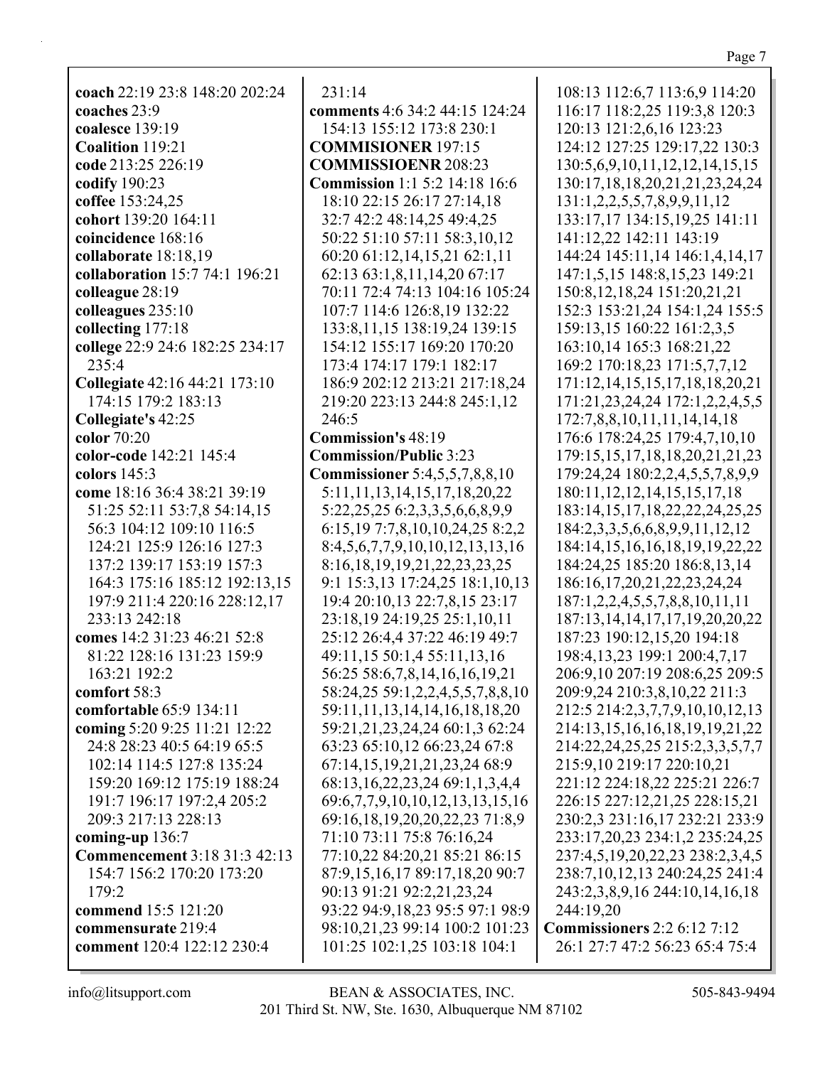**coach** 22:19 23:8 148:20 202:24
**coaches** 23:9
**coalesce** 139:19
**Coalition** 119:21
**code** 213:25 226:19
**codify** 190:23
**coffee** 153:24,25
**cohort** 139:20 164:11
**coincidence** 168:16
**collaborate** 18:18,19
**collaboration** 15:7 74:1 196:21
**colleague** 28:19
**colleagues** 235:10
**collecting** 177:18
**college** 22:9 24:6 182:25 234:17 235:4
**Collegiate** 42:16 44:21 173:10 174:15 179:2 183:13
**Collegiate's** 42:25
**color** 70:20
**color-code** 142:21 145:4
**colors** 145:3
**come** 18:16 36:4 38:21 39:19 51:25 52:11 53:7,8 54:14,15 56:3 104:12 109:10 116:5 124:21 125:9 126:16 127:3 137:2 139:17 153:19 157:3 164:3 175:16 185:12 192:13,15 197:9 211:4 220:16 228:12,17 233:13 242:18
**comes** 14:2 31:23 46:21 52:8 81:22 128:16 131:23 159:9 163:21 192:2
**comfort** 58:3
**comfortable** 65:9 134:11
**coming** 5:20 9:25 11:21 12:22 24:8 28:23 40:5 64:19 65:5 102:14 114:5 127:8 135:24 159:20 169:12 175:19 188:24 191:7 196:17 197:2,4 205:2 209:3 217:13 228:13
**coming-up** 136:7
**Commencement** 3:18 31:3 42:13 154:7 156:2 170:20 173:20 179:2
**commend** 15:5 121:20
**commensurate** 219:4
**comment** 120:4 122:12 230:4 231:14
**comments** 4:6 34:2 44:15 124:24 154:13 155:12 173:8 230:1
**COMMISIONER** 197:15
**COMMISSIOENR** 208:23
**Commission** 1:1 5:2 14:18 16:6 18:10 22:15 26:17 27:14,18 32:7 42:2 48:14,25 49:4,25 50:22 51:10 57:11 58:3,10,12 60:20 61:12,14,15,21 62:1,11 62:13 63:1,8,11,14,20 67:17 70:11 72:4 74:13 104:16 105:24 107:7 114:6 126:8,19 132:22 133:8,11,15 138:19,24 139:15 154:12 155:17 169:20 170:20 173:4 174:17 179:1 182:17 186:9 202:12 213:21 217:18,24 219:20 223:13 244:8 245:1,12 246:5
**Commission's** 48:19
**Commission/Public** 3:23
**Commissioner** 5:4,5,5,7,8,8,10 5:11,11,13,14,15,17,18,20,22 5:22,25,25 6:2,3,3,5,6,6,8,9,9 6:15,19 7:7,8,10,10,24,25 8:2,2 8:4,5,6,7,7,9,10,10,12,13,13,16 8:16,18,19,19,21,22,23,23,25 9:1 15:3,13 17:24,25 18:1,10,13 19:4 20:10,13 22:7,8,15 23:17 23:18,19 24:19,25 25:1,10,11 25:12 26:4,4 37:22 46:19 49:7 49:11,15 50:1,4 55:11,13,16 56:25 58:6,7,8,14,16,16,19,21 58:24,25 59:1,2,2,4,5,5,7,8,8,10 59:11,11,13,14,14,16,18,18,20 59:21,21,23,24,24 60:1,3 62:24 63:23 65:10,12 66:23,24 67:8 67:14,15,19,21,21,23,24 68:9 68:13,16,22,23,24 69:1,1,3,4,4 69:6,7,7,9,10,10,12,13,13,15,16 69:16,18,19,20,20,22,23 71:8,9 71:10 73:11 75:8 76:16,24 77:10,22 84:20,21 85:21 86:15 87:9,15,16,17 89:17,18,20 90:7 90:13 91:21 92:2,21,23,24 93:22 94:9,18,23 95:5 97:1 98:9 98:10,21,23 99:14 100:2 101:23 101:25 102:1,25 103:18 104:1 108:13 112:6,7 113:6,9 114:20 116:17 118:2,25 119:3,8 120:3 120:13 121:2,6,16 123:23 124:12 127:25 129:17,22 130:3 130:5,6,9,10,11,12,12,14,15,15 130:17,18,18,20,21,21,23,24,24 131:1,2,2,5,5,7,8,9,9,11,12 133:17,17 134:15,19,25 141:11 141:12,22 142:11 143:19 144:24 145:11,14 146:1,4,14,17 147:1,5,15 148:8,15,23 149:21 150:8,12,18,24 151:20,21,21 152:3 153:21,24 154:1,24 155:5 159:13,15 160:22 161:2,3,5 163:10,14 165:3 168:21,22 169:2 170:18,23 171:5,7,7,12 171:12,14,15,15,17,18,18,20,21 171:21,23,24,24 172:1,2,2,4,5,5 172:7,8,8,10,11,11,14,14,18 176:6 178:24,25 179:4,7,10,10 179:15,15,17,18,18,20,21,21,23 179:24,24 180:2,2,4,5,5,7,8,9,9 180:11,12,12,14,15,15,17,18 183:14,15,17,18,22,22,24,25,25 184:2,3,3,5,6,6,8,9,9,11,12,12 184:14,15,16,16,18,19,19,22,22 184:24,25 185:20 186:8,13,14 186:16,17,20,21,22,23,24,24 187:1,2,2,4,5,5,7,8,8,10,11,11 187:13,14,14,17,17,19,20,20,22 187:23 190:12,15,20 194:18 198:4,13,23 199:1 200:4,7,17 206:9,10 207:19 208:6,25 209:5 209:9,24 210:3,8,10,22 211:3 212:5 214:2,3,7,7,9,10,10,12,13 214:13,15,16,16,18,19,19,21,22 214:22,24,25,25 215:2,3,3,5,7,7 215:9,10 219:17 220:10,21 221:12 224:18,22 225:21 226:7 226:15 227:12,21,25 228:15,21 230:2,3 231:16,17 232:21 233:9 233:17,20,23 234:1,2 235:24,25 237:4,5,19,20,22,23 238:2,3,4,5 238:7,10,12,13 240:24,25 241:4 243:2,3,8,9,16 244:10,14,16,18 244:19,20
**Commissioners** 2:2 6:12 7:12 26:1 27:7 47:2 56:23 65:4 75:4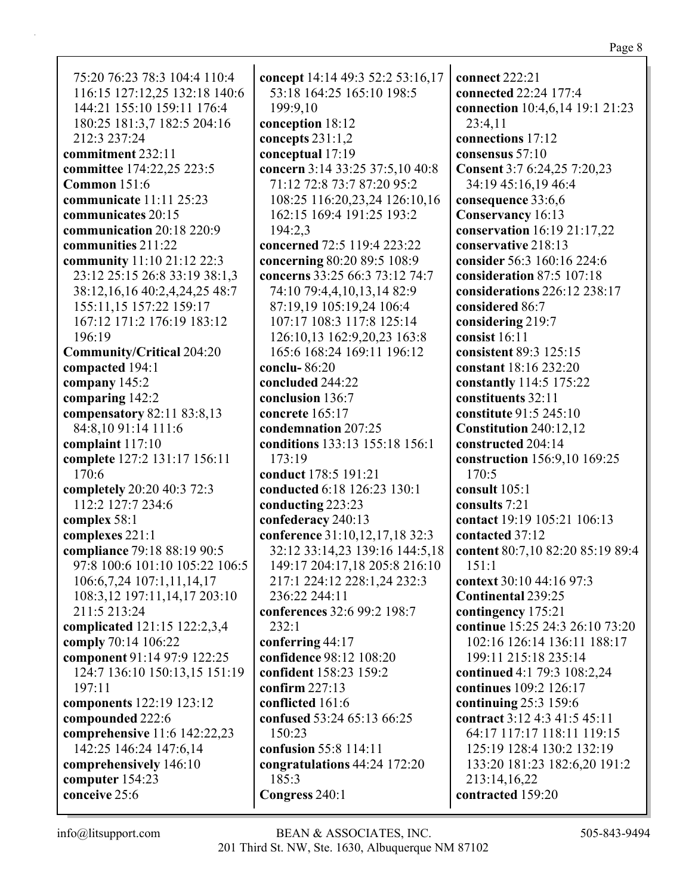75:20 76:23 78:3 104:4 110:4 116:15 127:12,25 132:18 140:6 144:21 155:10 159:11 176:4 180:25 181:3,7 182:5 204:16 212:3 237:24

**commitment** 232:11
**committee** 174:22,25 223:5
**Common** 151:6
**communicate** 11:11 25:23
**communicates** 20:15
**communication** 20:18 220:9
**communities** 211:22
**community** 11:10 21:12 22:3 23:12 25:15 26:8 33:19 38:1,3 38:12,16,16 40:2,4,24,25 48:7 155:11,15 157:22 159:17 167:12 171:2 176:19 183:12 196:19
**Community/Critical** 204:20
**compacted** 194:1
**company** 145:2
**comparing** 142:2
**compensatory** 82:11 83:8,13 84:8,10 91:14 111:6
**complaint** 117:10
**complete** 127:2 131:17 156:11 170:6
**completely** 20:20 40:3 72:3 112:2 127:7 234:6
**complex** 58:1
**complexes** 221:1
**compliance** 79:18 88:19 90:5 97:8 100:6 101:10 105:22 106:5 106:6,7,24 107:1,11,14,17 108:3,12 197:11,14,17 203:10 211:5 213:24
**complicated** 121:15 122:2,3,4
**comply** 70:14 106:22
**component** 91:14 97:9 122:25 124:7 136:10 150:13,15 151:19 197:11
**components** 122:19 123:12
**compounded** 222:6
**comprehensive** 11:6 142:22,23 142:25 146:24 147:6,14
**comprehensively** 146:10
**computer** 154:23
**conceive** 25:6
**concept** 14:14 49:3 52:2 53:16,17 53:18 164:25 165:10 198:5 199:9,10
**conception** 18:12
**concepts** 231:1,2
**conceptual** 17:19
**concern** 3:14 33:25 37:5,10 40:8 71:12 72:8 73:7 87:20 95:2 108:25 116:20,23,24 126:10,16 162:15 169:4 191:25 193:2 194:2,3
**concerned** 72:5 119:4 223:22
**concerning** 80:20 89:5 108:9
**concerns** 33:25 66:3 73:12 74:7 74:10 79:4,4,10,13,14 82:9 87:19,19 105:19,24 106:4 107:17 108:3 117:8 125:14 126:10,13 162:9,20,23 163:8 165:6 168:24 169:11 196:12
**conclu-** 86:20
**concluded** 244:22
**conclusion** 136:7
**concrete** 165:17
**condemnation** 207:25
**conditions** 133:13 155:18 156:1 173:19
**conduct** 178:5 191:21
**conducted** 6:18 126:23 130:1
**conducting** 223:23
**confederacy** 240:13
**conference** 31:10,12,17,18 32:3 32:12 33:14,23 139:16 144:5,18 149:17 204:17,18 205:8 216:10 217:1 224:12 228:1,24 232:3 236:22 244:11
**conferences** 32:6 99:2 198:7 232:1
**conferring** 44:17
**confidence** 98:12 108:20
**confident** 158:23 159:2
**confirm** 227:13
**conflicted** 161:6
**confused** 53:24 65:13 66:25 150:23
**confusion** 55:8 114:11
**congratulations** 44:24 172:20 185:3
**Congress** 240:1
**connect** 222:21
**connected** 22:24 177:4
**connection** 10:4,6,14 19:1 21:23 23:4,11
**connections** 17:12
**consensus** 57:10
**Consent** 3:7 6:24,25 7:20,23 34:19 45:16,19 46:4
**consequence** 33:6,6
**Conservancy** 16:13
**conservation** 16:19 21:17,22
**conservative** 218:13
**consider** 56:3 160:16 224:6
**consideration** 87:5 107:18
**considerations** 226:12 238:17
**considered** 86:7
**considering** 219:7
**consist** 16:11
**consistent** 89:3 125:15
**constant** 18:16 232:20
**constantly** 114:5 175:22
**constituents** 32:11
**constitute** 91:5 245:10
**Constitution** 240:12,12
**constructed** 204:14
**construction** 156:9,10 169:25 170:5
**consult** 105:1
**consults** 7:21
**contact** 19:19 105:21 106:13
**contacted** 37:12
**content** 80:7,10 82:20 85:19 89:4 151:1
**context** 30:10 44:16 97:3
**Continental** 239:25
**contingency** 175:21
**continue** 15:25 24:3 26:10 73:20 102:16 126:14 136:11 188:17 199:11 215:18 235:14
**continued** 4:1 79:3 108:2,24
**continues** 109:2 126:17
**continuing** 25:3 159:6
**contract** 3:12 4:3 41:5 45:11 64:17 117:17 118:11 119:15 125:19 128:4 130:2 132:19 133:20 181:23 182:6,20 191:2 213:14,16,22
**contracted** 159:20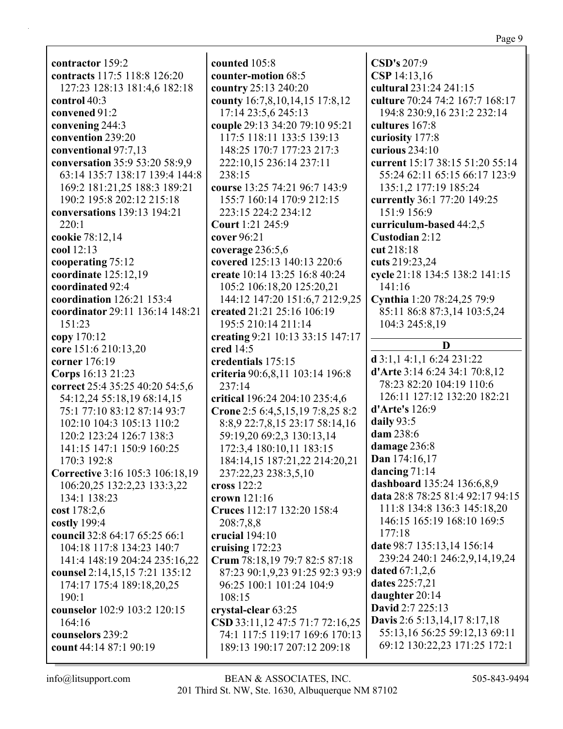**contractor** 159:2
**contracts** 117:5 118:8 126:20 127:23 128:13 181:4,6 182:18
**control** 40:3
**convened** 91:2
**convening** 244:3
**convention** 239:20
**conventional** 97:7,13
**conversation** 35:9 53:20 58:9,9 63:14 135:7 138:17 139:4 144:8 169:2 181:21,25 188:3 189:21 190:2 195:8 202:12 215:18
**conversations** 139:13 194:21 220:1
**cookie** 78:12,14
**cool** 12:13
**cooperating** 75:12
**coordinate** 125:12,19
**coordinated** 92:4
**coordination** 126:21 153:4
**coordinator** 29:11 136:14 148:21 151:23
**copy** 170:12
**core** 151:6 210:13,20
**corner** 176:19
**Corps** 16:13 21:23
**correct** 25:4 35:25 40:20 54:5,6 54:12,24 55:18,19 68:14,15 75:1 77:10 83:12 87:14 93:7 102:10 104:3 105:13 110:2 120:2 123:24 126:7 138:3 141:15 147:1 150:9 160:25 170:3 192:8
**Corrective** 3:16 105:3 106:18,19 106:20,25 132:2,23 133:3,22 134:1 138:23
**cost** 178:2,6
**costly** 199:4
**council** 32:8 64:17 65:25 66:1 104:18 117:8 134:23 140:7 141:4 148:19 204:24 235:16,22
**counsel** 2:14,15,15 7:21 135:12 174:17 175:4 189:18,20,25 190:1
**counselor** 102:9 103:2 120:15 164:16
**counselors** 239:2
**count** 44:14 87:1 90:19
**counted** 105:8
**counter-motion** 68:5
**country** 25:13 240:20
**county** 16:7,8,10,14,15 17:8,12 17:14 23:5,6 245:13
**couple** 29:13 34:20 79:10 95:21 117:5 118:11 133:5 139:13 148:25 170:7 177:23 217:3 222:10,15 236:14 237:11 238:15
**course** 13:25 74:21 96:7 143:9 155:7 160:14 170:9 212:15 223:15 224:2 234:12
**Court** 1:21 245:9
**cover** 96:21
**coverage** 236:5,6
**covered** 125:13 140:13 220:6
**create** 10:14 13:25 16:8 40:24 105:2 106:18,20 125:20,21 144:12 147:20 151:6,7 212:9,25
**created** 21:21 25:16 106:19 195:5 210:14 211:14
**creating** 9:21 10:13 33:15 147:17
**cred** 14:5
**credentials** 175:15
**criteria** 90:6,8,11 103:14 196:8 237:14
**critical** 196:24 204:10 235:4,6
**Crone** 2:5 6:4,5,15,19 7:8,25 8:2 8:8,9 22:7,8,15 23:17 58:14,16 59:19,20 69:2,3 130:13,14 172:3,4 180:10,11 183:15 184:14,15 187:21,22 214:20,21 237:22,23 238:3,5,10
**cross** 122:2
**crown** 121:16
**Cruces** 112:17 132:20 158:4 208:7,8,8
**crucial** 194:10
**cruising** 172:23
**Crum** 78:18,19 79:7 82:5 87:18 87:23 90:1,9,23 91:25 92:3 93:9 96:25 100:1 101:24 104:9 108:15
**crystal-clear** 63:25
**CSD** 33:11,12 47:5 71:7 72:16,25 74:1 117:5 119:17 169:6 170:13 189:13 190:17 207:12 209:18
**CSD's** 207:9
**CSP** 14:13,16
**cultural** 231:24 241:15
**culture** 70:24 74:2 167:7 168:17 194:8 230:9,16 231:2 232:14
**cultures** 167:8
**curiosity** 177:8
**curious** 234:10
**current** 15:17 38:15 51:20 55:14 55:24 62:11 65:15 66:17 123:9 135:1,2 177:19 185:24
**currently** 36:1 77:20 149:25 151:9 156:9
**curriculum-based** 44:2,5
**Custodian** 2:12
**cut** 218:18
**cuts** 219:23,24
**cycle** 21:18 134:5 138:2 141:15 141:16
**Cynthia** 1:20 78:24,25 79:9 85:11 86:8 87:3,14 103:5,24 104:3 245:8,19

## D

**d** 3:1,1 4:1,1 6:24 231:22
**d'Arte** 3:14 6:24 34:1 70:8,12 78:23 82:20 104:19 110:6 126:11 127:12 132:20 182:21
**d'Arte's** 126:9
**daily** 93:5
**dam** 238:6
**damage** 236:8
**Dan** 174:16,17
**dancing** 71:14
**dashboard** 135:24 136:6,8,9
**data** 28:8 78:25 81:4 92:17 94:15 111:8 134:8 136:3 145:18,20 146:15 165:19 168:10 169:5 177:18
**date** 98:7 135:13,14 156:14 239:24 240:1 246:2,9,14,19,24
**dated** 67:1,2,6
**dates** 225:7,21
**daughter** 20:14
**David** 2:7 225:13
**Davis** 2:6 5:13,14,17 8:17,18 55:13,16 56:25 59:12,13 69:11 69:12 130:22,23 171:25 172:1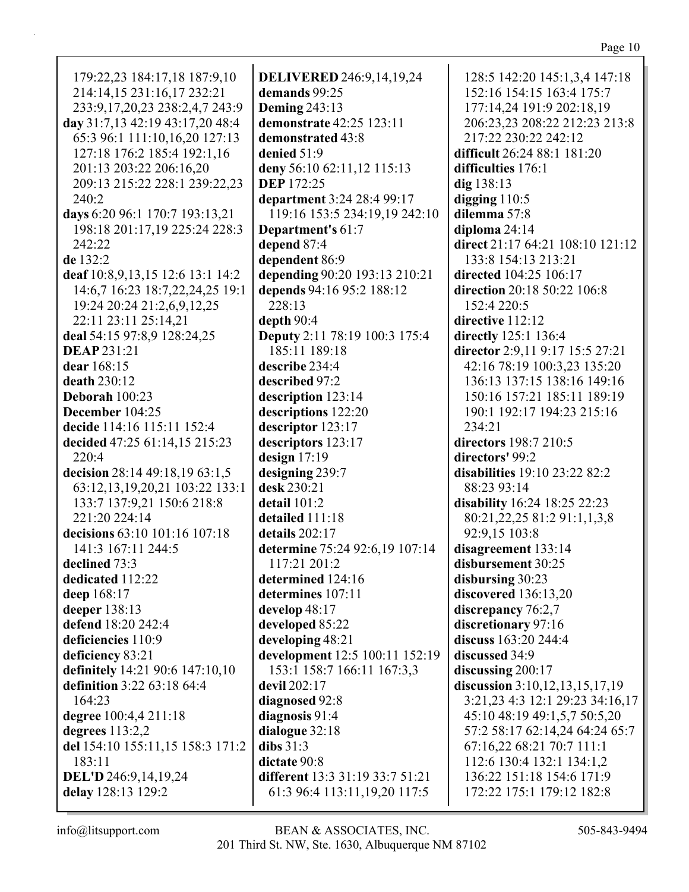179:22,23 184:17,18 187:9,10 214:14,15 231:16,17 232:21 233:9,17,20,23 238:2,4,7 243:9

**day** 31:7,13 42:19 43:17,20 48:4 65:3 96:1 111:10,16,20 127:13 127:18 176:2 185:4 192:1,16 201:13 203:22 206:16,20 209:13 215:22 228:1 239:22,23 240:2

**days** 6:20 96:1 170:7 193:13,21 198:18 201:17,19 225:24 228:3 242:22

**de** 132:2

**deaf** 10:8,9,13,15 12:6 13:1 14:2 14:6,7 16:23 18:7,22,24,25 19:1 19:24 20:24 21:2,6,9,12,25 22:11 23:11 25:14,21

**deal** 54:15 97:8,9 128:24,25

**DEAP** 231:21

**dear** 168:15

**death** 230:12

**Deborah** 100:23

**December** 104:25

**decide** 114:16 115:11 152:4

**decided** 47:25 61:14,15 215:23 220:4

**decision** 28:14 49:18,19 63:1,5 63:12,13,19,20,21 103:22 133:1 133:7 137:9,21 150:6 218:8 221:20 224:14

**decisions** 63:10 101:16 107:18 141:3 167:11 244:5

**declined** 73:3

**dedicated** 112:22

**deep** 168:17

**deeper** 138:13

**defend** 18:20 242:4

**deficiencies** 110:9

**deficiency** 83:21

**definitely** 14:21 90:6 147:10,10

**definition** 3:22 63:18 64:4 164:23

**degree** 100:4,4 211:18

**degrees** 113:2,2

**del** 154:10 155:11,15 158:3 171:2 183:11

**DEL'D** 246:9,14,19,24

**delay** 128:13 129:2

**DELIVERED** 246:9,14,19,24

**demands** 99:25

**Deming** 243:13

**demonstrate** 42:25 123:11

**demonstrated** 43:8

**denied** 51:9

**deny** 56:10 62:11,12 115:13

**DEP** 172:25

**department** 3:24 28:4 99:17 119:16 153:5 234:19,19 242:10

**Department's** 61:7

**depend** 87:4

**dependent** 86:9

**depending** 90:20 193:13 210:21

**depends** 94:16 95:2 188:12 228:13

**depth** 90:4

**Deputy** 2:11 78:19 100:3 175:4 185:11 189:18

**describe** 234:4

**described** 97:2

**description** 123:14

**descriptions** 122:20

**descriptor** 123:17

**descriptors** 123:17

**design** 17:19

**designing** 239:7

**desk** 230:21

**detail** 101:2

**detailed** 111:18

**details** 202:17

**determine** 75:24 92:6,19 107:14 117:21 201:2

**determined** 124:16

**determines** 107:11

**develop** 48:17

**developed** 85:22

**developing** 48:21

**development** 12:5 100:11 152:19 153:1 158:7 166:11 167:3,3

**devil** 202:17

**diagnosed** 92:8

**diagnosis** 91:4

**dialogue** 32:18

**dibs** 31:3

**dictate** 90:8

**different** 13:3 31:19 33:7 51:21 61:3 96:4 113:11,19,20 117:5 128:5 142:20 145:1,3,4 147:18 152:16 154:15 163:4 175:7 177:14,24 191:9 202:18,19 206:23,23 208:22 212:23 213:8 217:22 230:22 242:12

**difficult** 26:24 88:1 181:20

**difficulties** 176:1

**dig** 138:13

**digging** 110:5

**dilemma** 57:8

**diploma** 24:14

**direct** 21:17 64:21 108:10 121:12 133:8 154:13 213:21

**directed** 104:25 106:17

**direction** 20:18 50:22 106:8 152:4 220:5

**directive** 112:12

**directly** 125:1 136:4

**director** 2:9,11 9:17 15:5 27:21 42:16 78:19 100:3,23 135:20 136:13 137:15 138:16 149:16 150:16 157:21 185:11 189:19 190:1 192:17 194:23 215:16 234:21

**directors** 198:7 210:5

**directors'** 99:2

**disabilities** 19:10 23:22 82:2 88:23 93:14

**disability** 16:24 18:25 22:23 80:21,22,25 81:2 91:1,1,3,8 92:9,15 103:8

**disagreement** 133:14

**disbursement** 30:25

**disbursing** 30:23

**discovered** 136:13,20

**discrepancy** 76:2,7

**discretionary** 97:16

**discuss** 163:20 244:4

**discussed** 34:9

**discussing** 200:17

**discussion** 3:10,12,13,15,17,19 3:21,23 4:3 12:1 29:23 34:16,17 45:10 48:19 49:1,5,7 50:5,20 57:2 58:17 62:14,24 64:24 65:7 67:16,22 68:21 70:7 111:1 112:6 130:4 132:1 134:1,2 136:22 151:18 154:6 171:9 172:22 175:1 179:12 182:8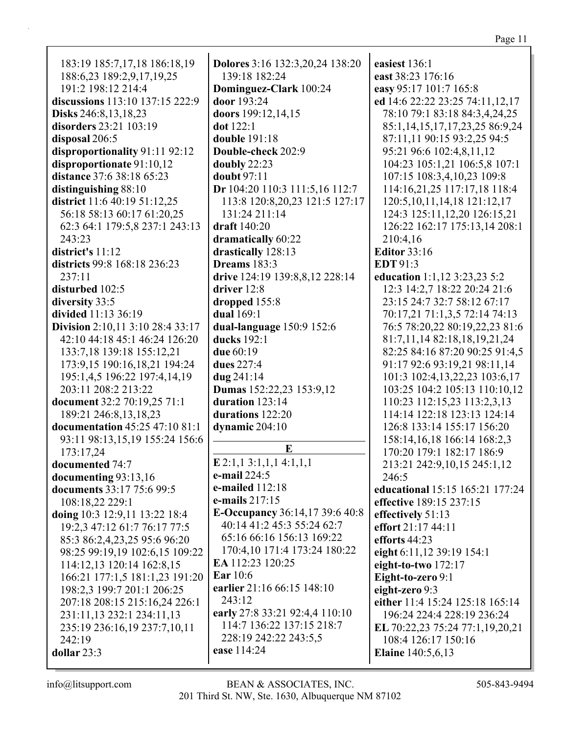183:19 185:7,17,18 186:18,19 188:6,23 189:2,9,17,19,25 191:2 198:12 214:4
**discussions** 113:10 137:15 222:9
**Disks** 246:8,13,18,23
**disorders** 23:21 103:19
**disposal** 206:5
**disproportionality** 91:11 92:12
**disproportionate** 91:10,12
**distance** 37:6 38:18 65:23
**distinguishing** 88:10
**district** 11:6 40:19 51:12,25 56:18 58:13 60:17 61:20,25 62:3 64:1 179:5,8 237:1 243:13 243:23
**district's** 11:12
**districts** 99:8 168:18 236:23 237:11
**disturbed** 102:5
**diversity** 33:5
**divided** 11:13 36:19
**Division** 2:10,11 3:10 28:4 33:17 42:10 44:18 45:1 46:24 126:20 133:7,18 139:18 155:12,21 173:9,15 190:16,18,21 194:24 195:1,4,5 196:22 197:4,14,19 203:11 208:2 213:22
**document** 32:2 70:19,25 71:1 189:21 246:8,13,18,23
**documentation** 45:25 47:10 81:1 93:11 98:13,15,19 155:24 156:6 173:17,24
**documented** 74:7
**documenting** 93:13,16
**documents** 33:17 75:6 99:5 108:18,22 229:1
**doing** 10:3 12:9,11 13:22 18:4 19:2,3 47:12 61:7 76:17 77:5 85:3 86:2,4,23,25 95:6 96:20 98:25 99:19,19 102:6,15 109:22 114:12,13 120:14 162:8,15 166:21 177:1,5 181:1,23 191:20 198:2,3 199:7 201:1 206:25 207:18 208:15 215:16,24 226:1 231:11,13 232:1 234:11,13 235:19 236:16,19 237:7,10,11 242:19
**dollar** 23:3
**Dolores** 3:16 132:3,20,24 138:20 139:18 182:24
**Dominguez-Clark** 100:24
**door** 193:24
**doors** 199:12,14,15
**dot** 122:1
**double** 191:18
**Double-check** 202:9
**doubly** 22:23
**doubt** 97:11
**Dr** 104:20 110:3 111:5,16 112:7 113:8 120:8,20,23 121:5 127:17 131:24 211:14
**draft** 140:20
**dramatically** 60:22
**drastically** 128:13
**Dreams** 183:3
**drive** 124:19 139:8,8,12 228:14
**driver** 12:8
**dropped** 155:8
**dual** 169:1
**dual-language** 150:9 152:6
**ducks** 192:1
**due** 60:19
**dues** 227:4
**dug** 241:14
**Dumas** 152:22,23 153:9,12
**duration** 123:14
**durations** 122:20
**dynamic** 204:10

## E

**E** 2:1,1 3:1,1,1 4:1,1,1
**e-mail** 224:5
**e-mailed** 112:18
**e-mails** 217:15
**E-Occupancy** 36:14,17 39:6 40:8 40:14 41:2 45:3 55:24 62:7 65:16 66:16 156:13 169:22 170:4,10 171:4 173:24 180:22
**EA** 112:23 120:25
**Ear** 10:6
**earlier** 21:16 66:15 148:10 243:12
**early** 27:8 33:21 92:4,4 110:10 114:7 136:22 137:15 218:7 228:19 242:22 243:5,5
**ease** 114:24
**easiest** 136:1
**east** 38:23 176:16
**easy** 95:17 101:7 165:8
**ed** 14:6 22:22 23:25 74:11,12,17 78:10 79:1 83:18 84:3,4,24,25 85:1,14,15,17,17,23,25 86:9,24 87:11,11 90:15 93:2,25 94:5 95:21 96:6 102:4,8,11,12 104:23 105:1,21 106:5,8 107:1 107:15 108:3,4,10,23 109:8 114:16,21,25 117:17,18 118:4 120:5,10,11,14,18 121:12,17 124:3 125:11,12,20 126:15,21 126:22 162:17 175:13,14 208:1 210:4,16
**Editor** 33:16
**EDT** 91:3
**education** 1:1,12 3:23,23 5:2 12:3 14:2,7 18:22 20:24 21:6 23:15 24:7 32:7 58:12 67:17 70:17,21 71:1,3,5 72:14 74:13 76:5 78:20,22 80:19,22,23 81:6 81:7,11,14 82:18,18,19,21,24 82:25 84:16 87:20 90:25 91:4,5 91:17 92:6 93:19,21 98:11,14 101:3 102:4,13,22,23 103:6,17 103:25 104:2 105:13 110:10,12 110:23 112:15,23 113:2,3,13 114:14 122:18 123:13 124:14 126:8 133:14 155:17 156:20 158:14,16,18 166:14 168:2,3 170:20 179:1 182:17 186:9 213:21 242:9,10,15 245:1,12 246:5
**educational** 15:15 165:21 177:24
**effective** 189:15 237:15
**effectively** 51:13
**effort** 21:17 44:11
**efforts** 44:23
**eight** 6:11,12 39:19 154:1
**eight-to-two** 172:17
**Eight-to-zero** 9:1
**eight-zero** 9:3
**either** 11:4 15:24 125:18 165:14 196:24 224:4 228:19 236:24
**EL** 70:22,23 75:24 77:1,19,20,21 108:4 126:17 150:16
**Elaine** 140:5,6,13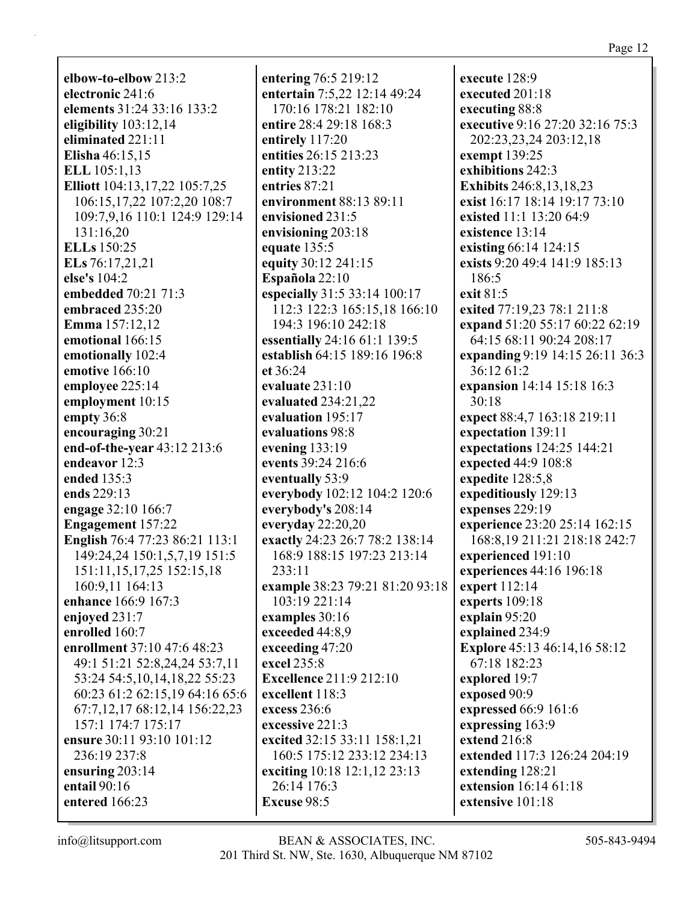**elbow-to-elbow** 213:2
**electronic** 241:6
**elements** 31:24 33:16 133:2
**eligibility** 103:12,14
**eliminated** 221:11
**Elisha** 46:15,15
**ELL** 105:1,13
**Elliott** 104:13,17,22 105:7,25 106:15,17,22 107:2,20 108:7 109:7,9,16 110:1 124:9 129:14 131:16,20
**ELLs** 150:25
**ELs** 76:17,21,21
**else's** 104:2
**embedded** 70:21 71:3
**embraced** 235:20
**Emma** 157:12,12
**emotional** 166:15
**emotionally** 102:4
**emotive** 166:10
**employee** 225:14
**employment** 10:15
**empty** 36:8
**encouraging** 30:21
**end-of-the-year** 43:12 213:6
**endeavor** 12:3
**ended** 135:3
**ends** 229:13
**engage** 32:10 166:7
**Engagement** 157:22
**English** 76:4 77:23 86:21 113:1 149:24,24 150:1,5,7,19 151:5 151:11,15,17,25 152:15,18 160:9,11 164:13
**enhance** 166:9 167:3
**enjoyed** 231:7
**enrolled** 160:7
**enrollment** 37:10 47:6 48:23 49:1 51:21 52:8,24,24 53:7,11 53:24 54:5,10,14,18,22 55:23 60:23 61:2 62:15,19 64:16 65:6 67:7,12,17 68:12,14 156:22,23 157:1 174:7 175:17
**ensure** 30:11 93:10 101:12 236:19 237:8
**ensuring** 203:14
**entail** 90:16
**entered** 166:23
**entering** 76:5 219:12
**entertain** 7:5,22 12:14 49:24 170:16 178:21 182:10
**entire** 28:4 29:18 168:3
**entirely** 117:20
**entities** 26:15 213:23
**entity** 213:22
**entries** 87:21
**environment** 88:13 89:11
**envisioned** 231:5
**envisioning** 203:18
**equate** 135:5
**equity** 30:12 241:15
**Española** 22:10
**especially** 31:5 33:14 100:17 112:3 122:3 165:15,18 166:10 194:3 196:10 242:18
**essentially** 24:16 61:1 139:5
**establish** 64:15 189:16 196:8
**et** 36:24
**evaluate** 231:10
**evaluated** 234:21,22
**evaluation** 195:17
**evaluations** 98:8
**evening** 133:19
**events** 39:24 216:6
**eventually** 53:9
**everybody** 102:12 104:2 120:6
**everybody's** 208:14
**everyday** 22:20,20
**exactly** 24:23 26:7 78:2 138:14 168:9 188:15 197:23 213:14 233:11
**example** 38:23 79:21 81:20 93:18 103:19 221:14
**examples** 30:16
**exceeded** 44:8,9
**exceeding** 47:20
**excel** 235:8
**Excellence** 211:9 212:10
**excellent** 118:3
**excess** 236:6
**excessive** 221:3
**excited** 32:15 33:11 158:1,21 160:5 175:12 233:12 234:13
**exciting** 10:18 12:1,12 23:13 26:14 176:3
**Excuse** 98:5
**execute** 128:9
**executed** 201:18
**executing** 88:8
**executive** 9:16 27:20 32:16 75:3 202:23,23,24 203:12,18
**exempt** 139:25
**exhibitions** 242:3
**Exhibits** 246:8,13,18,23
**exist** 16:17 18:14 19:17 73:10
**existed** 11:1 13:20 64:9
**existence** 13:14
**existing** 66:14 124:15
**exists** 9:20 49:4 141:9 185:13 186:5
**exit** 81:5
**exited** 77:19,23 78:1 211:8
**expand** 51:20 55:17 60:22 62:19 64:15 68:11 90:24 208:17
**expanding** 9:19 14:15 26:11 36:3 36:12 61:2
**expansion** 14:14 15:18 16:3 30:18
**expect** 88:4,7 163:18 219:11
**expectation** 139:11
**expectations** 124:25 144:21
**expected** 44:9 108:8
**expedite** 128:5,8
**expeditiously** 129:13
**expenses** 229:19
**experience** 23:20 25:14 162:15 168:8,19 211:21 218:18 242:7
**experienced** 191:10
**experiences** 44:16 196:18
**expert** 112:14
**experts** 109:18
**explain** 95:20
**explained** 234:9
**Explore** 45:13 46:14,16 58:12 67:18 182:23
**explored** 19:7
**exposed** 90:9
**expressed** 66:9 161:6
**expressing** 163:9
**extend** 216:8
**extended** 117:3 126:24 204:19
**extending** 128:21
**extension** 16:14 61:18
**extensive** 101:18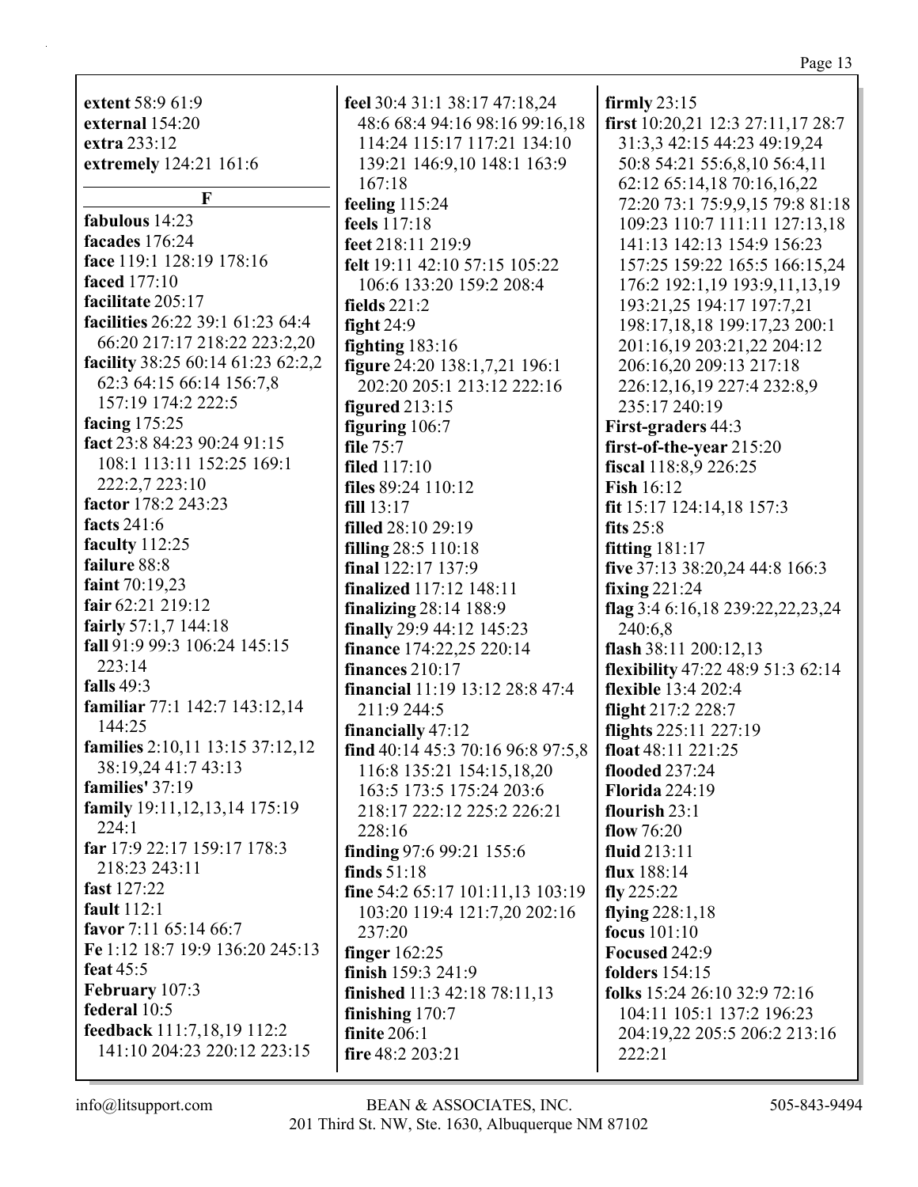**extent** 58:9 61:9
**external** 154:20
**extra** 233:12
**extremely** 124:21 161:6

## F

**fabulous** 14:23
**facades** 176:24
**face** 119:1 128:19 178:16
**faced** 177:10
**facilitate** 205:17
**facilities** 26:22 39:1 61:23 64:4 66:20 217:17 218:22 223:2,20
**facility** 38:25 60:14 61:23 62:2,2 62:3 64:15 66:14 156:7,8 157:19 174:2 222:5
**facing** 175:25
**fact** 23:8 84:23 90:24 91:15 108:1 113:11 152:25 169:1 222:2,7 223:10
**factor** 178:2 243:23
**facts** 241:6
**faculty** 112:25
**failure** 88:8
**faint** 70:19,23
**fair** 62:21 219:12
**fairly** 57:1,7 144:18
**fall** 91:9 99:3 106:24 145:15 223:14
**falls** 49:3
**familiar** 77:1 142:7 143:12,14 144:25
**families** 2:10,11 13:15 37:12,12 38:19,24 41:7 43:13
**families'** 37:19
**family** 19:11,12,13,14 175:19 224:1
**far** 17:9 22:17 159:17 178:3 218:23 243:11
**fast** 127:22
**fault** 112:1
**favor** 7:11 65:14 66:7
**Fe** 1:12 18:7 19:9 136:20 245:13
**feat** 45:5
**February** 107:3
**federal** 10:5
**feedback** 111:7,18,19 112:2 141:10 204:23 220:12 223:15
**feel** 30:4 31:1 38:17 47:18,24 48:6 68:4 94:16 98:16 99:16,18 114:24 115:17 117:21 134:10 139:21 146:9,10 148:1 163:9 167:18
**feeling** 115:24
**feels** 117:18
**feet** 218:11 219:9
**felt** 19:11 42:10 57:15 105:22 106:6 133:20 159:2 208:4
**fields** 221:2
**fight** 24:9
**fighting** 183:16
**figure** 24:20 138:1,7,21 196:1 202:20 205:1 213:12 222:16
**figured** 213:15
**figuring** 106:7
**file** 75:7
**filed** 117:10
**files** 89:24 110:12
**fill** 13:17
**filled** 28:10 29:19
**filling** 28:5 110:18
**final** 122:17 137:9
**finalized** 117:12 148:11
**finalizing** 28:14 188:9
**finally** 29:9 44:12 145:23
**finance** 174:22,25 220:14
**finances** 210:17
**financial** 11:19 13:12 28:8 47:4 211:9 244:5
**financially** 47:12
**find** 40:14 45:3 70:16 96:8 97:5,8 116:8 135:21 154:15,18,20 163:5 173:5 175:24 203:6 218:17 222:12 225:2 226:21 228:16
**finding** 97:6 99:21 155:6
**finds** 51:18
**fine** 54:2 65:17 101:11,13 103:19 103:20 119:4 121:7,20 202:16 237:20
**finger** 162:25
**finish** 159:3 241:9
**finished** 11:3 42:18 78:11,13
**finishing** 170:7
**finite** 206:1
**fire** 48:2 203:21
**firmly** 23:15
**first** 10:20,21 12:3 27:11,17 28:7 31:3,3 42:15 44:23 49:19,24 50:8 54:21 55:6,8,10 56:4,11 62:12 65:14,18 70:16,16,22 72:20 73:1 75:9,9,15 79:8 81:18 109:23 110:7 111:11 127:13,18 141:13 142:13 154:9 156:23 157:25 159:22 165:5 166:15,24 176:2 192:1,19 193:9,11,13,19 193:21,25 194:17 197:7,21 198:17,18,18 199:17,23 200:1 201:16,19 203:21,22 204:12 206:16,20 209:13 217:18 226:12,16,19 227:4 232:8,9 235:17 240:19
**First-graders** 44:3
**first-of-the-year** 215:20
**fiscal** 118:8,9 226:25
**Fish** 16:12
**fit** 15:17 124:14,18 157:3
**fits** 25:8
**fitting** 181:17
**five** 37:13 38:20,24 44:8 166:3
**fixing** 221:24
**flag** 3:4 6:16,18 239:22,22,23,24 240:6,8
**flash** 38:11 200:12,13
**flexibility** 47:22 48:9 51:3 62:14
**flexible** 13:4 202:4
**flight** 217:2 228:7
**flights** 225:11 227:19
**float** 48:11 221:25
**flooded** 237:24
**Florida** 224:19
**flourish** 23:1
**flow** 76:20
**fluid** 213:11
**flux** 188:14
**fly** 225:22
**flying** 228:1,18
**focus** 101:10
**Focused** 242:9
**folders** 154:15
**folks** 15:24 26:10 32:9 72:16 104:11 105:1 137:2 196:23 204:19,22 205:5 206:2 213:16 222:21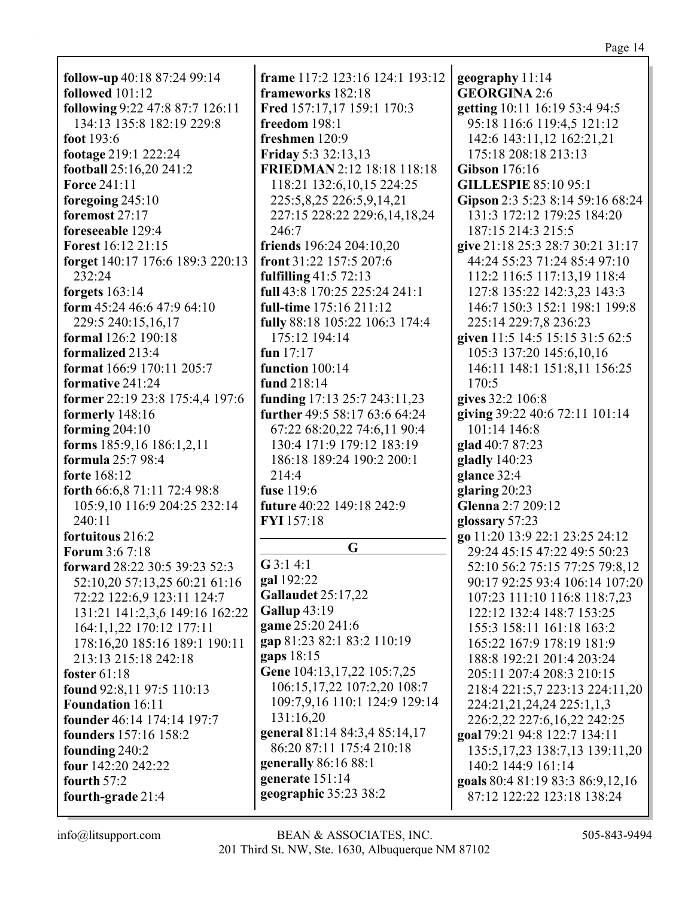**follow-up** 40:18 87:24 99:14
**followed** 101:12
**following** 9:22 47:8 87:7 126:11 134:13 135:8 182:19 229:8
**foot** 193:6
**footage** 219:1 222:24
**football** 25:16,20 241:2
**Force** 241:11
**foregoing** 245:10
**foremost** 27:17
**foreseeable** 129:4
**Forest** 16:12 21:15
**forget** 140:17 176:6 189:3 220:13 232:24
**forgets** 163:14
**form** 45:24 46:6 47:9 64:10 229:5 240:15,16,17
**formal** 126:2 190:18
**formalized** 213:4
**format** 166:9 170:11 205:7
**formative** 241:24
**former** 22:19 23:8 175:4,4 197:6
**formerly** 148:16
**forming** 204:10
**forms** 185:9,16 186:1,2,11
**formula** 25:7 98:4
**forte** 168:12
**forth** 66:6,8 71:11 72:4 98:8 105:9,10 116:9 204:25 232:14 240:11
**fortuitous** 216:2
**Forum** 3:6 7:18
**forward** 28:22 30:5 39:23 52:3 52:10,20 57:13,25 60:21 61:16 72:22 122:6,9 123:11 124:7 131:21 141:2,3,6 149:16 162:22 164:1,1,22 170:12 177:11 178:16,20 185:16 189:1 190:11 213:13 215:18 242:18
**foster** 61:18
**found** 92:8,11 97:5 110:13
**Foundation** 16:11
**founder** 46:14 174:14 197:7
**founders** 157:16 158:2
**founding** 240:2
**four** 142:20 242:22
**fourth** 57:2
**fourth-grade** 21:4
**frame** 117:2 123:16 124:1 193:12
**frameworks** 182:18
**Fred** 157:17,17 159:1 170:3
**freedom** 198:1
**freshmen** 120:9
**Friday** 5:3 32:13,13
**FRIEDMAN** 2:12 18:18 118:18 118:21 132:6,10,15 224:25 225:5,8,25 226:5,9,14,21 227:15 228:22 229:6,14,18,24 246:7
**friends** 196:24 204:10,20
**front** 31:22 157:5 207:6
**fulfilling** 41:5 72:13
**full** 43:8 170:25 225:24 241:1
**full-time** 175:16 211:12
**fully** 88:18 105:22 106:3 174:4 175:12 194:14
**fun** 17:17
**function** 100:14
**fund** 218:14
**funding** 17:13 25:7 243:11,23
**further** 49:5 58:17 63:6 64:24 67:22 68:20,22 74:6,11 90:4 130:4 171:9 179:12 183:19 186:18 189:24 190:2 200:1 214:4
**fuse** 119:6
**future** 40:22 149:18 242:9
**FYI** 157:18

## G

**G** 3:1 4:1
**gal** 192:22
**Gallaudet** 25:17,22
**Gallup** 43:19
**game** 25:20 241:6
**gap** 81:23 82:1 83:2 110:19
**gaps** 18:15
**Gene** 104:13,17,22 105:7,25 106:15,17,22 107:2,20 108:7 109:7,9,16 110:1 124:9 129:14 131:16,20
**general** 81:14 84:3,4 85:14,17 86:20 87:11 175:4 210:18
**generally** 86:16 88:1
**generate** 151:14
**geographic** 35:23 38:2
**geography** 11:14
**GEORGINA** 2:6
**getting** 10:11 16:19 53:4 94:5 95:18 116:6 119:4,5 121:12 142:6 143:11,12 162:21,21 175:18 208:18 213:13
**Gibson** 176:16
**GILLESPIE** 85:10 95:1
**Gipson** 2:3 5:23 8:14 59:16 68:24 131:3 172:12 179:25 184:20 187:15 214:3 215:5
**give** 21:18 25:3 28:7 30:21 31:17 44:24 55:23 71:24 85:4 97:10 112:2 116:5 117:13,19 118:4 127:8 135:22 142:3,23 143:3 146:7 150:3 152:1 198:1 199:8 225:14 229:7,8 236:23
**given** 11:5 14:5 15:15 31:5 62:5 105:3 137:20 145:6,10,16 146:11 148:1 151:8,11 156:25 170:5
**gives** 32:2 106:8
**giving** 39:22 40:6 72:11 101:14 101:14 146:8
**glad** 40:7 87:23
**gladly** 140:23
**glance** 32:4
**glaring** 20:23
**Glenna** 2:7 209:12
**glossary** 57:23
**go** 11:20 13:9 22:1 23:25 24:12 29:24 45:15 47:22 49:5 50:23 52:10 56:2 75:15 77:25 79:8,12 90:17 92:25 93:4 106:14 107:20 107:23 111:10 116:8 118:7,23 122:12 132:4 148:7 153:25 155:3 158:11 161:18 163:2 165:22 167:9 178:19 181:9 188:8 192:21 201:4 203:24 205:11 207:4 208:3 210:15 218:4 221:5,7 223:13 224:11,20 224:21,21,24,24 225:1,1,3 226:2,22 227:6,16,22 242:25
**goal** 79:21 94:8 122:7 134:11 135:5,17,23 138:7,13 139:11,20 140:2 144:9 161:14
**goals** 80:4 81:19 83:3 86:9,12,16 87:12 122:22 123:18 138:24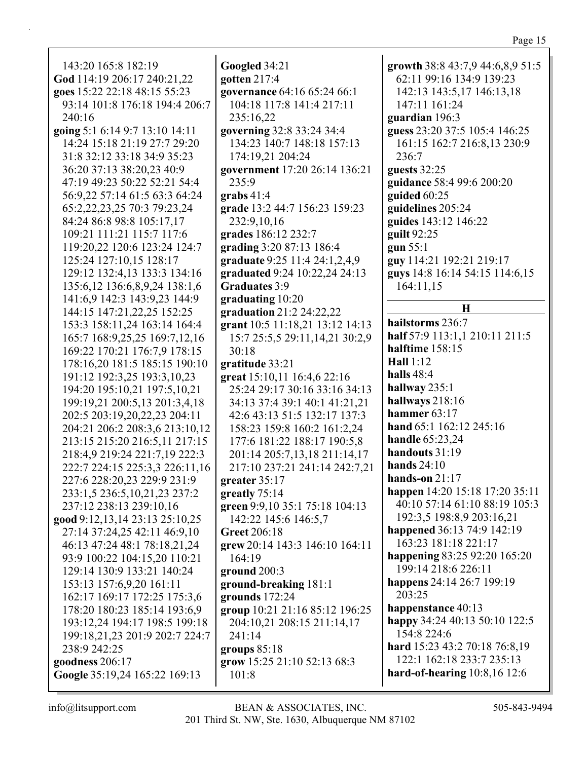143:20 165:8 182:19
**God** 114:19 206:17 240:21,22
**goes** 15:22 22:18 48:15 55:23 93:14 101:8 176:18 194:4 206:7 240:16
**going** 5:1 6:14 9:7 13:10 14:11 14:24 15:18 21:19 27:7 29:20 31:8 32:12 33:18 34:9 35:23 36:20 37:13 38:20,23 40:9 47:19 49:23 50:22 52:21 54:4 56:9,22 57:14 61:5 63:3 64:24 65:2,22,23,25 70:3 79:23,24 84:24 86:8 98:8 105:17,17 109:21 111:21 115:7 117:6 119:20,22 120:6 123:24 124:7 125:24 127:10,15 128:17 129:12 132:4,13 133:3 134:16 135:6,12 136:6,8,9,24 138:1,6 141:6,9 142:3 143:9,23 144:9 144:15 147:21,22,25 152:25 153:3 158:11,24 163:14 164:4 165:7 168:9,25,25 169:7,12,16 169:22 170:21 176:7,9 178:15 178:16,20 181:5 185:15 190:10 191:12 192:3,25 193:3,10,23 194:20 195:10,21 197:5,10,21 199:19,21 200:5,13 201:3,4,18 202:5 203:19,20,22,23 204:11 204:21 206:2 208:3,6 213:10,12 213:15 215:20 216:5,11 217:15 218:4,9 219:24 221:7,19 222:3 222:7 224:15 225:3,3 226:11,16 227:6 228:20,23 229:9 231:9 233:1,5 236:5,10,21,23 237:2 237:12 238:13 239:10,16
**good** 9:12,13,14 23:13 25:10,25 27:14 37:24,25 42:11 46:9,10 46:13 47:24 48:1 78:18,21,24 93:9 100:22 104:15,20 110:21 129:14 130:9 133:21 140:24 153:13 157:6,9,20 161:11 162:17 169:17 172:25 175:3,6 178:20 180:23 185:14 193:6,9 193:12,24 194:17 198:5 199:18 199:18,21,23 201:9 202:7 224:7 238:9 242:25
**goodness** 206:17
**Google** 35:19,24 165:22 169:13
**Googled** 34:21
**gotten** 217:4
**governance** 64:16 65:24 66:1 104:18 117:8 141:4 217:11 235:16,22
**governing** 32:8 33:24 34:4 134:23 140:7 148:18 157:13 174:19,21 204:24
**government** 17:20 26:14 136:21 235:9
**grabs** 41:4
**grade** 13:2 44:7 156:23 159:23 232:9,10,16
**grades** 186:12 232:7
**grading** 3:20 87:13 186:4
**graduate** 9:25 11:4 24:1,2,4,9
**graduated** 9:24 10:22,24 24:13
**Graduates** 3:9
**graduating** 10:20
**graduation** 21:2 24:22,22
**grant** 10:5 11:18,21 13:12 14:13 15:7 25:5,5 29:11,14,21 30:2,9 30:18
**gratitude** 33:21
**great** 15:10,11 16:4,6 22:16 25:24 29:17 30:16 33:16 34:13 34:13 37:4 39:1 40:1 41:21,21 42:6 43:13 51:5 132:17 137:3 158:23 159:8 160:2 161:2,24 177:6 181:22 188:17 190:5,8 201:14 205:7,13,18 211:14,17 217:10 237:21 241:14 242:7,21
**greater** 35:17
**greatly** 75:14
**green** 9:9,10 35:1 75:18 104:13 142:22 145:6 146:5,7
**Greet** 206:18
**grew** 20:14 143:3 146:10 164:11 164:19
**ground** 200:3
**ground-breaking** 181:1
**grounds** 172:24
**group** 10:21 21:16 85:12 196:25 204:10,21 208:15 211:14,17 241:14
**groups** 85:18
**grow** 15:25 21:10 52:13 68:3 101:8
**growth** 38:8 43:7,9 44:6,8,9 51:5 62:11 99:16 134:9 139:23 142:13 143:5,17 146:13,18 147:11 161:24
**guardian** 196:3
**guess** 23:20 37:5 105:4 146:25 161:15 162:7 216:8,13 230:9 236:7
**guests** 32:25
**guidance** 58:4 99:6 200:20
**guided** 60:25
**guidelines** 205:24
**guides** 143:12 146:22
**guilt** 92:25
**gun** 55:1
**guy** 114:21 192:21 219:17
**guys** 14:8 16:14 54:15 114:6,15 164:11,15

## H

**hailstorms** 236:7
**half** 57:9 113:1,1 210:11 211:5
**halftime** 158:15
**Hall** 1:12
**halls** 48:4
**hallway** 235:1
**hallways** 218:16
**hammer** 63:17
**hand** 65:1 162:12 245:16
**handle** 65:23,24
**handouts** 31:19
**hands** 24:10
**hands-on** 21:17
**happen** 14:20 15:18 17:20 35:11 40:10 57:14 61:10 88:19 105:3 192:3,5 198:8,9 203:16,21
**happened** 36:13 74:9 142:19 163:23 181:18 221:17
**happening** 83:25 92:20 165:20 199:14 218:6 226:11
**happens** 24:14 26:7 199:19 203:25
**happenstance** 40:13
**happy** 34:24 40:13 50:10 122:5 154:8 224:6
**hard** 15:23 43:2 70:18 76:8,19 122:1 162:18 233:7 235:13
**hard-of-hearing** 10:8,16 12:6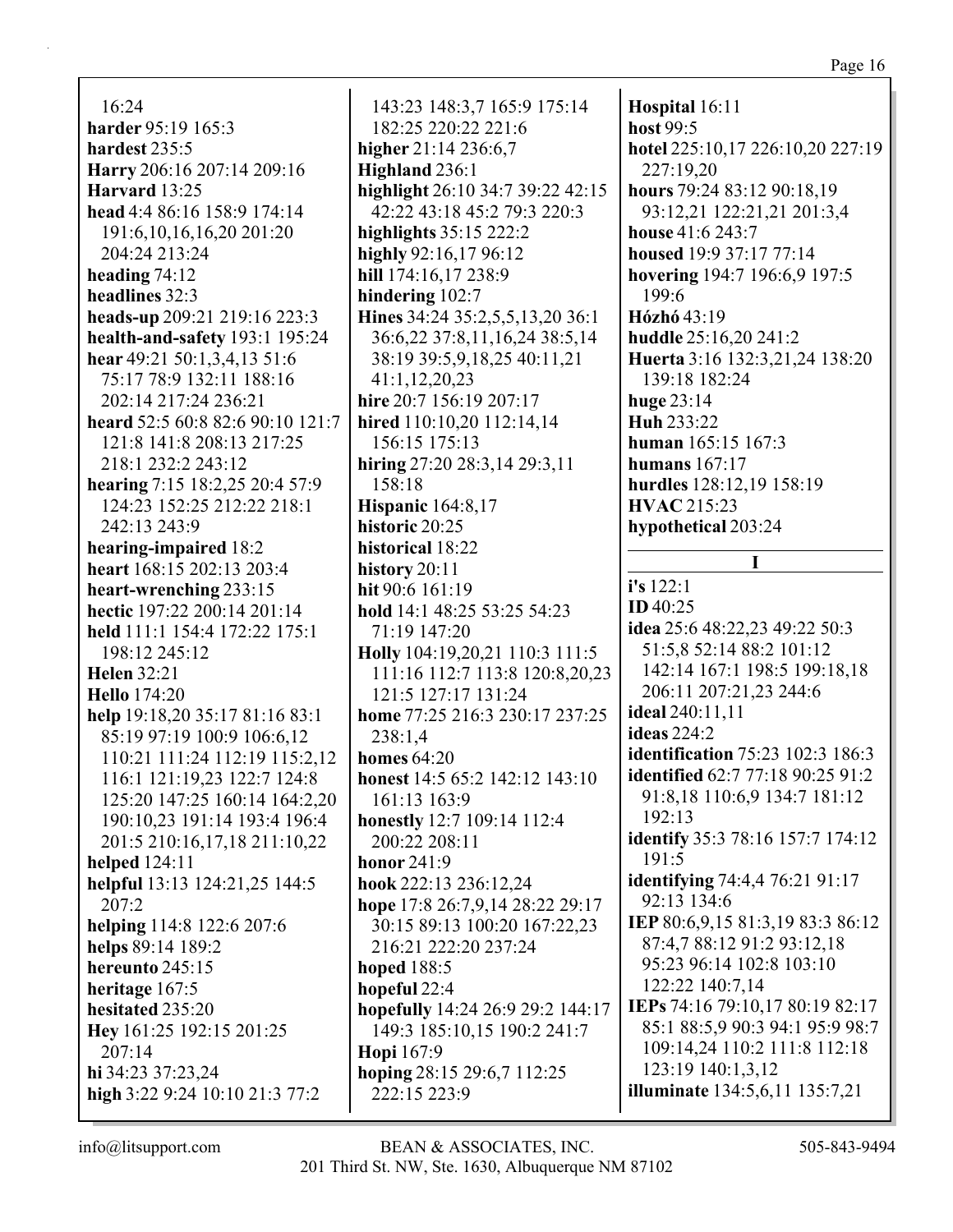16:24
**harder** 95:19 165:3
**hardest** 235:5
**Harry** 206:16 207:14 209:16
**Harvard** 13:25
**head** 4:4 86:16 158:9 174:14 191:6,10,16,16,20 201:20 204:24 213:24
**heading** 74:12
**headlines** 32:3
**heads-up** 209:21 219:16 223:3
**health-and-safety** 193:1 195:24
**hear** 49:21 50:1,3,4,13 51:6 75:17 78:9 132:11 188:16 202:14 217:24 236:21
**heard** 52:5 60:8 82:6 90:10 121:7 121:8 141:8 208:13 217:25 218:1 232:2 243:12
**hearing** 7:15 18:2,25 20:4 57:9 124:23 152:25 212:22 218:1 242:13 243:9
**hearing-impaired** 18:2
**heart** 168:15 202:13 203:4
**heart-wrenching** 233:15
**hectic** 197:22 200:14 201:14
**held** 111:1 154:4 172:22 175:1 198:12 245:12
**Helen** 32:21
**Hello** 174:20
**help** 19:18,20 35:17 81:16 83:1 85:19 97:19 100:9 106:6,12 110:21 111:24 112:19 115:2,12 116:1 121:19,23 122:7 124:8 125:20 147:25 160:14 164:2,20 190:10,23 191:14 193:4 196:4 201:5 210:16,17,18 211:10,22
**helped** 124:11
**helpful** 13:13 124:21,25 144:5 207:2
**helping** 114:8 122:6 207:6
**helps** 89:14 189:2
**hereunto** 245:15
**heritage** 167:5
**hesitated** 235:20
**Hey** 161:25 192:15 201:25 207:14
**hi** 34:23 37:23,24
**high** 3:22 9:24 10:10 21:3 77:2 143:23 148:3,7 165:9 175:14 182:25 220:22 221:6
**higher** 21:14 236:6,7
**Highland** 236:1
**highlight** 26:10 34:7 39:22 42:15 42:22 43:18 45:2 79:3 220:3
**highlights** 35:15 222:2
**highly** 92:16,17 96:12
**hill** 174:16,17 238:9
**hindering** 102:7
**Hines** 34:24 35:2,5,5,13,20 36:1 36:6,22 37:8,11,16,24 38:5,14 38:19 39:5,9,18,25 40:11,21 41:1,12,20,23
**hire** 20:7 156:19 207:17
**hired** 110:10,20 112:14,14 156:15 175:13
**hiring** 27:20 28:3,14 29:3,11 158:18
**Hispanic** 164:8,17
**historic** 20:25
**historical** 18:22
**history** 20:11
**hit** 90:6 161:19
**hold** 14:1 48:25 53:25 54:23 71:19 147:20
**Holly** 104:19,20,21 110:3 111:5 111:16 112:7 113:8 120:8,20,23 121:5 127:17 131:24
**home** 77:25 216:3 230:17 237:25 238:1,4
**homes** 64:20
**honest** 14:5 65:2 142:12 143:10 161:13 163:9
**honestly** 12:7 109:14 112:4 200:22 208:11
**honor** 241:9
**hook** 222:13 236:12,24
**hope** 17:8 26:7,9,14 28:22 29:17 30:15 89:13 100:20 167:22,23 216:21 222:20 237:24
**hoped** 188:5
**hopeful** 22:4
**hopefully** 14:24 26:9 29:2 144:17 149:3 185:10,15 190:2 241:7
**Hopi** 167:9
**hoping** 28:15 29:6,7 112:25 222:15 223:9
**Hospital** 16:11
**host** 99:5
**hotel** 225:10,17 226:10,20 227:19 227:19,20
**hours** 79:24 83:12 90:18,19 93:12,21 122:21,21 201:3,4
**house** 41:6 243:7
**housed** 19:9 37:17 77:14
**hovering** 194:7 196:6,9 197:5 199:6
**Hózhó** 43:19
**huddle** 25:16,20 241:2
**Huerta** 3:16 132:3,21,24 138:20 139:18 182:24
**huge** 23:14
**Huh** 233:22
**human** 165:15 167:3
**humans** 167:17
**hurdles** 128:12,19 158:19
**HVAC** 215:23
**hypothetical** 203:24

## I

**i's** 122:1
**ID** 40:25
**idea** 25:6 48:22,23 49:22 50:3 51:5,8 52:14 88:2 101:12 142:14 167:1 198:5 199:18,18 206:11 207:21,23 244:6
**ideal** 240:11,11
**ideas** 224:2
**identification** 75:23 102:3 186:3
**identified** 62:7 77:18 90:25 91:2 91:8,18 110:6,9 134:7 181:12 192:13
**identify** 35:3 78:16 157:7 174:12 191:5
**identifying** 74:4,4 76:21 91:17 92:13 134:6
**IEP** 80:6,9,15 81:3,19 83:3 86:12 87:4,7 88:12 91:2 93:12,18 95:23 96:14 102:8 103:10 122:22 140:7,14
**IEPs** 74:16 79:10,17 80:19 82:17 85:1 88:5,9 90:3 94:1 95:9 98:7 109:14,24 110:2 111:8 112:18 123:19 140:1,3,12
**illuminate** 134:5,6,11 135:7,21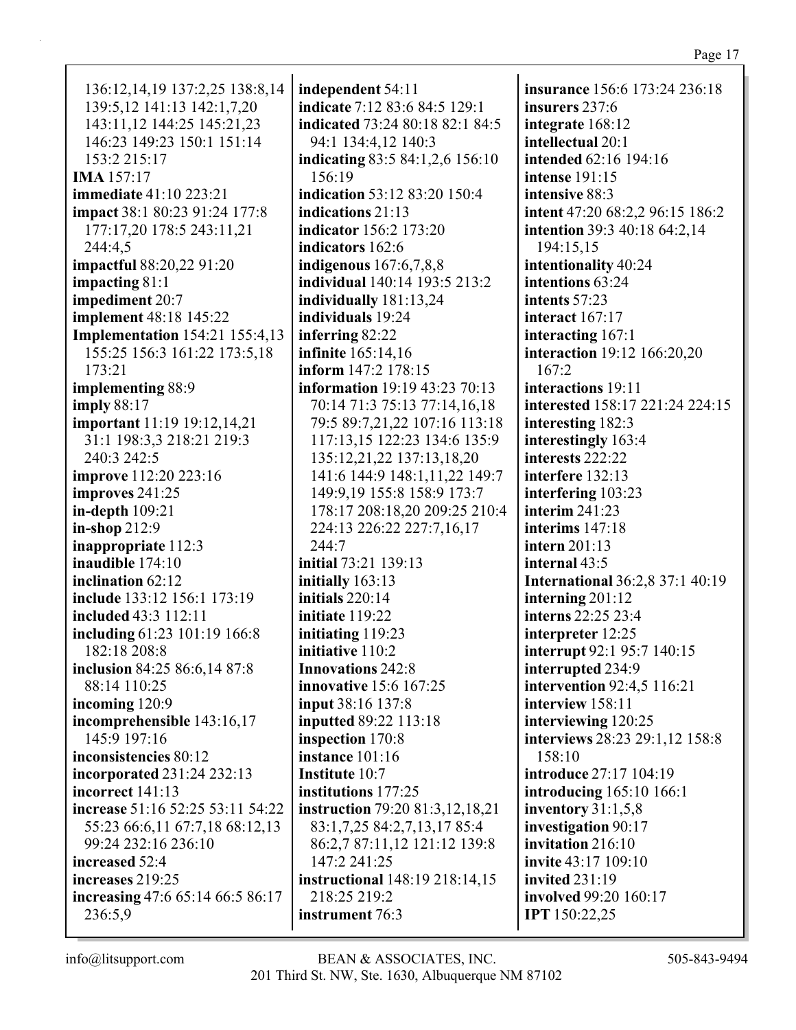136:12,14,19 137:2,25 138:8,14 139:5,12 141:13 142:1,7,20 143:11,12 144:25 145:21,23 146:23 149:23 150:1 151:14 153:2 215:17
**IMA** 157:17
**immediate** 41:10 223:21
**impact** 38:1 80:23 91:24 177:8 177:17,20 178:5 243:11,21 244:4,5
**impactful** 88:20,22 91:20
**impacting** 81:1
**impediment** 20:7
**implement** 48:18 145:22
**Implementation** 154:21 155:4,13 155:25 156:3 161:22 173:5,18 173:21
**implementing** 88:9
**imply** 88:17
**important** 11:19 19:12,14,21 31:1 198:3,3 218:21 219:3 240:3 242:5
**improve** 112:20 223:16
**improves** 241:25
**in-depth** 109:21
**in-shop** 212:9
**inappropriate** 112:3
**inaudible** 174:10
**inclination** 62:12
**include** 133:12 156:1 173:19
**included** 43:3 112:11
**including** 61:23 101:19 166:8 182:18 208:8
**inclusion** 84:25 86:6,14 87:8 88:14 110:25
**incoming** 120:9
**incomprehensible** 143:16,17 145:9 197:16
**inconsistencies** 80:12
**incorporated** 231:24 232:13
**incorrect** 141:13
**increase** 51:16 52:25 53:11 54:22 55:23 66:6,11 67:7,18 68:12,13 99:24 232:16 236:10
**increased** 52:4
**increases** 219:25
**increasing** 47:6 65:14 66:5 86:17 236:5,9
**independent** 54:11
**indicate** 7:12 83:6 84:5 129:1
**indicated** 73:24 80:18 82:1 84:5 94:1 134:4,12 140:3
**indicating** 83:5 84:1,2,6 156:10 156:19
**indication** 53:12 83:20 150:4
**indications** 21:13
**indicator** 156:2 173:20
**indicators** 162:6
**indigenous** 167:6,7,8,8
**individual** 140:14 193:5 213:2
**individually** 181:13,24
**individuals** 19:24
**inferring** 82:22
**infinite** 165:14,16
**inform** 147:2 178:15
**information** 19:19 43:23 70:13 70:14 71:3 75:13 77:14,16,18 79:5 89:7,21,22 107:16 113:18 117:13,15 122:23 134:6 135:9 135:12,21,22 137:13,18,20 141:6 144:9 148:1,11,22 149:7 149:9,19 155:8 158:9 173:7 178:17 208:18,20 209:25 210:4 224:13 226:22 227:7,16,17 244:7
**initial** 73:21 139:13
**initially** 163:13
**initials** 220:14
**initiate** 119:22
**initiating** 119:23
**initiative** 110:2
**Innovations** 242:8
**innovative** 15:6 167:25
**input** 38:16 137:8
**inputted** 89:22 113:18
**inspection** 170:8
**instance** 101:16
**Institute** 10:7
**institutions** 177:25
**instruction** 79:20 81:3,12,18,21 83:1,7,25 84:2,7,13,17 85:4 86:2,7 87:11,12 121:12 139:8 147:2 241:25
**instructional** 148:19 218:14,15 218:25 219:2
**instrument** 76:3
**insurance** 156:6 173:24 236:18
**insurers** 237:6
**integrate** 168:12
**intellectual** 20:1
**intended** 62:16 194:16
**intense** 191:15
**intensive** 88:3
**intent** 47:20 68:2,2 96:15 186:2
**intention** 39:3 40:18 64:2,14 194:15,15
**intentionality** 40:24
**intentions** 63:24
**intents** 57:23
**interact** 167:17
**interacting** 167:1
**interaction** 19:12 166:20,20 167:2
**interactions** 19:11
**interested** 158:17 221:24 224:15
**interesting** 182:3
**interestingly** 163:4
**interests** 222:22
**interfere** 132:13
**interfering** 103:23
**interim** 241:23
**interims** 147:18
**intern** 201:13
**internal** 43:5
**International** 36:2,8 37:1 40:19
**interning** 201:12
**interns** 22:25 23:4
**interpreter** 12:25
**interrupt** 92:1 95:7 140:15
**interrupted** 234:9
**intervention** 92:4,5 116:21
**interview** 158:11
**interviewing** 120:25
**interviews** 28:23 29:1,12 158:8 158:10
**introduce** 27:17 104:19
**introducing** 165:10 166:1
**inventory** 31:1,5,8
**investigation** 90:17
**invitation** 216:10
**invite** 43:17 109:10
**invited** 231:19
**involved** 99:20 160:17
**IPT** 150:22,25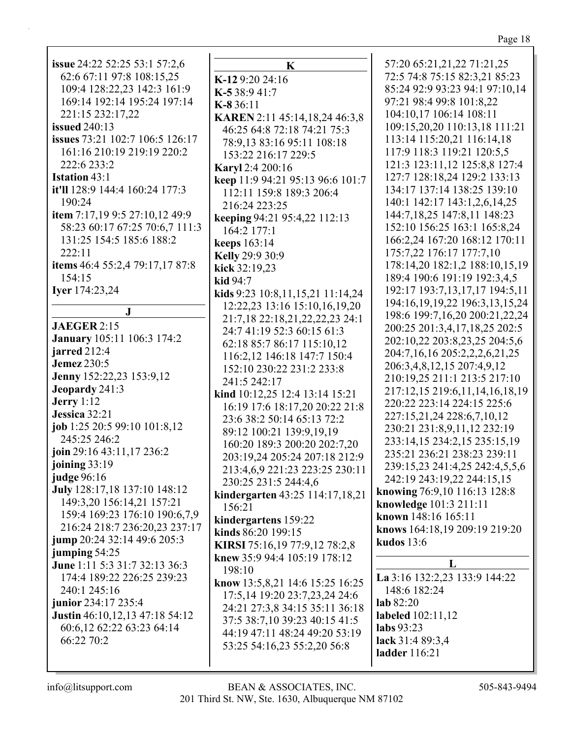**issue** 24:22 52:25 53:1 57:2,6 62:6 67:11 97:8 108:15,25 109:4 128:22,23 142:3 161:9 169:14 192:14 195:24 197:14 221:15 232:17,22
**issued** 240:13
**issues** 73:21 102:7 106:5 126:17 161:16 210:19 219:19 220:2 222:6 233:2
**Istation** 43:1
**it'll** 128:9 144:4 160:24 177:3 190:24
**item** 7:17,19 9:5 27:10,12 49:9 58:23 60:17 67:25 70:6,7 111:3 131:25 154:5 185:6 188:2 222:11
**items** 46:4 55:2,4 79:17,17 87:8 154:15
**Iyer** 174:23,24

## J

**JAEGER** 2:15
**January** 105:11 106:3 174:2
**jarred** 212:4
**Jemez** 230:5
**Jenny** 152:22,23 153:9,12
**Jeopardy** 241:3
**Jerry** 1:12
**Jessica** 32:21
**job** 1:25 20:5 99:10 101:8,12 245:25 246:2
**join** 29:16 43:11,17 236:2
**joining** 33:19
**judge** 96:16
**July** 128:17,18 137:10 148:12 149:3,20 156:14,21 157:21 159:4 169:23 176:10 190:6,7,9 216:24 218:7 236:20,23 237:17
**jump** 20:24 32:14 49:6 205:3
**jumping** 54:25
**June** 1:11 5:3 31:7 32:13 36:3 174:4 189:22 226:25 239:23 240:1 245:16
**junior** 234:17 235:4
**Justin** 46:10,12,13 47:18 54:12 60:6,12 62:22 63:23 64:14 66:22 70:2

## K

**K-12** 9:20 24:16
**K-5** 38:9 41:7
**K-8** 36:11
**KAREN** 2:11 45:14,18,24 46:3,8 46:25 64:8 72:18 74:21 75:3 78:9,13 83:16 95:11 108:18 153:22 216:17 229:5
**Karyl** 2:4 200:16
**keep** 11:9 94:21 95:13 96:6 101:7 112:11 159:8 189:3 206:4 216:24 223:25
**keeping** 94:21 95:4,22 112:13 164:2 177:1
**keeps** 163:14
**Kelly** 29:9 30:9
**kick** 32:19,23
**kid** 94:7
**kids** 9:23 10:8,11,15,21 11:14,24 12:22,23 13:16 15:10,16,19,20 21:7,18 22:18,21,22,22,23 24:1 24:7 41:19 52:3 60:15 61:3 62:18 85:7 86:17 115:10,12 116:2,12 146:18 147:7 150:4 152:10 230:22 231:2 233:8 241:5 242:17
**kind** 10:12,25 12:4 13:14 15:21 16:19 17:6 18:17,20 20:22 21:8 23:6 38:2 50:14 65:13 72:2 89:12 100:21 139:9,19,19 160:20 189:3 200:20 202:7,20 203:19,24 205:24 207:18 212:9 213:4,6,9 221:23 223:25 230:11 230:25 231:5 244:4,6
**kindergarten** 43:25 114:17,18,21 156:21
**kindergartens** 159:22
**kinds** 86:20 199:15
**KIRSI** 75:16,19 77:9,12 78:2,8
**knew** 35:9 94:4 105:19 178:12 198:10
**know** 13:5,8,21 14:6 15:25 16:25 17:5,14 19:20 23:7,23,24 24:6 24:21 27:3,8 34:15 35:11 36:18 37:5 38:7,10 39:23 40:15 41:5 44:19 47:11 48:24 49:20 53:19 53:25 54:16,23 55:2,20 56:8 57:20 65:21,21,22 71:21,25 72:5 74:8 75:15 82:3,21 85:23 85:24 92:9 93:23 94:1 97:10,14 97:21 98:4 99:8 101:8,22 104:10,17 106:14 108:11 109:15,20,20 110:13,18 111:21 113:14 115:20,21 116:14,18 117:9 118:3 119:21 120:5,5 121:3 123:11,12 125:8,8 127:4 127:7 128:18,24 129:2 133:13 134:17 137:14 138:25 139:10 140:1 142:17 143:1,2,6,14,25 144:7,18,25 147:8,11 148:23 152:10 156:25 163:1 165:8,24 166:2,24 167:20 168:12 170:11 175:7,22 176:17 177:7,10 178:14,20 182:1,2 188:10,15,19 189:4 190:6 191:19 192:3,4,5 192:17 193:7,13,17,17 194:5,11 194:16,19,19,22 196:3,13,15,24 198:6 199:7,16,20 200:21,22,24 200:25 201:3,4,17,18,25 202:5 202:10,22 203:8,23,25 204:5,6 204:7,16,16 205:2,2,2,6,21,25 206:3,4,8,12,15 207:4,9,12 210:19,25 211:1 213:5 217:10 217:12,15 219:6,11,14,16,18,19 220:22 223:14 224:15 225:6 227:15,21,24 228:6,7,10,12 230:21 231:8,9,11,12 232:19 233:14,15 234:2,15 235:15,19 235:21 236:21 238:23 239:11 239:15,23 241:4,25 242:4,5,5,6 242:19 243:19,22 244:15,15
**knowing** 76:9,10 116:13 128:8
**knowledge** 101:3 211:11
**known** 148:16 165:11
**knows** 164:18,19 209:19 219:20
**kudos** 13:6

## L

**La** 3:16 132:2,23 133:9 144:22 148:6 182:24
**lab** 82:20
**labeled** 102:11,12
**labs** 93:23
**lack** 31:4 89:3,4
**ladder** 116:21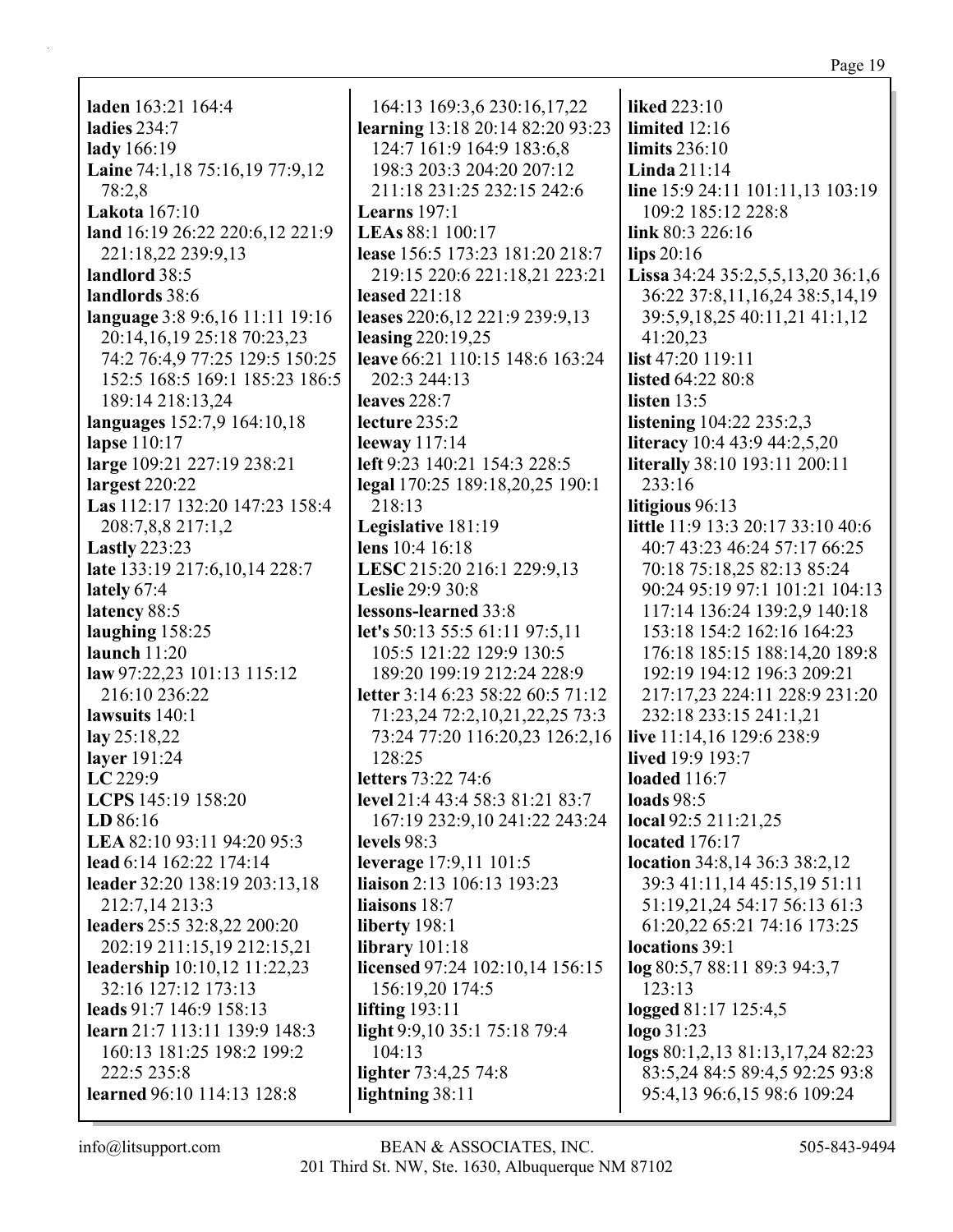**laden** 163:21 164:4
**ladies** 234:7
**lady** 166:19
**Laine** 74:1,18 75:16,19 77:9,12 78:2,8
**Lakota** 167:10
**land** 16:19 26:22 220:6,12 221:9 221:18,22 239:9,13
**landlord** 38:5
**landlords** 38:6
**language** 3:8 9:6,16 11:11 19:16 20:14,16,19 25:18 70:23,23 74:2 76:4,9 77:25 129:5 150:25 152:5 168:5 169:1 185:23 186:5 189:14 218:13,24
**languages** 152:7,9 164:10,18
**lapse** 110:17
**large** 109:21 227:19 238:21
**largest** 220:22
**Las** 112:17 132:20 147:23 158:4 208:7,8,8 217:1,2
**Lastly** 223:23
**late** 133:19 217:6,10,14 228:7
**lately** 67:4
**latency** 88:5
**laughing** 158:25
**launch** 11:20
**law** 97:22,23 101:13 115:12 216:10 236:22
**lawsuits** 140:1
**lay** 25:18,22
**layer** 191:24
**LC** 229:9
**LCPS** 145:19 158:20
**LD** 86:16
**LEA** 82:10 93:11 94:20 95:3
**lead** 6:14 162:22 174:14
**leader** 32:20 138:19 203:13,18 212:7,14 213:3
**leaders** 25:5 32:8,22 200:20 202:19 211:15,19 212:15,21
**leadership** 10:10,12 11:22,23 32:16 127:12 173:13
**leads** 91:7 146:9 158:13
**learn** 21:7 113:11 139:9 148:3 160:13 181:25 198:2 199:2 222:5 235:8
**learned** 96:10 114:13 128:8 164:13 169:3,6 230:16,17,22
**learning** 13:18 20:14 82:20 93:23 124:7 161:9 164:9 183:6,8 198:3 203:3 204:20 207:12 211:18 231:25 232:15 242:6
**Learns** 197:1
**LEAs** 88:1 100:17
**lease** 156:5 173:23 181:20 218:7 219:15 220:6 221:18,21 223:21
**leased** 221:18
**leases** 220:6,12 221:9 239:9,13
**leasing** 220:19,25
**leave** 66:21 110:15 148:6 163:24 202:3 244:13
**leaves** 228:7
**lecture** 235:2
**leeway** 117:14
**left** 9:23 140:21 154:3 228:5
**legal** 170:25 189:18,20,25 190:1 218:13
**Legislative** 181:19
**lens** 10:4 16:18
**LESC** 215:20 216:1 229:9,13
**Leslie** 29:9 30:8
**lessons-learned** 33:8
**let's** 50:13 55:5 61:11 97:5,11 105:5 121:22 129:9 130:5 189:20 199:19 212:24 228:9
**letter** 3:14 6:23 58:22 60:5 71:12 71:23,24 72:2,10,21,22,25 73:3 73:24 77:20 116:20,23 126:2,16 128:25
**letters** 73:22 74:6
**level** 21:4 43:4 58:3 81:21 83:7 167:19 232:9,10 241:22 243:24
**levels** 98:3
**leverage** 17:9,11 101:5
**liaison** 2:13 106:13 193:23
**liaisons** 18:7
**liberty** 198:1
**library** 101:18
**licensed** 97:24 102:10,14 156:15 156:19,20 174:5
**lifting** 193:11
**light** 9:9,10 35:1 75:18 79:4 104:13
**lighter** 73:4,25 74:8
**lightning** 38:11
**liked** 223:10
**limited** 12:16
**limits** 236:10
**Linda** 211:14
**line** 15:9 24:11 101:11,13 103:19 109:2 185:12 228:8
**link** 80:3 226:16
**lips** 20:16
**Lissa** 34:24 35:2,5,5,13,20 36:1,6 36:22 37:8,11,16,24 38:5,14,19 39:5,9,18,25 40:11,21 41:1,12 41:20,23
**list** 47:20 119:11
**listed** 64:22 80:8
**listen** 13:5
**listening** 104:22 235:2,3
**literacy** 10:4 43:9 44:2,5,20
**literally** 38:10 193:11 200:11 233:16
**litigious** 96:13
**little** 11:9 13:3 20:17 33:10 40:6 40:7 43:23 46:24 57:17 66:25 70:18 75:18,25 82:13 85:24 90:24 95:19 97:1 101:21 104:13 117:14 136:24 139:2,9 140:18 153:18 154:2 162:16 164:23 176:18 185:15 188:14,20 189:8 192:19 194:12 196:3 209:21 217:17,23 224:11 228:9 231:20 232:18 233:15 241:1,21
**live** 11:14,16 129:6 238:9
**lived** 19:9 193:7
**loaded** 116:7
**loads** 98:5
**local** 92:5 211:21,25
**located** 176:17
**location** 34:8,14 36:3 38:2,12 39:3 41:11,14 45:15,19 51:11 51:19,21,24 54:17 56:13 61:3 61:20,22 65:21 74:16 173:25
**locations** 39:1
**log** 80:5,7 88:11 89:3 94:3,7 123:13
**logged** 81:17 125:4,5
**logo** 31:23
**logs** 80:1,2,13 81:13,17,24 82:23 83:5,24 84:5 89:4,5 92:25 93:8 95:4,13 96:6,15 98:6 109:24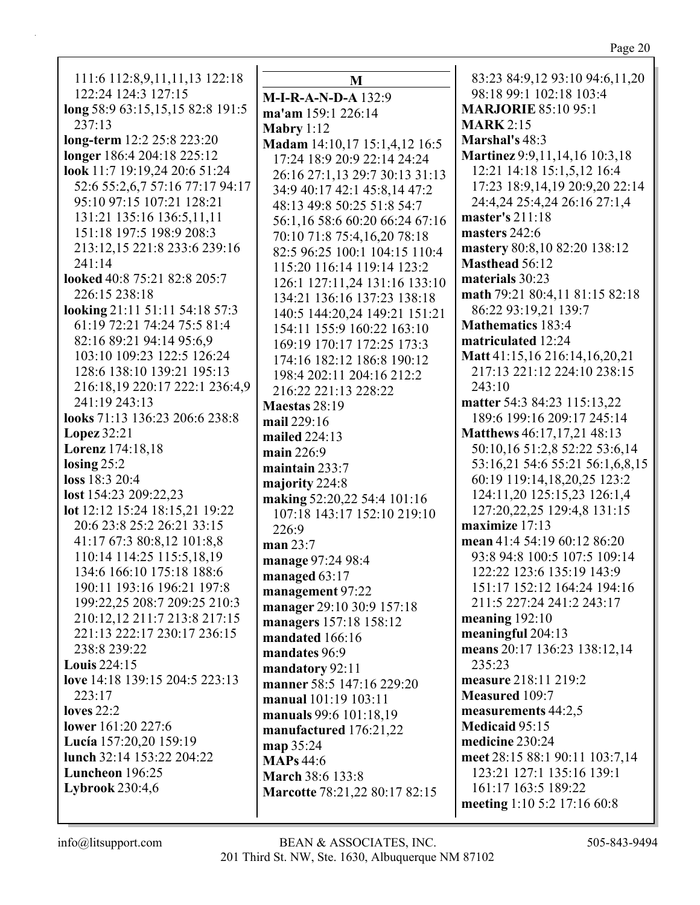111:6 112:8,9,11,11,13 122:18 122:24 124:3 127:15
**long** 58:9 63:15,15,15 82:8 191:5 237:13
**long-term** 12:2 25:8 223:20
**longer** 186:4 204:18 225:12
**look** 11:7 19:19,24 20:6 51:24 52:6 55:2,6,7 57:16 77:17 94:17 95:10 97:15 107:21 128:21 131:21 135:16 136:5,11,11 151:18 197:5 198:9 208:3 213:12,15 221:8 233:6 239:16 241:14
**looked** 40:8 75:21 82:8 205:7 226:15 238:18
**looking** 21:11 51:11 54:18 57:3 61:19 72:21 74:24 75:5 81:4 82:16 89:21 94:14 95:6,9 103:10 109:23 122:5 126:24 128:6 138:10 139:21 195:13 216:18,19 220:17 222:1 236:4,9 241:19 243:13
**looks** 71:13 136:23 206:6 238:8
**Lopez** 32:21
**Lorenz** 174:18,18
**losing** 25:2
**loss** 18:3 20:4
**lost** 154:23 209:22,23
**lot** 12:12 15:24 18:15,21 19:22 20:6 23:8 25:2 26:21 33:15 41:17 67:3 80:8,12 101:8,8 110:14 114:25 115:5,18,19 134:6 166:10 175:18 188:6 190:11 193:16 196:21 197:8 199:22,25 208:7 209:25 210:3 210:12,12 211:7 213:8 217:15 221:13 222:17 230:17 236:15 238:8 239:22
**Louis** 224:15
**love** 14:18 139:15 204:5 223:13 223:17
**loves** 22:2
**lower** 161:20 227:6
**Lucía** 157:20,20 159:19
**lunch** 32:14 153:22 204:22
**Luncheon** 196:25
**Lybrook** 230:4,6

## M

**M-I-R-A-N-D-A** 132:9
**ma'am** 159:1 226:14
**Mabry** 1:12
**Madam** 14:10,17 15:1,4,12 16:5 17:24 18:9 20:9 22:14 24:24 26:16 27:1,13 29:7 30:13 31:13 34:9 40:17 42:1 45:8,14 47:2 48:13 49:8 50:25 51:8 54:7 56:1,16 58:6 60:20 66:24 67:16 70:10 71:8 75:4,16,20 78:18 82:5 96:25 100:1 104:15 110:4 115:20 116:14 119:14 123:2 126:1 127:11,24 131:16 133:10 134:21 136:16 137:23 138:18 140:5 144:20,24 149:21 151:21 154:11 155:9 160:22 163:10 169:19 170:17 172:25 173:3 174:16 182:12 186:8 190:12 198:4 202:11 204:16 212:2 216:22 221:13 228:22
**Maestas** 28:19
**mail** 229:16
**mailed** 224:13
**main** 226:9
**maintain** 233:7
**majority** 224:8
**making** 52:20,22 54:4 101:16 107:18 143:17 152:10 219:10 226:9
**man** 23:7
**manage** 97:24 98:4
**managed** 63:17
**management** 97:22
**manager** 29:10 30:9 157:18
**managers** 157:18 158:12
**mandated** 166:16
**mandates** 96:9
**mandatory** 92:11
**manner** 58:5 147:16 229:20
**manual** 101:19 103:11
**manuals** 99:6 101:18,19
**manufactured** 176:21,22
**map** 35:24
**MAPs** 44:6
**March** 38:6 133:8
**Marcotte** 78:21,22 80:17 82:15 83:23 84:9,12 93:10 94:6,11,20 98:18 99:1 102:18 103:4
**MARJORIE** 85:10 95:1
**MARK** 2:15
**Marshal's** 48:3
**Martinez** 9:9,11,14,16 10:3,18 12:21 14:18 15:1,5,12 16:4 17:23 18:9,14,19 20:9,20 22:14 24:4,24 25:4,24 26:16 27:1,4
**master's** 211:18
**masters** 242:6
**mastery** 80:8,10 82:20 138:12
**Masthead** 56:12
**materials** 30:23
**math** 79:21 80:4,11 81:15 82:18 86:22 93:19,21 139:7
**Mathematics** 183:4
**matriculated** 12:24
**Matt** 41:15,16 216:14,16,20,21 217:13 221:12 224:10 238:15 243:10
**matter** 54:3 84:23 115:13,22 189:6 199:16 209:17 245:14
**Matthews** 46:17,17,21 48:13 50:10,16 51:2,8 52:22 53:6,14 53:16,21 54:6 55:21 56:1,6,8,15 60:19 119:14,18,20,25 123:2 124:11,20 125:15,23 126:1,4 127:20,22,25 129:4,8 131:15
**maximize** 17:13
**mean** 41:4 54:19 60:12 86:20 93:8 94:8 100:5 107:5 109:14 122:22 123:6 135:19 143:9 151:17 152:12 164:24 194:16 211:5 227:24 241:2 243:17
**meaning** 192:10
**meaningful** 204:13
**means** 20:17 136:23 138:12,14 235:23
**measure** 218:11 219:2
**Measured** 109:7
**measurements** 44:2,5
**Medicaid** 95:15
**medicine** 230:24
**meet** 28:15 88:1 90:11 103:7,14 123:21 127:1 135:16 139:1 161:17 163:5 189:22
**meeting** 1:10 5:2 17:16 60:8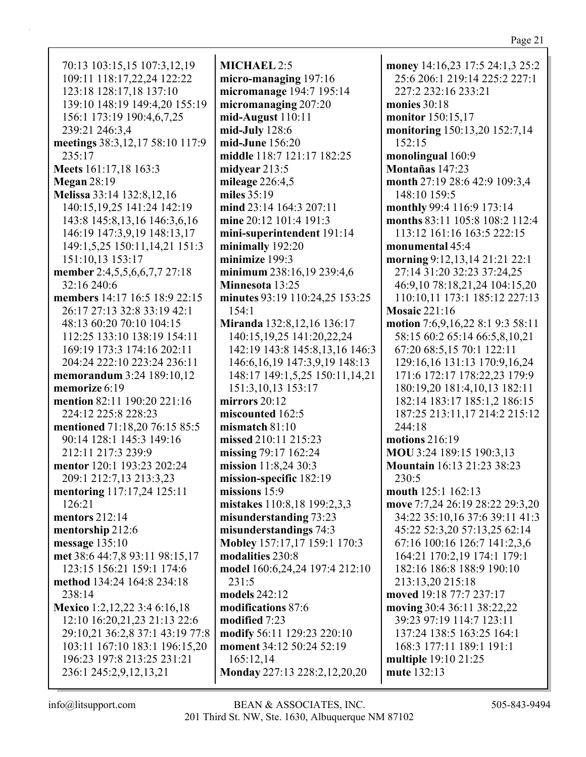70:13 103:15,15 107:3,12,19 109:11 118:17,22,24 122:22 123:18 128:17,18 137:10 139:10 148:19 149:4,20 155:19 156:1 173:19 190:4,6,7,25 239:21 246:3,4

**meetings** 38:3,12,17 58:10 117:9 235:17

**Meets** 161:17,18 163:3

**Megan** 28:19

**Melissa** 33:14 132:8,12,16 140:15,19,25 141:24 142:19 143:8 145:8,13,16 146:3,6,16 146:19 147:3,9,19 148:13,17 149:1,5,25 150:11,14,21 151:3 151:10,13 153:17

**member** 2:4,5,5,6,6,7,7 27:18 32:16 240:6

**members** 14:17 16:5 18:9 22:15 26:17 27:13 32:8 33:19 42:1 48:13 60:20 70:10 104:15 112:25 133:10 138:19 154:11 169:19 173:3 174:16 202:11 204:24 222:10 223:24 236:11

**memorandum** 3:24 189:10,12

**memorize** 6:19

**mention** 82:11 190:20 221:16 224:12 225:8 228:23

**mentioned** 71:18,20 76:15 85:5 90:14 128:1 145:3 149:16 212:11 217:3 239:9

**mentor** 120:1 193:23 202:24 209:1 212:7,13 213:3,23

**mentoring** 117:17,24 125:11 126:21

**mentors** 212:14

**mentorship** 212:6

**message** 135:10

**met** 38:6 44:7,8 93:11 98:15,17 123:15 156:21 159:1 174:6

**method** 134:24 164:8 234:18 238:14

**Mexico** 1:2,12,22 3:4 6:16,18 12:10 16:20,21,23 21:13 22:6 29:10,21 36:2,8 37:1 43:19 77:8 103:11 167:10 183:1 196:15,20 196:23 197:8 213:25 231:21 236:1 245:2,9,12,13,21

**MICHAEL** 2:5

**micro-managing** 197:16

**micromanage** 194:7 195:14

**micromanaging** 207:20

**mid-August** 110:11

**mid-July** 128:6

**mid-June** 156:20

**middle** 118:7 121:17 182:25

**midyear** 213:5

**mileage** 226:4,5

**miles** 35:19

**mind** 23:14 164:3 207:11

**mine** 20:12 101:4 191:3

**mini-superintendent** 191:14

**minimally** 192:20

**minimize** 199:3

**minimum** 238:16,19 239:4,6

**Minnesota** 13:25

**minutes** 93:19 110:24,25 153:25 154:1

**Miranda** 132:8,12,16 136:17 140:15,19,25 141:20,22,24 142:19 143:8 145:8,13,16 146:3 146:6,16,19 147:3,9,19 148:13 148:17 149:1,5,25 150:11,14,21 151:3,10,13 153:17

**mirrors** 20:12

**miscounted** 162:5

**mismatch** 81:10

**missed** 210:11 215:23

**missing** 79:17 162:24

**mission** 11:8,24 30:3

**mission-specific** 182:19

**missions** 15:9

**mistakes** 110:8,18 199:2,3,3

**misunderstanding** 73:23

**misunderstandings** 74:3

**Mobley** 157:17,17 159:1 170:3

**modalities** 230:8

**model** 160:6,24,24 197:4 212:10 231:5

**models** 242:12

**modifications** 87:6

**modified** 7:23

**modify** 56:11 129:23 220:10

**moment** 34:12 50:24 52:19 165:12,14

**Monday** 227:13 228:2,12,20,20

**money** 14:16,23 17:5 24:1,3 25:2 25:6 206:1 219:14 225:2 227:1 227:2 232:16 233:21

**monies** 30:18

**monitor** 150:15,17

**monitoring** 150:13,20 152:7,14 152:15

**monolingual** 160:9

**Montañas** 147:23

**month** 27:19 28:6 42:9 109:3,4 148:10 159:5

**monthly** 99:4 116:9 173:14

**months** 83:11 105:8 108:2 112:4 113:12 161:16 163:5 222:15

**monumental** 45:4

**morning** 9:12,13,14 21:21 22:1 27:14 31:20 32:23 37:24,25 46:9,10 78:18,21,24 104:15,20 110:10,11 173:1 185:12 227:13

**Mosaic** 221:16

**motion** 7:6,9,16,22 8:1 9:3 58:11 58:15 60:2 65:14 66:5,8,10,21 67:20 68:5,15 70:1 122:11 129:16,16 131:13 170:9,16,24 171:6 172:17 178:22,23 179:9 180:19,20 181:4,10,13 182:11 182:14 183:17 185:1,2 186:15 187:25 213:11,17 214:2 215:12 244:18

**motions** 216:19

**MOU** 3:24 189:15 190:3,13

**Mountain** 16:13 21:23 38:23 230:5

**mouth** 125:1 162:13

**move** 7:7,24 26:19 28:22 29:3,20 34:22 35:10,16 37:6 39:11 41:3 45:22 52:3,20 57:13,25 62:14 67:16 100:16 126:7 141:2,3,6 164:21 170:2,19 174:1 179:1 182:16 186:8 188:9 190:10 213:13,20 215:18

**moved** 19:18 77:7 237:17

**moving** 30:4 36:11 38:22,22 39:23 97:19 114:7 123:11 137:24 138:5 163:25 164:1 168:3 177:11 189:1 191:1

**multiple** 19:10 21:25

**mute** 132:13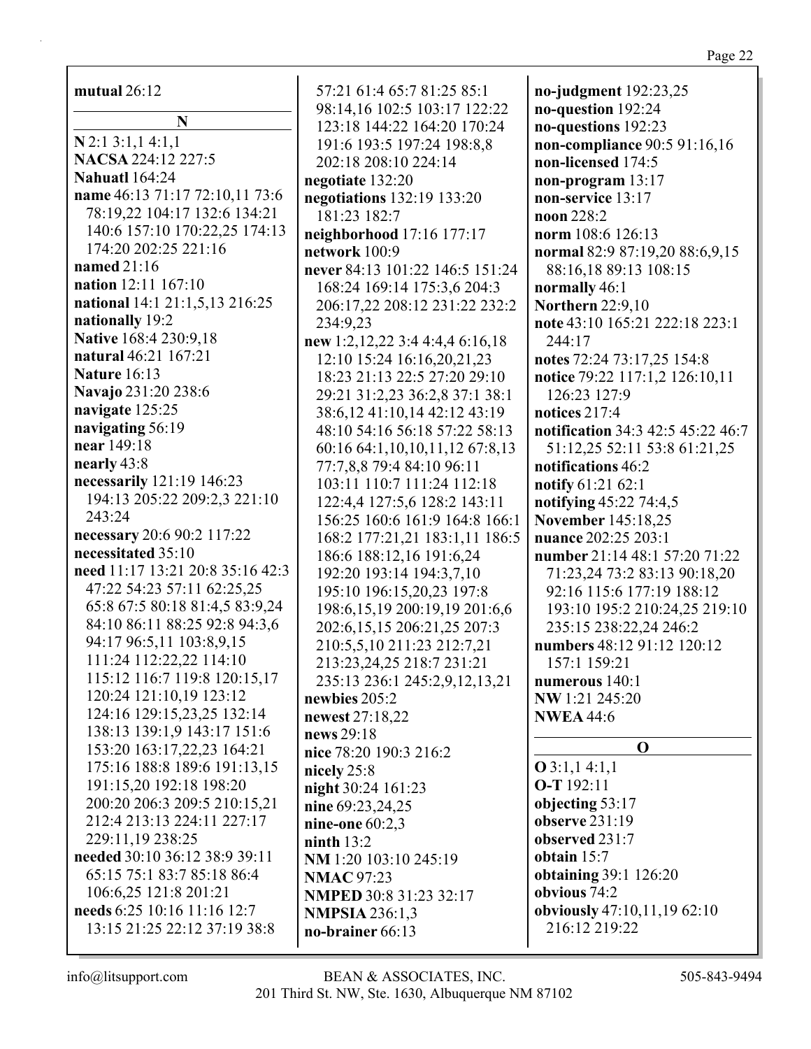**mutual** 26:12

**N**

**N** 2:1 3:1,1 4:1,1
**NACSA** 224:12 227:5
**Nahuatl** 164:24
**name** 46:13 71:17 72:10,11 73:6 78:19,22 104:17 132:6 134:21 140:6 157:10 170:22,25 174:13 174:20 202:25 221:16
**named** 21:16
**nation** 12:11 167:10
**national** 14:1 21:1,5,13 216:25
**nationally** 19:2
**Native** 168:4 230:9,18
**natural** 46:21 167:21
**Nature** 16:13
**Navajo** 231:20 238:6
**navigate** 125:25
**navigating** 56:19
**near** 149:18
**nearly** 43:8
**necessarily** 121:19 146:23 194:13 205:22 209:2,3 221:10 243:24
**necessary** 20:6 90:2 117:22
**necessitated** 35:10
**need** 11:17 13:21 20:8 35:16 42:3 47:22 54:23 57:11 62:25,25 65:8 67:5 80:18 81:4,5 83:9,24 84:10 86:11 88:25 92:8 94:3,6 94:17 96:5,11 103:8,9,15 111:24 112:22,22 114:10 115:12 116:7 119:8 120:15,17 120:24 121:10,19 123:12 124:16 129:15,23,25 132:14 138:13 139:1,9 143:17 151:6 153:20 163:17,22,23 164:21 175:16 188:8 189:6 191:13,15 191:15,20 192:18 198:20 200:20 206:3 209:5 210:15,21 212:4 213:13 224:11 227:17 229:11,19 238:25
**needed** 30:10 36:12 38:9 39:11 65:15 75:1 83:7 85:18 86:4 106:6,25 121:8 201:21
**needs** 6:25 10:16 11:16 12:7 13:15 21:25 22:12 37:19 38:8 57:21 61:4 65:7 81:25 85:1 98:14,16 102:5 103:17 122:22 123:18 144:22 164:20 170:24 191:6 193:5 197:24 198:8,8 202:18 208:10 224:14
**negotiate** 132:20
**negotiations** 132:19 133:20 181:23 182:7
**neighborhood** 17:16 177:17
**network** 100:9
**never** 84:13 101:22 146:5 151:24 168:24 169:14 175:3,6 204:3 206:17,22 208:12 231:22 232:2 234:9,23
**new** 1:2,12,22 3:4 4:4,4 6:16,18 12:10 15:24 16:16,20,21,23 18:23 21:13 22:5 27:20 29:10 29:21 31:2,23 36:2,8 37:1 38:1 38:6,12 41:10,14 42:12 43:19 48:10 54:16 56:18 57:22 58:13 60:16 64:1,10,10,11,12 67:8,13 77:7,8,8 79:4 84:10 96:11 103:11 110:7 111:24 112:18 122:4,4 127:5,6 128:2 143:11 156:25 160:6 161:9 164:8 166:1 168:2 177:21,21 183:1,11 186:5 186:6 188:12,16 191:6,24 192:20 193:14 194:3,7,10 195:10 196:15,20,23 197:8 198:6,15,19 200:19,19 201:6,6 202:6,15,15 206:21,25 207:3 210:5,5,10 211:23 212:7,21 213:23,24,25 218:7 231:21 235:13 236:1 245:2,9,12,13,21
**newbies** 205:2
**newest** 27:18,22
**news** 29:18
**nice** 78:20 190:3 216:2
**nicely** 25:8
**night** 30:24 161:23
**nine** 69:23,24,25
**nine-one** 60:2,3
**ninth** 13:2
**NM** 1:20 103:10 245:19
**NMAC** 97:23
**NMPED** 30:8 31:23 32:17
**NMPSIA** 236:1,3
**no-brainer** 66:13
**no-judgment** 192:23,25
**no-question** 192:24
**no-questions** 192:23
**non-compliance** 90:5 91:16,16
**non-licensed** 174:5
**non-program** 13:17
**non-service** 13:17
**noon** 228:2
**norm** 108:6 126:13
**normal** 82:9 87:19,20 88:6,9,15 88:16,18 89:13 108:15
**normally** 46:1
**Northern** 22:9,10
**note** 43:10 165:21 222:18 223:1 244:17
**notes** 72:24 73:17,25 154:8
**notice** 79:22 117:1,2 126:10,11 126:23 127:9
**notices** 217:4
**notification** 34:3 42:5 45:22 46:7 51:12,25 52:11 53:8 61:21,25
**notifications** 46:2
**notify** 61:21 62:1
**notifying** 45:22 74:4,5
**November** 145:18,25
**nuance** 202:25 203:1
**number** 21:14 48:1 57:20 71:22 71:23,24 73:2 83:13 90:18,20 92:16 115:6 177:19 188:12 193:10 195:2 210:24,25 219:10 235:15 238:22,24 246:2
**numbers** 48:12 91:12 120:12 157:1 159:21
**numerous** 140:1
**NW** 1:21 245:20
**NWEA** 44:6

**O**

**O** 3:1,1 4:1,1
**O-T** 192:11
**objecting** 53:17
**observe** 231:19
**observed** 231:7
**obtain** 15:7
**obtaining** 39:1 126:20
**obvious** 74:2
**obviously** 47:10,11,19 62:10 216:12 219:22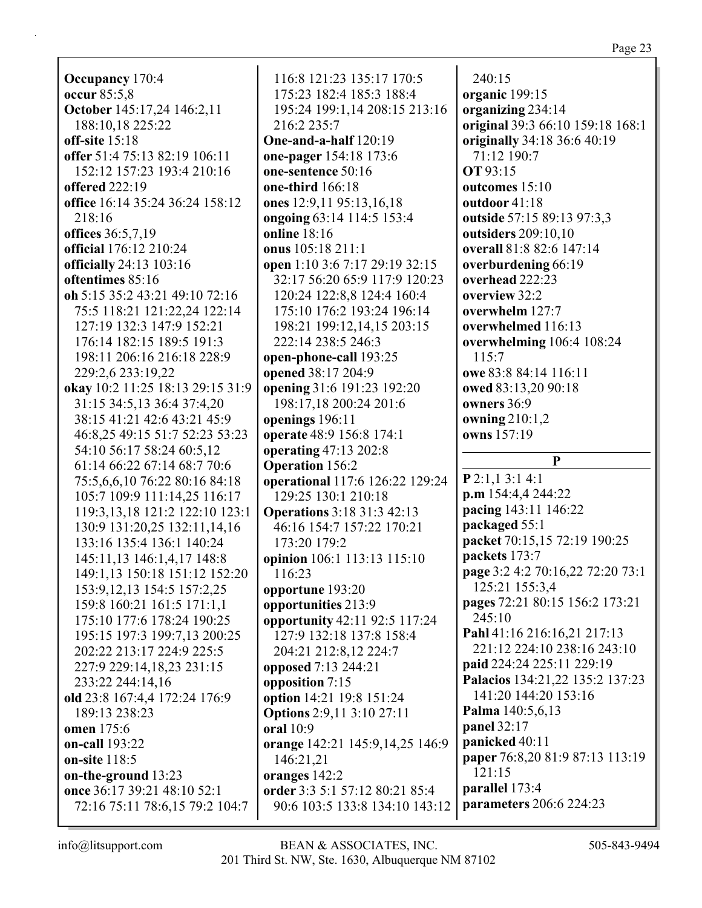**Occupancy** 170:4
**occur** 85:5,8
**October** 145:17,24 146:2,11 188:10,18 225:22
**off-site** 15:18
**offer** 51:4 75:13 82:19 106:11 152:12 157:23 193:4 210:16
**offered** 222:19
**office** 16:14 35:24 36:24 158:12 218:16
**offices** 36:5,7,19
**official** 176:12 210:24
**officially** 24:13 103:16
**oftentimes** 85:16
**oh** 5:15 35:2 43:21 49:10 72:16 75:5 118:21 121:22,24 122:14 127:19 132:3 147:9 152:21 176:14 182:15 189:5 191:3 198:11 206:16 216:18 228:9 229:2,6 233:19,22
**okay** 10:2 11:25 18:13 29:15 31:9 31:15 34:5,13 36:4 37:4,20 38:15 41:21 42:6 43:21 45:9 46:8,25 49:15 51:7 52:23 53:23 54:10 56:17 58:24 60:5,12 61:14 66:22 67:14 68:7 70:6 75:5,6,6,10 76:22 80:16 84:18 105:7 109:9 111:14,25 116:17 119:3,13,18 121:2 122:10 123:1 130:9 131:20,25 132:11,14,16 133:16 135:4 136:1 140:24 145:11,13 146:1,4,17 148:8 149:1,13 150:18 151:12 152:20 153:9,12,13 154:5 157:2,25 159:8 160:21 161:5 171:1,1 175:10 177:6 178:24 190:25 195:15 197:3 199:7,13 200:25 202:22 213:17 224:9 225:5 227:9 229:14,18,23 231:15 233:22 244:14,16
**old** 23:8 167:4,4 172:24 176:9 189:13 238:23
**omen** 175:6
**on-call** 193:22
**on-site** 118:5
**on-the-ground** 13:23
**once** 36:17 39:21 48:10 52:1 72:16 75:11 78:6,15 79:2 104:7 116:8 121:23 135:17 170:5 175:23 182:4 185:3 188:4 195:24 199:1,14 208:15 213:16 216:2 235:7
**One-and-a-half** 120:19
**one-pager** 154:18 173:6
**one-sentence** 50:16
**one-third** 166:18
**ones** 12:9,11 95:13,16,18
**ongoing** 63:14 114:5 153:4
**online** 18:16
**onus** 105:18 211:1
**open** 1:10 3:6 7:17 29:19 32:15 32:17 56:20 65:9 117:9 120:23 120:24 122:8,8 124:4 160:4 175:10 176:2 193:24 196:14 198:21 199:12,14,15 203:15 222:14 238:5 246:3
**open-phone-call** 193:25
**opened** 38:17 204:9
**opening** 31:6 191:23 192:20 198:17,18 200:24 201:6
**openings** 196:11
**operate** 48:9 156:8 174:1
**operating** 47:13 202:8
**Operation** 156:2
**operational** 117:6 126:22 129:24 129:25 130:1 210:18
**Operations** 3:18 31:3 42:13 46:16 154:7 157:22 170:21 173:20 179:2
**opinion** 106:1 113:13 115:10 116:23
**opportune** 193:20
**opportunities** 213:9
**opportunity** 42:11 92:5 117:24 127:9 132:18 137:8 158:4 204:21 212:8,12 224:7
**opposed** 7:13 244:21
**opposition** 7:15
**option** 14:21 19:8 151:24
**Options** 2:9,11 3:10 27:11
**oral** 10:9
**orange** 142:21 145:9,14,25 146:9 146:21,21
**oranges** 142:2
**order** 3:3 5:1 57:12 80:21 85:4 90:6 103:5 133:8 134:10 143:12 240:15
**organic** 199:15
**organizing** 234:14
**original** 39:3 66:10 159:18 168:1
**originally** 34:18 36:6 40:19 71:12 190:7
**OT** 93:15
**outcomes** 15:10
**outdoor** 41:18
**outside** 57:15 89:13 97:3,3
**outsiders** 209:10,10
**overall** 81:8 82:6 147:14
**overburdening** 66:19
**overhead** 222:23
**overview** 32:2
**overwhelm** 127:7
**overwhelmed** 116:13
**overwhelming** 106:4 108:24 115:7
**owe** 83:8 84:14 116:11
**owed** 83:13,20 90:18
**owners** 36:9
**owning** 210:1,2
**owns** 157:19

## P

**P** 2:1,1 3:1 4:1
**p.m** 154:4,4 244:22
**pacing** 143:11 146:22
**packaged** 55:1
**packet** 70:15,15 72:19 190:25
**packets** 173:7
**page** 3:2 4:2 70:16,22 72:20 73:1 125:21 155:3,4
**pages** 72:21 80:15 156:2 173:21 245:10
**Pahl** 41:16 216:16,21 217:13 221:12 224:10 238:16 243:10
**paid** 224:24 225:11 229:19
**Palacios** 134:21,22 135:2 137:23 141:20 144:20 153:16
**Palma** 140:5,6,13
**panel** 32:17
**panicked** 40:11
**paper** 76:8,20 81:9 87:13 113:19 121:15
**parallel** 173:4
**parameters** 206:6 224:23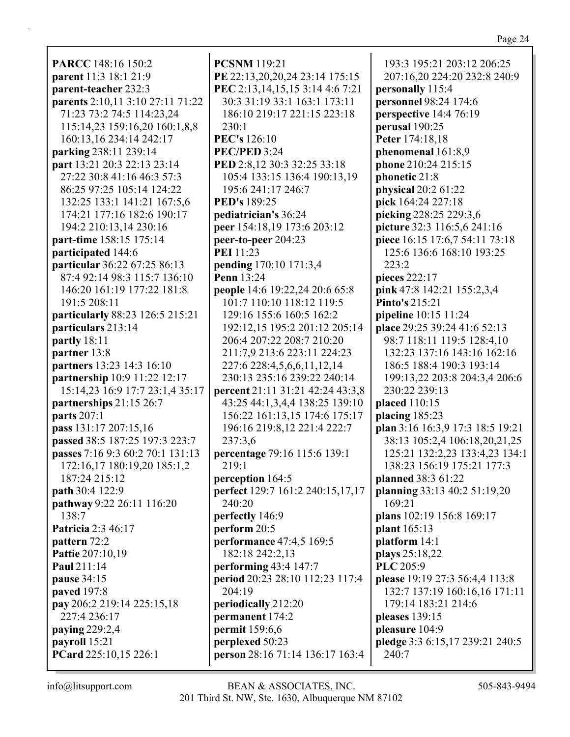**PARCC** 148:16 150:2
**parent** 11:3 18:1 21:9
**parent-teacher** 232:3
**parents** 2:10,11 3:10 27:11 71:22 71:23 73:2 74:5 114:23,24 115:14,23 159:16,20 160:1,8,8 160:13,16 234:14 242:17
**parking** 238:11 239:14
**part** 13:21 20:3 22:13 23:14 27:22 30:8 41:16 46:3 57:3 86:25 97:25 105:14 124:22 132:25 133:1 141:21 167:5,6 174:21 177:16 182:6 190:17 194:2 210:13,14 230:16
**part-time** 158:15 175:14
**participated** 144:6
**particular** 36:22 67:25 86:13 87:4 92:14 98:3 115:7 136:10 146:20 161:19 177:22 181:8 191:5 208:11
**particularly** 88:23 126:5 215:21
**particulars** 213:14
**partly** 18:11
**partner** 13:8
**partners** 13:23 14:3 16:10
**partnership** 10:9 11:22 12:17 15:14,23 16:9 17:7 23:1,4 35:17
**partnerships** 21:15 26:7
**parts** 207:1
**pass** 131:17 207:15,16
**passed** 38:5 187:25 197:3 223:7
**passes** 7:16 9:3 60:2 70:1 131:13 172:16,17 180:19,20 185:1,2 187:24 215:12
**path** 30:4 122:9
**pathway** 9:22 26:11 116:20 138:7
**Patricia** 2:3 46:17
**pattern** 72:2
**Pattie** 207:10,19
**Paul** 211:14
**pause** 34:15
**paved** 197:8
**pay** 206:2 219:14 225:15,18 227:4 236:17
**paying** 229:2,4
**payroll** 15:21
**PCard** 225:10,15 226:1
**PCSNM** 119:21
**PE** 22:13,20,20,24 23:14 175:15
**PEC** 2:13,14,15,15 3:14 4:6 7:21 30:3 31:19 33:1 163:1 173:11 186:10 219:17 221:15 223:18 230:1
**PEC's** 126:10
**PEC/PED** 3:24
**PED** 2:8,12 30:3 32:25 33:18 105:4 133:15 136:4 190:13,19 195:6 241:17 246:7
**PED's** 189:25
**pediatrician's** 36:24
**peer** 154:18,19 173:6 203:12
**peer-to-peer** 204:23
**PEI** 11:23
**pending** 170:10 171:3,4
**Penn** 13:24
**people** 14:6 19:22,24 20:6 65:8 101:7 110:10 118:12 119:5 129:16 155:6 160:5 162:2 192:12,15 195:2 201:12 205:14 206:4 207:22 208:7 210:20 211:7,9 213:6 223:11 224:23 227:6 228:4,5,6,6,11,12,14 230:13 235:16 239:22 240:14
**percent** 21:11 31:21 42:24 43:3,8 43:25 44:1,3,4,4 138:25 139:10 156:22 161:13,15 174:6 175:17 196:16 219:8,12 221:4 222:7 237:3,6
**percentage** 79:16 115:6 139:1 219:1
**perception** 164:5
**perfect** 129:7 161:2 240:15,17,17 240:20
**perfectly** 146:9
**perform** 20:5
**performance** 47:4,5 169:5 182:18 242:2,13
**performing** 43:4 147:7
**period** 20:23 28:10 112:23 117:4 204:19
**periodically** 212:20
**permanent** 174:2
**permit** 159:6,6
**perplexed** 50:23
**person** 28:16 71:14 136:17 163:4 193:3 195:21 203:12 206:25 207:16,20 224:20 232:8 240:9
**personally** 115:4
**personnel** 98:24 174:6
**perspective** 14:4 76:19
**perusal** 190:25
**Peter** 174:18,18
**phenomenal** 161:8,9
**phone** 210:24 215:15
**phonetic** 21:8
**physical** 20:2 61:22
**pick** 164:24 227:18
**picking** 228:25 229:3,6
**picture** 32:3 116:5,6 241:16
**piece** 16:15 17:6,7 54:11 73:18 125:6 136:6 168:10 193:25 223:2
**pieces** 222:17
**pink** 47:8 142:21 155:2,3,4
**Pinto's** 215:21
**pipeline** 10:15 11:24
**place** 29:25 39:24 41:6 52:13 98:7 118:11 119:5 128:4,10 132:23 137:16 143:16 162:16 186:5 188:4 190:3 193:14 199:13,22 203:8 204:3,4 206:6 230:22 239:13
**placed** 110:15
**placing** 185:23
**plan** 3:16 16:3,9 17:3 18:5 19:21 38:13 105:2,4 106:18,20,21,25 125:21 132:2,23 133:4,23 134:1 138:23 156:19 175:21 177:3
**planned** 38:3 61:22
**planning** 33:13 40:2 51:19,20 169:21
**plans** 102:19 156:8 169:17
**plant** 165:13
**platform** 14:1
**plays** 25:18,22
**PLC** 205:9
**please** 19:19 27:3 56:4,4 113:8 132:7 137:19 160:16,16 171:11 179:14 183:21 214:6
**pleases** 139:15
**pleasure** 104:9
**pledge** 3:3 6:15,17 239:21 240:5 240:7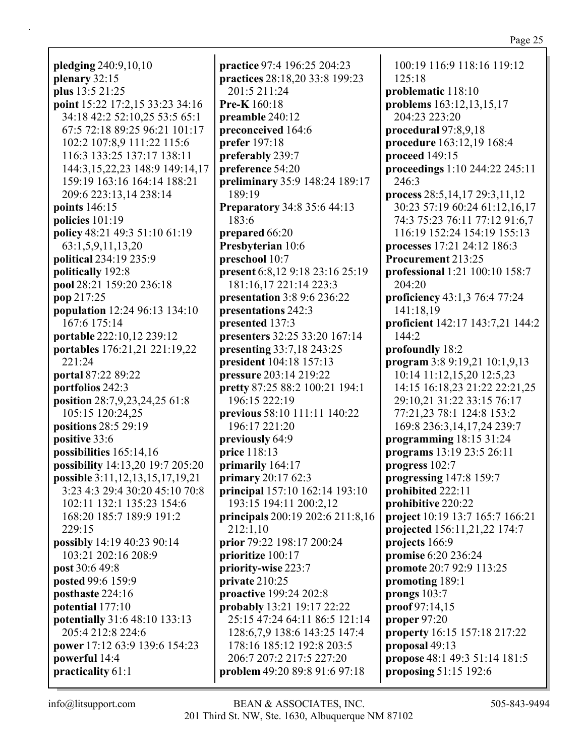**pledging** 240:9,10,10
**plenary** 32:15
**plus** 13:5 21:25
**point** 15:22 17:2,15 33:23 34:16 34:18 42:2 52:10,25 53:5 65:1 67:5 72:18 89:25 96:21 101:17 102:2 107:8,9 111:22 115:6 116:3 133:25 137:17 138:11 144:3,15,22,23 148:9 149:14,17 159:19 163:16 164:14 188:21 209:6 223:13,14 238:14
**points** 146:15
**policies** 101:19
**policy** 48:21 49:3 51:10 61:19 63:1,5,9,11,13,20
**political** 234:19 235:9
**politically** 192:8
**pool** 28:21 159:20 236:18
**pop** 217:25
**population** 12:24 96:13 134:10 167:6 175:14
**portable** 222:10,12 239:12
**portables** 176:21,21 221:19,22 221:24
**portal** 87:22 89:22
**portfolios** 242:3
**position** 28:7,9,23,24,25 61:8 105:15 120:24,25
**positions** 28:5 29:19
**positive** 33:6
**possibilities** 165:14,16
**possibility** 14:13,20 19:7 205:20
**possible** 3:11,12,13,15,17,19,21 3:23 4:3 29:4 30:20 45:10 70:8 102:11 132:1 135:23 154:6 168:20 185:7 189:9 191:2 229:15
**possibly** 14:19 40:23 90:14 103:21 202:16 208:9
**post** 30:6 49:8
**posted** 99:6 159:9
**posthaste** 224:16
**potential** 177:10
**potentially** 31:6 48:10 133:13 205:4 212:8 224:6
**power** 17:12 63:9 139:6 154:23
**powerful** 14:4
**practicality** 61:1
**practice** 97:4 196:25 204:23
**practices** 28:18,20 33:8 199:23 201:5 211:24
**Pre-K** 160:18
**preamble** 240:12
**preconceived** 164:6
**prefer** 197:18
**preferably** 239:7
**preference** 54:20
**preliminary** 35:9 148:24 189:17 189:19
**Preparatory** 34:8 35:6 44:13 183:6
**prepared** 66:20
**Presbyterian** 10:6
**preschool** 10:7
**present** 6:8,12 9:18 23:16 25:19 181:16,17 221:14 223:3
**presentation** 3:8 9:6 236:22
**presentations** 242:3
**presented** 137:3
**presenters** 32:25 33:20 167:14
**presenting** 33:7,18 243:25
**president** 104:18 157:13
**pressure** 203:14 219:22
**pretty** 87:25 88:2 100:21 194:1 196:15 222:19
**previous** 58:10 111:11 140:22 196:17 221:20
**previously** 64:9
**price** 118:13
**primarily** 164:17
**primary** 20:17 62:3
**principal** 157:10 162:14 193:10 193:15 194:11 200:2,12
**principals** 200:19 202:6 211:8,16 212:1,10
**prior** 79:22 198:17 200:24
**prioritize** 100:17
**priority-wise** 223:7
**private** 210:25
**proactive** 199:24 202:8
**probably** 13:21 19:17 22:22 25:15 47:24 64:11 86:5 121:14 128:6,7,9 138:6 143:25 147:4 178:16 185:12 192:8 203:5 206:7 207:2 217:5 227:20
**problem** 49:20 89:8 91:6 97:18 100:19 116:9 118:16 119:12 125:18
**problematic** 118:10
**problems** 163:12,13,15,17 204:23 223:20
**procedural** 97:8,9,18
**procedure** 163:12,19 168:4
**proceed** 149:15
**proceedings** 1:10 244:22 245:11 246:3
**process** 28:5,14,17 29:3,11,12 30:23 57:19 60:24 61:12,16,17 74:3 75:23 76:11 77:12 91:6,7 116:19 152:24 154:19 155:13
**processes** 17:21 24:12 186:3
**Procurement** 213:25
**professional** 1:21 100:10 158:7 204:20
**proficiency** 43:1,3 76:4 77:24 141:18,19
**proficient** 142:17 143:7,21 144:2 144:2
**profoundly** 18:2
**program** 3:8 9:19,21 10:1,9,13 10:14 11:12,15,20 12:5,23 14:15 16:18,23 21:22 22:21,25 29:10,21 31:22 33:15 76:17 77:21,23 78:1 124:8 153:2 169:8 236:3,14,17,24 239:7
**programming** 18:15 31:24
**programs** 13:19 23:5 26:11
**progress** 102:7
**progressing** 147:8 159:7
**prohibited** 222:11
**prohibitive** 220:22
**project** 10:19 13:7 165:7 166:21
**projected** 156:11,21,22 174:7
**projects** 166:9
**promise** 6:20 236:24
**promote** 20:7 92:9 113:25
**promoting** 189:1
**prongs** 103:7
**proof** 97:14,15
**proper** 97:20
**property** 16:15 157:18 217:22
**proposal** 49:13
**propose** 48:1 49:3 51:14 181:5
**proposing** 51:15 192:6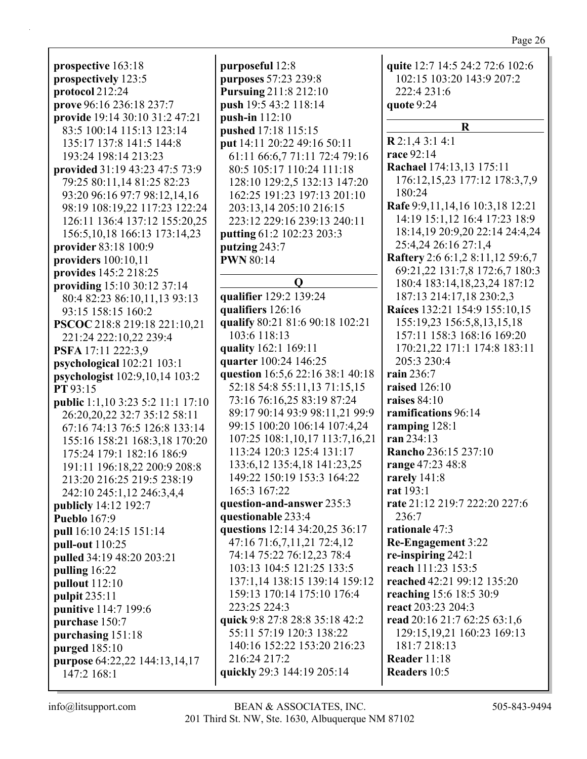**prospective** 163:18
**prospectively** 123:5
**protocol** 212:24
**prove** 96:16 236:18 237:7
**provide** 19:14 30:10 31:2 47:21 83:5 100:14 115:13 123:14 135:17 137:8 141:5 144:8 193:24 198:14 213:23
**provided** 31:19 43:23 47:5 73:9 79:25 80:11,14 81:25 82:23 93:20 96:16 97:7 98:12,14,16 98:19 108:19,22 117:23 122:24 126:11 136:4 137:12 155:20,25 156:5,10,18 166:13 173:14,23
**provider** 83:18 100:9
**providers** 100:10,11
**provides** 145:2 218:25
**providing** 15:10 30:12 37:14 80:4 82:23 86:10,11,13 93:13 93:15 158:15 160:2
**PSCOC** 218:8 219:18 221:10,21 221:24 222:10,22 239:4
**PSFA** 17:11 222:3,9
**psychological** 102:21 103:1
**psychologist** 102:9,10,14 103:2
**PT** 93:15
**public** 1:1,10 3:23 5:2 11:1 17:10 26:20,20,22 32:7 35:12 58:11 67:16 74:13 76:5 126:8 133:14 155:16 158:21 168:3,18 170:20 175:24 179:1 182:16 186:9 191:11 196:18,22 200:9 208:8 213:20 216:25 219:5 238:19 242:10 245:1,12 246:3,4,4
**publicly** 14:12 192:7
**Pueblo** 167:9
**pull** 16:10 24:15 151:14
**pull-out** 110:25
**pulled** 34:19 48:20 203:21
**pulling** 16:22
**pullout** 112:10
**pulpit** 235:11
**punitive** 114:7 199:6
**purchase** 150:7
**purchasing** 151:18
**purged** 185:10
**purpose** 64:22,22 144:13,14,17 147:2 168:1
**purposeful** 12:8
**purposes** 57:23 239:8
**Pursuing** 211:8 212:10
**push** 19:5 43:2 118:14
**push-in** 112:10
**pushed** 17:18 115:15
**put** 14:11 20:22 49:16 50:11 61:11 66:6,7 71:11 72:4 79:16 80:5 105:17 110:24 111:18 128:10 129:2,5 132:13 147:20 162:25 191:23 197:13 201:10 203:13,14 205:10 216:15 223:12 229:16 239:13 240:11
**putting** 61:2 102:23 203:3
**putzing** 243:7
**PWN** 80:14

## Q

**qualifier** 129:2 139:24
**qualifiers** 126:16
**qualify** 80:21 81:6 90:18 102:21 103:6 118:13
**quality** 162:1 169:11
**quarter** 100:24 146:25
**question** 16:5,6 22:16 38:1 40:18 52:18 54:8 55:11,13 71:15,15 73:16 76:16,25 83:19 87:24 89:17 90:14 93:9 98:11,21 99:9 99:15 100:20 106:14 107:4,24 107:25 108:1,10,17 113:7,16,21 113:24 120:3 125:4 131:17 133:6,12 135:4,18 141:23,25 149:22 150:19 153:3 164:22 165:3 167:22
**question-and-answer** 235:3
**questionable** 233:4
**questions** 12:14 34:20,25 36:17 47:16 71:6,7,11,21 72:4,12 74:14 75:22 76:12,23 78:4 103:13 104:5 121:25 133:5 137:1,14 138:15 139:14 159:12 159:13 170:14 175:10 176:4 223:25 224:3
**quick** 9:8 27:8 28:8 35:18 42:2 55:11 57:19 120:3 138:22 140:16 152:22 153:20 216:23 216:24 217:2
**quickly** 29:3 144:19 205:14
**quite** 12:7 14:5 24:2 72:6 102:6 102:15 103:20 143:9 207:2 222:4 231:6
**quote** 9:24

## R

**R** 2:1,4 3:1 4:1
**race** 92:14
**Rachael** 174:13,13 175:11 176:12,15,23 177:12 178:3,7,9 180:24
**Rafe** 9:9,11,14,16 10:3,18 12:21 14:19 15:1,12 16:4 17:23 18:9 18:14,19 20:9,20 22:14 24:4,24 25:4,24 26:16 27:1,4
**Raftery** 2:6 6:1,2 8:11,12 59:6,7 69:21,22 131:7,8 172:6,7 180:3 180:4 183:14,18,23,24 187:12 187:13 214:17,18 230:2,3
**Raíces** 132:21 154:9 155:10,15 155:19,23 156:5,8,13,15,18 157:11 158:3 168:16 169:20 170:21,22 171:1 174:8 183:11 205:3 230:4
**rain** 236:7
**raised** 126:10
**raises** 84:10
**ramifications** 96:14
**ramping** 128:1
**ran** 234:13
**Rancho** 236:15 237:10
**range** 47:23 48:8
**rarely** 141:8
**rat** 193:1
**rate** 21:12 219:7 222:20 227:6 236:7
**rationale** 47:3
**Re-Engagement** 3:22
**re-inspiring** 242:1
**reach** 111:23 153:5
**reached** 42:21 99:12 135:20
**reaching** 15:6 18:5 30:9
**react** 203:23 204:3
**read** 20:16 21:7 62:25 63:1,6 129:15,19,21 160:23 169:13 181:7 218:13
**Reader** 11:18
**Readers** 10:5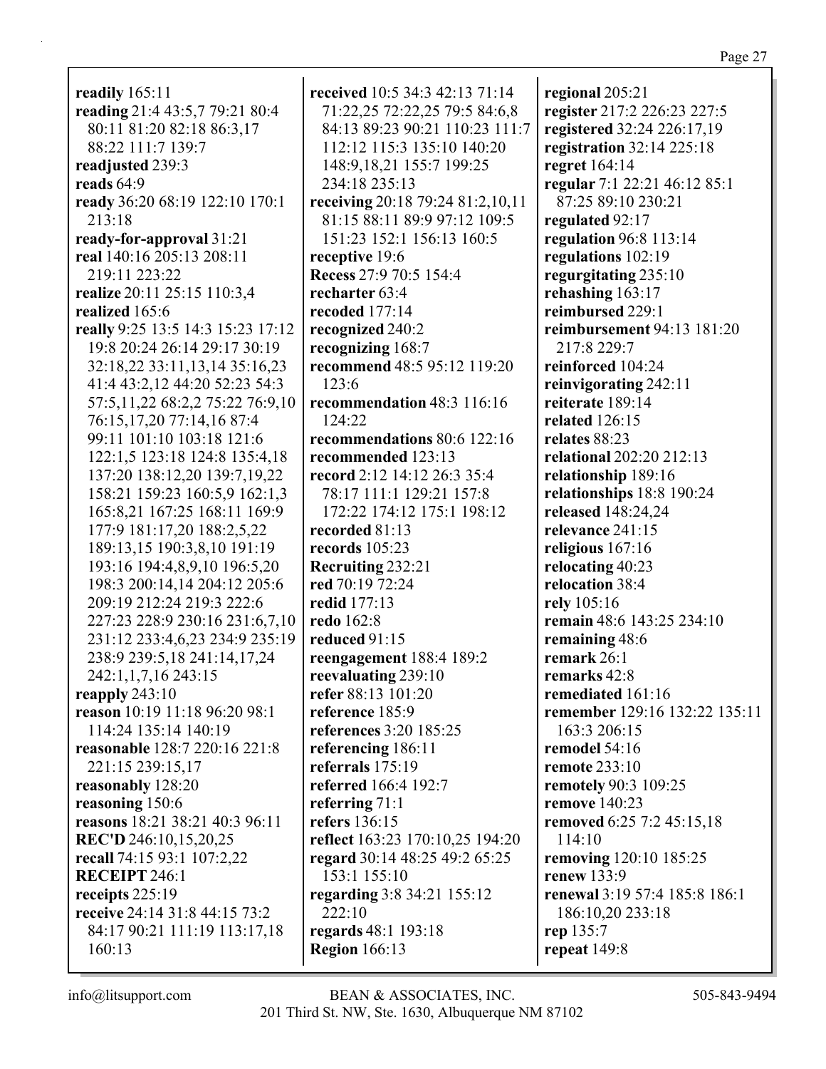**readily** 165:11
**reading** 21:4 43:5,7 79:21 80:4 80:11 81:20 82:18 86:3,17 88:22 111:7 139:7
**readjusted** 239:3
**reads** 64:9
**ready** 36:20 68:19 122:10 170:1 213:18
**ready-for-approval** 31:21
**real** 140:16 205:13 208:11 219:11 223:22
**realize** 20:11 25:15 110:3,4
**realized** 165:6
**really** 9:25 13:5 14:3 15:23 17:12 19:8 20:24 26:14 29:17 30:19 32:18,22 33:11,13,14 35:16,23 41:4 43:2,12 44:20 52:23 54:3 57:5,11,22 68:2,2 75:22 76:9,10 76:15,17,20 77:14,16 87:4 99:11 101:10 103:18 121:6 122:1,5 123:18 124:8 135:4,18 137:20 138:12,20 139:7,19,22 158:21 159:23 160:5,9 162:1,3 165:8,21 167:25 168:11 169:9 177:9 181:17,20 188:2,5,22 189:13,15 190:3,8,10 191:19 193:16 194:4,8,9,10 196:5,20 198:3 200:14,14 204:12 205:6 209:19 212:24 219:3 222:6 227:23 228:9 230:16 231:6,7,10 231:12 233:4,6,23 234:9 235:19 238:9 239:5,18 241:14,17,24 242:1,1,7,16 243:15
**reapply** 243:10
**reason** 10:19 11:18 96:20 98:1 114:24 135:14 140:19
**reasonable** 128:7 220:16 221:8 221:15 239:15,17
**reasonably** 128:20
**reasoning** 150:6
**reasons** 18:21 38:21 40:3 96:11
**REC'D** 246:10,15,20,25
**recall** 74:15 93:1 107:2,22
**RECEIPT** 246:1
**receipts** 225:19
**receive** 24:14 31:8 44:15 73:2 84:17 90:21 111:19 113:17,18 160:13
**received** 10:5 34:3 42:13 71:14 71:22,25 72:22,25 79:5 84:6,8 84:13 89:23 90:21 110:23 111:7 112:12 115:3 135:10 140:20 148:9,18,21 155:7 199:25 234:18 235:13
**receiving** 20:18 79:24 81:2,10,11 81:15 88:11 89:9 97:12 109:5 151:23 152:1 156:13 160:5
**receptive** 19:6
**Recess** 27:9 70:5 154:4
**recharter** 63:4
**recoded** 177:14
**recognized** 240:2
**recognizing** 168:7
**recommend** 48:5 95:12 119:20 123:6
**recommendation** 48:3 116:16 124:22
**recommendations** 80:6 122:16
**recommended** 123:13
**record** 2:12 14:12 26:3 35:4 78:17 111:1 129:21 157:8 172:22 174:12 175:1 198:12
**recorded** 81:13
**records** 105:23
**Recruiting** 232:21
**red** 70:19 72:24
**redid** 177:13
**redo** 162:8
**reduced** 91:15
**reengagement** 188:4 189:2
**reevaluating** 239:10
**refer** 88:13 101:20
**reference** 185:9
**references** 3:20 185:25
**referencing** 186:11
**referrals** 175:19
**referred** 166:4 192:7
**referring** 71:1
**refers** 136:15
**reflect** 163:23 170:10,25 194:20
**regard** 30:14 48:25 49:2 65:25 153:1 155:10
**regarding** 3:8 34:21 155:12 222:10
**regards** 48:1 193:18
**Region** 166:13
**regional** 205:21
**register** 217:2 226:23 227:5
**registered** 32:24 226:17,19
**registration** 32:14 225:18
**regret** 164:14
**regular** 7:1 22:21 46:12 85:1 87:25 89:10 230:21
**regulated** 92:17
**regulation** 96:8 113:14
**regulations** 102:19
**regurgitating** 235:10
**rehashing** 163:17
**reimbursed** 229:1
**reimbursement** 94:13 181:20 217:8 229:7
**reinforced** 104:24
**reinvigorating** 242:11
**reiterate** 189:14
**related** 126:15
**relates** 88:23
**relational** 202:20 212:13
**relationship** 189:16
**relationships** 18:8 190:24
**released** 148:24,24
**relevance** 241:15
**religious** 167:16
**relocating** 40:23
**relocation** 38:4
**rely** 105:16
**remain** 48:6 143:25 234:10
**remaining** 48:6
**remark** 26:1
**remarks** 42:8
**remediated** 161:16
**remember** 129:16 132:22 135:11 163:3 206:15
**remodel** 54:16
**remote** 233:10
**remotely** 90:3 109:25
**remove** 140:23
**removed** 6:25 7:2 45:15,18 114:10
**removing** 120:10 185:25
**renew** 133:9
**renewal** 3:19 57:4 185:8 186:1 186:10,20 233:18
**rep** 135:7
**repeat** 149:8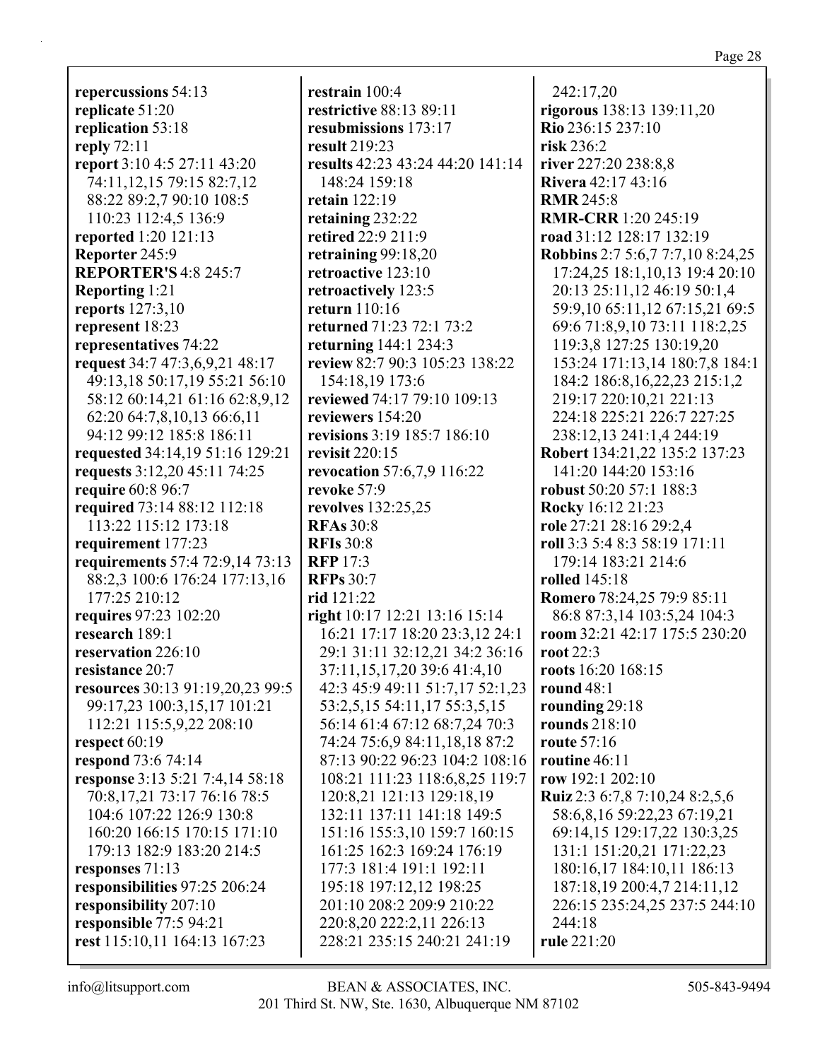**repercussions** 54:13
**replicate** 51:20
**replication** 53:18
**reply** 72:11
**report** 3:10 4:5 27:11 43:20 74:11,12,15 79:15 82:7,12 88:22 89:2,7 90:10 108:5 110:23 112:4,5 136:9
**reported** 1:20 121:13
**Reporter** 245:9
**REPORTER'S** 4:8 245:7
**Reporting** 1:21
**reports** 127:3,10
**represent** 18:23
**representatives** 74:22
**request** 34:7 47:3,6,9,21 48:17 49:13,18 50:17,19 55:21 56:10 58:12 60:14,21 61:16 62:8,9,12 62:20 64:7,8,10,13 66:6,11 94:12 99:12 185:8 186:11
**requested** 34:14,19 51:16 129:21
**requests** 3:12,20 45:11 74:25
**require** 60:8 96:7
**required** 73:14 88:12 112:18 113:22 115:12 173:18
**requirement** 177:23
**requirements** 57:4 72:9,14 73:13 88:2,3 100:6 176:24 177:13,16 177:25 210:12
**requires** 97:23 102:20
**research** 189:1
**reservation** 226:10
**resistance** 20:7
**resources** 30:13 91:19,20,23 99:5 99:17,23 100:3,15,17 101:21 112:21 115:5,9,22 208:10
**respect** 60:19
**respond** 73:6 74:14
**response** 3:13 5:21 7:4,14 58:18 70:8,17,21 73:17 76:16 78:5 104:6 107:22 126:9 130:8 160:20 166:15 170:15 171:10 179:13 182:9 183:20 214:5
**responses** 71:13
**responsibilities** 97:25 206:24
**responsibility** 207:10
**responsible** 77:5 94:21
**rest** 115:10,11 164:13 167:23
**restrain** 100:4
**restrictive** 88:13 89:11
**resubmissions** 173:17
**result** 219:23
**results** 42:23 43:24 44:20 141:14 148:24 159:18
**retain** 122:19
**retaining** 232:22
**retired** 22:9 211:9
**retraining** 99:18,20
**retroactive** 123:10
**retroactively** 123:5
**return** 110:16
**returned** 71:23 72:1 73:2
**returning** 144:1 234:3
**review** 82:7 90:3 105:23 138:22 154:18,19 173:6
**reviewed** 74:17 79:10 109:13
**reviewers** 154:20
**revisions** 3:19 185:7 186:10
**revisit** 220:15
**revocation** 57:6,7,9 116:22
**revoke** 57:9
**revolves** 132:25,25
**RFAs** 30:8
**RFIs** 30:8
**RFP** 17:3
**RFPs** 30:7
**rid** 121:22
**right** 10:17 12:21 13:16 15:14 16:21 17:17 18:20 23:3,12 24:1 29:1 31:11 32:12,21 34:2 36:16 37:11,15,17,20 39:6 41:4,10 42:3 45:9 49:11 51:7,17 52:1,23 53:2,5,15 54:11,17 55:3,5,15 56:14 61:4 67:12 68:7,24 70:3 74:24 75:6,9 84:11,18,18 87:2 87:13 90:22 96:23 104:2 108:16 108:21 111:23 118:6,8,25 119:7 120:8,21 121:13 129:18,19 132:11 137:11 141:18 149:5 151:16 155:3,10 159:7 160:15 161:25 162:3 169:24 176:19 177:3 181:4 191:1 192:11 195:18 197:12,12 198:25 201:10 208:2 209:9 210:22 220:8,20 222:2,11 226:13 228:21 235:15 240:21 241:19 242:17,20
**rigorous** 138:13 139:11,20
**Rio** 236:15 237:10
**risk** 236:2
**river** 227:20 238:8,8
**Rivera** 42:17 43:16
**RMR** 245:8
**RMR-CRR** 1:20 245:19
**road** 31:12 128:17 132:19
**Robbins** 2:7 5:6,7 7:7,10 8:24,25 17:24,25 18:1,10,13 19:4 20:10 20:13 25:11,12 46:19 50:1,4 59:9,10 65:11,12 67:15,21 69:5 69:6 71:8,9,10 73:11 118:2,25 119:3,8 127:25 130:19,20 153:24 171:13,14 180:7,8 184:1 184:2 186:8,16,22,23 215:1,2 219:17 220:10,21 221:13 224:18 225:21 226:7 227:25 238:12,13 241:1,4 244:19
**Robert** 134:21,22 135:2 137:23 141:20 144:20 153:16
**robust** 50:20 57:1 188:3
**Rocky** 16:12 21:23
**role** 27:21 28:16 29:2,4
**roll** 3:3 5:4 8:3 58:19 171:11 179:14 183:21 214:6
**rolled** 145:18
**Romero** 78:24,25 79:9 85:11 86:8 87:3,14 103:5,24 104:3
**room** 32:21 42:17 175:5 230:20
**root** 22:3
**roots** 16:20 168:15
**round** 48:1
**rounding** 29:18
**rounds** 218:10
**route** 57:16
**routine** 46:11
**row** 192:1 202:10
**Ruiz** 2:3 6:7,8 7:10,24 8:2,5,6 58:6,8,16 59:22,23 67:19,21 69:14,15 129:17,22 130:3,25 131:1 151:20,21 171:22,23 180:16,17 184:10,11 186:13 187:18,19 200:4,7 214:11,12 226:15 235:24,25 237:5 244:10 244:18
**rule** 221:20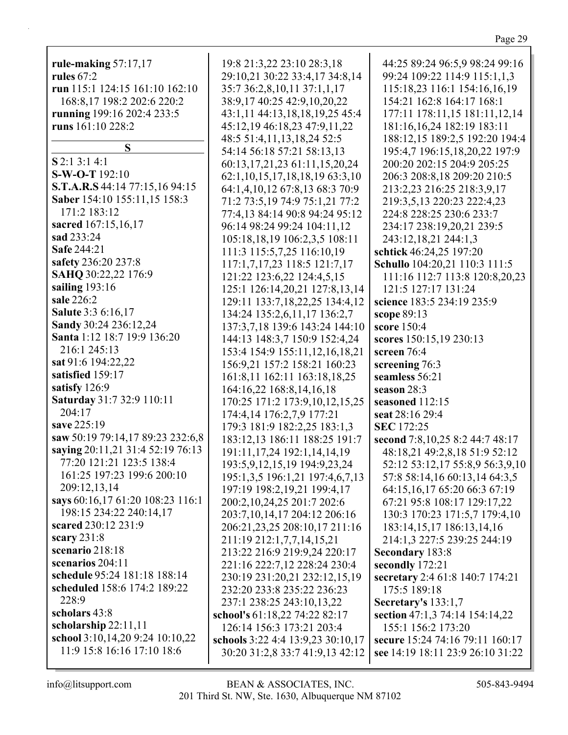**rule-making** 57:17,17
**rules** 67:2
**run** 115:1 124:15 161:10 162:10 168:8,17 198:2 202:6 220:2
**running** 199:16 202:4 233:5
**runs** 161:10 228:2

**S**

**S** 2:1 3:1 4:1
**S-W-O-T** 192:10
**S.T.A.R.S** 44:14 77:15,16 94:15
**Saber** 154:10 155:11,15 158:3 171:2 183:12
**sacred** 167:15,16,17
**sad** 233:24
**Safe** 244:21
**safety** 236:20 237:8
**SAHQ** 30:22,22 176:9
**sailing** 193:16
**sale** 226:2
**Salute** 3:3 6:16,17
**Sandy** 30:24 236:12,24
**Santa** 1:12 18:7 19:9 136:20 216:1 245:13
**sat** 91:6 194:22,22
**satisfied** 159:17
**satisfy** 126:9
**Saturday** 31:7 32:9 110:11 204:17
**save** 225:19
**saw** 50:19 79:14,17 89:23 232:6,8
**saying** 20:11,21 31:4 52:19 76:13 77:20 121:21 123:5 138:4 161:25 197:23 199:6 200:10 209:12,13,14
**says** 60:16,17 61:20 108:23 116:1 198:15 234:22 240:14,17
**scared** 230:12 231:9
**scary** 231:8
**scenario** 218:18
**scenarios** 204:11
**schedule** 95:24 181:18 188:14
**scheduled** 158:6 174:2 189:22 228:9
**scholars** 43:8
**scholarship** 22:11,11
**school** 3:10,14,20 9:24 10:10,22 11:9 15:8 16:16 17:10 18:6 19:8 21:3,22 23:10 28:3,18 29:10,21 30:22 33:4,17 34:8,14 35:7 36:2,8,10,11 37:1,1,17 38:9,17 40:25 42:9,10,20,22 43:1,11 44:13,18,18,19,25 45:4 45:12,19 46:18,23 47:9,11,22 48:5 51:4,11,13,18,24 52:5 54:14 56:18 57:21 58:13,13 60:13,17,21,23 61:11,15,20,24 62:1,10,15,17,18,18,19 63:3,10 64:1,4,10,12 67:8,13 68:3 70:9 71:2 73:5,19 74:9 75:1,21 77:2 77:4,13 84:14 90:8 94:24 95:12 96:14 98:24 99:24 104:11,12 105:18,18,19 106:2,3,5 108:11 111:3 115:5,7,25 116:10,19 117:1,7,17,23 118:5 121:7,17 121:22 123:6,22 124:4,5,15 125:1 126:14,20,21 127:8,13,14 129:11 133:7,18,22,25 134:4,12 134:24 135:2,6,11,17 136:2,7 137:3,7,18 139:6 143:24 144:10 144:13 148:3,7 150:9 152:4,24 153:4 154:9 155:11,12,16,18,21 156:9,21 157:2 158:21 160:23 161:8,11 162:11 163:18,18,25 164:16,22 168:8,14,16,18 170:25 171:2 173:9,10,12,15,25 174:4,14 176:2,7,9 177:21 179:3 181:9 182:2,25 183:1,3 183:12,13 186:11 188:25 191:7 191:11,17,24 192:1,14,14,19 193:5,9,12,15,19 194:9,23,24 195:1,3,5 196:1,21 197:4,6,7,13 197:19 198:2,19,21 199:4,17 200:2,10,24,25 201:7 202:6 203:7,10,14,17 204:12 206:16 206:21,23,25 208:10,17 211:16 211:19 212:1,7,7,14,15,21 213:22 216:9 219:9,24 220:17 221:16 222:7,12 228:24 230:4 230:19 231:20,21 232:12,15,19 232:20 233:8 235:22 236:23 237:1 238:25 243:10,13,22
**school's** 61:18,22 74:22 82:17 126:14 156:3 173:21 203:4
**schools** 3:22 4:4 13:9,23 30:10,17 30:20 31:2,8 33:7 41:9,13 42:12 44:25 89:24 96:5,9 98:24 99:16 99:24 109:22 114:9 115:1,1,3 115:18,23 116:1 154:16,16,19 154:21 162:8 164:17 168:1 177:11 178:11,15 181:11,12,14 181:16,16,24 182:19 183:11 188:12,15 189:2,5 192:20 194:4 195:4,7 196:15,18,20,22 197:9 200:20 202:15 204:9 205:25 206:3 208:8,18 209:20 210:5 213:2,23 216:25 218:3,9,17 219:3,5,13 220:23 222:4,23 224:8 228:25 230:6 233:7 234:17 238:19,20,21 239:5 243:12,18,21 244:1,3
**schtick** 46:24,25 197:20
**Schullo** 104:20,21 110:3 111:5 111:16 112:7 113:8 120:8,20,23 121:5 127:17 131:24
**science** 183:5 234:19 235:9
**scope** 89:13
**score** 150:4
**scores** 150:15,19 230:13
**screen** 76:4
**screening** 76:3
**seamless** 56:21
**season** 28:3
**seasoned** 112:15
**seat** 28:16 29:4
**SEC** 172:25
**second** 7:8,10,25 8:2 44:7 48:17 48:18,21 49:2,8,18 51:9 52:12 52:12 53:12,17 55:8,9 56:3,9,10 57:8 58:14,16 60:13,14 64:3,5 64:15,16,17 65:20 66:3 67:19 67:21 95:8 108:17 129:17,22 130:3 170:23 171:5,7 179:4,10 183:14,15,17 186:13,14,16 214:1,3 227:5 239:25 244:19
**Secondary** 183:8
**secondly** 172:21
**secretary** 2:4 61:8 140:7 174:21 175:5 189:18
**Secretary's** 133:1,7
**section** 47:1,3 74:14 154:14,22 155:1 156:2 173:20
**secure** 15:24 74:16 79:11 160:17
**see** 14:19 18:11 23:9 26:10 31:22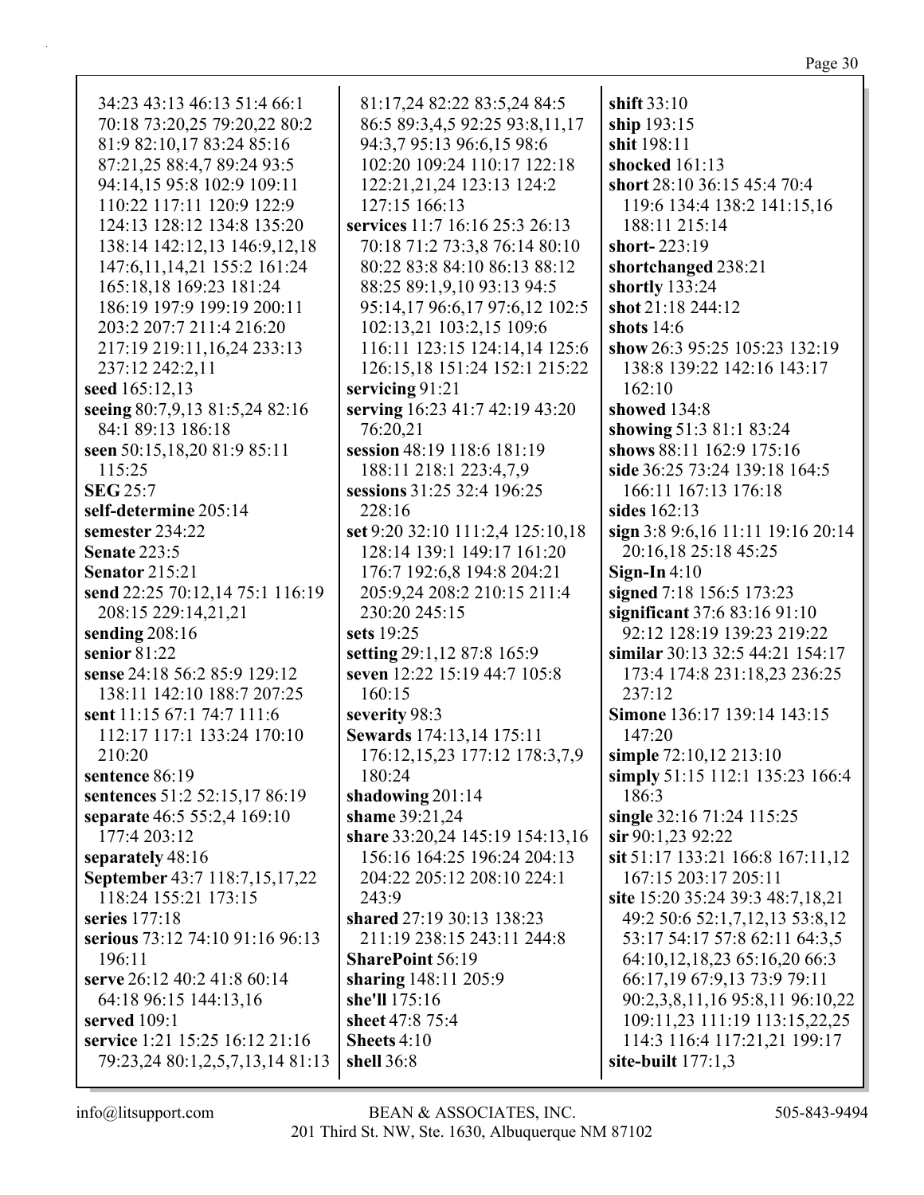34:23 43:13 46:13 51:4 66:1 70:18 73:20,25 79:20,22 80:2 81:9 82:10,17 83:24 85:16 87:21,25 88:4,7 89:24 93:5 94:14,15 95:8 102:9 109:11 110:22 117:11 120:9 122:9 124:13 128:12 134:8 135:20 138:14 142:12,13 146:9,12,18 147:6,11,14,21 155:2 161:24 165:18,18 169:23 181:24 186:19 197:9 199:19 200:11 203:2 207:7 211:4 216:20 217:19 219:11,16,24 233:13 237:12 242:2,11

**seed** 165:12,13
**seeing** 80:7,9,13 81:5,24 82:16 84:1 89:13 186:18
**seen** 50:15,18,20 81:9 85:11 115:25
**SEG** 25:7
**self-determine** 205:14
**semester** 234:22
**Senate** 223:5
**Senator** 215:21
**send** 22:25 70:12,14 75:1 116:19 208:15 229:14,21,21
**sending** 208:16
**senior** 81:22
**sense** 24:18 56:2 85:9 129:12 138:11 142:10 188:7 207:25
**sent** 11:15 67:1 74:7 111:6 112:17 117:1 133:24 170:10 210:20
**sentence** 86:19
**sentences** 51:2 52:15,17 86:19
**separate** 46:5 55:2,4 169:10 177:4 203:12
**separately** 48:16
**September** 43:7 118:7,15,17,22 118:24 155:21 173:15
**series** 177:18
**serious** 73:12 74:10 91:16 96:13 196:11
**serve** 26:12 40:2 41:8 60:14 64:18 96:15 144:13,16
**served** 109:1
**service** 1:21 15:25 16:12 21:16 79:23,24 80:1,2,5,7,13,14 81:13 81:17,24 82:22 83:5,24 84:5 86:5 89:3,4,5 92:25 93:8,11,17 94:3,7 95:13 96:6,15 98:6 102:20 109:24 110:17 122:18 122:21,21,24 123:13 124:2 127:15 166:13
**services** 11:7 16:16 25:3 26:13 70:18 71:2 73:3,8 76:14 80:10 80:22 83:8 84:10 86:13 88:12 88:25 89:1,9,10 93:13 94:5 95:14,17 96:6,17 97:6,12 102:5 102:13,21 103:2,15 109:6 116:11 123:15 124:14,14 125:6 126:15,18 151:24 152:1 215:22
**servicing** 91:21
**serving** 16:23 41:7 42:19 43:20 76:20,21
**session** 48:19 118:6 181:19 188:11 218:1 223:4,7,9
**sessions** 31:25 32:4 196:25 228:16
**set** 9:20 32:10 111:2,4 125:10,18 128:14 139:1 149:17 161:20 176:7 192:6,8 194:8 204:21 205:9,24 208:2 210:15 211:4 230:20 245:15
**sets** 19:25
**setting** 29:1,12 87:8 165:9
**seven** 12:22 15:19 44:7 105:8 160:15
**severity** 98:3
**Sewards** 174:13,14 175:11 176:12,15,23 177:12 178:3,7,9 180:24
**shadowing** 201:14
**shame** 39:21,24
**share** 33:20,24 145:19 154:13,16 156:16 164:25 196:24 204:13 204:22 205:12 208:10 224:1 243:9
**shared** 27:19 30:13 138:23 211:19 238:15 243:11 244:8
**SharePoint** 56:19
**sharing** 148:11 205:9
**she'll** 175:16
**sheet** 47:8 75:4
**Sheets** 4:10
**shell** 36:8
**shift** 33:10
**ship** 193:15
**shit** 198:11
**shocked** 161:13
**short** 28:10 36:15 45:4 70:4 119:6 134:4 138:2 141:15,16 188:11 215:14
**short-** 223:19
**shortchanged** 238:21
**shortly** 133:24
**shot** 21:18 244:12
**shots** 14:6
**show** 26:3 95:25 105:23 132:19 138:8 139:22 142:16 143:17 162:10
**showed** 134:8
**showing** 51:3 81:1 83:24
**shows** 88:11 162:9 175:16
**side** 36:25 73:24 139:18 164:5 166:11 167:13 176:18
**sides** 162:13
**sign** 3:8 9:6,16 11:11 19:16 20:14 20:16,18 25:18 45:25
**Sign-In** 4:10
**signed** 7:18 156:5 173:23
**significant** 37:6 83:16 91:10 92:12 128:19 139:23 219:22
**similar** 30:13 32:5 44:21 154:17 173:4 174:8 231:18,23 236:25 237:12
**Simone** 136:17 139:14 143:15 147:20
**simple** 72:10,12 213:10
**simply** 51:15 112:1 135:23 166:4 186:3
**single** 32:16 71:24 115:25
**sir** 90:1,23 92:22
**sit** 51:17 133:21 166:8 167:11,12 167:15 203:17 205:11
**site** 15:20 35:24 39:3 48:7,18,21 49:2 50:6 52:1,7,12,13 53:8,12 53:17 54:17 57:8 62:11 64:3,5 64:10,12,18,23 65:16,20 66:3 66:17,19 67:9,13 73:9 79:11 90:2,3,8,11,16 95:8,11 96:10,22 109:11,23 111:19 113:15,22,25 114:3 116:4 117:21,21 199:17
**site-built** 177:1,3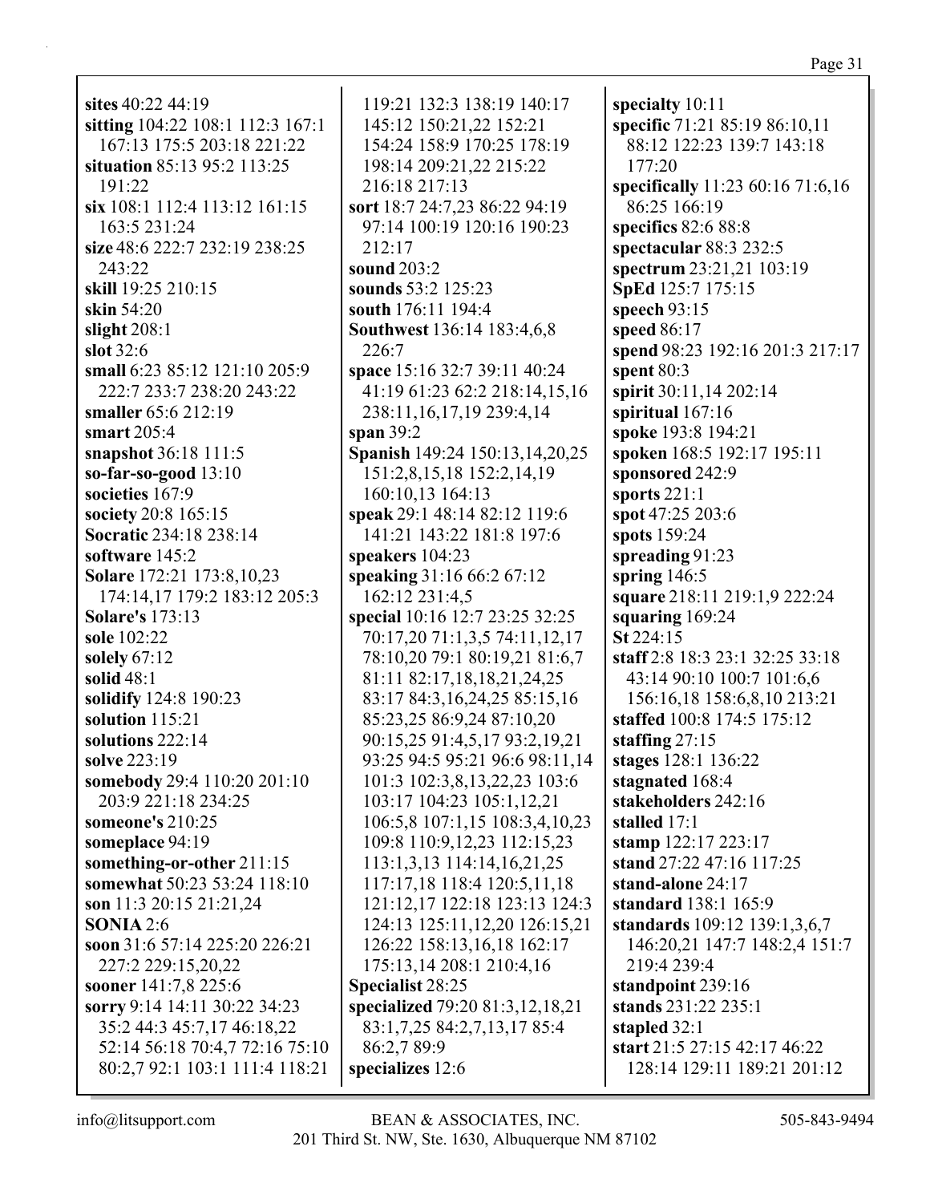**sites** 40:22 44:19
**sitting** 104:22 108:1 112:3 167:1 167:13 175:5 203:18 221:22
**situation** 85:13 95:2 113:25 191:22
**six** 108:1 112:4 113:12 161:15 163:5 231:24
**size** 48:6 222:7 232:19 238:25 243:22
**skill** 19:25 210:15
**skin** 54:20
**slight** 208:1
**slot** 32:6
**small** 6:23 85:12 121:10 205:9 222:7 233:7 238:20 243:22
**smaller** 65:6 212:19
**smart** 205:4
**snapshot** 36:18 111:5
**so-far-so-good** 13:10
**societies** 167:9
**society** 20:8 165:15
**Socratic** 234:18 238:14
**software** 145:2
**Solare** 172:21 173:8,10,23 174:14,17 179:2 183:12 205:3
**Solare's** 173:13
**sole** 102:22
**solely** 67:12
**solid** 48:1
**solidify** 124:8 190:23
**solution** 115:21
**solutions** 222:14
**solve** 223:19
**somebody** 29:4 110:20 201:10 203:9 221:18 234:25
**someone's** 210:25
**someplace** 94:19
**something-or-other** 211:15
**somewhat** 50:23 53:24 118:10
**son** 11:3 20:15 21:21,24
**SONIA** 2:6
**soon** 31:6 57:14 225:20 226:21 227:2 229:15,20,22
**sooner** 141:7,8 225:6
**sorry** 9:14 14:11 30:22 34:23 35:2 44:3 45:7,17 46:18,22 52:14 56:18 70:4,7 72:16 75:10 80:2,7 92:1 103:1 111:4 118:21 119:21 132:3 138:19 140:17 145:12 150:21,22 152:21 154:24 158:9 170:25 178:19 198:14 209:21,22 215:22 216:18 217:13
**sort** 18:7 24:7,23 86:22 94:19 97:14 100:19 120:16 190:23 212:17
**sound** 203:2
**sounds** 53:2 125:23
**south** 176:11 194:4
**Southwest** 136:14 183:4,6,8 226:7
**space** 15:16 32:7 39:11 40:24 41:19 61:23 62:2 218:14,15,16 238:11,16,17,19 239:4,14
**span** 39:2
**Spanish** 149:24 150:13,14,20,25 151:2,8,15,18 152:2,14,19 160:10,13 164:13
**speak** 29:1 48:14 82:12 119:6 141:21 143:22 181:8 197:6
**speakers** 104:23
**speaking** 31:16 66:2 67:12 162:12 231:4,5
**special** 10:16 12:7 23:25 32:25 70:17,20 71:1,3,5 74:11,12,17 78:10,20 79:1 80:19,21 81:6,7 81:11 82:17,18,18,21,24,25 83:17 84:3,16,24,25 85:15,16 85:23,25 86:9,24 87:10,20 90:15,25 91:4,5,17 93:2,19,21 93:25 94:5 95:21 96:6 98:11,14 101:3 102:3,8,13,22,23 103:6 103:17 104:23 105:1,12,21 106:5,8 107:1,15 108:3,4,10,23 109:8 110:9,12,23 112:15,23 113:1,3,13 114:14,16,21,25 117:17,18 118:4 120:5,11,18 121:12,17 122:18 123:13 124:3 124:13 125:11,12,20 126:15,21 126:22 158:13,16,18 162:17 175:13,14 208:1 210:4,16
**Specialist** 28:25
**specialized** 79:20 81:3,12,18,21 83:1,7,25 84:2,7,13,17 85:4 86:2,7 89:9
**specializes** 12:6
**specialty** 10:11
**specific** 71:21 85:19 86:10,11 88:12 122:23 139:7 143:18 177:20
**specifically** 11:23 60:16 71:6,16 86:25 166:19
**specifics** 82:6 88:8
**spectacular** 88:3 232:5
**spectrum** 23:21,21 103:19
**SpEd** 125:7 175:15
**speech** 93:15
**speed** 86:17
**spend** 98:23 192:16 201:3 217:17
**spent** 80:3
**spirit** 30:11,14 202:14
**spiritual** 167:16
**spoke** 193:8 194:21
**spoken** 168:5 192:17 195:11
**sponsored** 242:9
**sports** 221:1
**spot** 47:25 203:6
**spots** 159:24
**spreading** 91:23
**spring** 146:5
**square** 218:11 219:1,9 222:24
**squaring** 169:24
**St** 224:15
**staff** 2:8 18:3 23:1 32:25 33:18 43:14 90:10 100:7 101:6,6 156:16,18 158:6,8,10 213:21
**staffed** 100:8 174:5 175:12
**staffing** 27:15
**stages** 128:1 136:22
**stagnated** 168:4
**stakeholders** 242:16
**stalled** 17:1
**stamp** 122:17 223:17
**stand** 27:22 47:16 117:25
**stand-alone** 24:17
**standard** 138:1 165:9
**standards** 109:12 139:1,3,6,7 146:20,21 147:7 148:2,4 151:7 219:4 239:4
**standpoint** 239:16
**stands** 231:22 235:1
**stapled** 32:1
**start** 21:5 27:15 42:17 46:22 128:14 129:11 189:21 201:12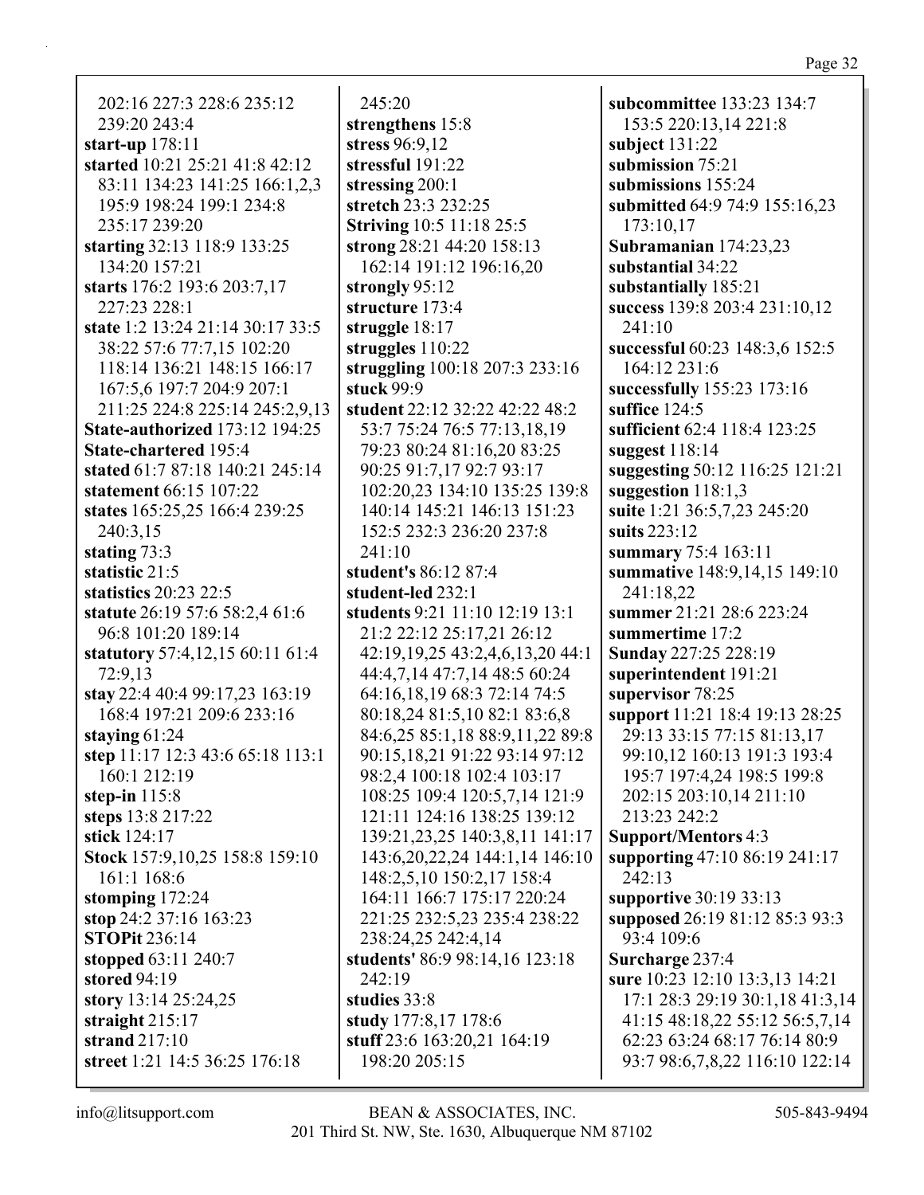202:16 227:3 228:6 235:12 239:20 243:4
**start-up** 178:11
**started** 10:21 25:21 41:8 42:12 83:11 134:23 141:25 166:1,2,3 195:9 198:24 199:1 234:8 235:17 239:20
**starting** 32:13 118:9 133:25 134:20 157:21
**starts** 176:2 193:6 203:7,17 227:23 228:1
**state** 1:2 13:24 21:14 30:17 33:5 38:22 57:6 77:7,15 102:20 118:14 136:21 148:15 166:17 167:5,6 197:7 204:9 207:1 211:25 224:8 225:14 245:2,9,13
**State-authorized** 173:12 194:25
**State-chartered** 195:4
**stated** 61:7 87:18 140:21 245:14
**statement** 66:15 107:22
**states** 165:25,25 166:4 239:25 240:3,15
**stating** 73:3
**statistic** 21:5
**statistics** 20:23 22:5
**statute** 26:19 57:6 58:2,4 61:6 96:8 101:20 189:14
**statutory** 57:4,12,15 60:11 61:4 72:9,13
**stay** 22:4 40:4 99:17,23 163:19 168:4 197:21 209:6 233:16
**staying** 61:24
**step** 11:17 12:3 43:6 65:18 113:1 160:1 212:19
**step-in** 115:8
**steps** 13:8 217:22
**stick** 124:17
**Stock** 157:9,10,25 158:8 159:10 161:1 168:6
**stomping** 172:24
**stop** 24:2 37:16 163:23
**STOPit** 236:14
**stopped** 63:11 240:7
**stored** 94:19
**story** 13:14 25:24,25
**straight** 215:17
**strand** 217:10
**street** 1:21 14:5 36:25 176:18 245:20
**strengthens** 15:8
**stress** 96:9,12
**stressful** 191:22
**stressing** 200:1
**stretch** 23:3 232:25
**Striving** 10:5 11:18 25:5
**strong** 28:21 44:20 158:13 162:14 191:12 196:16,20
**strongly** 95:12
**structure** 173:4
**struggle** 18:17
**struggles** 110:22
**struggling** 100:18 207:3 233:16
**stuck** 99:9
**student** 22:12 32:22 42:22 48:2 53:7 75:24 76:5 77:13,18,19 79:23 80:24 81:16,20 83:25 90:25 91:7,17 92:7 93:17 102:20,23 134:10 135:25 139:8 140:14 145:21 146:13 151:23 152:5 232:3 236:20 237:8 241:10
**student's** 86:12 87:4
**student-led** 232:1
**students** 9:21 11:10 12:19 13:1 21:2 22:12 25:17,21 26:12 42:19,19,25 43:2,4,6,13,20 44:1 44:4,7,14 47:7,14 48:5 60:24 64:16,18,19 68:3 72:14 74:5 80:18,24 81:5,10 82:1 83:6,8 84:6,25 85:1,18 88:9,11,22 89:8 90:15,18,21 91:22 93:14 97:12 98:2,4 100:18 102:4 103:17 108:25 109:4 120:5,7,14 121:9 121:11 124:16 138:25 139:12 139:21,23,25 140:3,8,11 141:17 143:6,20,22,24 144:1,14 146:10 148:2,5,10 150:2,17 158:4 164:11 166:7 175:17 220:24 221:25 232:5,23 235:4 238:22 238:24,25 242:4,14
**students'** 86:9 98:14,16 123:18 242:19
**studies** 33:8
**study** 177:8,17 178:6
**stuff** 23:6 163:20,21 164:19 198:20 205:15
**subcommittee** 133:23 134:7 153:5 220:13,14 221:8
**subject** 131:22
**submission** 75:21
**submissions** 155:24
**submitted** 64:9 74:9 155:16,23 173:10,17
**Subramanian** 174:23,23
**substantial** 34:22
**substantially** 185:21
**success** 139:8 203:4 231:10,12 241:10
**successful** 60:23 148:3,6 152:5 164:12 231:6
**successfully** 155:23 173:16
**suffice** 124:5
**sufficient** 62:4 118:4 123:25
**suggest** 118:14
**suggesting** 50:12 116:25 121:21
**suggestion** 118:1,3
**suite** 1:21 36:5,7,23 245:20
**suits** 223:12
**summary** 75:4 163:11
**summative** 148:9,14,15 149:10 241:18,22
**summer** 21:21 28:6 223:24
**summertime** 17:2
**Sunday** 227:25 228:19
**superintendent** 191:21
**supervisor** 78:25
**support** 11:21 18:4 19:13 28:25 29:13 33:15 77:15 81:13,17 99:10,12 160:13 191:3 193:4 195:7 197:4,24 198:5 199:8 202:15 203:10,14 211:10 213:23 242:2
**Support/Mentors** 4:3
**supporting** 47:10 86:19 241:17 242:13
**supportive** 30:19 33:13
**supposed** 26:19 81:12 85:3 93:3 93:4 109:6
**Surcharge** 237:4
**sure** 10:23 12:10 13:3,13 14:21 17:1 28:3 29:19 30:1,18 41:3,14 41:15 48:18,22 55:12 56:5,7,14 62:23 63:24 68:17 76:14 80:9 93:7 98:6,7,8,22 116:10 122:14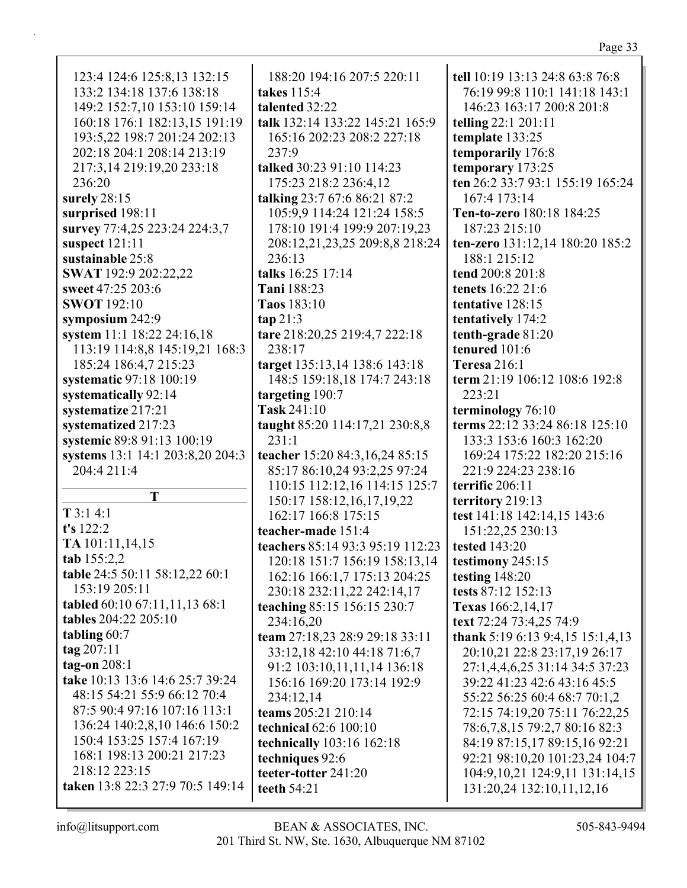123:4 124:6 125:8,13 132:15 133:2 134:18 137:6 138:18 149:2 152:7,10 153:10 159:14 160:18 176:1 182:13,15 191:19 193:5,22 198:7 201:24 202:13 202:18 204:1 208:14 213:19 217:3,14 219:19,20 233:18 236:20

**surely** 28:15
**surprised** 198:11
**survey** 77:4,25 223:24 224:3,7
**suspect** 121:11
**sustainable** 25:8
**SWAT** 192:9 202:22,22
**sweet** 47:25 203:6
**SWOT** 192:10
**symposium** 242:9
**system** 11:1 18:22 24:16,18 113:19 114:8,8 145:19,21 168:3 185:24 186:4,7 215:23
**systematic** 97:18 100:19
**systematically** 92:14
**systematize** 217:21
**systematized** 217:23
**systemic** 89:8 91:13 100:19
**systems** 13:1 14:1 203:8,20 204:3 204:4 211:4

## T

**T** 3:1 4:1
**t's** 122:2
**TA** 101:11,14,15
**tab** 155:2,2
**table** 24:5 50:11 58:12,22 60:1 153:19 205:11
**tabled** 60:10 67:11,11,13 68:1
**tables** 204:22 205:10
**tabling** 60:7
**tag** 207:11
**tag-on** 208:1
**take** 10:13 13:6 14:6 25:7 39:24 48:15 54:21 55:9 66:12 70:4 87:5 90:4 97:16 107:16 113:1 136:24 140:2,8,10 146:6 150:2 150:4 153:25 157:4 167:19 168:1 198:13 200:21 217:23 218:12 223:15
**taken** 13:8 22:3 27:9 70:5 149:14 188:20 194:16 207:5 220:11
**takes** 115:4
**talented** 32:22
**talk** 132:14 133:22 145:21 165:9 165:16 202:23 208:2 227:18 237:9
**talked** 30:23 91:10 114:23 175:23 218:2 236:4,12
**talking** 23:7 67:6 86:21 87:2 105:9,9 114:24 121:24 158:5 178:10 191:4 199:9 207:19,23 208:12,21,23,25 209:8,8 218:24 236:13
**talks** 16:25 17:14
**Tani** 188:23
**Taos** 183:10
**tap** 21:3
**tare** 218:20,25 219:4,7 222:18 238:17
**target** 135:13,14 138:6 143:18 148:5 159:18,18 174:7 243:18
**targeting** 190:7
**Task** 241:10
**taught** 85:20 114:17,21 230:8,8 231:1
**teacher** 15:20 84:3,16,24 85:15 85:17 86:10,24 93:2,25 97:24 110:15 112:12,16 114:15 125:7 150:17 158:12,16,17,19,22 162:17 166:8 175:15
**teacher-made** 151:4
**teachers** 85:14 93:3 95:19 112:23 120:18 151:7 156:19 158:13,14 162:16 166:1,7 175:13 204:25 230:18 232:11,22 242:14,17
**teaching** 85:15 156:15 230:7 234:16,20
**team** 27:18,23 28:9 29:18 33:11 33:12,18 42:10 44:18 71:6,7 91:2 103:10,11,11,14 136:18 156:16 169:20 173:14 192:9 234:12,14
**teams** 205:21 210:14
**technical** 62:6 100:10
**technically** 103:16 162:18
**techniques** 92:6
**teeter-totter** 241:20
**teeth** 54:21
**tell** 10:19 13:13 24:8 63:8 76:8 76:19 99:8 110:1 141:18 143:1 146:23 163:17 200:8 201:8
**telling** 22:1 201:11
**template** 133:25
**temporarily** 176:8
**temporary** 173:25
**ten** 26:2 33:7 93:1 155:19 165:24 167:4 173:14
**Ten-to-zero** 180:18 184:25 187:23 215:10
**ten-zero** 131:12,14 180:20 185:2 188:1 215:12
**tend** 200:8 201:8
**tenets** 16:22 21:6
**tentative** 128:15
**tentatively** 174:2
**tenth-grade** 81:20
**tenured** 101:6
**Teresa** 216:1
**term** 21:19 106:12 108:6 192:8 223:21
**terminology** 76:10
**terms** 22:12 33:24 86:18 125:10 133:3 153:6 160:3 162:20 169:24 175:22 182:20 215:16 221:9 224:23 238:16
**terrific** 206:11
**territory** 219:13
**test** 141:18 142:14,15 143:6 151:22,25 230:13
**tested** 143:20
**testimony** 245:15
**testing** 148:20
**tests** 87:12 152:13
**Texas** 166:2,14,17
**text** 72:24 73:4,25 74:9
**thank** 5:19 6:13 9:4,15 15:1,4,13 20:10,21 22:8 23:17,19 26:17 27:1,4,4,6,25 31:14 34:5 37:23 39:22 41:23 42:6 43:16 45:5 55:22 56:25 60:4 68:7 70:1,2 72:15 74:19,20 75:11 76:22,25 78:6,7,8,15 79:2,7 80:16 82:3 84:19 87:15,17 89:15,16 92:21 92:21 98:10,20 101:23,24 104:7 104:9,10,21 124:9,11 131:14,15 131:20,24 132:10,11,12,16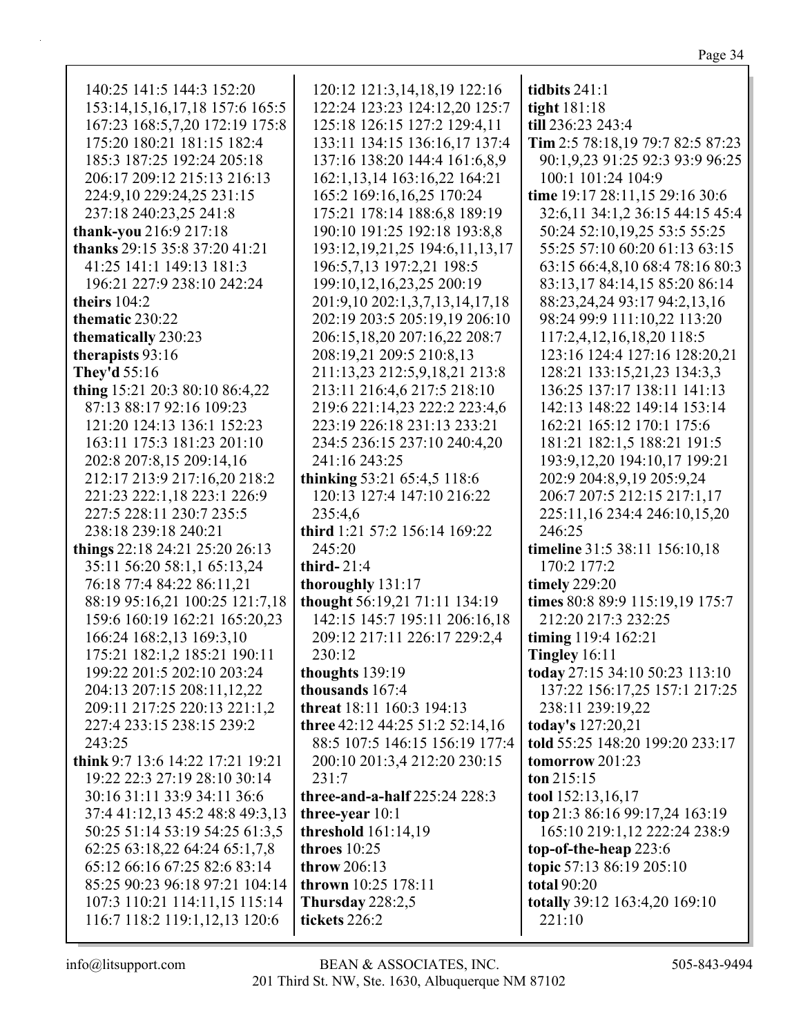140:25 141:5 144:3 152:20 153:14,15,16,17,18 157:6 165:5 167:23 168:5,7,20 172:19 175:8 175:20 180:21 181:15 182:4 185:3 187:25 192:24 205:18 206:17 209:12 215:13 216:13 224:9,10 229:24,25 231:15 237:18 240:23,25 241:8

**thank-you** 216:9 217:18

**thanks** 29:15 35:8 37:20 41:21 41:25 141:1 149:13 181:3 196:21 227:9 238:10 242:24

**theirs** 104:2

**thematic** 230:22

**thematically** 230:23

**therapists** 93:16

**They'd** 55:16

**thing** 15:21 20:3 80:10 86:4,22 87:13 88:17 92:16 109:23 121:20 124:13 136:1 152:23 163:11 175:3 181:23 201:10 202:8 207:8,15 209:14,16 212:17 213:9 217:16,20 218:2 221:23 222:1,18 223:1 226:9 227:5 228:11 230:7 235:5 238:18 239:18 240:21

**things** 22:18 24:21 25:20 26:13 35:11 56:20 58:1,1 65:13,24 76:18 77:4 84:22 86:11,21 88:19 95:16,21 100:25 121:7,18 159:6 160:19 162:21 165:20,23 166:24 168:2,13 169:3,10 175:21 182:1,2 185:21 190:11 199:22 201:5 202:10 203:24 204:13 207:15 208:11,12,22 209:11 217:25 220:13 221:1,2 227:4 233:15 238:15 239:2 243:25

**think** 9:7 13:6 14:22 17:21 19:21 19:22 22:3 27:19 28:10 30:14 30:16 31:11 33:9 34:11 36:6 37:4 41:12,13 45:2 48:8 49:3,13 50:25 51:14 53:19 54:25 61:3,5 62:25 63:18,22 64:24 65:1,7,8 65:12 66:16 67:25 82:6 83:14 85:25 90:23 96:18 97:21 104:14 107:3 110:21 114:11,15 115:14 116:7 118:2 119:1,12,13 120:6 120:12 121:3,14,18,19 122:16 122:24 123:23 124:12,20 125:7 125:18 126:15 127:2 129:4,11 133:11 134:15 136:16,17 137:4 137:16 138:20 144:4 161:6,8,9 162:1,13,14 163:16,22 164:21 165:2 169:16,16,25 170:24 175:21 178:14 188:6,8 189:19 190:10 191:25 192:18 193:8,8 193:12,19,21,25 194:6,11,13,17 196:5,7,13 197:2,21 198:5 199:10,12,16,23,25 200:19 201:9,10 202:1,3,7,13,14,17,18 202:19 203:5 205:19,19 206:10 206:15,18,20 207:16,22 208:7 208:19,21 209:5 210:8,13 211:13,23 212:5,9,18,21 213:8 213:11 216:4,6 217:5 218:10 219:6 221:14,23 222:2 223:4,6 223:19 226:18 231:13 233:21 234:5 236:15 237:10 240:4,20 241:16 243:25

**thinking** 53:21 65:4,5 118:6 120:13 127:4 147:10 216:22 235:4,6

**third** 1:21 57:2 156:14 169:22 245:20

**third-** 21:4

**thoroughly** 131:17

**thought** 56:19,21 71:11 134:19 142:15 145:7 195:11 206:16,18 209:12 217:11 226:17 229:2,4 230:12

**thoughts** 139:19

**thousands** 167:4

**threat** 18:11 160:3 194:13

**three** 42:12 44:25 51:2 52:14,16 88:5 107:5 146:15 156:19 177:4 200:10 201:3,4 212:20 230:15 231:7

**three-and-a-half** 225:24 228:3

**three-year** 10:1

**threshold** 161:14,19

**throes** 10:25

**throw** 206:13

**thrown** 10:25 178:11

**Thursday** 228:2,5

**tickets** 226:2

**tidbits** 241:1

**tight** 181:18

**till** 236:23 243:4

**Tim** 2:5 78:18,19 79:7 82:5 87:23 90:1,9,23 91:25 92:3 93:9 96:25 100:1 101:24 104:9

**time** 19:17 28:11,15 29:16 30:6 32:6,11 34:1,2 36:15 44:15 45:4 50:24 52:10,19,25 53:5 55:25 55:25 57:10 60:20 61:13 63:15 63:15 66:4,8,10 68:4 78:16 80:3 83:13,17 84:14,15 85:20 86:14 88:23,24,24 93:17 94:2,13,16 98:24 99:9 111:10,22 113:20 117:2,4,12,16,18,20 118:5 123:16 124:4 127:16 128:20,21 128:21 133:15,21,23 134:3,3 136:25 137:17 138:11 141:13 142:13 148:22 149:14 153:14 162:21 165:12 170:1 175:6 181:21 182:1,5 188:21 191:5 193:9,12,20 194:10,17 199:21 202:9 204:8,9,19 205:9,24 206:7 207:5 212:15 217:1,17 225:11,16 234:4 246:10,15,20 246:25

**timeline** 31:5 38:11 156:10,18 170:2 177:2

**timely** 229:20

**times** 80:8 89:9 115:19,19 175:7 212:20 217:3 232:25

**timing** 119:4 162:21

**Tingley** 16:11

**today** 27:15 34:10 50:23 113:10 137:22 156:17,25 157:1 217:25 238:11 239:19,22

**today's** 127:20,21

**told** 55:25 148:20 199:20 233:17

**tomorrow** 201:23

**ton** 215:15

**tool** 152:13,16,17

**top** 21:3 86:16 99:17,24 163:19 165:10 219:1,12 222:24 238:9

**top-of-the-heap** 223:6

**topic** 57:13 86:19 205:10

**total** 90:20

**totally** 39:12 163:4,20 169:10 221:10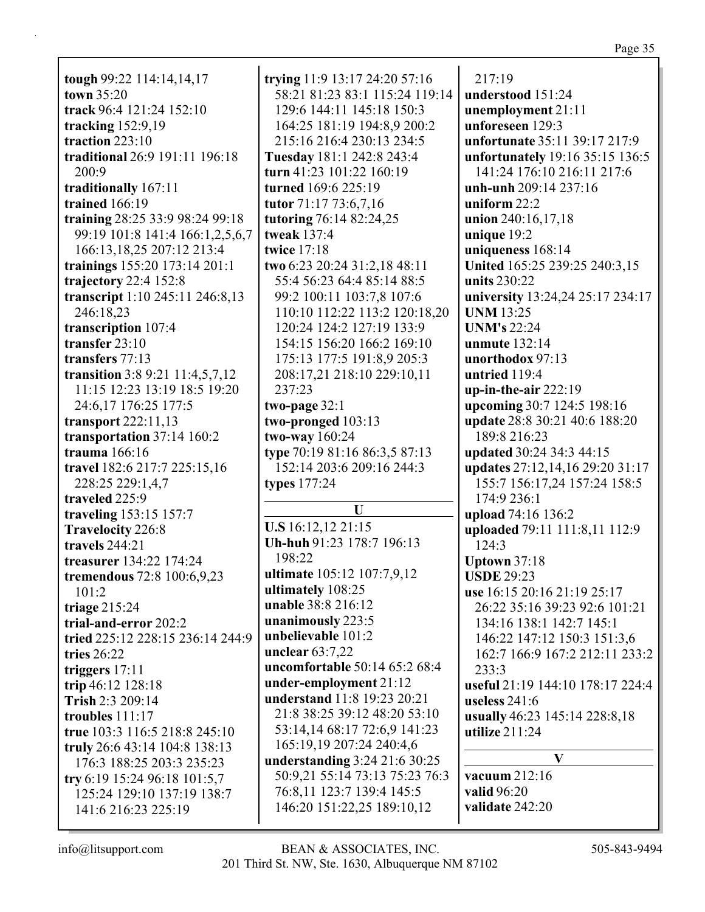**tough** 99:22 114:14,14,17
**town** 35:20
**track** 96:4 121:24 152:10
**tracking** 152:9,19
**traction** 223:10
**traditional** 26:9 191:11 196:18 200:9
**traditionally** 167:11
**trained** 166:19
**training** 28:25 33:9 98:24 99:18 99:19 101:8 141:4 166:1,2,5,6,7 166:13,18,25 207:12 213:4
**trainings** 155:20 173:14 201:1
**trajectory** 22:4 152:8
**transcript** 1:10 245:11 246:8,13 246:18,23
**transcription** 107:4
**transfer** 23:10
**transfers** 77:13
**transition** 3:8 9:21 11:4,5,7,12 11:15 12:23 13:19 18:5 19:20 24:6,17 176:25 177:5
**transport** 222:11,13
**transportation** 37:14 160:2
**trauma** 166:16
**travel** 182:6 217:7 225:15,16 228:25 229:1,4,7
**traveled** 225:9
**traveling** 153:15 157:7
**Travelocity** 226:8
**travels** 244:21
**treasurer** 134:22 174:24
**tremendous** 72:8 100:6,9,23 101:2
**triage** 215:24
**trial-and-error** 202:2
**tried** 225:12 228:15 236:14 244:9
**tries** 26:22
**triggers** 17:11
**trip** 46:12 128:18
**Trish** 2:3 209:14
**troubles** 111:17
**true** 103:3 116:5 218:8 245:10
**truly** 26:6 43:14 104:8 138:13 176:3 188:25 203:3 235:23
**try** 6:19 15:24 96:18 101:5,7 125:24 129:10 137:19 138:7 141:6 216:23 225:19
**trying** 11:9 13:17 24:20 57:16 58:21 81:23 83:1 115:24 119:14 129:6 144:11 145:18 150:3 164:25 181:19 194:8,9 200:2 215:16 216:4 230:13 234:5
**Tuesday** 181:1 242:8 243:4
**turn** 41:23 101:22 160:19
**turned** 169:6 225:19
**tutor** 71:17 73:6,7,16
**tutoring** 76:14 82:24,25
**tweak** 137:4
**twice** 17:18
**two** 6:23 20:24 31:2,18 48:11 55:4 56:23 64:4 85:14 88:5 99:2 100:11 103:7,8 107:6 110:10 112:22 113:2 120:18,20 120:24 124:2 127:19 133:9 154:15 156:20 166:2 169:10 175:13 177:5 191:8,9 205:3 208:17,21 218:10 229:10,11 237:23
**two-page** 32:1
**two-pronged** 103:13
**two-way** 160:24
**type** 70:19 81:16 86:3,5 87:13 152:14 203:6 209:16 244:3
**types** 177:24

## U

**U.S** 16:12,12 21:15
**Uh-huh** 91:23 178:7 196:13 198:22
**ultimate** 105:12 107:7,9,12
**ultimately** 108:25
**unable** 38:8 216:12
**unanimously** 223:5
**unbelievable** 101:2
**unclear** 63:7,22
**uncomfortable** 50:14 65:2 68:4
**under-employment** 21:12
**understand** 11:8 19:23 20:21 21:8 38:25 39:12 48:20 53:10 53:14,14 68:17 72:6,9 141:23 165:19,19 207:24 240:4,6
**understanding** 3:24 21:6 30:25 50:9,21 55:14 73:13 75:23 76:3 76:8,11 123:7 139:4 145:5 146:20 151:22,25 189:10,12 217:19
**understood** 151:24
**unemployment** 21:11
**unforeseen** 129:3
**unfortunate** 35:11 39:17 217:9
**unfortunately** 19:16 35:15 136:5 141:24 176:10 216:11 217:6
**unh-unh** 209:14 237:16
**uniform** 22:2
**union** 240:16,17,18
**unique** 19:2
**uniqueness** 168:14
**United** 165:25 239:25 240:3,15
**units** 230:22
**university** 13:24,24 25:17 234:17
**UNM** 13:25
**UNM's** 22:24
**unmute** 132:14
**unorthodox** 97:13
**untried** 119:4
**up-in-the-air** 222:19
**upcoming** 30:7 124:5 198:16
**update** 28:8 30:21 40:6 188:20 189:8 216:23
**updated** 30:24 34:3 44:15
**updates** 27:12,14,16 29:20 31:17 155:7 156:17,24 157:24 158:5 174:9 236:1
**upload** 74:16 136:2
**uploaded** 79:11 111:8,11 112:9 124:3
**Uptown** 37:18
**USDE** 29:23
**use** 16:15 20:16 21:19 25:17 26:22 35:16 39:23 92:6 101:21 134:16 138:1 142:7 145:1 146:22 147:12 150:3 151:3,6 162:7 166:9 167:2 212:11 233:2 233:3
**useful** 21:19 144:10 178:17 224:4
**useless** 241:6
**usually** 46:23 145:14 228:8,18
**utilize** 211:24

## V

**vacuum** 212:16
**valid** 96:20
**validate** 242:20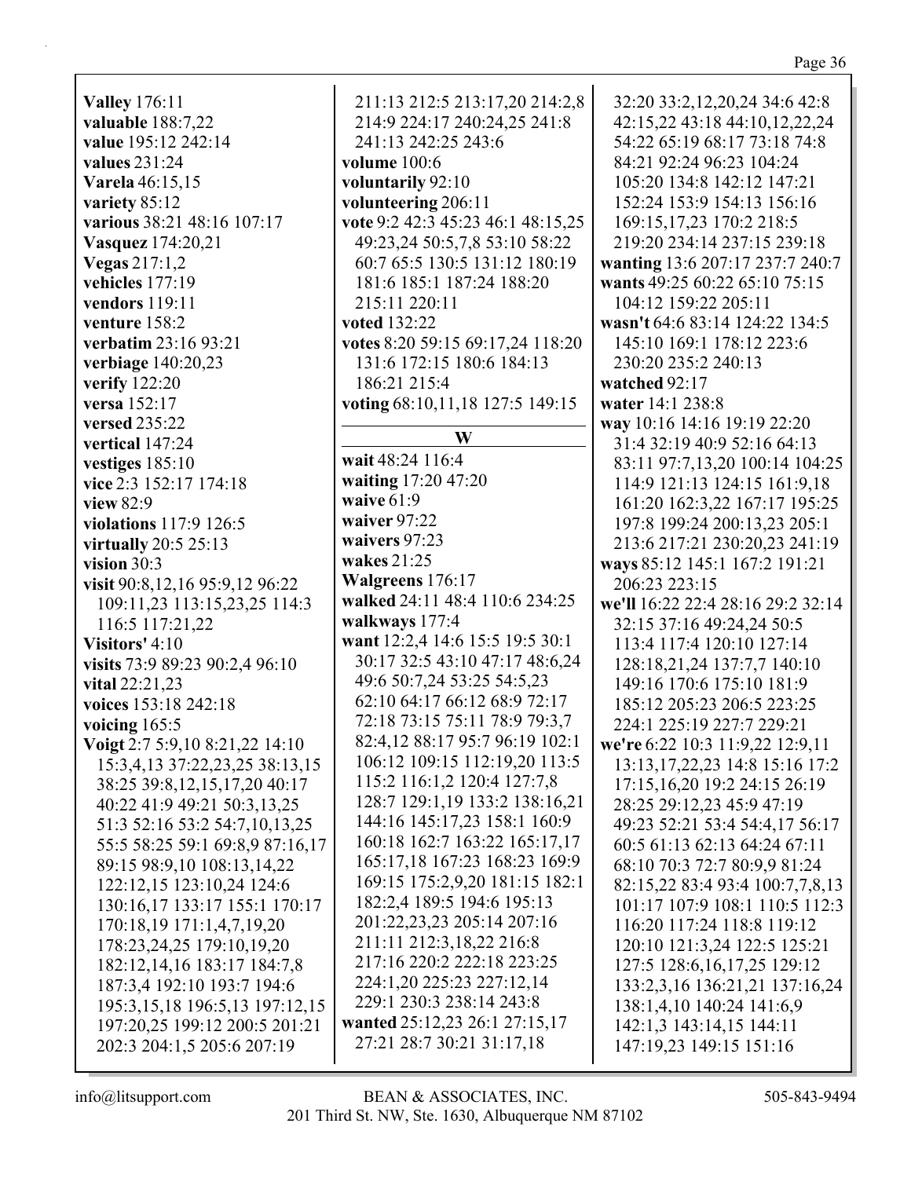**Valley** 176:11
**valuable** 188:7,22
**value** 195:12 242:14
**values** 231:24
**Varela** 46:15,15
**variety** 85:12
**various** 38:21 48:16 107:17
**Vasquez** 174:20,21
**Vegas** 217:1,2
**vehicles** 177:19
**vendors** 119:11
**venture** 158:2
**verbatim** 23:16 93:21
**verbiage** 140:20,23
**verify** 122:20
**versa** 152:17
**versed** 235:22
**vertical** 147:24
**vestiges** 185:10
**vice** 2:3 152:17 174:18
**view** 82:9
**violations** 117:9 126:5
**virtually** 20:5 25:13
**vision** 30:3
**visit** 90:8,12,16 95:9,12 96:22 109:11,23 113:15,23,25 114:3 116:5 117:21,22
**Visitors'** 4:10
**visits** 73:9 89:23 90:2,4 96:10
**vital** 22:21,23
**voices** 153:18 242:18
**voicing** 165:5
**Voigt** 2:7 5:9,10 8:21,22 14:10 15:3,4,13 37:22,23,25 38:13,15 38:25 39:8,12,15,17,20 40:17 40:22 41:9 49:21 50:3,13,25 51:3 52:16 53:2 54:7,10,13,25 55:5 58:25 59:1 69:8,9 87:16,17 89:15 98:9,10 108:13,14,22 122:12,15 123:10,24 124:6 130:16,17 133:17 155:1 170:17 170:18,19 171:1,4,7,19,20 178:23,24,25 179:10,19,20 182:12,14,16 183:17 184:7,8 187:3,4 192:10 193:7 194:6 195:3,15,18 196:5,13 197:12,15 197:20,25 199:12 200:5 201:21 202:3 204:1,5 205:6 207:19 211:13 212:5 213:17,20 214:2,8 214:9 224:17 240:24,25 241:8 241:13 242:25 243:6
**volume** 100:6
**voluntarily** 92:10
**volunteering** 206:11
**vote** 9:2 42:3 45:23 46:1 48:15,25 49:23,24 50:5,7,8 53:10 58:22 60:7 65:5 130:5 131:12 180:19 181:6 185:1 187:24 188:20 215:11 220:11
**voted** 132:22
**votes** 8:20 59:15 69:17,24 118:20 131:6 172:15 180:6 184:13 186:21 215:4
**voting** 68:10,11,18 127:5 149:15

## W

**wait** 48:24 116:4
**waiting** 17:20 47:20
**waive** 61:9
**waiver** 97:22
**waivers** 97:23
**wakes** 21:25
**Walgreens** 176:17
**walked** 24:11 48:4 110:6 234:25
**walkways** 177:4
**want** 12:2,4 14:6 15:5 19:5 30:1 30:17 32:5 43:10 47:17 48:6,24 49:6 50:7,24 53:25 54:5,23 62:10 64:17 66:12 68:9 72:17 72:18 73:15 75:11 78:9 79:3,7 82:4,12 88:17 95:7 96:19 102:1 106:12 109:15 112:19,20 113:5 115:2 116:1,2 120:4 127:7,8 128:7 129:1,19 133:2 138:16,21 144:16 145:17,23 158:1 160:9 160:18 162:7 163:22 165:17,17 165:17,18 167:23 168:23 169:9 169:15 175:2,9,20 181:15 182:1 182:2,4 189:5 194:6 195:13 201:22,23,23 205:14 207:16 211:11 212:3,18,22 216:8 217:16 220:2 222:18 223:25 224:1,20 225:23 227:12,14 229:1 230:3 238:14 243:8
**wanted** 25:12,23 26:1 27:15,17 27:21 28:7 30:21 31:17,18 32:20 33:2,12,20,24 34:6 42:8 42:15,22 43:18 44:10,12,22,24 54:22 65:19 68:17 73:18 74:8 84:21 92:24 96:23 104:24 105:20 134:8 142:12 147:21 152:24 153:9 154:13 156:16 169:15,17,23 170:2 218:5 219:20 234:14 237:15 239:18
**wanting** 13:6 207:17 237:7 240:7
**wants** 49:25 60:22 65:10 75:15 104:12 159:22 205:11
**wasn't** 64:6 83:14 124:22 134:5 145:10 169:1 178:12 223:6 230:20 235:2 240:13
**watched** 92:17
**water** 14:1 238:8
**way** 10:16 14:16 19:19 22:20 31:4 32:19 40:9 52:16 64:13 83:11 97:7,13,20 100:14 104:25 114:9 121:13 124:15 161:9,18 161:20 162:3,22 167:17 195:25 197:8 199:24 200:13,23 205:1 213:6 217:21 230:20,23 241:19
**ways** 85:12 145:1 167:2 191:21 206:23 223:15
**we'll** 16:22 22:4 28:16 29:2 32:14 32:15 37:16 49:24,24 50:5 113:4 117:4 120:10 127:14 128:18,21,24 137:7,7 140:10 149:16 170:6 175:10 181:9 185:12 205:23 206:5 223:25 224:1 225:19 227:7 229:21
**we're** 6:22 10:3 11:9,22 12:9,11 13:13,17,22,23 14:8 15:16 17:2 17:15,16,20 19:2 24:15 26:19 28:25 29:12,23 45:9 47:19 49:23 52:21 53:4 54:4,17 56:17 60:5 61:13 62:13 64:24 67:11 68:10 70:3 72:7 80:9,9 81:24 82:15,22 83:4 93:4 100:7,7,8,13 101:17 107:9 108:1 110:5 112:3 116:20 117:24 118:8 119:12 120:10 121:3,24 122:5 125:21 127:5 128:6,16,17,25 129:12 133:2,3,16 136:21,21 137:16,24 138:1,4,10 140:24 141:6,9 142:1,3 143:14,15 144:11 147:19,23 149:15 151:16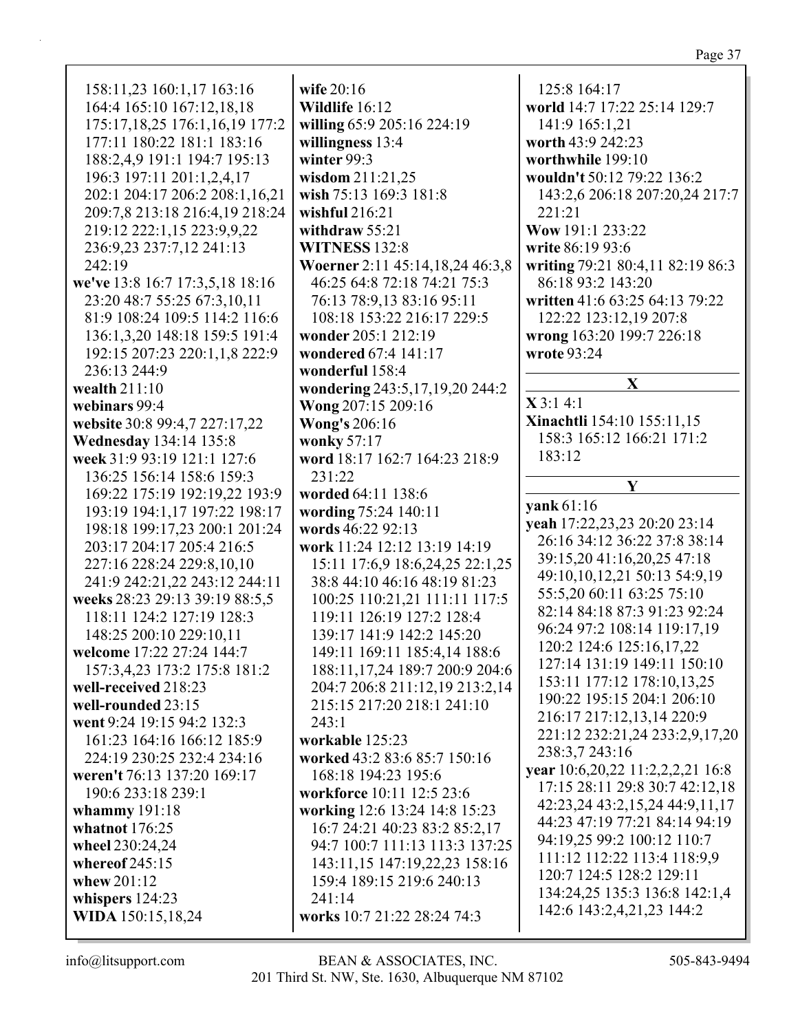158:11,23 160:1,17 163:16 164:4 165:10 167:12,18,18 175:17,18,25 176:1,16,19 177:2 177:11 180:22 181:1 183:16 188:2,4,9 191:1 194:7 195:13 196:3 197:11 201:1,2,4,17 202:1 204:17 206:2 208:1,16,21 209:7,8 213:18 216:4,19 218:24 219:12 222:1,15 223:9,9,22 236:9,23 237:7,12 241:13 242:19

**we've** 13:8 16:7 17:3,5,18 18:16 23:20 48:7 55:25 67:3,10,11 81:9 108:24 109:5 114:2 116:6 136:1,3,20 148:18 159:5 191:4 192:15 207:23 220:1,1,8 222:9 236:13 244:9

**wealth** 211:10

**webinars** 99:4

**website** 30:8 99:4,7 227:17,22

**Wednesday** 134:14 135:8

**week** 31:9 93:19 121:1 127:6 136:25 156:14 158:6 159:3 169:22 175:19 192:19,22 193:9 193:19 194:1,17 197:22 198:17 198:18 199:17,23 200:1 201:24 203:17 204:17 205:4 216:5 227:16 228:24 229:8,10,10 241:9 242:21,22 243:12 244:11

**weeks** 28:23 29:13 39:19 88:5,5 118:11 124:2 127:19 128:3 148:25 200:10 229:10,11

**welcome** 17:22 27:24 144:7 157:3,4,23 173:2 175:8 181:2

**well-received** 218:23

**well-rounded** 23:15

**went** 9:24 19:15 94:2 132:3 161:23 164:16 166:12 185:9 224:19 230:25 232:4 234:16

**weren't** 76:13 137:20 169:17 190:6 233:18 239:1

**whammy** 191:18

**whatnot** 176:25

**wheel** 230:24,24

**whereof** 245:15

**whew** 201:12

**whispers** 124:23

**WIDA** 150:15,18,24

**wife** 20:16

**Wildlife** 16:12

**willing** 65:9 205:16 224:19

**willingness** 13:4

**winter** 99:3

**wisdom** 211:21,25

**wish** 75:13 169:3 181:8

**wishful** 216:21

**withdraw** 55:21

**WITNESS** 132:8

**Woerner** 2:11 45:14,18,24 46:3,8 46:25 64:8 72:18 74:21 75:3 76:13 78:9,13 83:16 95:11 108:18 153:22 216:17 229:5

**wonder** 205:1 212:19

**wondered** 67:4 141:17

**wonderful** 158:4

**wondering** 243:5,17,19,20 244:2

**Wong** 207:15 209:16

**Wong's** 206:16

**wonky** 57:17

**word** 18:17 162:7 164:23 218:9 231:22

**worded** 64:11 138:6

**wording** 75:24 140:11

**words** 46:22 92:13

**work** 11:24 12:12 13:19 14:19 15:11 17:6,9 18:6,24,25 22:1,25 38:8 44:10 46:16 48:19 81:23 100:25 110:21,21 111:11 117:5 119:11 126:19 127:2 128:4 139:17 141:9 142:2 145:20 149:11 169:11 185:4,14 188:6 188:11,17,24 189:7 200:9 204:6 204:7 206:8 211:12,19 213:2,14 215:15 217:20 218:1 241:10 243:1

**workable** 125:23

**worked** 43:2 83:6 85:7 150:16 168:18 194:23 195:6

**workforce** 10:11 12:5 23:6

**working** 12:6 13:24 14:8 15:23 16:7 24:21 40:23 83:2 85:2,17 94:7 100:7 111:13 113:3 137:25 143:11,15 147:19,22,23 158:16 159:4 189:15 219:6 240:13 241:14

**works** 10:7 21:22 28:24 74:3 125:8 164:17

**world** 14:7 17:22 25:14 129:7 141:9 165:1,21

**worth** 43:9 242:23

**worthwhile** 199:10

**wouldn't** 50:12 79:22 136:2 143:2,6 206:18 207:20,24 217:7 221:21

**Wow** 191:1 233:22

**write** 86:19 93:6

**writing** 79:21 80:4,11 82:19 86:3 86:18 93:2 143:20

**written** 41:6 63:25 64:13 79:22 122:22 123:12,19 207:8

**wrong** 163:20 199:7 226:18

**wrote** 93:24

## X

**X** 3:1 4:1

**Xinachtli** 154:10 155:11,15 158:3 165:12 166:21 171:2 183:12

## Y

**yank** 61:16

**yeah** 17:22,23,23 20:20 23:14 26:16 34:12 36:22 37:8 38:14 39:15,20 41:16,20,25 47:18 49:10,10,12,21 50:13 54:9,19 55:5,20 60:11 63:25 75:10 82:14 84:18 87:3 91:23 92:24 96:24 97:2 108:14 119:17,19 120:2 124:6 125:16,17,22 127:14 131:19 149:11 150:10 153:11 177:12 178:10,13,25 190:22 195:15 204:1 206:10 216:17 217:12,13,14 220:9 221:12 232:21,24 233:2,9,17,20 238:3,7 243:16

**year** 10:6,20,22 11:2,2,2,21 16:8 17:15 28:11 29:8 30:7 42:12,18 42:23,24 43:2,15,24 44:9,11,17 44:23 47:19 77:21 84:14 94:19 94:19,25 99:2 100:12 110:7 111:12 112:22 113:4 118:9,9 120:7 124:5 128:2 129:11 134:24,25 135:3 136:8 142:1,4 142:6 143:2,4,21,23 144:2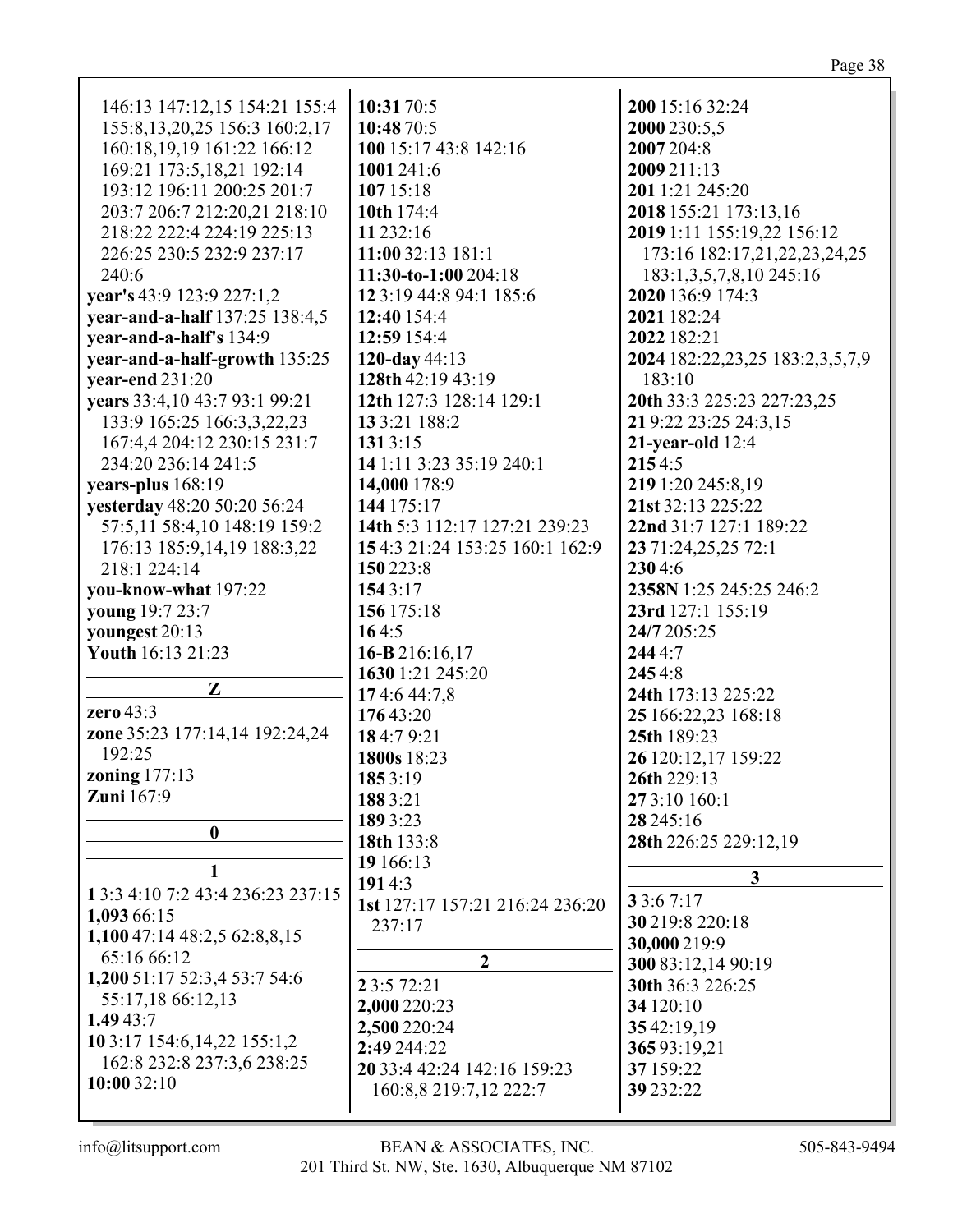146:13 147:12,15 154:21 155:4 155:8,13,20,25 156:3 160:2,17 160:18,19,19 161:22 166:12 169:21 173:5,18,21 192:14 193:12 196:11 200:25 201:7 203:7 206:7 212:20,21 218:10 218:22 222:4 224:19 225:13 226:25 230:5 232:9 237:17 240:6

**year's** 43:9 123:9 227:1,2
**year-and-a-half** 137:25 138:4,5
**year-and-a-half's** 134:9
**year-and-a-half-growth** 135:25
**year-end** 231:20
**years** 33:4,10 43:7 93:1 99:21 133:9 165:25 166:3,3,22,23 167:4,4 204:12 230:15 231:7 234:20 236:14 241:5
**years-plus** 168:19
**yesterday** 48:20 50:20 56:24 57:5,11 58:4,10 148:19 159:2 176:13 185:9,14,19 188:3,22 218:1 224:14
**you-know-what** 197:22
**young** 19:7 23:7
**youngest** 20:13
**Youth** 16:13 21:23

**Z**

**zero** 43:3
**zone** 35:23 177:14,14 192:24,24 192:25
**zoning** 177:13
**Zuni** 167:9

**0**

**1**

**1** 3:3 4:10 7:2 43:4 236:23 237:15
**1,093** 66:15
**1,100** 47:14 48:2,5 62:8,8,15 65:16 66:12
**1,200** 51:17 52:3,4 53:7 54:6 55:17,18 66:12,13
**1.49** 43:7
**10** 3:17 154:6,14,22 155:1,2 162:8 232:8 237:3,6 238:25
**10:00** 32:10
**10:31** 70:5
**10:48** 70:5
**100** 15:17 43:8 142:16
**1001** 241:6
**107** 15:18
**10th** 174:4
**11** 232:16
**11:00** 32:13 181:1
**11:30-to-1:00** 204:18
**12** 3:19 44:8 94:1 185:6
**12:40** 154:4
**12:59** 154:4
**120-day** 44:13
**128th** 42:19 43:19
**12th** 127:3 128:14 129:1
**13** 3:21 188:2
**131** 3:15
**14** 1:11 3:23 35:19 240:1
**14,000** 178:9
**144** 175:17
**14th** 5:3 112:17 127:21 239:23
**15** 4:3 21:24 153:25 160:1 162:9
**150** 223:8
**154** 3:17
**156** 175:18
**16** 4:5
**16-B** 216:16,17
**1630** 1:21 245:20
**17** 4:6 44:7,8
**176** 43:20
**18** 4:7 9:21
**1800s** 18:23
**185** 3:19
**188** 3:21
**189** 3:23
**18th** 133:8
**19** 166:13
**191** 4:3
**1st** 127:17 157:21 216:24 236:20 237:17

**2**

**2** 3:5 72:21
**2,000** 220:23
**2,500** 220:24
**2:49** 244:22
**20** 33:4 42:24 142:16 159:23 160:8,8 219:7,12 222:7
**200** 15:16 32:24
**2000** 230:5,5
**2007** 204:8
**2009** 211:13
**201** 1:21 245:20
**2018** 155:21 173:13,16
**2019** 1:11 155:19,22 156:12 173:16 182:17,21,22,23,24,25 183:1,3,5,7,8,10 245:16
**2020** 136:9 174:3
**2021** 182:24
**2022** 182:21
**2024** 182:22,23,25 183:2,3,5,7,9 183:10
**20th** 33:3 225:23 227:23,25
**21** 9:22 23:25 24:3,15
**21-year-old** 12:4
**215** 4:5
**219** 1:20 245:8,19
**21st** 32:13 225:22
**22nd** 31:7 127:1 189:22
**23** 71:24,25,25 72:1
**230** 4:6
**2358N** 1:25 245:25 246:2
**23rd** 127:1 155:19
**24/7** 205:25
**244** 4:7
**245** 4:8
**24th** 173:13 225:22
**25** 166:22,23 168:18
**25th** 189:23
**26** 120:12,17 159:22
**26th** 229:13
**27** 3:10 160:1
**28** 245:16
**28th** 226:25 229:12,19

**3**

**3** 3:6 7:17
**30** 219:8 220:18
**30,000** 219:9
**300** 83:12,14 90:19
**30th** 36:3 226:25
**34** 120:10
**35** 42:19,19
**365** 93:19,21
**37** 159:22
**39** 232:22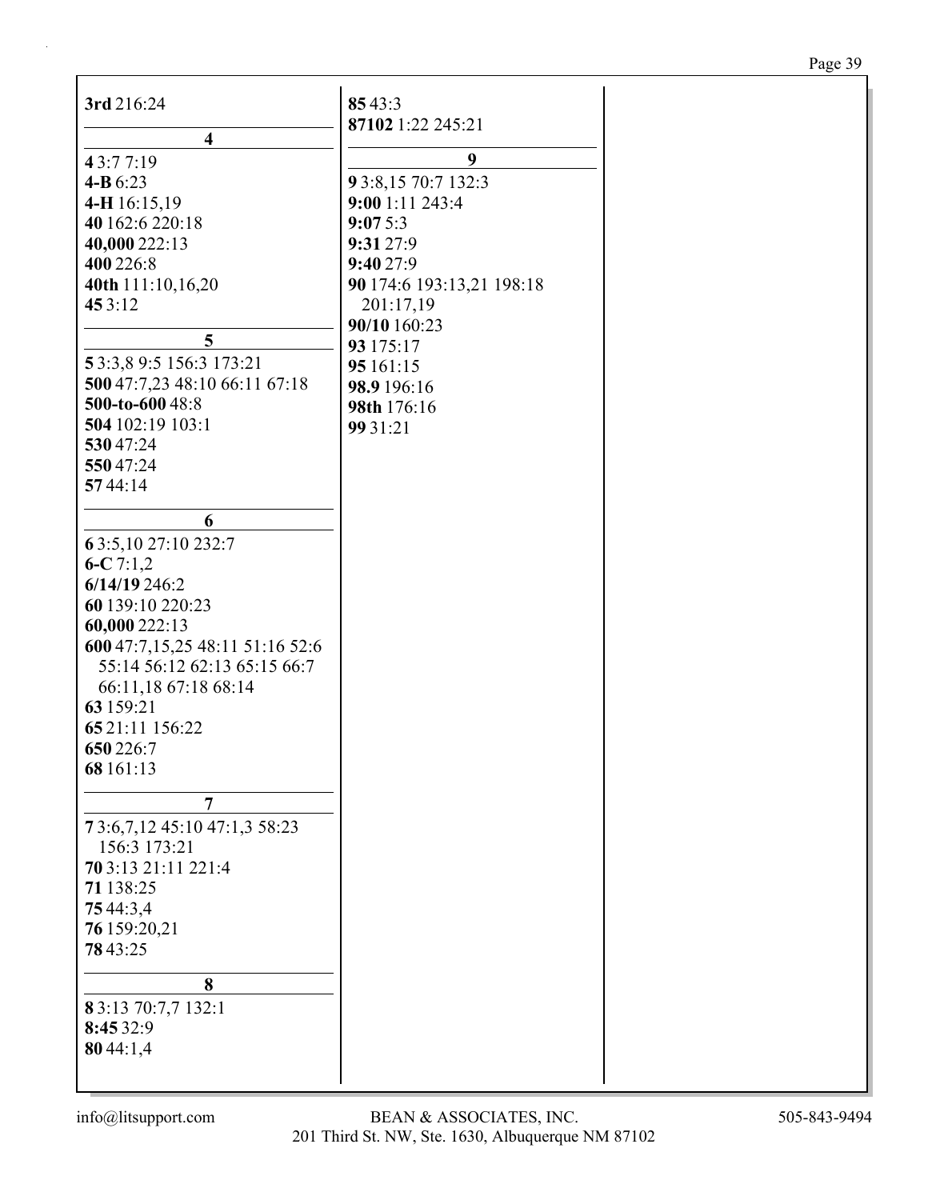**3rd** 216:24

**4**

**4** 3:7 7:19
**4-B** 6:23
**4-H** 16:15,19
**40** 162:6 220:18
**40,000** 222:13
**400** 226:8
**40th** 111:10,16,20
**45** 3:12

**5**

**5** 3:3,8 9:5 156:3 173:21
**500** 47:7,23 48:10 66:11 67:18
**500-to-600** 48:8
**504** 102:19 103:1
**530** 47:24
**550** 47:24
**57** 44:14

**6**

**6** 3:5,10 27:10 232:7
**6-C** 7:1,2
**6/14/19** 246:2
**60** 139:10 220:23
**60,000** 222:13
**600** 47:7,15,25 48:11 51:16 52:6 55:14 56:12 62:13 65:15 66:7 66:11,18 67:18 68:14
**63** 159:21
**65** 21:11 156:22
**650** 226:7
**68** 161:13

**7**

**7** 3:6,7,12 45:10 47:1,3 58:23 156:3 173:21
**70** 3:13 21:11 221:4
**71** 138:25
**75** 44:3,4
**76** 159:20,21
**78** 43:25

**8**

**8** 3:13 70:7,7 132:1
**8:45** 32:9
**80** 44:1,4
**85** 43:3
**87102** 1:22 245:21

**9**

**9** 3:8,15 70:7 132:3
**9:00** 1:11 243:4
**9:07** 5:3
**9:31** 27:9
**9:40** 27:9
**90** 174:6 193:13,21 198:18 201:17,19
**90/10** 160:23
**93** 175:17
**95** 161:15
**98.9** 196:16
**98th** 176:16
**99** 31:21